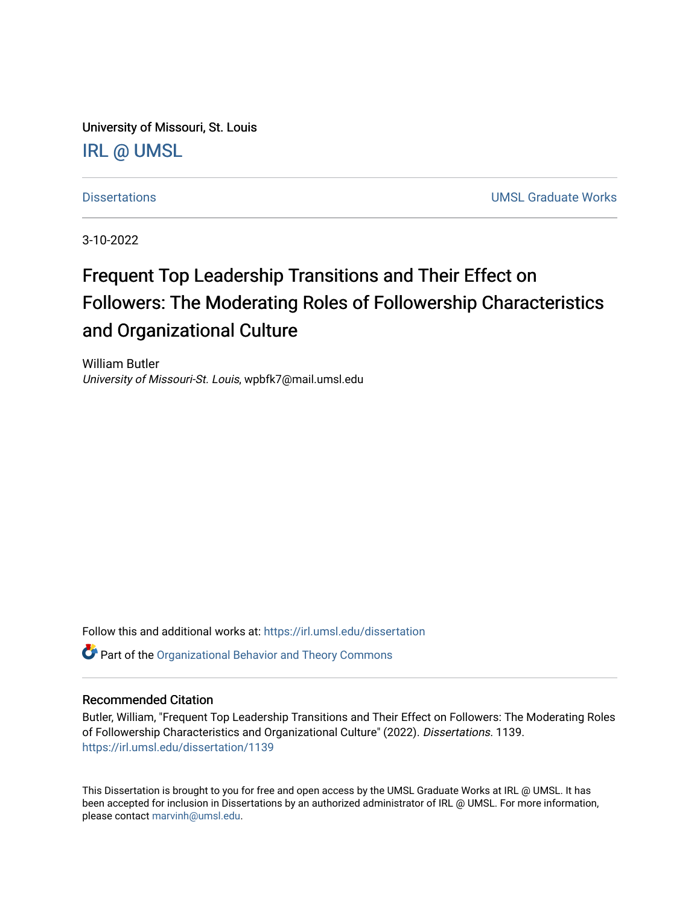University of Missouri, St. Louis

IRL @ UMSL

Dissertations | UMSL Graduate Works

3-10-2022

# Frequent Top Leadership Transitions and Their Effect on Followers: The Moderating Roles of Followership Characteristics and Organizational Culture

William Butler
*University of Missouri-St. Louis*, wpbfk7@mail.umsl.edu

Follow this and additional works at: https://irl.umsl.edu/dissertation

Part of the Organizational Behavior and Theory Commons

## Recommended Citation

Butler, William, "Frequent Top Leadership Transitions and Their Effect on Followers: The Moderating Roles of Followership Characteristics and Organizational Culture" (2022). *Dissertations*. 1139.
https://irl.umsl.edu/dissertation/1139

This Dissertation is brought to you for free and open access by the UMSL Graduate Works at IRL @ UMSL. It has been accepted for inclusion in Dissertations by an authorized administrator of IRL @ UMSL. For more information, please contact marvinh@umsl.edu.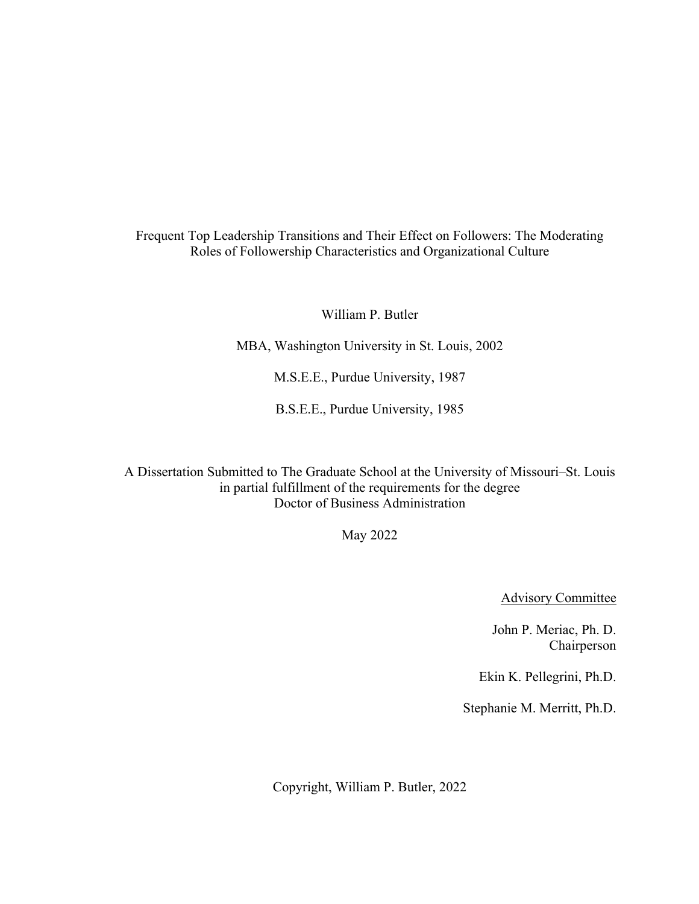Frequent Top Leadership Transitions and Their Effect on Followers: The Moderating Roles of Followership Characteristics and Organizational Culture

William P. Butler

MBA, Washington University in St. Louis, 2002

M.S.E.E., Purdue University, 1987

B.S.E.E., Purdue University, 1985

A Dissertation Submitted to The Graduate School at the University of Missouri–St. Louis in partial fulfillment of the requirements for the degree Doctor of Business Administration

May 2022

Advisory Committee

John P. Meriac, Ph. D.
Chairperson

Ekin K. Pellegrini, Ph.D.

Stephanie M. Merritt, Ph.D.

Copyright, William P. Butler, 2022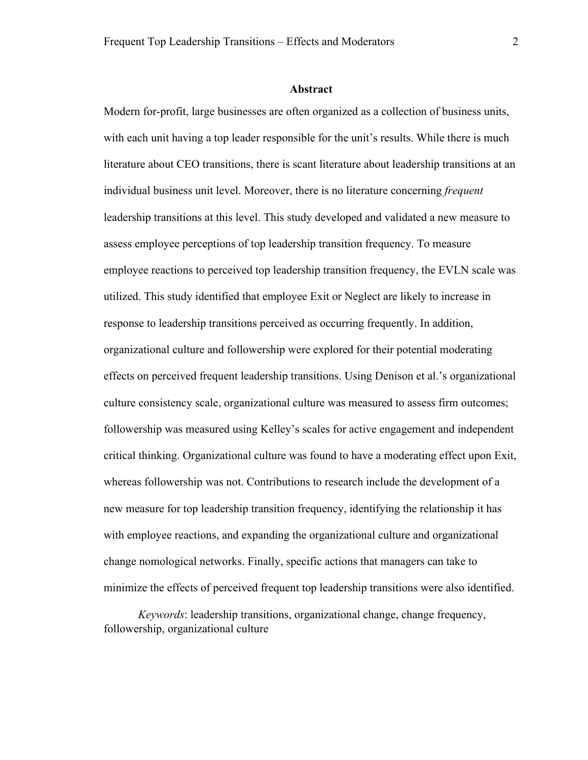## Abstract

Modern for-profit, large businesses are often organized as a collection of business units, with each unit having a top leader responsible for the unit's results. While there is much literature about CEO transitions, there is scant literature about leadership transitions at an individual business unit level. Moreover, there is no literature concerning *frequent* leadership transitions at this level. This study developed and validated a new measure to assess employee perceptions of top leadership transition frequency. To measure employee reactions to perceived top leadership transition frequency, the EVLN scale was utilized. This study identified that employee Exit or Neglect are likely to increase in response to leadership transitions perceived as occurring frequently. In addition, organizational culture and followership were explored for their potential moderating effects on perceived frequent leadership transitions. Using Denison et al.'s organizational culture consistency scale, organizational culture was measured to assess firm outcomes; followership was measured using Kelley's scales for active engagement and independent critical thinking. Organizational culture was found to have a moderating effect upon Exit, whereas followership was not. Contributions to research include the development of a new measure for top leadership transition frequency, identifying the relationship it has with employee reactions, and expanding the organizational culture and organizational change nomological networks. Finally, specific actions that managers can take to minimize the effects of perceived frequent top leadership transitions were also identified.

*Keywords*: leadership transitions, organizational change, change frequency, followership, organizational culture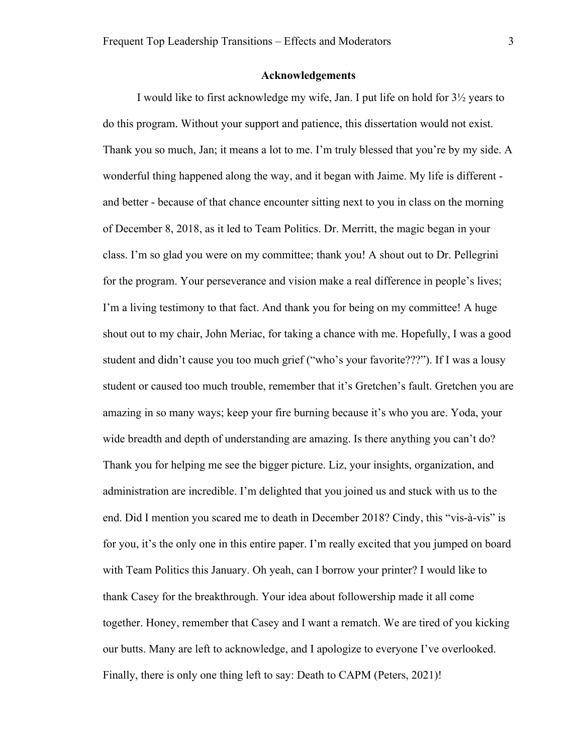# Acknowledgements

I would like to first acknowledge my wife, Jan. I put life on hold for 3½ years to do this program. Without your support and patience, this dissertation would not exist. Thank you so much, Jan; it means a lot to me. I'm truly blessed that you're by my side. A wonderful thing happened along the way, and it began with Jaime. My life is different - and better - because of that chance encounter sitting next to you in class on the morning of December 8, 2018, as it led to Team Politics. Dr. Merritt, the magic began in your class. I'm so glad you were on my committee; thank you! A shout out to Dr. Pellegrini for the program. Your perseverance and vision make a real difference in people's lives; I'm a living testimony to that fact. And thank you for being on my committee! A huge shout out to my chair, John Meriac, for taking a chance with me. Hopefully, I was a good student and didn't cause you too much grief ("who's your favorite???"). If I was a lousy student or caused too much trouble, remember that it's Gretchen's fault. Gretchen you are amazing in so many ways; keep your fire burning because it's who you are. Yoda, your wide breadth and depth of understanding are amazing. Is there anything you can't do? Thank you for helping me see the bigger picture. Liz, your insights, organization, and administration are incredible. I'm delighted that you joined us and stuck with us to the end. Did I mention you scared me to death in December 2018? Cindy, this "vis-à-vis" is for you, it's the only one in this entire paper. I'm really excited that you jumped on board with Team Politics this January. Oh yeah, can I borrow your printer? I would like to thank Casey for the breakthrough. Your idea about followership made it all come together. Honey, remember that Casey and I want a rematch. We are tired of you kicking our butts. Many are left to acknowledge, and I apologize to everyone I've overlooked. Finally, there is only one thing left to say: Death to CAPM (Peters, 2021)!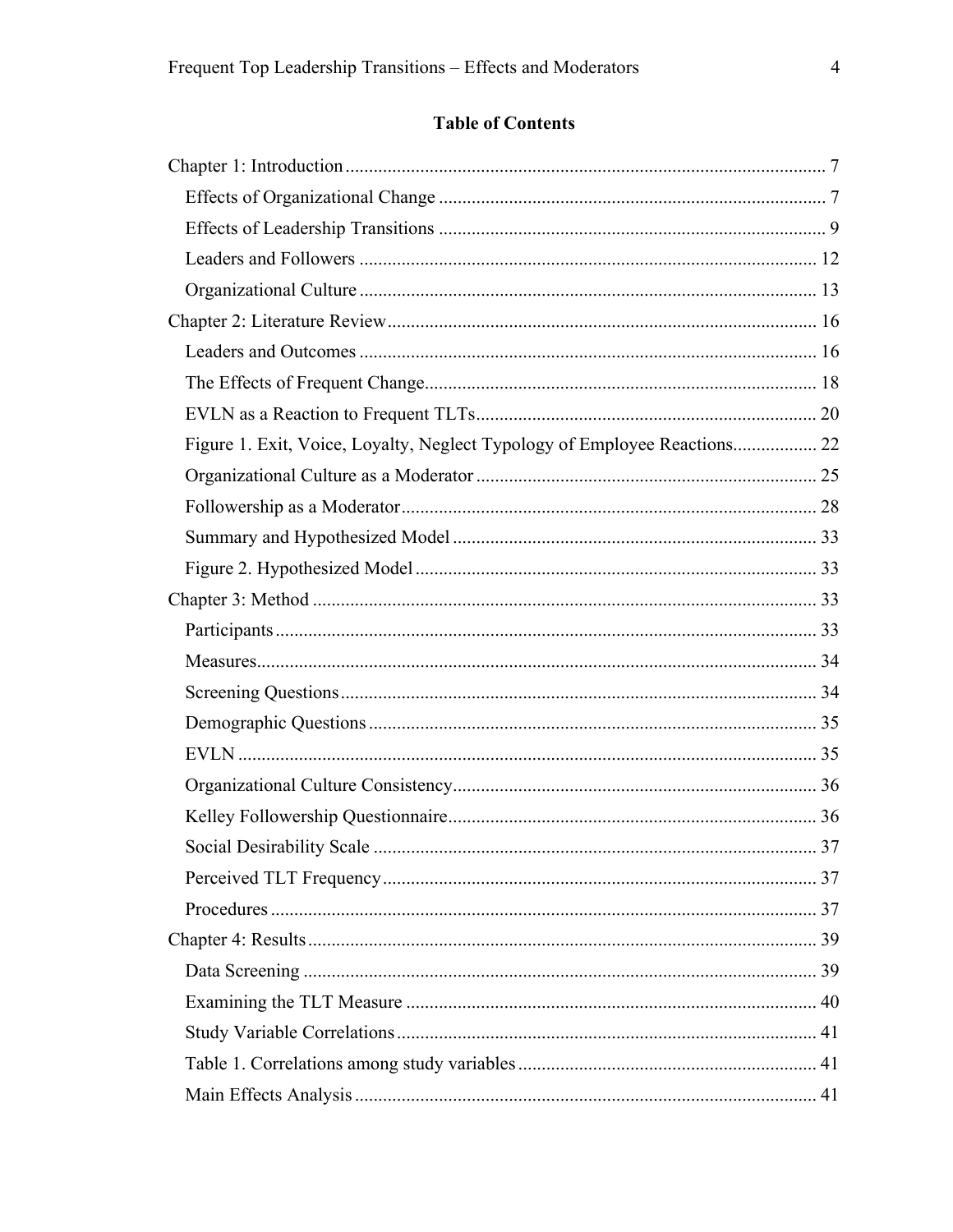## Table of Contents

Chapter 1: Introduction ..... 7
- Effects of Organizational Change ..... 7
- Effects of Leadership Transitions ..... 9
- Leaders and Followers ..... 12
- Organizational Culture ..... 13

Chapter 2: Literature Review ..... 16
- Leaders and Outcomes ..... 16
- The Effects of Frequent Change ..... 18
- EVLN as a Reaction to Frequent TLTs ..... 20
- Figure 1. Exit, Voice, Loyalty, Neglect Typology of Employee Reactions ..... 22
- Organizational Culture as a Moderator ..... 25
- Followership as a Moderator ..... 28
- Summary and Hypothesized Model ..... 33
- Figure 2. Hypothesized Model ..... 33

Chapter 3: Method ..... 33
- Participants ..... 33
- Measures ..... 34
- Screening Questions ..... 34
- Demographic Questions ..... 35
- EVLN ..... 35
- Organizational Culture Consistency ..... 36
- Kelley Followership Questionnaire ..... 36
- Social Desirability Scale ..... 37
- Perceived TLT Frequency ..... 37
- Procedures ..... 37

Chapter 4: Results ..... 39
- Data Screening ..... 39
- Examining the TLT Measure ..... 40
- Study Variable Correlations ..... 41
- Table 1. Correlations among study variables ..... 41
- Main Effects Analysis ..... 41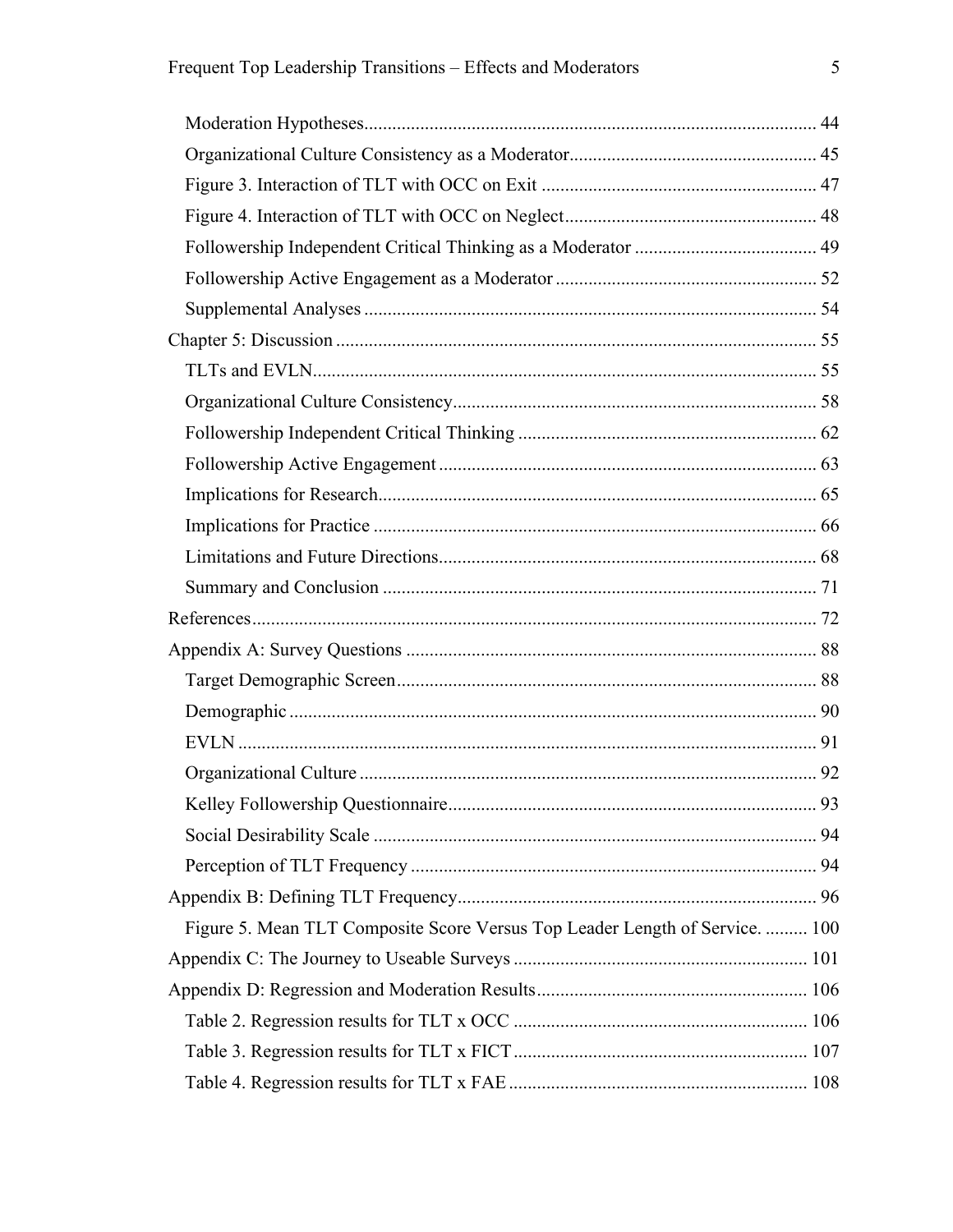Moderation Hypotheses ........................................................................................ 44

Organizational Culture Consistency as a Moderator .................................................... 45

Figure 3. Interaction of TLT with OCC on Exit .......................................................... 47

Figure 4. Interaction of TLT with OCC on Neglect ..................................................... 48

Followership Independent Critical Thinking as a Moderator ...................................... 49

Followership Active Engagement as a Moderator ....................................................... 52

Supplemental Analyses ................................................................................................ 54

Chapter 5: Discussion ...................................................................................................... 55

TLTs and EVLN ........................................................................................................... 55

Organizational Culture Consistency ............................................................................. 58

Followership Independent Critical Thinking ............................................................... 62

Followership Active Engagement ................................................................................. 63

Implications for Research ............................................................................................. 65

Implications for Practice .............................................................................................. 66

Limitations and Future Directions ................................................................................ 68

Summary and Conclusion ............................................................................................ 71

References ........................................................................................................................ 72

Appendix A: Survey Questions ....................................................................................... 88

Target Demographic Screen .......................................................................................... 88

Demographic ................................................................................................................ 90

EVLN ........................................................................................................................... 91

Organizational Culture ................................................................................................. 92

Kelley Followership Questionnaire .............................................................................. 93

Social Desirability Scale .............................................................................................. 94

Perception of TLT Frequency ...................................................................................... 94

Appendix B: Defining TLT Frequency ............................................................................ 96

Figure 5. Mean TLT Composite Score Versus Top Leader Length of Service. ......... 100

Appendix C: The Journey to Useable Surveys .............................................................. 101

Appendix D: Regression and Moderation Results .......................................................... 106

Table 2. Regression results for TLT x OCC .............................................................. 106

Table 3. Regression results for TLT x FICT .............................................................. 107

Table 4. Regression results for TLT x FAE ............................................................... 108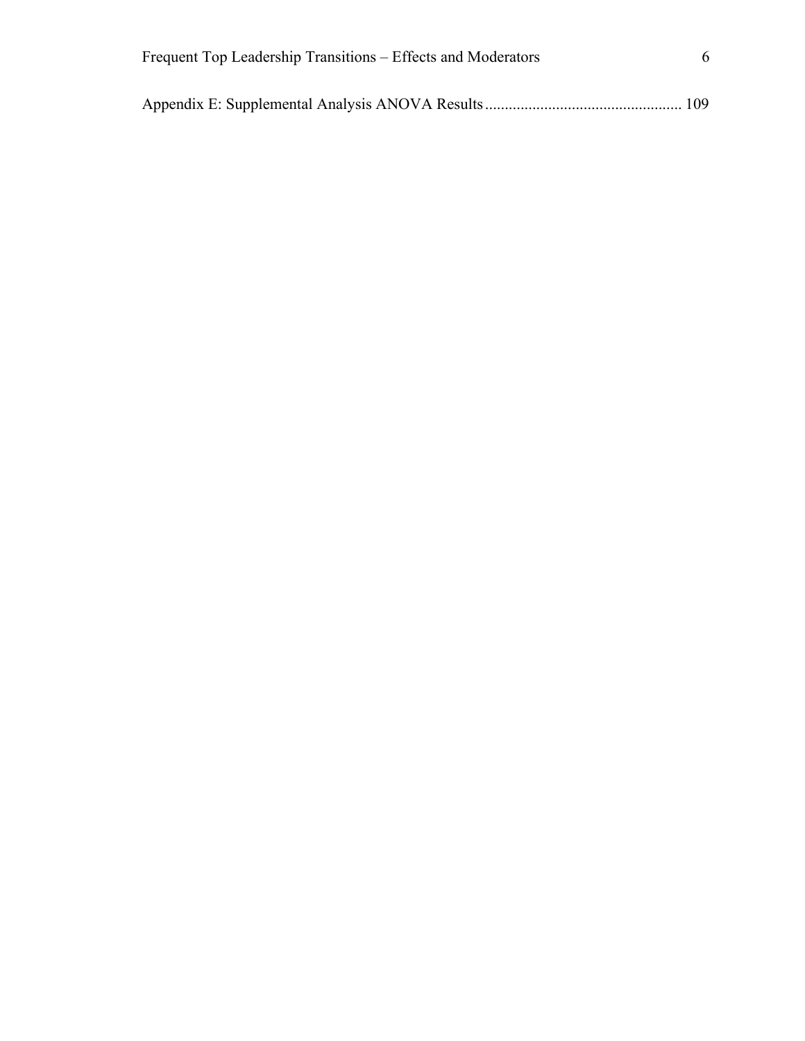Appendix E: Supplemental Analysis ANOVA Results .................................................. 109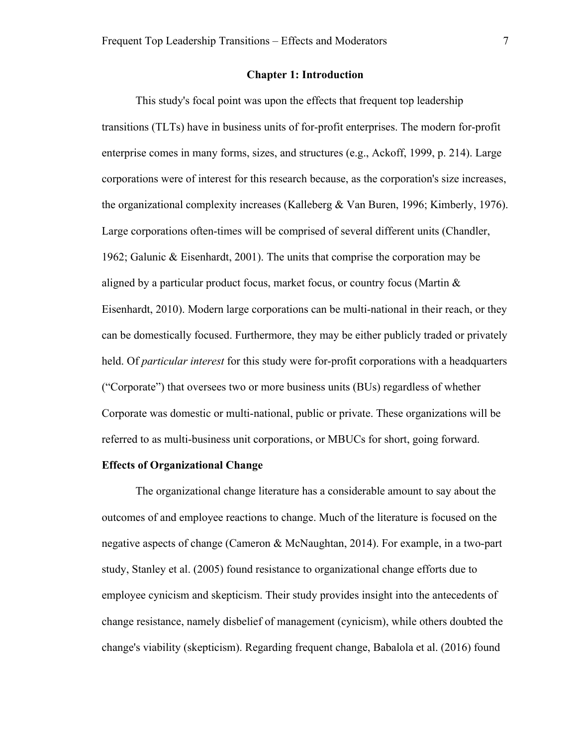# Chapter 1: Introduction

This study's focal point was upon the effects that frequent top leadership transitions (TLTs) have in business units of for-profit enterprises. The modern for-profit enterprise comes in many forms, sizes, and structures (e.g., Ackoff, 1999, p. 214). Large corporations were of interest for this research because, as the corporation's size increases, the organizational complexity increases (Kalleberg & Van Buren, 1996; Kimberly, 1976). Large corporations often-times will be comprised of several different units (Chandler, 1962; Galunic & Eisenhardt, 2001). The units that comprise the corporation may be aligned by a particular product focus, market focus, or country focus (Martin & Eisenhardt, 2010). Modern large corporations can be multi-national in their reach, or they can be domestically focused. Furthermore, they may be either publicly traded or privately held. Of *particular interest* for this study were for-profit corporations with a headquarters ("Corporate") that oversees two or more business units (BUs) regardless of whether Corporate was domestic or multi-national, public or private. These organizations will be referred to as multi-business unit corporations, or MBUCs for short, going forward.

## Effects of Organizational Change

The organizational change literature has a considerable amount to say about the outcomes of and employee reactions to change. Much of the literature is focused on the negative aspects of change (Cameron & McNaughtan, 2014). For example, in a two-part study, Stanley et al. (2005) found resistance to organizational change efforts due to employee cynicism and skepticism. Their study provides insight into the antecedents of change resistance, namely disbelief of management (cynicism), while others doubted the change's viability (skepticism). Regarding frequent change, Babalola et al. (2016) found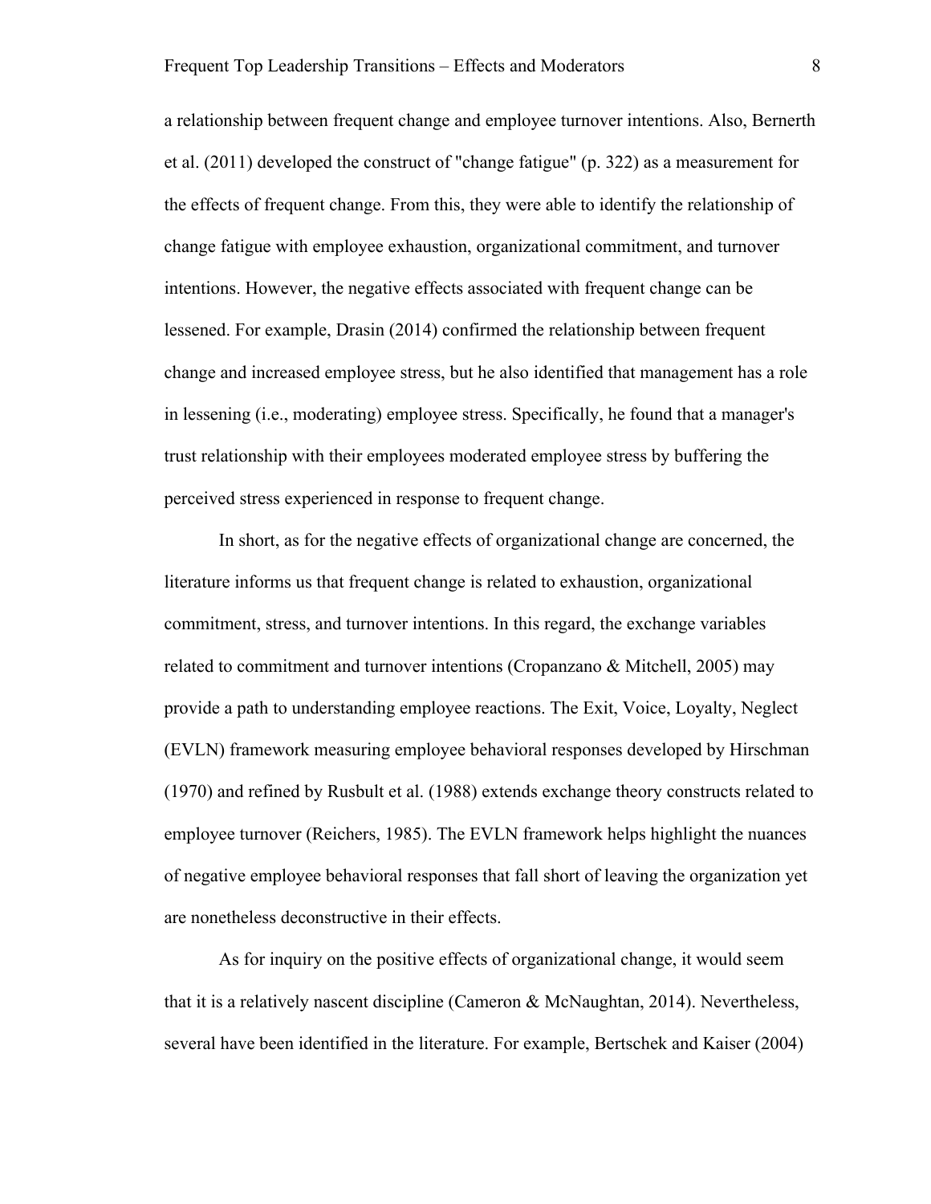a relationship between frequent change and employee turnover intentions. Also, Bernerth et al. (2011) developed the construct of "change fatigue" (p. 322) as a measurement for the effects of frequent change. From this, they were able to identify the relationship of change fatigue with employee exhaustion, organizational commitment, and turnover intentions. However, the negative effects associated with frequent change can be lessened. For example, Drasin (2014) confirmed the relationship between frequent change and increased employee stress, but he also identified that management has a role in lessening (i.e., moderating) employee stress. Specifically, he found that a manager's trust relationship with their employees moderated employee stress by buffering the perceived stress experienced in response to frequent change.

In short, as for the negative effects of organizational change are concerned, the literature informs us that frequent change is related to exhaustion, organizational commitment, stress, and turnover intentions. In this regard, the exchange variables related to commitment and turnover intentions (Cropanzano & Mitchell, 2005) may provide a path to understanding employee reactions. The Exit, Voice, Loyalty, Neglect (EVLN) framework measuring employee behavioral responses developed by Hirschman (1970) and refined by Rusbult et al. (1988) extends exchange theory constructs related to employee turnover (Reichers, 1985). The EVLN framework helps highlight the nuances of negative employee behavioral responses that fall short of leaving the organization yet are nonetheless deconstructive in their effects.

As for inquiry on the positive effects of organizational change, it would seem that it is a relatively nascent discipline (Cameron & McNaughtan, 2014). Nevertheless, several have been identified in the literature. For example, Bertschek and Kaiser (2004)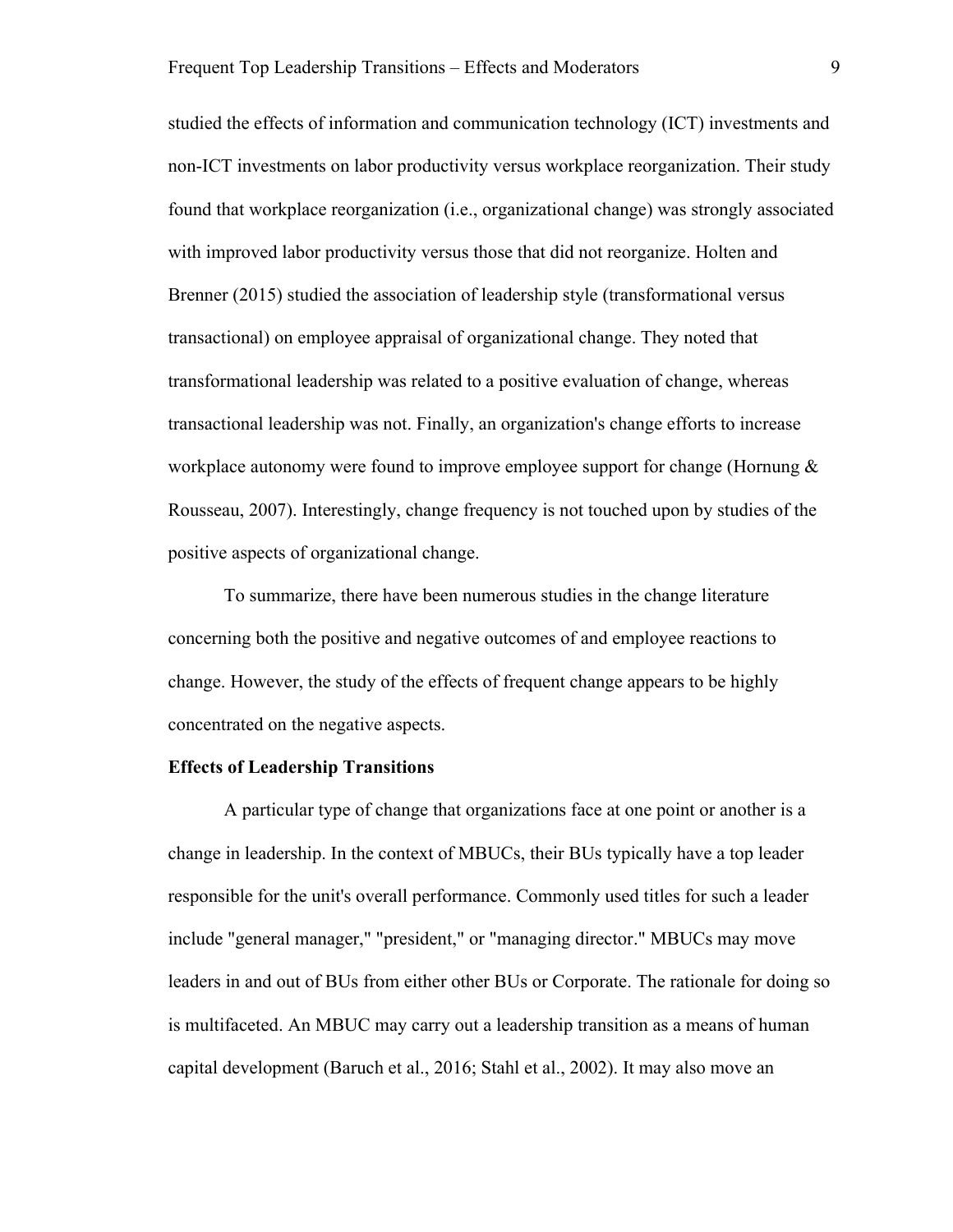studied the effects of information and communication technology (ICT) investments and non-ICT investments on labor productivity versus workplace reorganization. Their study found that workplace reorganization (i.e., organizational change) was strongly associated with improved labor productivity versus those that did not reorganize. Holten and Brenner (2015) studied the association of leadership style (transformational versus transactional) on employee appraisal of organizational change. They noted that transformational leadership was related to a positive evaluation of change, whereas transactional leadership was not. Finally, an organization's change efforts to increase workplace autonomy were found to improve employee support for change (Hornung & Rousseau, 2007). Interestingly, change frequency is not touched upon by studies of the positive aspects of organizational change.

To summarize, there have been numerous studies in the change literature concerning both the positive and negative outcomes of and employee reactions to change. However, the study of the effects of frequent change appears to be highly concentrated on the negative aspects.

**Effects of Leadership Transitions**

A particular type of change that organizations face at one point or another is a change in leadership. In the context of MBUCs, their BUs typically have a top leader responsible for the unit's overall performance. Commonly used titles for such a leader include "general manager," "president," or "managing director." MBUCs may move leaders in and out of BUs from either other BUs or Corporate. The rationale for doing so is multifaceted. An MBUC may carry out a leadership transition as a means of human capital development (Baruch et al., 2016; Stahl et al., 2002). It may also move an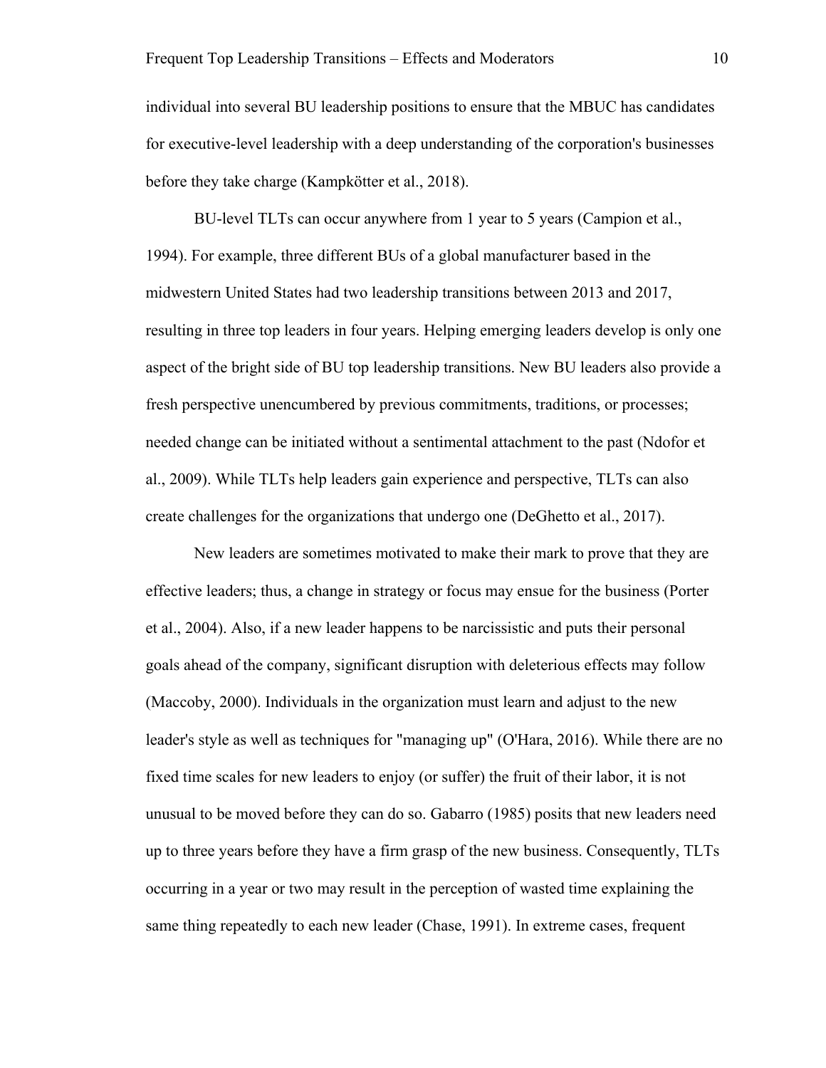individual into several BU leadership positions to ensure that the MBUC has candidates for executive-level leadership with a deep understanding of the corporation's businesses before they take charge (Kampkötter et al., 2018).

BU-level TLTs can occur anywhere from 1 year to 5 years (Campion et al., 1994). For example, three different BUs of a global manufacturer based in the midwestern United States had two leadership transitions between 2013 and 2017, resulting in three top leaders in four years. Helping emerging leaders develop is only one aspect of the bright side of BU top leadership transitions. New BU leaders also provide a fresh perspective unencumbered by previous commitments, traditions, or processes; needed change can be initiated without a sentimental attachment to the past (Ndofor et al., 2009). While TLTs help leaders gain experience and perspective, TLTs can also create challenges for the organizations that undergo one (DeGhetto et al., 2017).

New leaders are sometimes motivated to make their mark to prove that they are effective leaders; thus, a change in strategy or focus may ensue for the business (Porter et al., 2004). Also, if a new leader happens to be narcissistic and puts their personal goals ahead of the company, significant disruption with deleterious effects may follow (Maccoby, 2000). Individuals in the organization must learn and adjust to the new leader's style as well as techniques for "managing up" (O'Hara, 2016). While there are no fixed time scales for new leaders to enjoy (or suffer) the fruit of their labor, it is not unusual to be moved before they can do so. Gabarro (1985) posits that new leaders need up to three years before they have a firm grasp of the new business. Consequently, TLTs occurring in a year or two may result in the perception of wasted time explaining the same thing repeatedly to each new leader (Chase, 1991). In extreme cases, frequent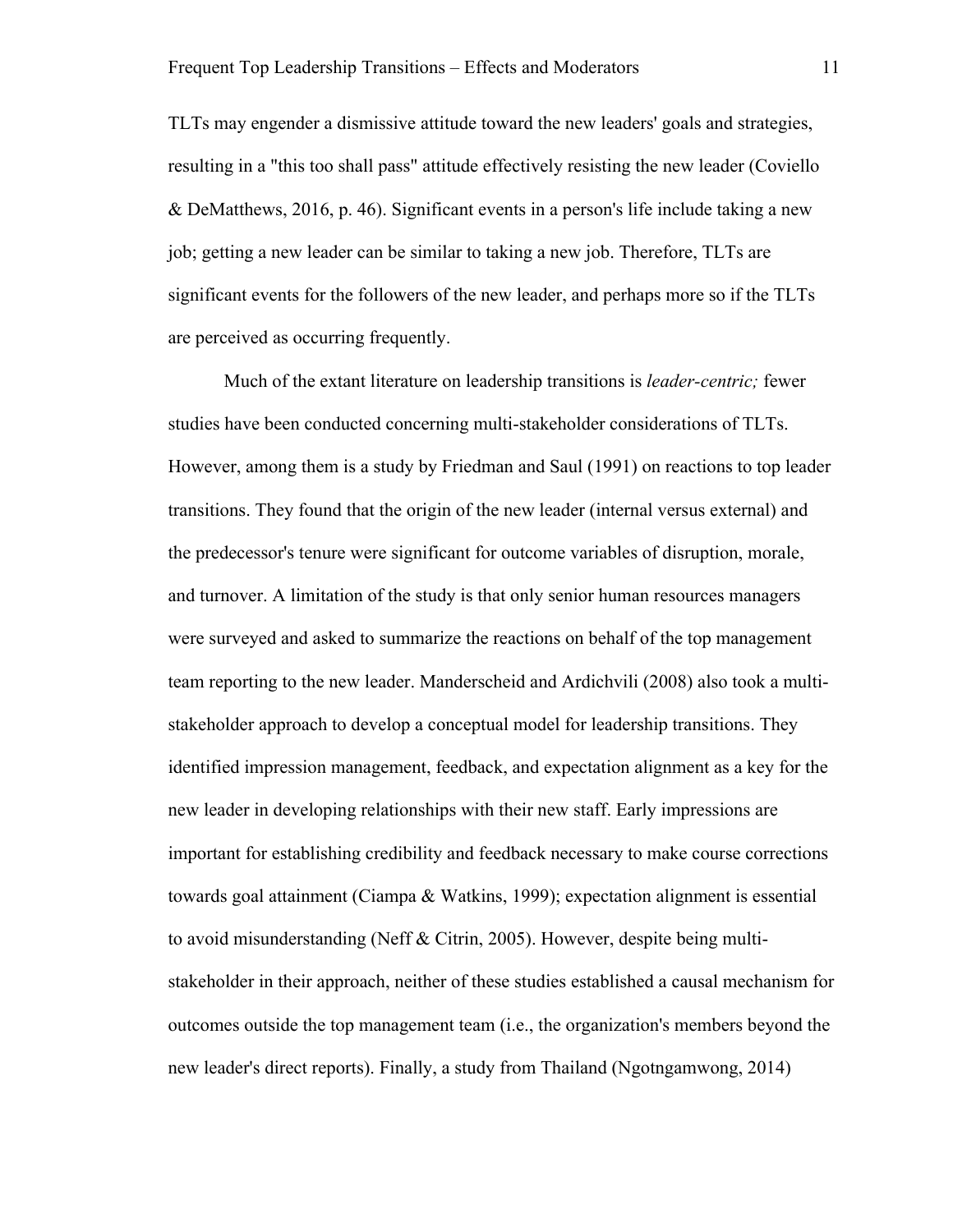TLTs may engender a dismissive attitude toward the new leaders' goals and strategies, resulting in a "this too shall pass" attitude effectively resisting the new leader (Coviello & DeMatthews, 2016, p. 46). Significant events in a person's life include taking a new job; getting a new leader can be similar to taking a new job. Therefore, TLTs are significant events for the followers of the new leader, and perhaps more so if the TLTs are perceived as occurring frequently.

Much of the extant literature on leadership transitions is *leader-centric;* fewer studies have been conducted concerning multi-stakeholder considerations of TLTs. However, among them is a study by Friedman and Saul (1991) on reactions to top leader transitions. They found that the origin of the new leader (internal versus external) and the predecessor's tenure were significant for outcome variables of disruption, morale, and turnover. A limitation of the study is that only senior human resources managers were surveyed and asked to summarize the reactions on behalf of the top management team reporting to the new leader. Manderscheid and Ardichvili (2008) also took a multi-stakeholder approach to develop a conceptual model for leadership transitions. They identified impression management, feedback, and expectation alignment as a key for the new leader in developing relationships with their new staff. Early impressions are important for establishing credibility and feedback necessary to make course corrections towards goal attainment (Ciampa & Watkins, 1999); expectation alignment is essential to avoid misunderstanding (Neff & Citrin, 2005). However, despite being multi-stakeholder in their approach, neither of these studies established a causal mechanism for outcomes outside the top management team (i.e., the organization's members beyond the new leader's direct reports). Finally, a study from Thailand (Ngotngamwong, 2014)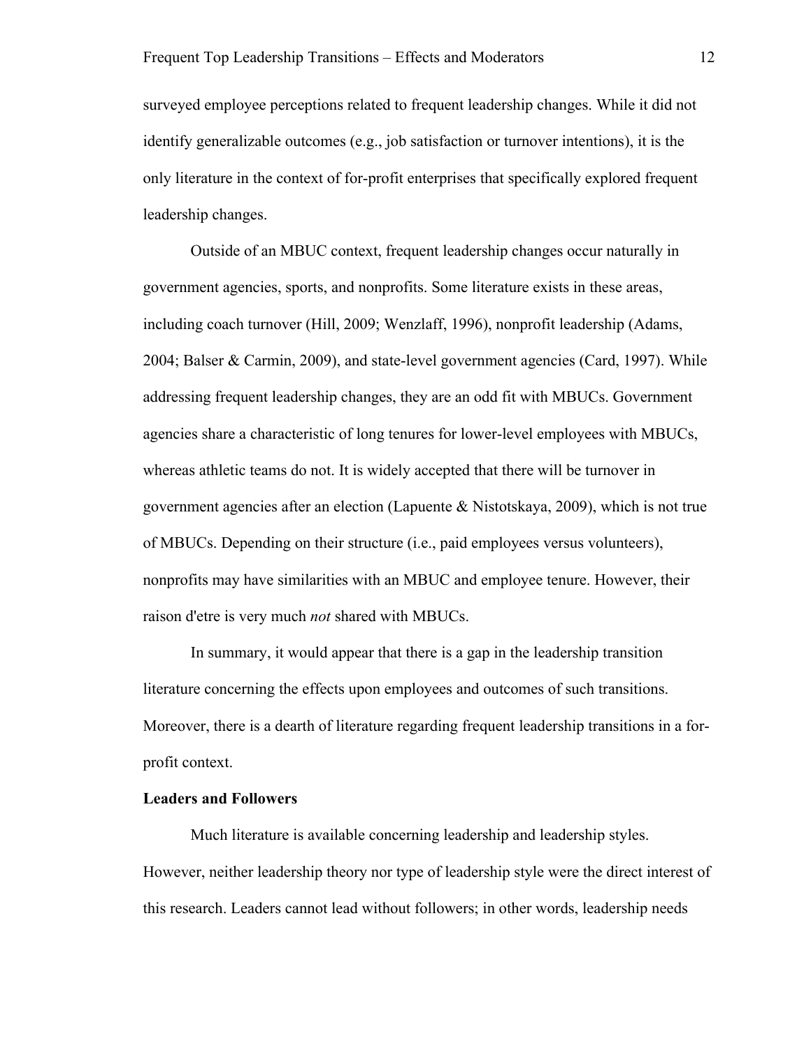surveyed employee perceptions related to frequent leadership changes. While it did not identify generalizable outcomes (e.g., job satisfaction or turnover intentions), it is the only literature in the context of for-profit enterprises that specifically explored frequent leadership changes.

Outside of an MBUC context, frequent leadership changes occur naturally in government agencies, sports, and nonprofits. Some literature exists in these areas, including coach turnover (Hill, 2009; Wenzlaff, 1996), nonprofit leadership (Adams, 2004; Balser & Carmin, 2009), and state-level government agencies (Card, 1997). While addressing frequent leadership changes, they are an odd fit with MBUCs. Government agencies share a characteristic of long tenures for lower-level employees with MBUCs, whereas athletic teams do not. It is widely accepted that there will be turnover in government agencies after an election (Lapuente & Nistotskaya, 2009), which is not true of MBUCs. Depending on their structure (i.e., paid employees versus volunteers), nonprofits may have similarities with an MBUC and employee tenure. However, their raison d'etre is very much *not* shared with MBUCs.

In summary, it would appear that there is a gap in the leadership transition literature concerning the effects upon employees and outcomes of such transitions. Moreover, there is a dearth of literature regarding frequent leadership transitions in a for-profit context.

**Leaders and Followers**

Much literature is available concerning leadership and leadership styles. However, neither leadership theory nor type of leadership style were the direct interest of this research. Leaders cannot lead without followers; in other words, leadership needs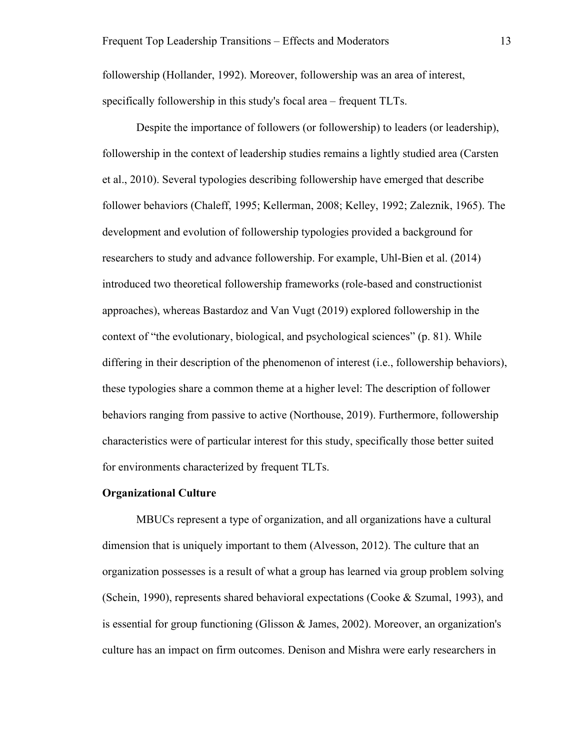followership (Hollander, 1992). Moreover, followership was an area of interest, specifically followership in this study's focal area – frequent TLTs.

Despite the importance of followers (or followership) to leaders (or leadership), followership in the context of leadership studies remains a lightly studied area (Carsten et al., 2010). Several typologies describing followership have emerged that describe follower behaviors (Chaleff, 1995; Kellerman, 2008; Kelley, 1992; Zaleznik, 1965). The development and evolution of followership typologies provided a background for researchers to study and advance followership. For example, Uhl-Bien et al. (2014) introduced two theoretical followership frameworks (role-based and constructionist approaches), whereas Bastardoz and Van Vugt (2019) explored followership in the context of "the evolutionary, biological, and psychological sciences" (p. 81). While differing in their description of the phenomenon of interest (i.e., followership behaviors), these typologies share a common theme at a higher level: The description of follower behaviors ranging from passive to active (Northouse, 2019). Furthermore, followership characteristics were of particular interest for this study, specifically those better suited for environments characterized by frequent TLTs.

## Organizational Culture

MBUCs represent a type of organization, and all organizations have a cultural dimension that is uniquely important to them (Alvesson, 2012). The culture that an organization possesses is a result of what a group has learned via group problem solving (Schein, 1990), represents shared behavioral expectations (Cooke & Szumal, 1993), and is essential for group functioning (Glisson & James, 2002). Moreover, an organization's culture has an impact on firm outcomes. Denison and Mishra were early researchers in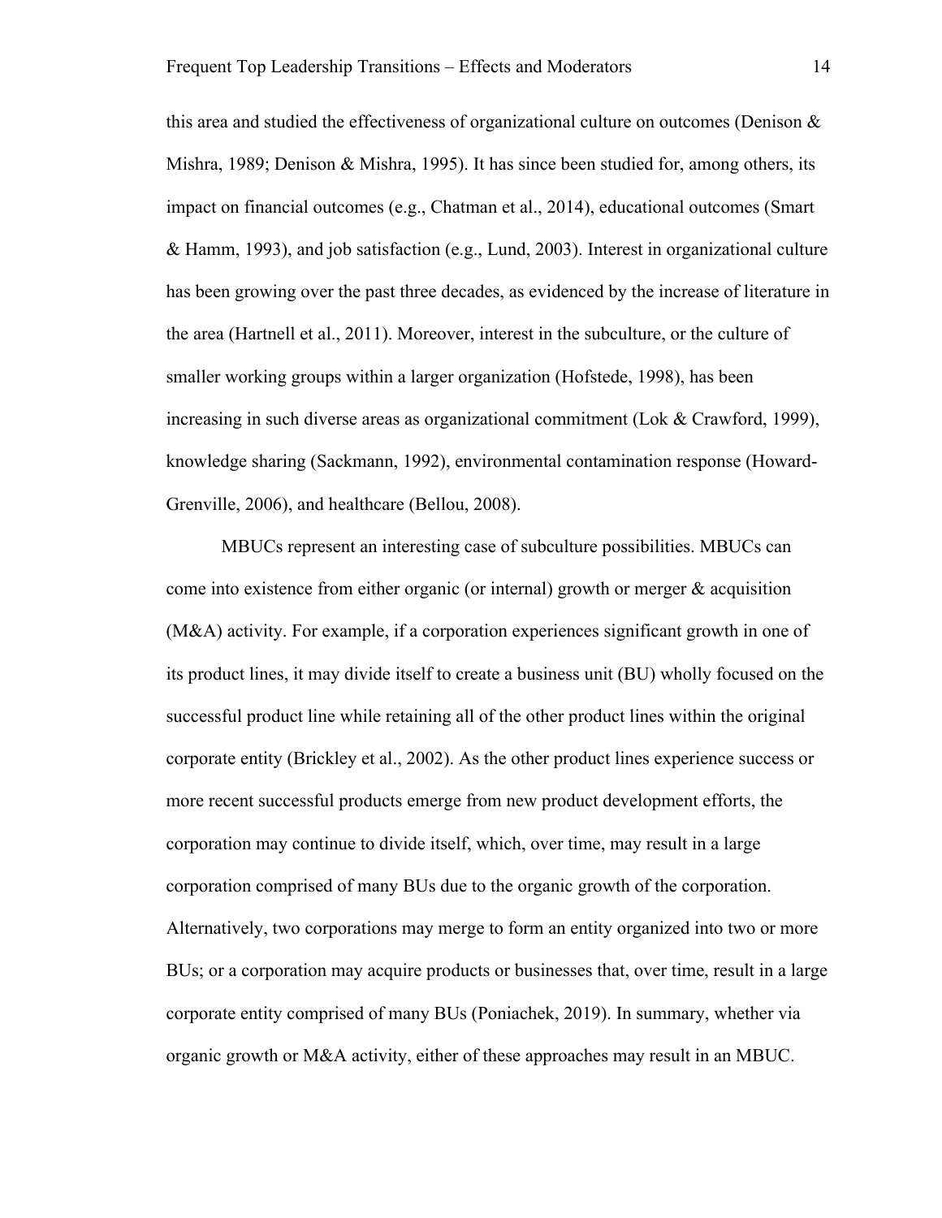this area and studied the effectiveness of organizational culture on outcomes (Denison & Mishra, 1989; Denison & Mishra, 1995). It has since been studied for, among others, its impact on financial outcomes (e.g., Chatman et al., 2014), educational outcomes (Smart & Hamm, 1993), and job satisfaction (e.g., Lund, 2003). Interest in organizational culture has been growing over the past three decades, as evidenced by the increase of literature in the area (Hartnell et al., 2011). Moreover, interest in the subculture, or the culture of smaller working groups within a larger organization (Hofstede, 1998), has been increasing in such diverse areas as organizational commitment (Lok & Crawford, 1999), knowledge sharing (Sackmann, 1992), environmental contamination response (Howard-Grenville, 2006), and healthcare (Bellou, 2008).

MBUCs represent an interesting case of subculture possibilities. MBUCs can come into existence from either organic (or internal) growth or merger & acquisition (M&A) activity. For example, if a corporation experiences significant growth in one of its product lines, it may divide itself to create a business unit (BU) wholly focused on the successful product line while retaining all of the other product lines within the original corporate entity (Brickley et al., 2002). As the other product lines experience success or more recent successful products emerge from new product development efforts, the corporation may continue to divide itself, which, over time, may result in a large corporation comprised of many BUs due to the organic growth of the corporation. Alternatively, two corporations may merge to form an entity organized into two or more BUs; or a corporation may acquire products or businesses that, over time, result in a large corporate entity comprised of many BUs (Poniachek, 2019). In summary, whether via organic growth or M&A activity, either of these approaches may result in an MBUC.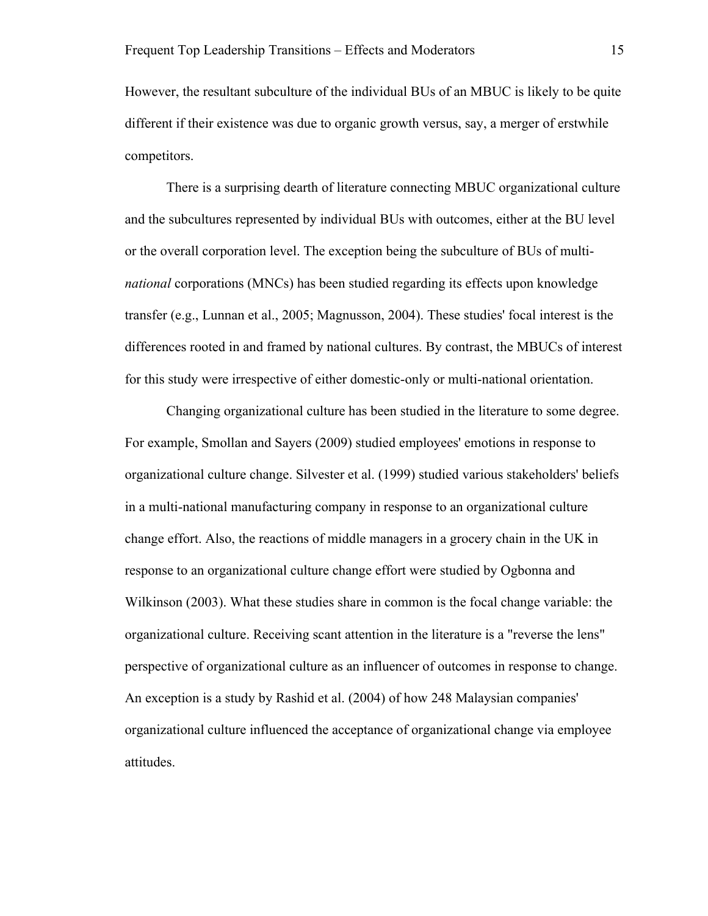However, the resultant subculture of the individual BUs of an MBUC is likely to be quite different if their existence was due to organic growth versus, say, a merger of erstwhile competitors.

There is a surprising dearth of literature connecting MBUC organizational culture and the subcultures represented by individual BUs with outcomes, either at the BU level or the overall corporation level. The exception being the subculture of BUs of multi-*national* corporations (MNCs) has been studied regarding its effects upon knowledge transfer (e.g., Lunnan et al., 2005; Magnusson, 2004). These studies' focal interest is the differences rooted in and framed by national cultures. By contrast, the MBUCs of interest for this study were irrespective of either domestic-only or multi-national orientation.

Changing organizational culture has been studied in the literature to some degree. For example, Smollan and Sayers (2009) studied employees' emotions in response to organizational culture change. Silvester et al. (1999) studied various stakeholders' beliefs in a multi-national manufacturing company in response to an organizational culture change effort. Also, the reactions of middle managers in a grocery chain in the UK in response to an organizational culture change effort were studied by Ogbonna and Wilkinson (2003). What these studies share in common is the focal change variable: the organizational culture. Receiving scant attention in the literature is a "reverse the lens" perspective of organizational culture as an influencer of outcomes in response to change. An exception is a study by Rashid et al. (2004) of how 248 Malaysian companies' organizational culture influenced the acceptance of organizational change via employee attitudes.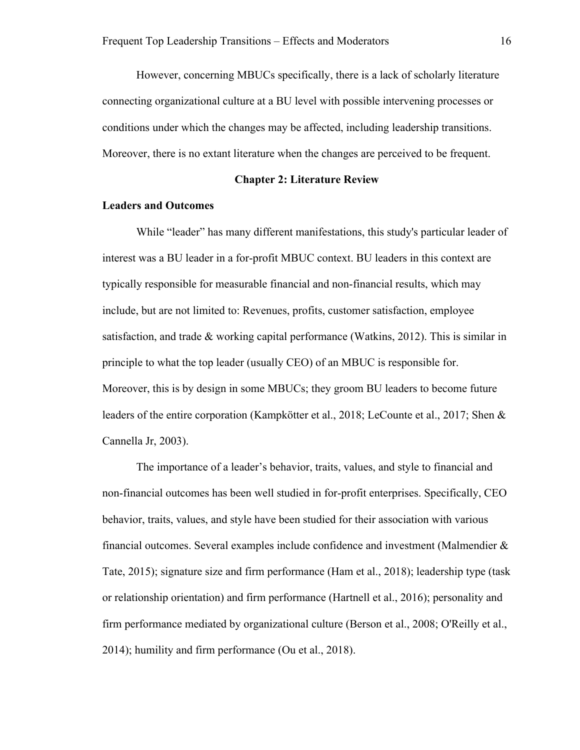However, concerning MBUCs specifically, there is a lack of scholarly literature connecting organizational culture at a BU level with possible intervening processes or conditions under which the changes may be affected, including leadership transitions. Moreover, there is no extant literature when the changes are perceived to be frequent.

# Chapter 2: Literature Review

## Leaders and Outcomes

While "leader" has many different manifestations, this study's particular leader of interest was a BU leader in a for-profit MBUC context. BU leaders in this context are typically responsible for measurable financial and non-financial results, which may include, but are not limited to: Revenues, profits, customer satisfaction, employee satisfaction, and trade & working capital performance (Watkins, 2012). This is similar in principle to what the top leader (usually CEO) of an MBUC is responsible for. Moreover, this is by design in some MBUCs; they groom BU leaders to become future leaders of the entire corporation (Kampkötter et al., 2018; LeCounte et al., 2017; Shen & Cannella Jr, 2003).

The importance of a leader's behavior, traits, values, and style to financial and non-financial outcomes has been well studied in for-profit enterprises. Specifically, CEO behavior, traits, values, and style have been studied for their association with various financial outcomes. Several examples include confidence and investment (Malmendier & Tate, 2015); signature size and firm performance (Ham et al., 2018); leadership type (task or relationship orientation) and firm performance (Hartnell et al., 2016); personality and firm performance mediated by organizational culture (Berson et al., 2008; O'Reilly et al., 2014); humility and firm performance (Ou et al., 2018).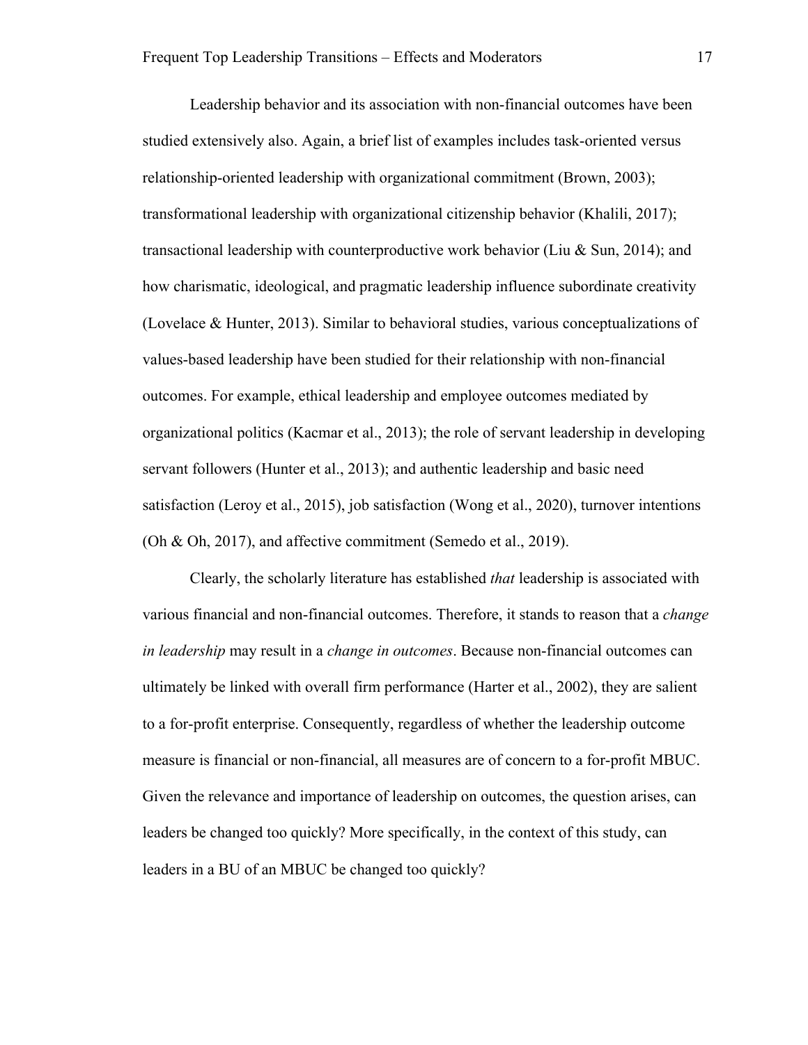Leadership behavior and its association with non-financial outcomes have been studied extensively also. Again, a brief list of examples includes task-oriented versus relationship-oriented leadership with organizational commitment (Brown, 2003); transformational leadership with organizational citizenship behavior (Khalili, 2017); transactional leadership with counterproductive work behavior (Liu & Sun, 2014); and how charismatic, ideological, and pragmatic leadership influence subordinate creativity (Lovelace & Hunter, 2013). Similar to behavioral studies, various conceptualizations of values-based leadership have been studied for their relationship with non-financial outcomes. For example, ethical leadership and employee outcomes mediated by organizational politics (Kacmar et al., 2013); the role of servant leadership in developing servant followers (Hunter et al., 2013); and authentic leadership and basic need satisfaction (Leroy et al., 2015), job satisfaction (Wong et al., 2020), turnover intentions (Oh & Oh, 2017), and affective commitment (Semedo et al., 2019).

Clearly, the scholarly literature has established *that* leadership is associated with various financial and non-financial outcomes. Therefore, it stands to reason that a *change in leadership* may result in a *change in outcomes*. Because non-financial outcomes can ultimately be linked with overall firm performance (Harter et al., 2002), they are salient to a for-profit enterprise. Consequently, regardless of whether the leadership outcome measure is financial or non-financial, all measures are of concern to a for-profit MBUC. Given the relevance and importance of leadership on outcomes, the question arises, can leaders be changed too quickly? More specifically, in the context of this study, can leaders in a BU of an MBUC be changed too quickly?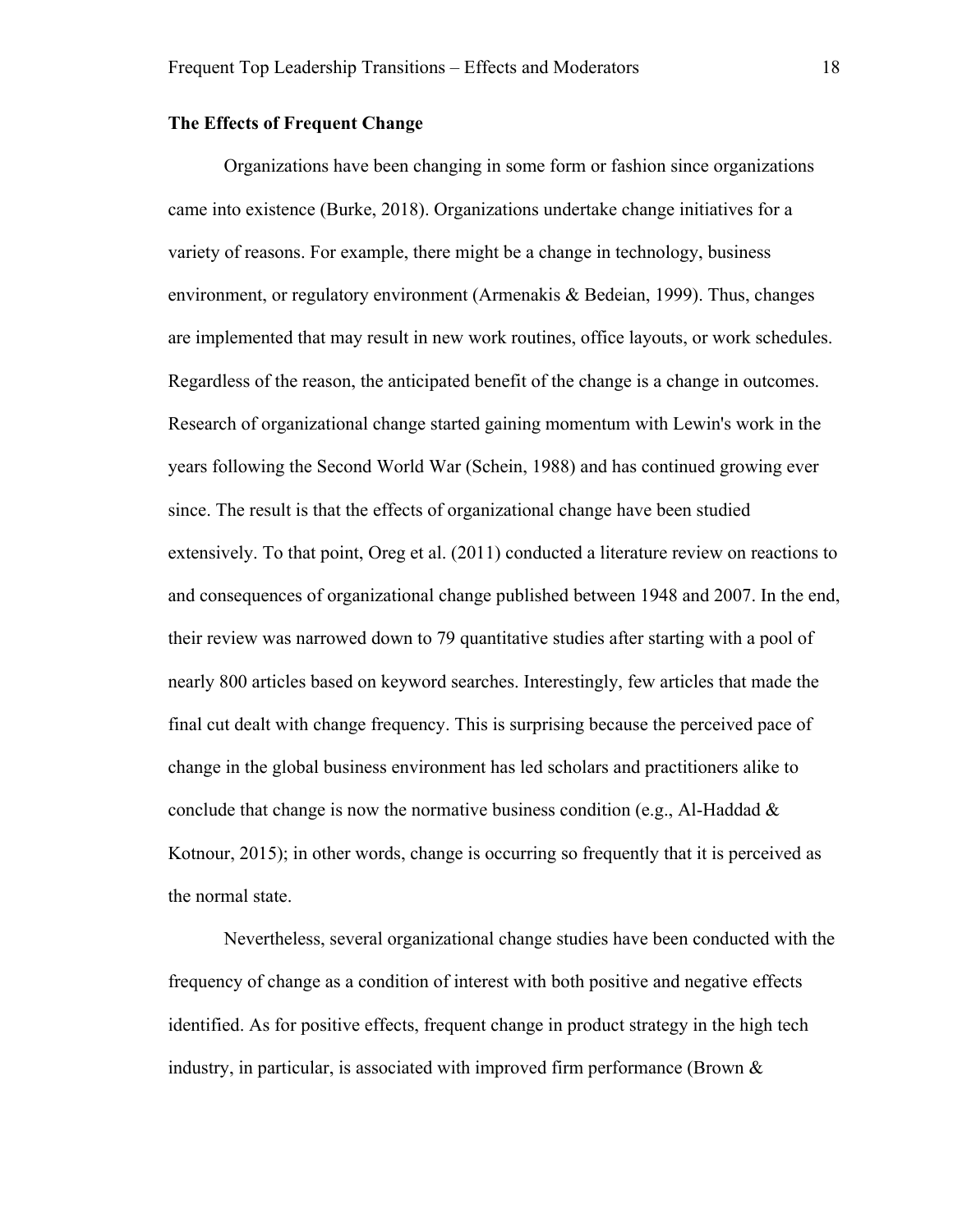### The Effects of Frequent Change

Organizations have been changing in some form or fashion since organizations came into existence (Burke, 2018). Organizations undertake change initiatives for a variety of reasons. For example, there might be a change in technology, business environment, or regulatory environment (Armenakis & Bedeian, 1999). Thus, changes are implemented that may result in new work routines, office layouts, or work schedules. Regardless of the reason, the anticipated benefit of the change is a change in outcomes. Research of organizational change started gaining momentum with Lewin's work in the years following the Second World War (Schein, 1988) and has continued growing ever since. The result is that the effects of organizational change have been studied extensively. To that point, Oreg et al. (2011) conducted a literature review on reactions to and consequences of organizational change published between 1948 and 2007. In the end, their review was narrowed down to 79 quantitative studies after starting with a pool of nearly 800 articles based on keyword searches. Interestingly, few articles that made the final cut dealt with change frequency. This is surprising because the perceived pace of change in the global business environment has led scholars and practitioners alike to conclude that change is now the normative business condition (e.g., Al-Haddad & Kotnour, 2015); in other words, change is occurring so frequently that it is perceived as the normal state.

Nevertheless, several organizational change studies have been conducted with the frequency of change as a condition of interest with both positive and negative effects identified. As for positive effects, frequent change in product strategy in the high tech industry, in particular, is associated with improved firm performance (Brown &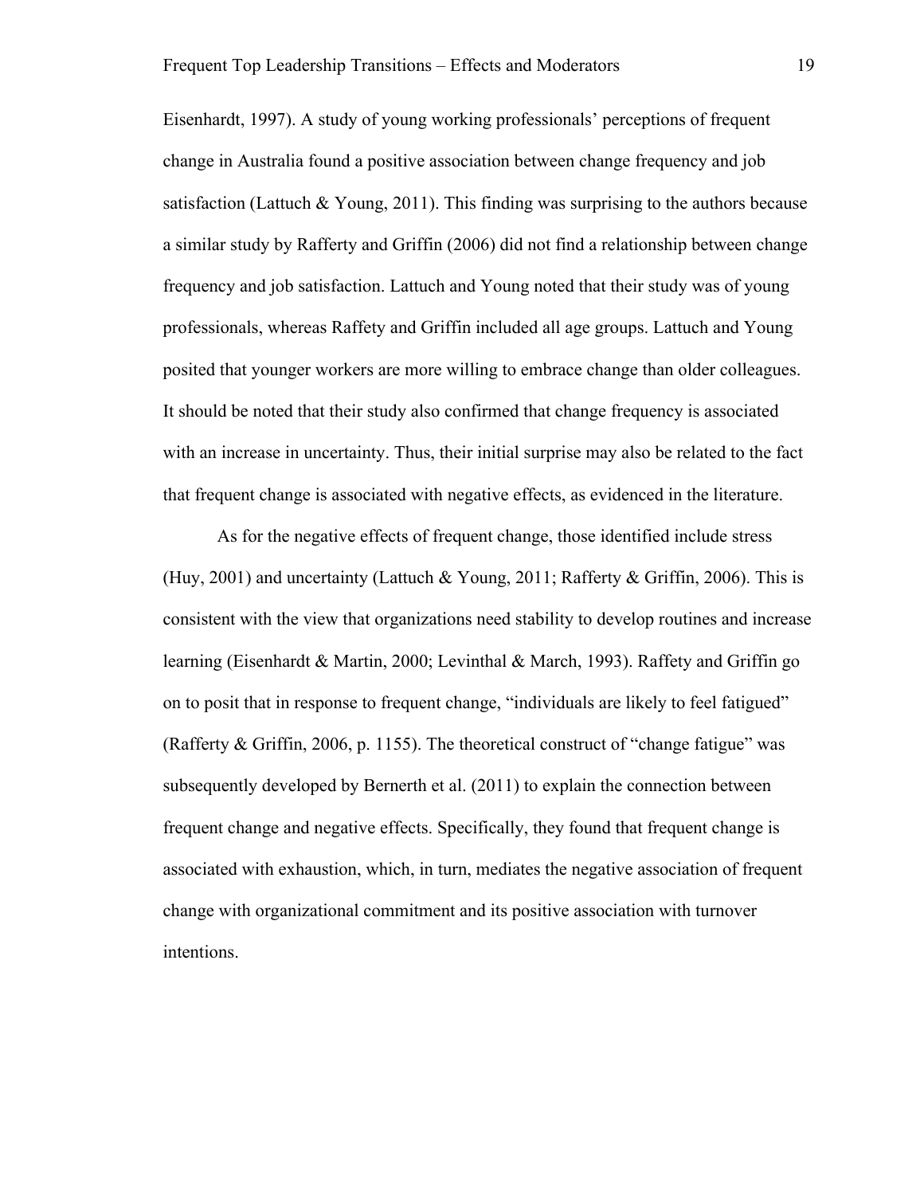Eisenhardt, 1997). A study of young working professionals' perceptions of frequent change in Australia found a positive association between change frequency and job satisfaction (Lattuch & Young, 2011). This finding was surprising to the authors because a similar study by Rafferty and Griffin (2006) did not find a relationship between change frequency and job satisfaction. Lattuch and Young noted that their study was of young professionals, whereas Raffety and Griffin included all age groups. Lattuch and Young posited that younger workers are more willing to embrace change than older colleagues. It should be noted that their study also confirmed that change frequency is associated with an increase in uncertainty. Thus, their initial surprise may also be related to the fact that frequent change is associated with negative effects, as evidenced in the literature.

As for the negative effects of frequent change, those identified include stress (Huy, 2001) and uncertainty (Lattuch & Young, 2011; Rafferty & Griffin, 2006). This is consistent with the view that organizations need stability to develop routines and increase learning (Eisenhardt & Martin, 2000; Levinthal & March, 1993). Raffety and Griffin go on to posit that in response to frequent change, "individuals are likely to feel fatigued" (Rafferty & Griffin, 2006, p. 1155). The theoretical construct of "change fatigue" was subsequently developed by Bernerth et al. (2011) to explain the connection between frequent change and negative effects. Specifically, they found that frequent change is associated with exhaustion, which, in turn, mediates the negative association of frequent change with organizational commitment and its positive association with turnover intentions.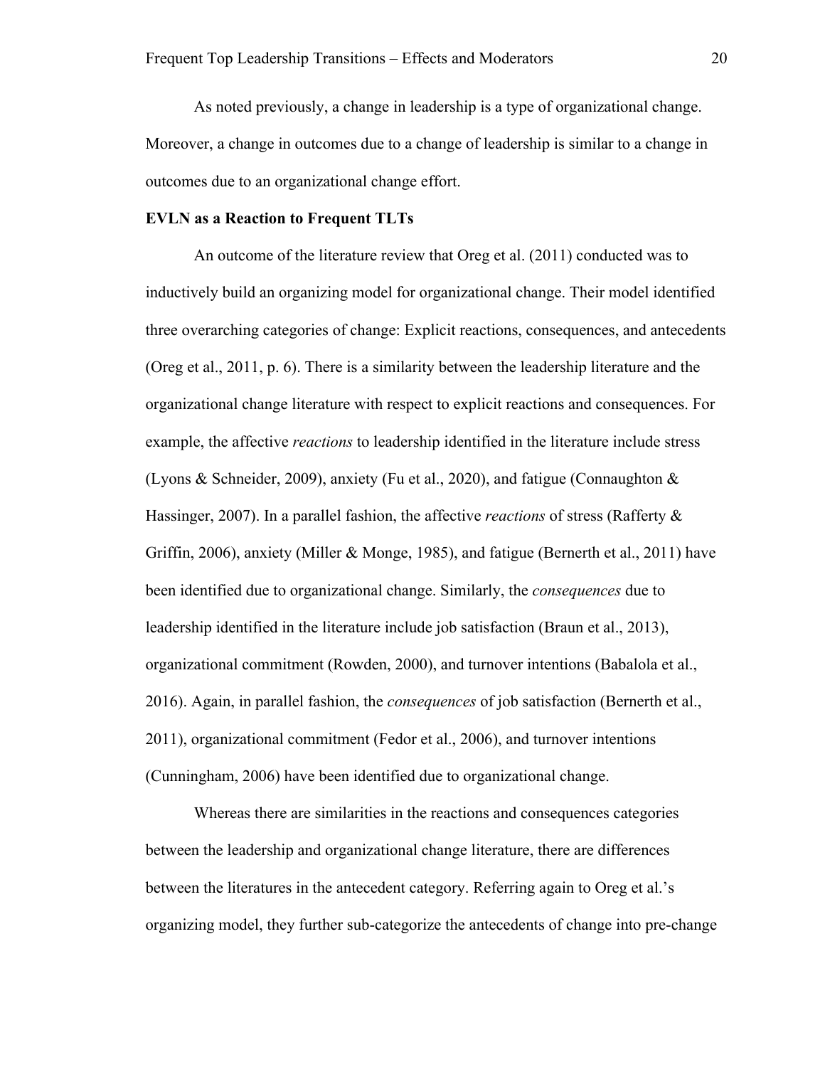As noted previously, a change in leadership is a type of organizational change. Moreover, a change in outcomes due to a change of leadership is similar to a change in outcomes due to an organizational change effort.

**EVLN as a Reaction to Frequent TLTs**

An outcome of the literature review that Oreg et al. (2011) conducted was to inductively build an organizing model for organizational change. Their model identified three overarching categories of change: Explicit reactions, consequences, and antecedents (Oreg et al., 2011, p. 6). There is a similarity between the leadership literature and the organizational change literature with respect to explicit reactions and consequences. For example, the affective *reactions* to leadership identified in the literature include stress (Lyons & Schneider, 2009), anxiety (Fu et al., 2020), and fatigue (Connaughton & Hassinger, 2007). In a parallel fashion, the affective *reactions* of stress (Rafferty & Griffin, 2006), anxiety (Miller & Monge, 1985), and fatigue (Bernerth et al., 2011) have been identified due to organizational change. Similarly, the *consequences* due to leadership identified in the literature include job satisfaction (Braun et al., 2013), organizational commitment (Rowden, 2000), and turnover intentions (Babalola et al., 2016). Again, in parallel fashion, the *consequences* of job satisfaction (Bernerth et al., 2011), organizational commitment (Fedor et al., 2006), and turnover intentions (Cunningham, 2006) have been identified due to organizational change.

Whereas there are similarities in the reactions and consequences categories between the leadership and organizational change literature, there are differences between the literatures in the antecedent category. Referring again to Oreg et al.'s organizing model, they further sub-categorize the antecedents of change into pre-change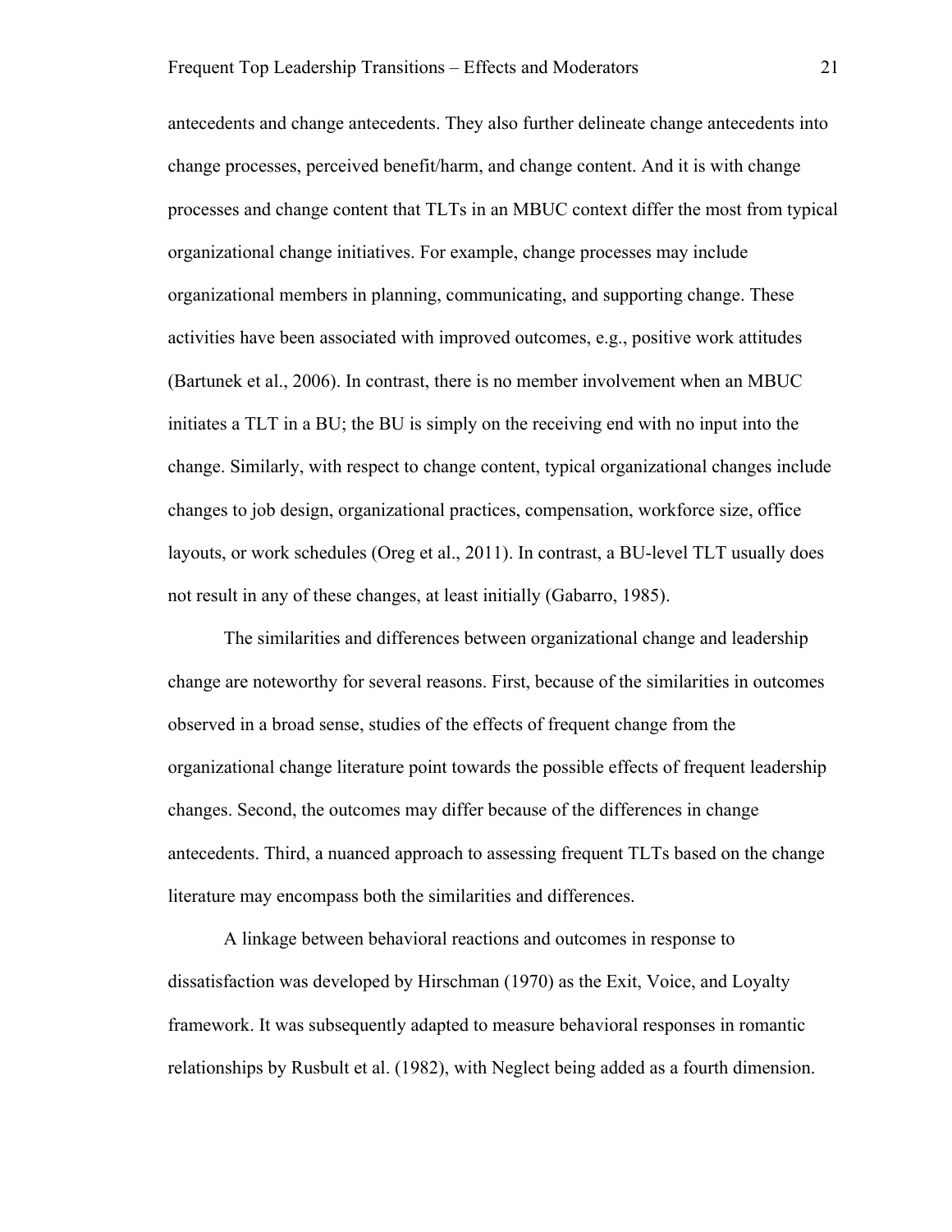antecedents and change antecedents. They also further delineate change antecedents into change processes, perceived benefit/harm, and change content. And it is with change processes and change content that TLTs in an MBUC context differ the most from typical organizational change initiatives. For example, change processes may include organizational members in planning, communicating, and supporting change. These activities have been associated with improved outcomes, e.g., positive work attitudes (Bartunek et al., 2006). In contrast, there is no member involvement when an MBUC initiates a TLT in a BU; the BU is simply on the receiving end with no input into the change. Similarly, with respect to change content, typical organizational changes include changes to job design, organizational practices, compensation, workforce size, office layouts, or work schedules (Oreg et al., 2011). In contrast, a BU-level TLT usually does not result in any of these changes, at least initially (Gabarro, 1985).

The similarities and differences between organizational change and leadership change are noteworthy for several reasons. First, because of the similarities in outcomes observed in a broad sense, studies of the effects of frequent change from the organizational change literature point towards the possible effects of frequent leadership changes. Second, the outcomes may differ because of the differences in change antecedents. Third, a nuanced approach to assessing frequent TLTs based on the change literature may encompass both the similarities and differences.

A linkage between behavioral reactions and outcomes in response to dissatisfaction was developed by Hirschman (1970) as the Exit, Voice, and Loyalty framework. It was subsequently adapted to measure behavioral responses in romantic relationships by Rusbult et al. (1982), with Neglect being added as a fourth dimension.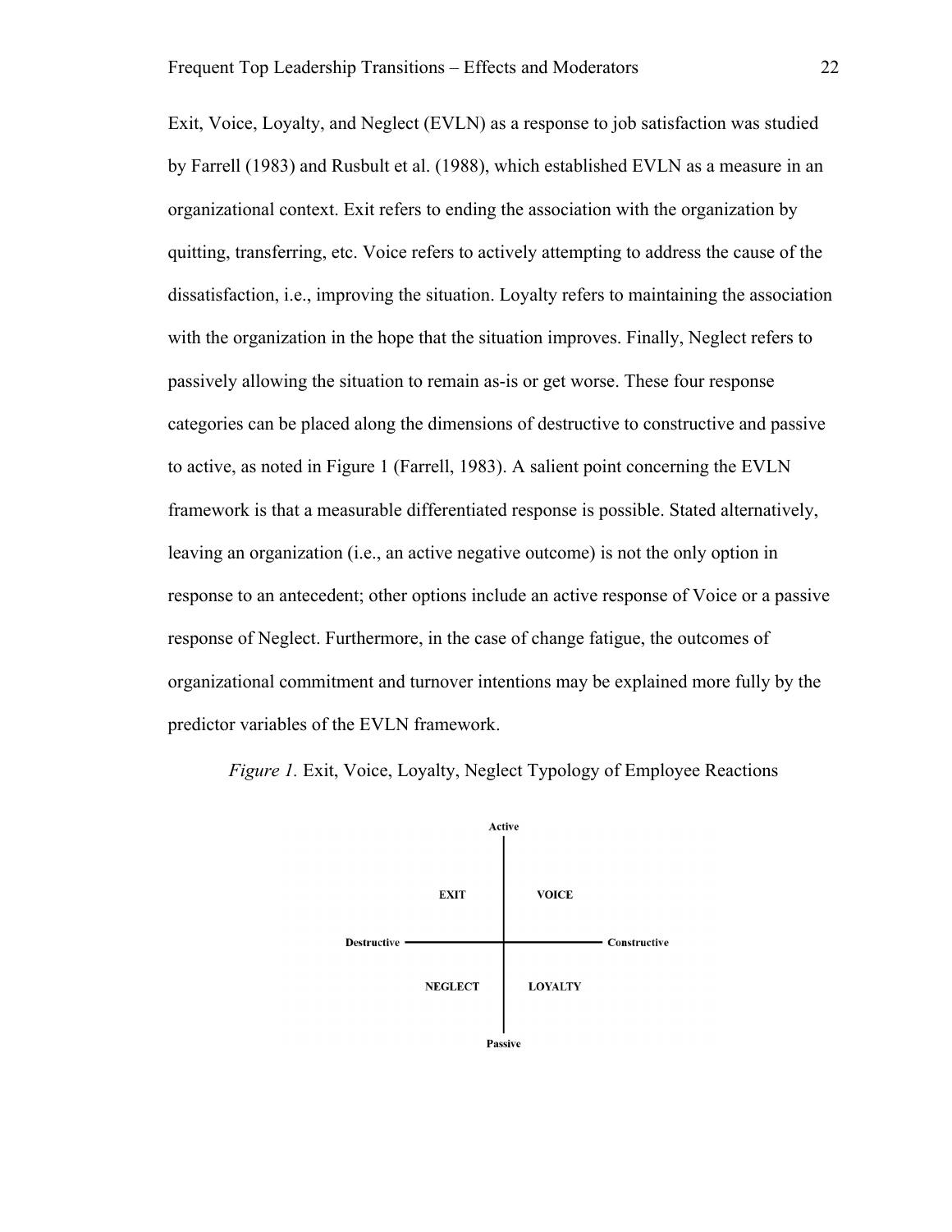Exit, Voice, Loyalty, and Neglect (EVLN) as a response to job satisfaction was studied by Farrell (1983) and Rusbult et al. (1988), which established EVLN as a measure in an organizational context. Exit refers to ending the association with the organization by quitting, transferring, etc. Voice refers to actively attempting to address the cause of the dissatisfaction, i.e., improving the situation. Loyalty refers to maintaining the association with the organization in the hope that the situation improves. Finally, Neglect refers to passively allowing the situation to remain as-is or get worse. These four response categories can be placed along the dimensions of destructive to constructive and passive to active, as noted in Figure 1 (Farrell, 1983). A salient point concerning the EVLN framework is that a measurable differentiated response is possible. Stated alternatively, leaving an organization (i.e., an active negative outcome) is not the only option in response to an antecedent; other options include an active response of Voice or a passive response of Neglect. Furthermore, in the case of change fatigue, the outcomes of organizational commitment and turnover intentions may be explained more fully by the predictor variables of the EVLN framework.

*Figure 1.* Exit, Voice, Loyalty, Neglect Typology of Employee Reactions

|  | Destructive | Constructive |
|---|---|---|
| Active | EXIT | VOICE |
| Passive | NEGLECT | LOYALTY |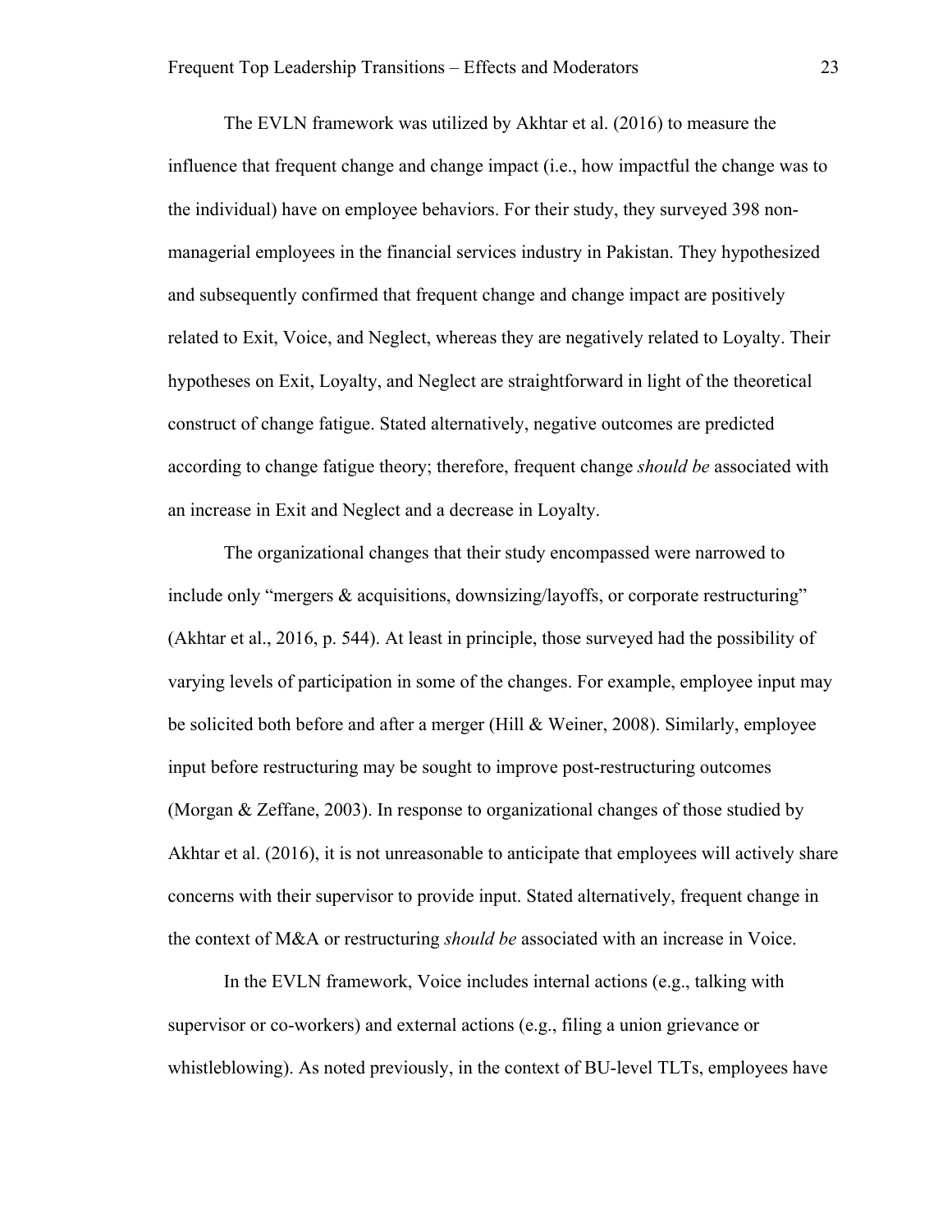The EVLN framework was utilized by Akhtar et al. (2016) to measure the influence that frequent change and change impact (i.e., how impactful the change was to the individual) have on employee behaviors. For their study, they surveyed 398 non-managerial employees in the financial services industry in Pakistan. They hypothesized and subsequently confirmed that frequent change and change impact are positively related to Exit, Voice, and Neglect, whereas they are negatively related to Loyalty. Their hypotheses on Exit, Loyalty, and Neglect are straightforward in light of the theoretical construct of change fatigue. Stated alternatively, negative outcomes are predicted according to change fatigue theory; therefore, frequent change *should be* associated with an increase in Exit and Neglect and a decrease in Loyalty.

The organizational changes that their study encompassed were narrowed to include only "mergers & acquisitions, downsizing/layoffs, or corporate restructuring" (Akhtar et al., 2016, p. 544). At least in principle, those surveyed had the possibility of varying levels of participation in some of the changes. For example, employee input may be solicited both before and after a merger (Hill & Weiner, 2008). Similarly, employee input before restructuring may be sought to improve post-restructuring outcomes (Morgan & Zeffane, 2003). In response to organizational changes of those studied by Akhtar et al. (2016), it is not unreasonable to anticipate that employees will actively share concerns with their supervisor to provide input. Stated alternatively, frequent change in the context of M&A or restructuring *should be* associated with an increase in Voice.

In the EVLN framework, Voice includes internal actions (e.g., talking with supervisor or co-workers) and external actions (e.g., filing a union grievance or whistleblowing). As noted previously, in the context of BU-level TLTs, employees have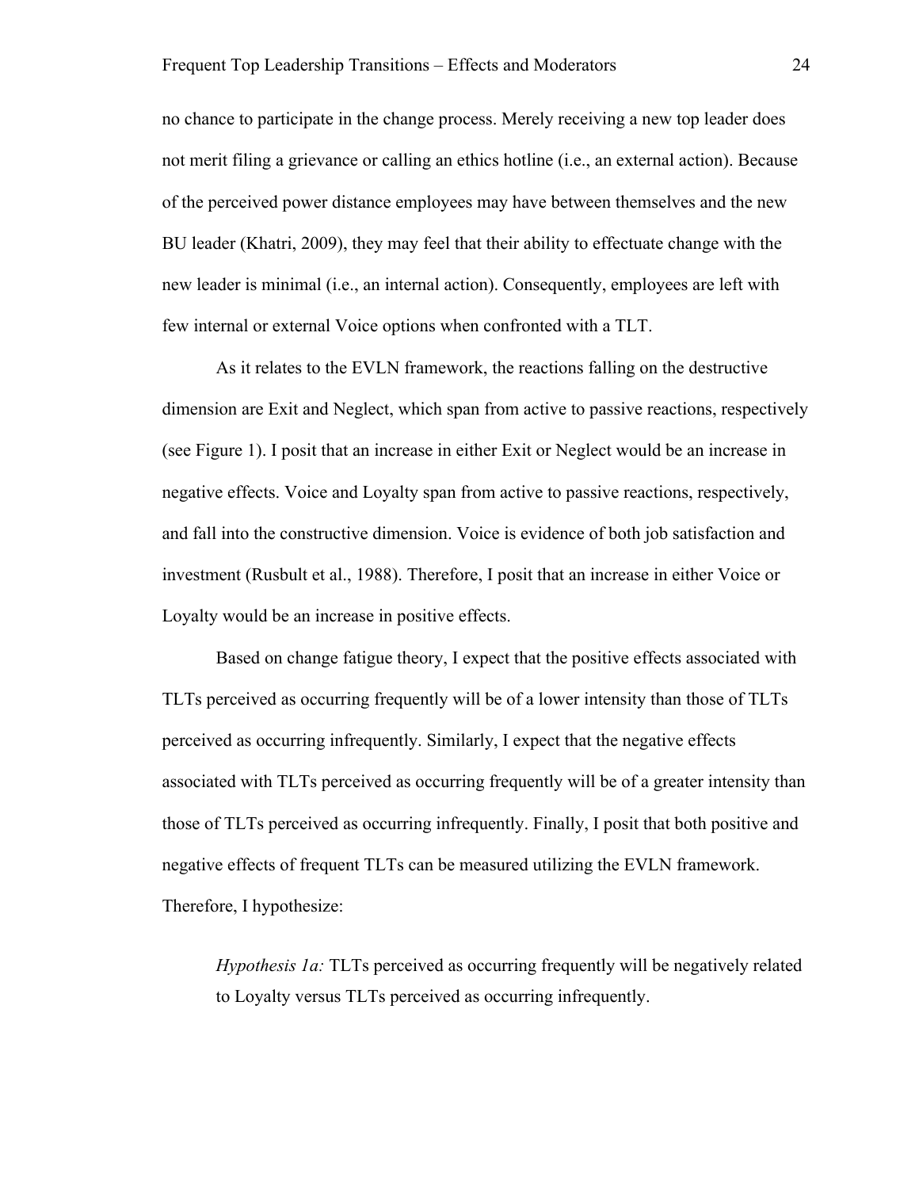no chance to participate in the change process. Merely receiving a new top leader does not merit filing a grievance or calling an ethics hotline (i.e., an external action). Because of the perceived power distance employees may have between themselves and the new BU leader (Khatri, 2009), they may feel that their ability to effectuate change with the new leader is minimal (i.e., an internal action). Consequently, employees are left with few internal or external Voice options when confronted with a TLT.

As it relates to the EVLN framework, the reactions falling on the destructive dimension are Exit and Neglect, which span from active to passive reactions, respectively (see Figure 1). I posit that an increase in either Exit or Neglect would be an increase in negative effects. Voice and Loyalty span from active to passive reactions, respectively, and fall into the constructive dimension. Voice is evidence of both job satisfaction and investment (Rusbult et al., 1988). Therefore, I posit that an increase in either Voice or Loyalty would be an increase in positive effects.

Based on change fatigue theory, I expect that the positive effects associated with TLTs perceived as occurring frequently will be of a lower intensity than those of TLTs perceived as occurring infrequently. Similarly, I expect that the negative effects associated with TLTs perceived as occurring frequently will be of a greater intensity than those of TLTs perceived as occurring infrequently. Finally, I posit that both positive and negative effects of frequent TLTs can be measured utilizing the EVLN framework. Therefore, I hypothesize:

> *Hypothesis 1a:* TLTs perceived as occurring frequently will be negatively related to Loyalty versus TLTs perceived as occurring infrequently.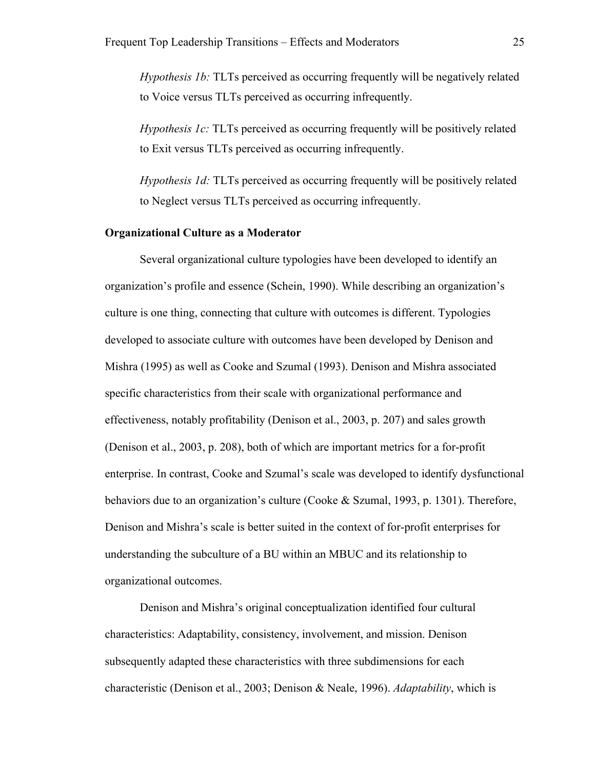*Hypothesis 1b:* TLTs perceived as occurring frequently will be negatively related to Voice versus TLTs perceived as occurring infrequently.

*Hypothesis 1c:* TLTs perceived as occurring frequently will be positively related to Exit versus TLTs perceived as occurring infrequently.

*Hypothesis 1d:* TLTs perceived as occurring frequently will be positively related to Neglect versus TLTs perceived as occurring infrequently.

**Organizational Culture as a Moderator**

Several organizational culture typologies have been developed to identify an organization's profile and essence (Schein, 1990). While describing an organization's culture is one thing, connecting that culture with outcomes is different. Typologies developed to associate culture with outcomes have been developed by Denison and Mishra (1995) as well as Cooke and Szumal (1993). Denison and Mishra associated specific characteristics from their scale with organizational performance and effectiveness, notably profitability (Denison et al., 2003, p. 207) and sales growth (Denison et al., 2003, p. 208), both of which are important metrics for a for-profit enterprise. In contrast, Cooke and Szumal's scale was developed to identify dysfunctional behaviors due to an organization's culture (Cooke & Szumal, 1993, p. 1301). Therefore, Denison and Mishra's scale is better suited in the context of for-profit enterprises for understanding the subculture of a BU within an MBUC and its relationship to organizational outcomes.

Denison and Mishra's original conceptualization identified four cultural characteristics: Adaptability, consistency, involvement, and mission. Denison subsequently adapted these characteristics with three subdimensions for each characteristic (Denison et al., 2003; Denison & Neale, 1996). *Adaptability*, which is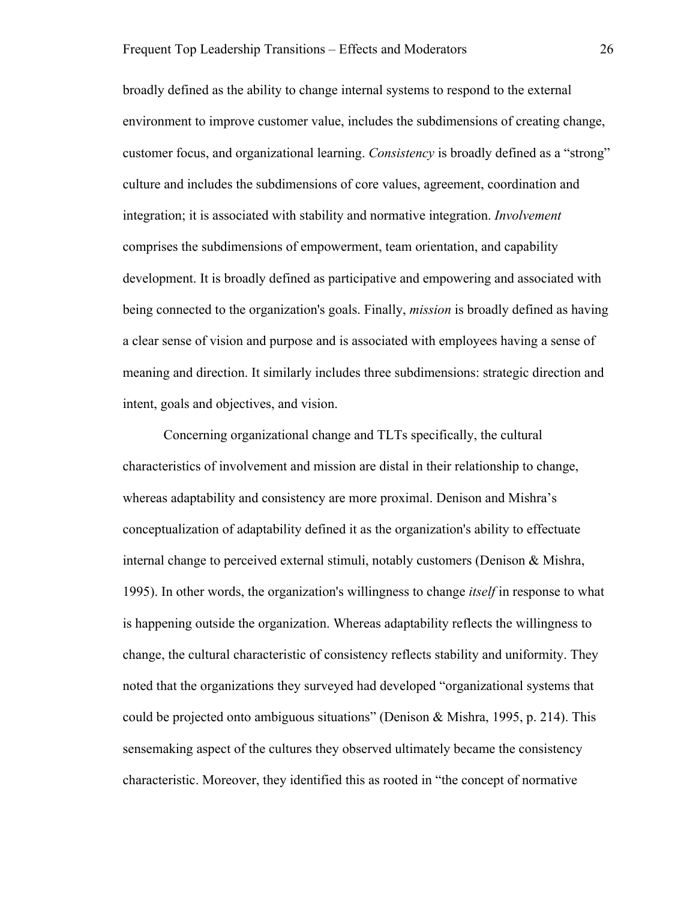broadly defined as the ability to change internal systems to respond to the external environment to improve customer value, includes the subdimensions of creating change, customer focus, and organizational learning. *Consistency* is broadly defined as a "strong" culture and includes the subdimensions of core values, agreement, coordination and integration; it is associated with stability and normative integration. *Involvement* comprises the subdimensions of empowerment, team orientation, and capability development. It is broadly defined as participative and empowering and associated with being connected to the organization's goals. Finally, *mission* is broadly defined as having a clear sense of vision and purpose and is associated with employees having a sense of meaning and direction. It similarly includes three subdimensions: strategic direction and intent, goals and objectives, and vision.

Concerning organizational change and TLTs specifically, the cultural characteristics of involvement and mission are distal in their relationship to change, whereas adaptability and consistency are more proximal. Denison and Mishra's conceptualization of adaptability defined it as the organization's ability to effectuate internal change to perceived external stimuli, notably customers (Denison & Mishra, 1995). In other words, the organization's willingness to change *itself* in response to what is happening outside the organization. Whereas adaptability reflects the willingness to change, the cultural characteristic of consistency reflects stability and uniformity. They noted that the organizations they surveyed had developed "organizational systems that could be projected onto ambiguous situations" (Denison & Mishra, 1995, p. 214). This sensemaking aspect of the cultures they observed ultimately became the consistency characteristic. Moreover, they identified this as rooted in "the concept of normative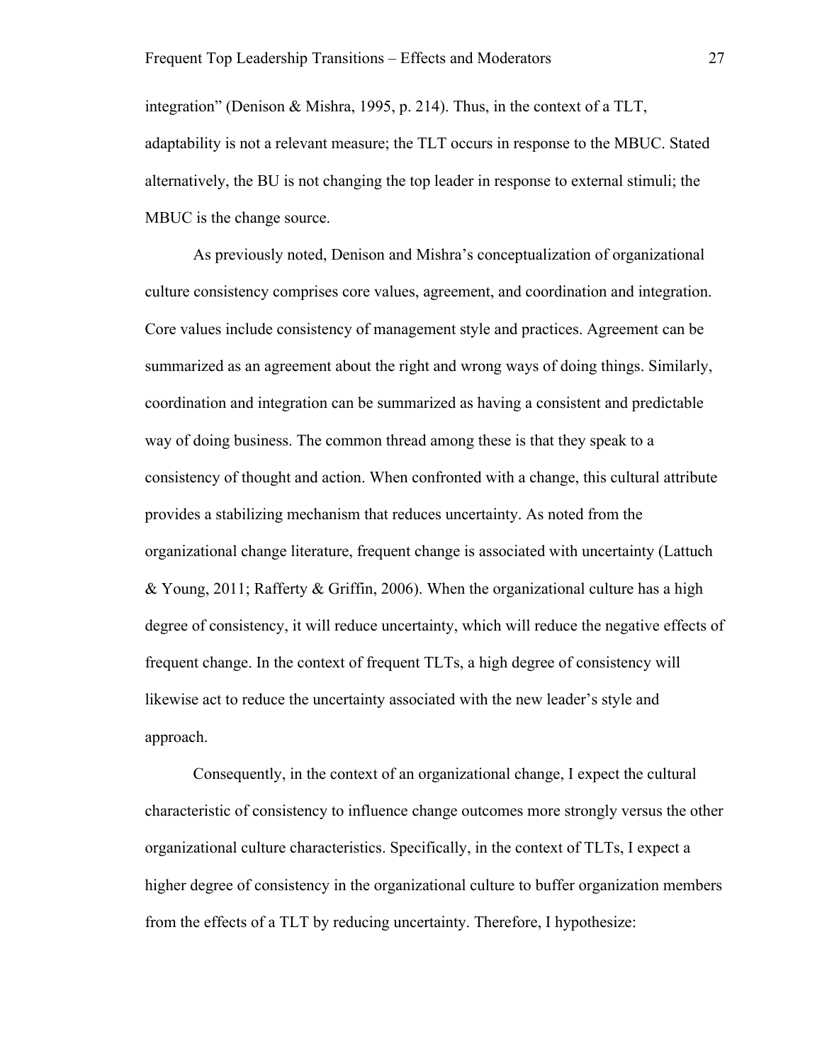integration" (Denison & Mishra, 1995, p. 214). Thus, in the context of a TLT, adaptability is not a relevant measure; the TLT occurs in response to the MBUC. Stated alternatively, the BU is not changing the top leader in response to external stimuli; the MBUC is the change source.

As previously noted, Denison and Mishra's conceptualization of organizational culture consistency comprises core values, agreement, and coordination and integration. Core values include consistency of management style and practices. Agreement can be summarized as an agreement about the right and wrong ways of doing things. Similarly, coordination and integration can be summarized as having a consistent and predictable way of doing business. The common thread among these is that they speak to a consistency of thought and action. When confronted with a change, this cultural attribute provides a stabilizing mechanism that reduces uncertainty. As noted from the organizational change literature, frequent change is associated with uncertainty (Lattuch & Young, 2011; Rafferty & Griffin, 2006). When the organizational culture has a high degree of consistency, it will reduce uncertainty, which will reduce the negative effects of frequent change. In the context of frequent TLTs, a high degree of consistency will likewise act to reduce the uncertainty associated with the new leader's style and approach.

Consequently, in the context of an organizational change, I expect the cultural characteristic of consistency to influence change outcomes more strongly versus the other organizational culture characteristics. Specifically, in the context of TLTs, I expect a higher degree of consistency in the organizational culture to buffer organization members from the effects of a TLT by reducing uncertainty. Therefore, I hypothesize: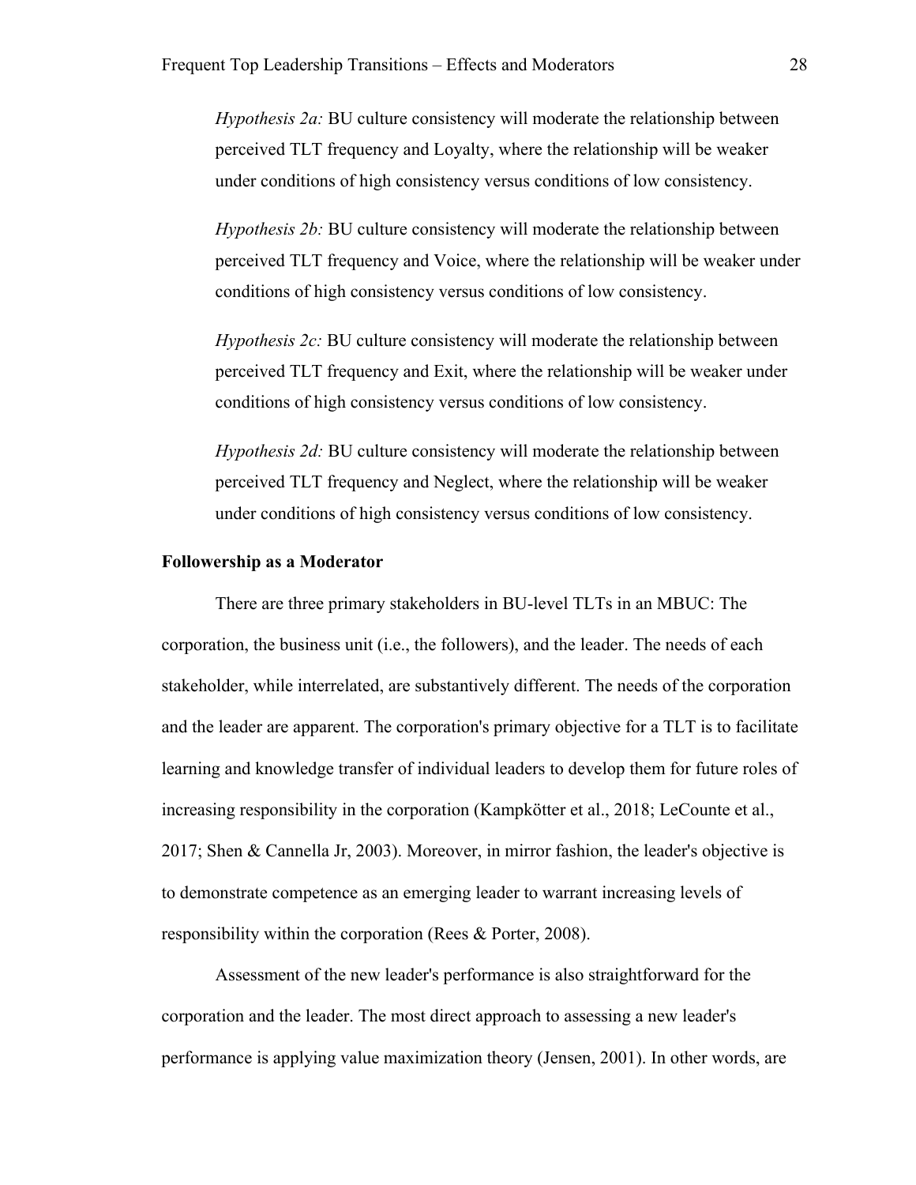*Hypothesis 2a:* BU culture consistency will moderate the relationship between perceived TLT frequency and Loyalty, where the relationship will be weaker under conditions of high consistency versus conditions of low consistency.

*Hypothesis 2b:* BU culture consistency will moderate the relationship between perceived TLT frequency and Voice, where the relationship will be weaker under conditions of high consistency versus conditions of low consistency.

*Hypothesis 2c:* BU culture consistency will moderate the relationship between perceived TLT frequency and Exit, where the relationship will be weaker under conditions of high consistency versus conditions of low consistency.

*Hypothesis 2d:* BU culture consistency will moderate the relationship between perceived TLT frequency and Neglect, where the relationship will be weaker under conditions of high consistency versus conditions of low consistency.

**Followership as a Moderator**

There are three primary stakeholders in BU-level TLTs in an MBUC: The corporation, the business unit (i.e., the followers), and the leader. The needs of each stakeholder, while interrelated, are substantively different. The needs of the corporation and the leader are apparent. The corporation's primary objective for a TLT is to facilitate learning and knowledge transfer of individual leaders to develop them for future roles of increasing responsibility in the corporation (Kampkötter et al., 2018; LeCounte et al., 2017; Shen & Cannella Jr, 2003). Moreover, in mirror fashion, the leader's objective is to demonstrate competence as an emerging leader to warrant increasing levels of responsibility within the corporation (Rees & Porter, 2008).

Assessment of the new leader's performance is also straightforward for the corporation and the leader. The most direct approach to assessing a new leader's performance is applying value maximization theory (Jensen, 2001). In other words, are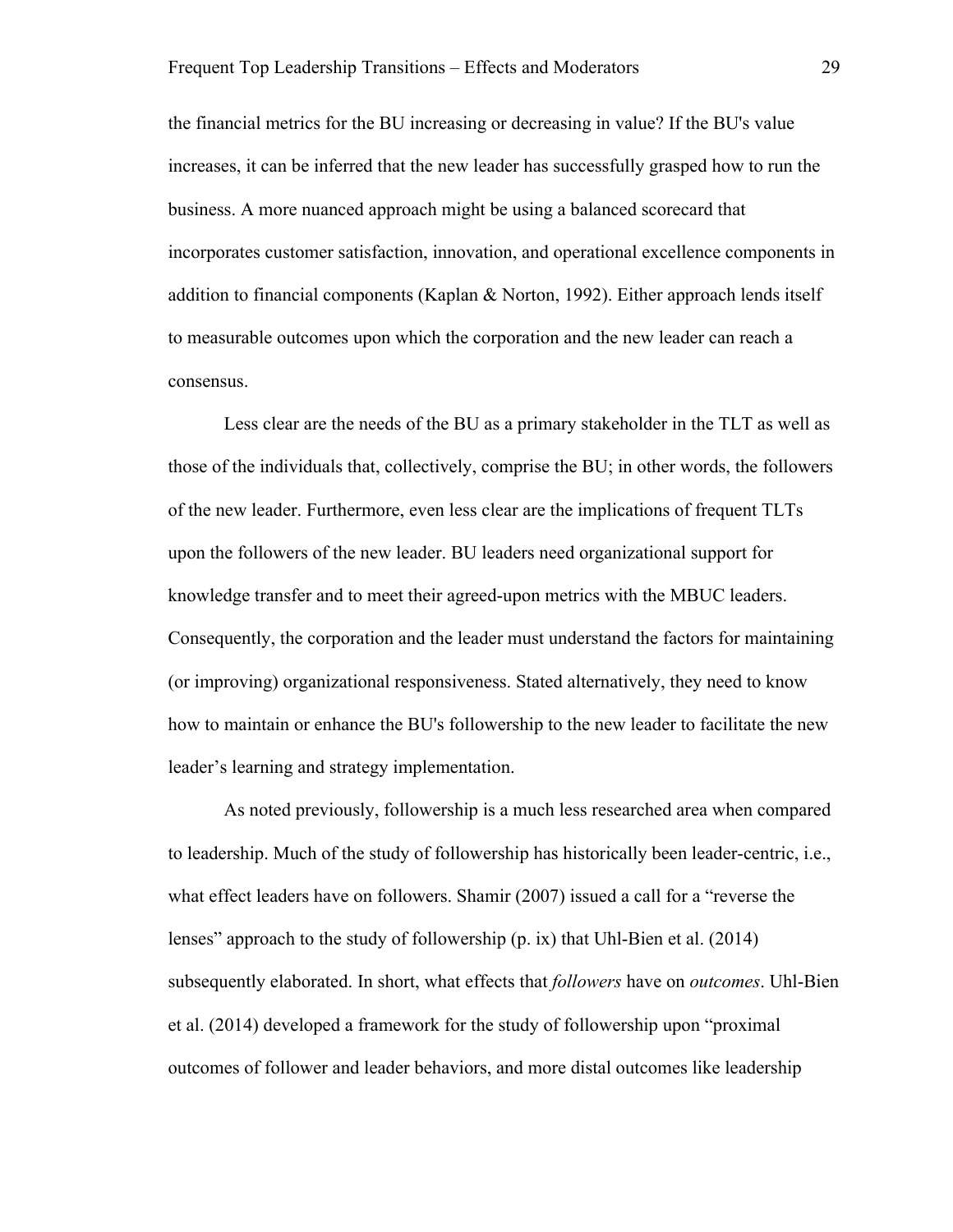the financial metrics for the BU increasing or decreasing in value? If the BU's value increases, it can be inferred that the new leader has successfully grasped how to run the business. A more nuanced approach might be using a balanced scorecard that incorporates customer satisfaction, innovation, and operational excellence components in addition to financial components (Kaplan & Norton, 1992). Either approach lends itself to measurable outcomes upon which the corporation and the new leader can reach a consensus.

Less clear are the needs of the BU as a primary stakeholder in the TLT as well as those of the individuals that, collectively, comprise the BU; in other words, the followers of the new leader. Furthermore, even less clear are the implications of frequent TLTs upon the followers of the new leader. BU leaders need organizational support for knowledge transfer and to meet their agreed-upon metrics with the MBUC leaders. Consequently, the corporation and the leader must understand the factors for maintaining (or improving) organizational responsiveness. Stated alternatively, they need to know how to maintain or enhance the BU's followership to the new leader to facilitate the new leader's learning and strategy implementation.

As noted previously, followership is a much less researched area when compared to leadership. Much of the study of followership has historically been leader-centric, i.e., what effect leaders have on followers. Shamir (2007) issued a call for a "reverse the lenses" approach to the study of followership (p. ix) that Uhl-Bien et al. (2014) subsequently elaborated. In short, what effects that *followers* have on *outcomes*. Uhl-Bien et al. (2014) developed a framework for the study of followership upon "proximal outcomes of follower and leader behaviors, and more distal outcomes like leadership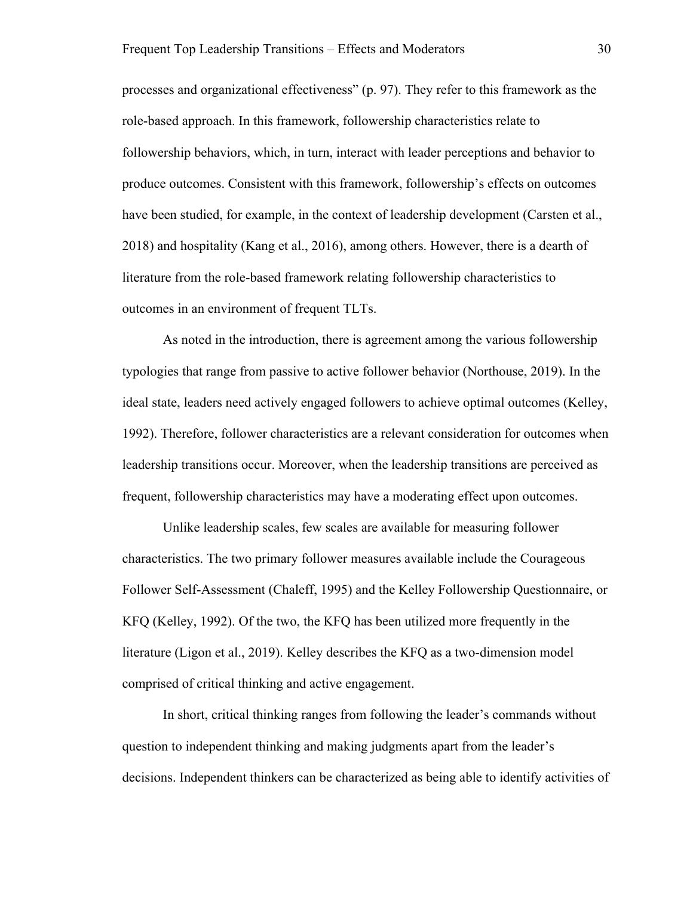processes and organizational effectiveness" (p. 97). They refer to this framework as the role-based approach. In this framework, followership characteristics relate to followership behaviors, which, in turn, interact with leader perceptions and behavior to produce outcomes. Consistent with this framework, followership's effects on outcomes have been studied, for example, in the context of leadership development (Carsten et al., 2018) and hospitality (Kang et al., 2016), among others. However, there is a dearth of literature from the role-based framework relating followership characteristics to outcomes in an environment of frequent TLTs.

As noted in the introduction, there is agreement among the various followership typologies that range from passive to active follower behavior (Northouse, 2019). In the ideal state, leaders need actively engaged followers to achieve optimal outcomes (Kelley, 1992). Therefore, follower characteristics are a relevant consideration for outcomes when leadership transitions occur. Moreover, when the leadership transitions are perceived as frequent, followership characteristics may have a moderating effect upon outcomes.

Unlike leadership scales, few scales are available for measuring follower characteristics. The two primary follower measures available include the Courageous Follower Self-Assessment (Chaleff, 1995) and the Kelley Followership Questionnaire, or KFQ (Kelley, 1992). Of the two, the KFQ has been utilized more frequently in the literature (Ligon et al., 2019). Kelley describes the KFQ as a two-dimension model comprised of critical thinking and active engagement.

In short, critical thinking ranges from following the leader's commands without question to independent thinking and making judgments apart from the leader's decisions. Independent thinkers can be characterized as being able to identify activities of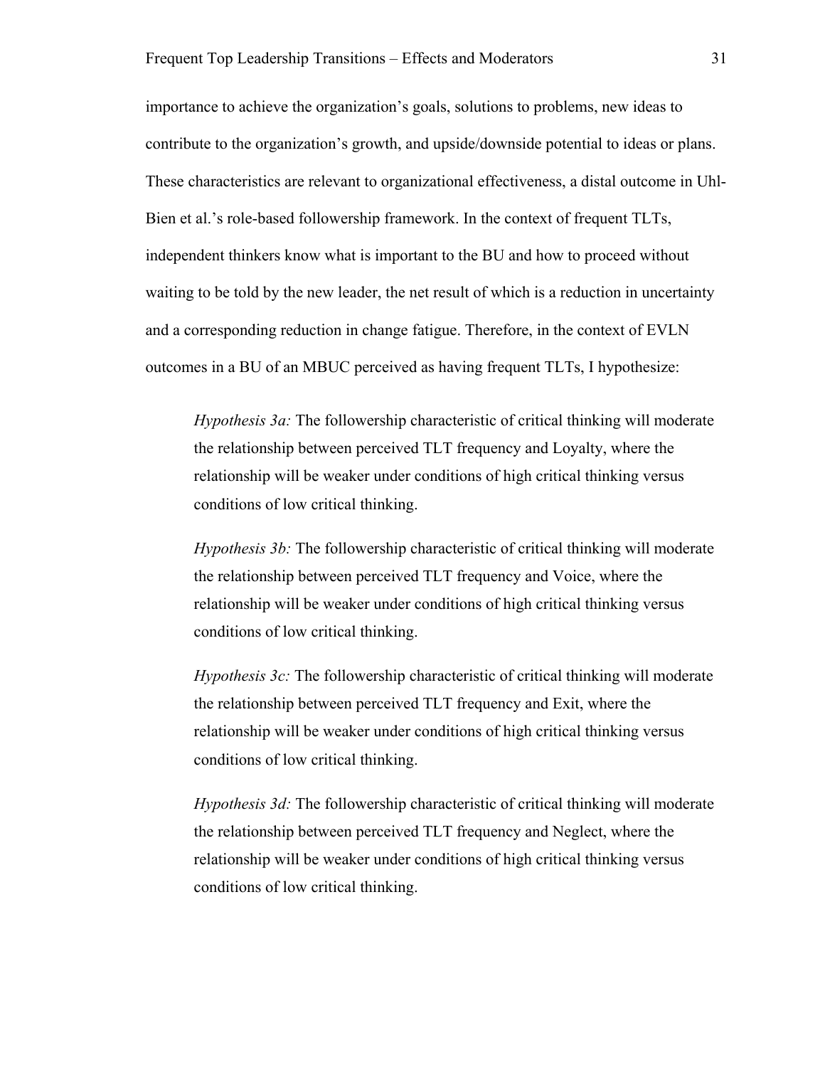importance to achieve the organization's goals, solutions to problems, new ideas to contribute to the organization's growth, and upside/downside potential to ideas or plans. These characteristics are relevant to organizational effectiveness, a distal outcome in Uhl-Bien et al.'s role-based followership framework. In the context of frequent TLTs, independent thinkers know what is important to the BU and how to proceed without waiting to be told by the new leader, the net result of which is a reduction in uncertainty and a corresponding reduction in change fatigue. Therefore, in the context of EVLN outcomes in a BU of an MBUC perceived as having frequent TLTs, I hypothesize:

> *Hypothesis 3a:* The followership characteristic of critical thinking will moderate the relationship between perceived TLT frequency and Loyalty, where the relationship will be weaker under conditions of high critical thinking versus conditions of low critical thinking.

> *Hypothesis 3b:* The followership characteristic of critical thinking will moderate the relationship between perceived TLT frequency and Voice, where the relationship will be weaker under conditions of high critical thinking versus conditions of low critical thinking.

> *Hypothesis 3c:* The followership characteristic of critical thinking will moderate the relationship between perceived TLT frequency and Exit, where the relationship will be weaker under conditions of high critical thinking versus conditions of low critical thinking.

> *Hypothesis 3d:* The followership characteristic of critical thinking will moderate the relationship between perceived TLT frequency and Neglect, where the relationship will be weaker under conditions of high critical thinking versus conditions of low critical thinking.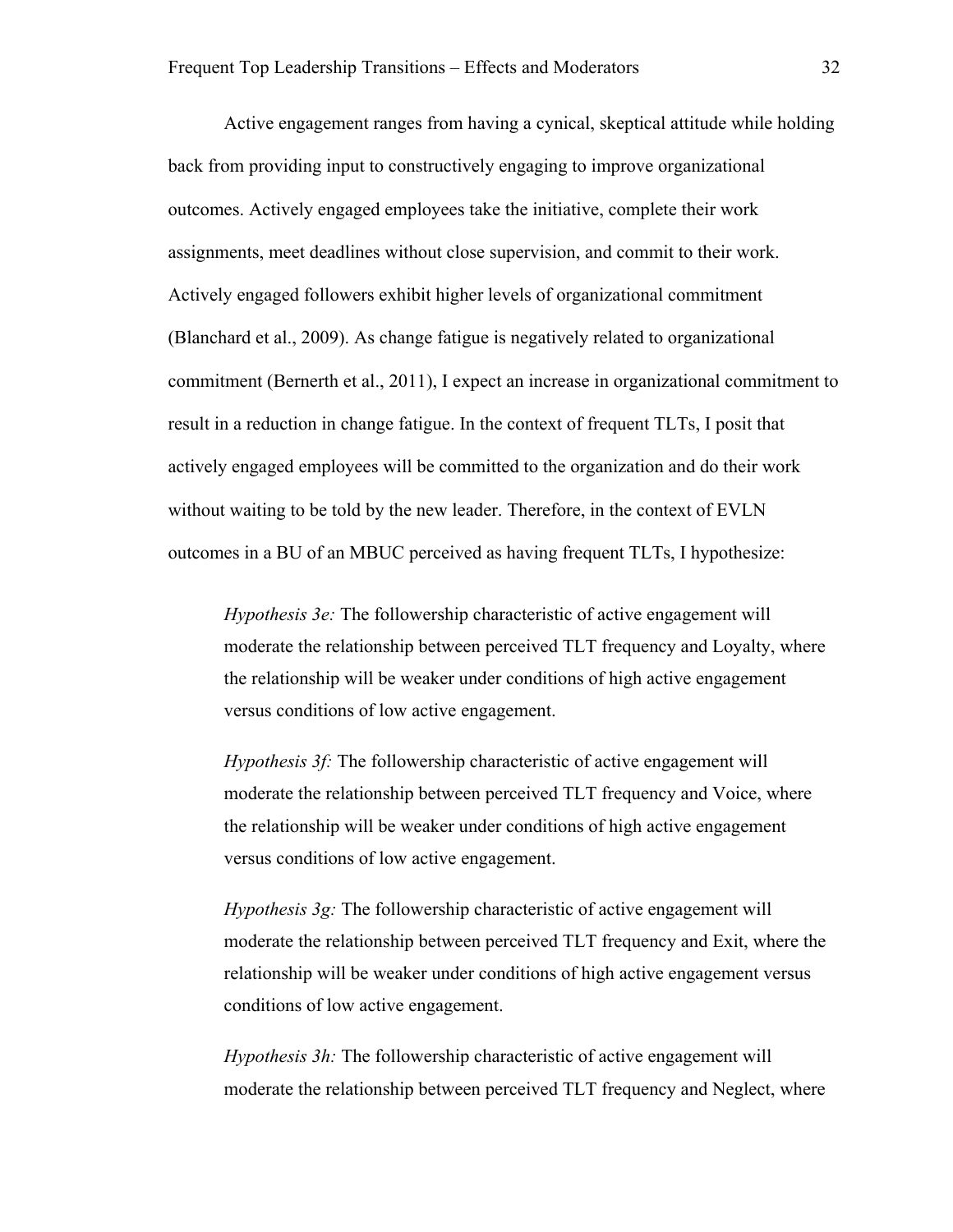Active engagement ranges from having a cynical, skeptical attitude while holding back from providing input to constructively engaging to improve organizational outcomes. Actively engaged employees take the initiative, complete their work assignments, meet deadlines without close supervision, and commit to their work. Actively engaged followers exhibit higher levels of organizational commitment (Blanchard et al., 2009). As change fatigue is negatively related to organizational commitment (Bernerth et al., 2011), I expect an increase in organizational commitment to result in a reduction in change fatigue. In the context of frequent TLTs, I posit that actively engaged employees will be committed to the organization and do their work without waiting to be told by the new leader. Therefore, in the context of EVLN outcomes in a BU of an MBUC perceived as having frequent TLTs, I hypothesize:

> *Hypothesis 3e:* The followership characteristic of active engagement will moderate the relationship between perceived TLT frequency and Loyalty, where the relationship will be weaker under conditions of high active engagement versus conditions of low active engagement.

> *Hypothesis 3f:* The followership characteristic of active engagement will moderate the relationship between perceived TLT frequency and Voice, where the relationship will be weaker under conditions of high active engagement versus conditions of low active engagement.

> *Hypothesis 3g:* The followership characteristic of active engagement will moderate the relationship between perceived TLT frequency and Exit, where the relationship will be weaker under conditions of high active engagement versus conditions of low active engagement.

> *Hypothesis 3h:* The followership characteristic of active engagement will moderate the relationship between perceived TLT frequency and Neglect, where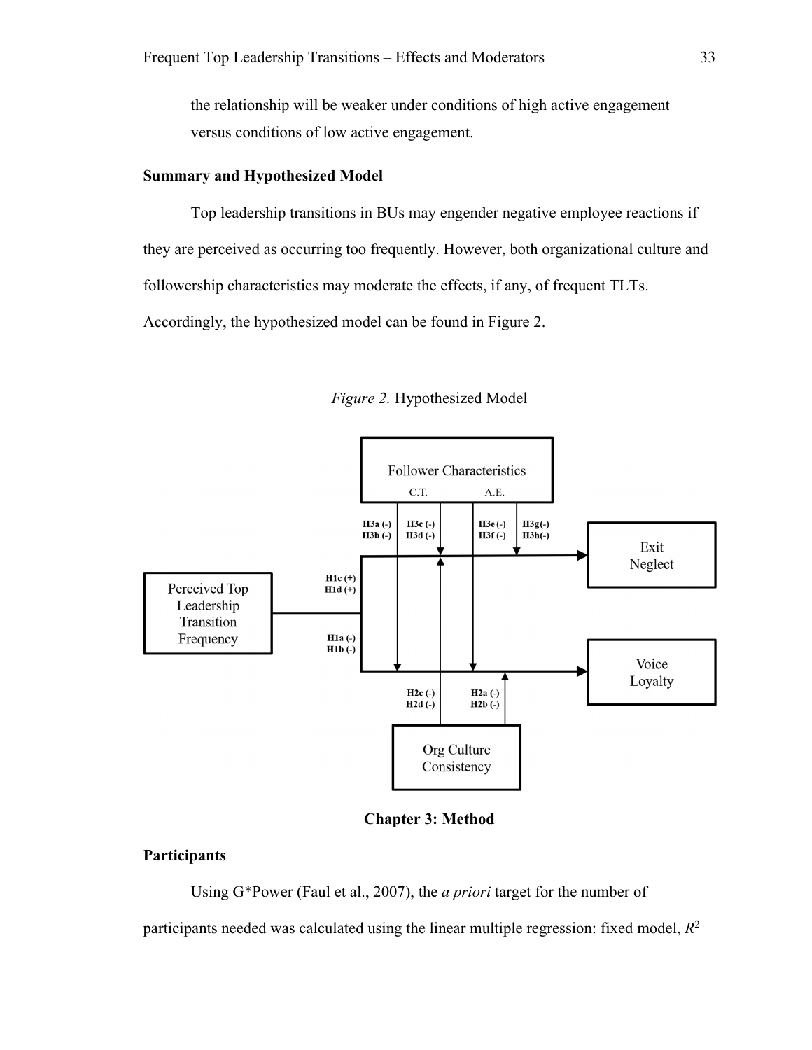the relationship will be weaker under conditions of high active engagement versus conditions of low active engagement.

### Summary and Hypothesized Model

Top leadership transitions in BUs may engender negative employee reactions if they are perceived as occurring too frequently. However, both organizational culture and followership characteristics may moderate the effects, if any, of frequent TLTs. Accordingly, the hypothesized model can be found in Figure 2.

*Figure 2.* Hypothesized Model

## Chapter 3: Method

### Participants

Using G*Power (Faul et al., 2007), the *a priori* target for the number of participants needed was calculated using the linear multiple regression: fixed model, $R^2$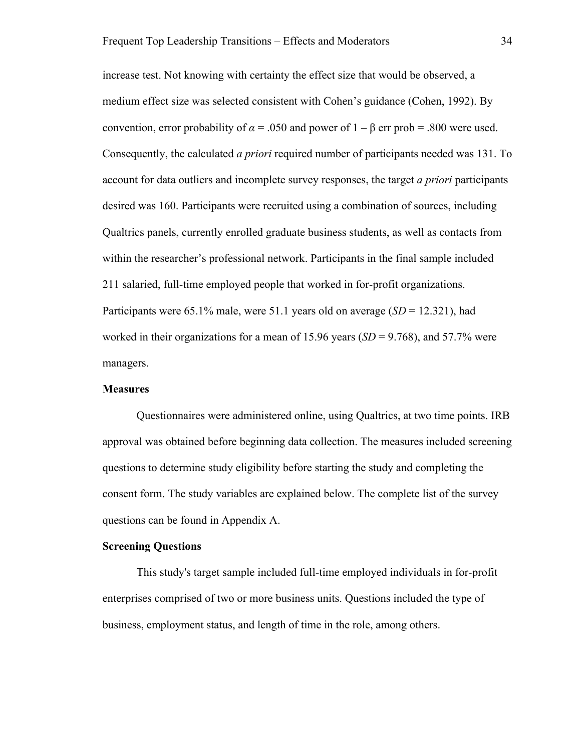increase test. Not knowing with certainty the effect size that would be observed, a medium effect size was selected consistent with Cohen's guidance (Cohen, 1992). By convention, error probability of $\alpha = .050$ and power of $1 - \beta$ err prob = .800 were used. Consequently, the calculated *a priori* required number of participants needed was 131. To account for data outliers and incomplete survey responses, the target *a priori* participants desired was 160. Participants were recruited using a combination of sources, including Qualtrics panels, currently enrolled graduate business students, as well as contacts from within the researcher's professional network. Participants in the final sample included 211 salaried, full-time employed people that worked in for-profit organizations. Participants were 65.1% male, were 51.1 years old on average ($SD = 12.321$), had worked in their organizations for a mean of 15.96 years ($SD = 9.768$), and 57.7% were managers.

**Measures**

Questionnaires were administered online, using Qualtrics, at two time points. IRB approval was obtained before beginning data collection. The measures included screening questions to determine study eligibility before starting the study and completing the consent form. The study variables are explained below. The complete list of the survey questions can be found in Appendix A.

**Screening Questions**

This study's target sample included full-time employed individuals in for-profit enterprises comprised of two or more business units. Questions included the type of business, employment status, and length of time in the role, among others.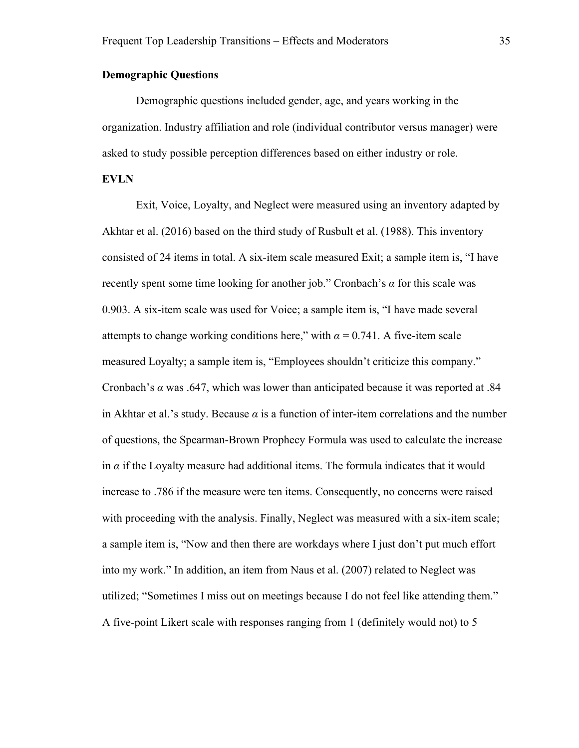**Demographic Questions**

Demographic questions included gender, age, and years working in the organization. Industry affiliation and role (individual contributor versus manager) were asked to study possible perception differences based on either industry or role.

**EVLN**

Exit, Voice, Loyalty, and Neglect were measured using an inventory adapted by Akhtar et al. (2016) based on the third study of Rusbult et al. (1988). This inventory consisted of 24 items in total. A six-item scale measured Exit; a sample item is, "I have recently spent some time looking for another job." Cronbach's $\alpha$ for this scale was 0.903. A six-item scale was used for Voice; a sample item is, "I have made several attempts to change working conditions here," with $\alpha = 0.741$. A five-item scale measured Loyalty; a sample item is, "Employees shouldn't criticize this company." Cronbach's $\alpha$ was .647, which was lower than anticipated because it was reported at .84 in Akhtar et al.'s study. Because $\alpha$ is a function of inter-item correlations and the number of questions, the Spearman-Brown Prophecy Formula was used to calculate the increase in $\alpha$ if the Loyalty measure had additional items. The formula indicates that it would increase to .786 if the measure were ten items. Consequently, no concerns were raised with proceeding with the analysis. Finally, Neglect was measured with a six-item scale; a sample item is, "Now and then there are workdays where I just don't put much effort into my work." In addition, an item from Naus et al. (2007) related to Neglect was utilized; "Sometimes I miss out on meetings because I do not feel like attending them." A five-point Likert scale with responses ranging from 1 (definitely would not) to 5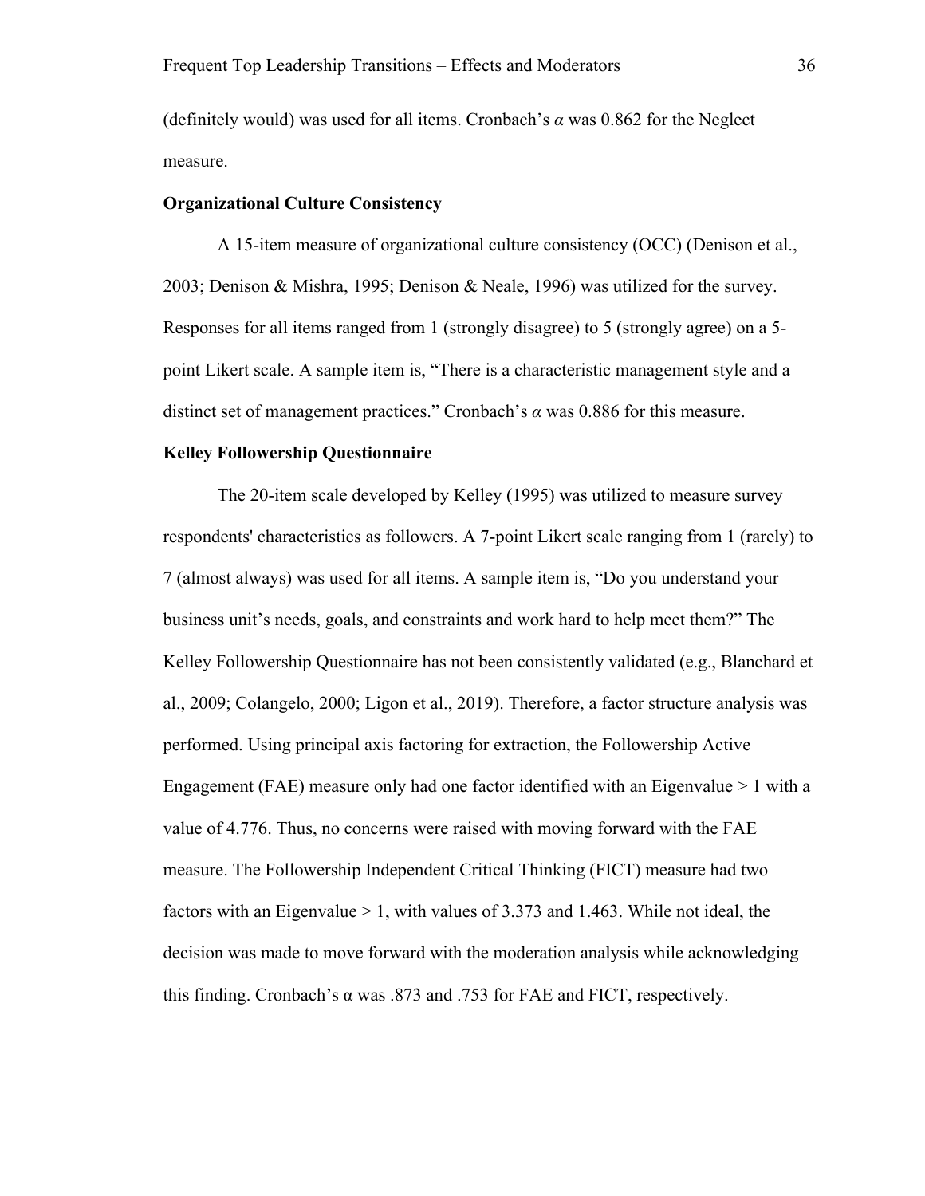(definitely would) was used for all items. Cronbach's $\alpha$ was 0.862 for the Neglect measure.

### Organizational Culture Consistency

A 15-item measure of organizational culture consistency (OCC) (Denison et al., 2003; Denison & Mishra, 1995; Denison & Neale, 1996) was utilized for the survey. Responses for all items ranged from 1 (strongly disagree) to 5 (strongly agree) on a 5-point Likert scale. A sample item is, "There is a characteristic management style and a distinct set of management practices." Cronbach's $\alpha$ was 0.886 for this measure.

### Kelley Followership Questionnaire

The 20-item scale developed by Kelley (1995) was utilized to measure survey respondents' characteristics as followers. A 7-point Likert scale ranging from 1 (rarely) to 7 (almost always) was used for all items. A sample item is, "Do you understand your business unit's needs, goals, and constraints and work hard to help meet them?" The Kelley Followership Questionnaire has not been consistently validated (e.g., Blanchard et al., 2009; Colangelo, 2000; Ligon et al., 2019). Therefore, a factor structure analysis was performed. Using principal axis factoring for extraction, the Followership Active Engagement (FAE) measure only had one factor identified with an Eigenvalue > 1 with a value of 4.776. Thus, no concerns were raised with moving forward with the FAE measure. The Followership Independent Critical Thinking (FICT) measure had two factors with an Eigenvalue > 1, with values of 3.373 and 1.463. While not ideal, the decision was made to move forward with the moderation analysis while acknowledging this finding. Cronbach's $\alpha$ was .873 and .753 for FAE and FICT, respectively.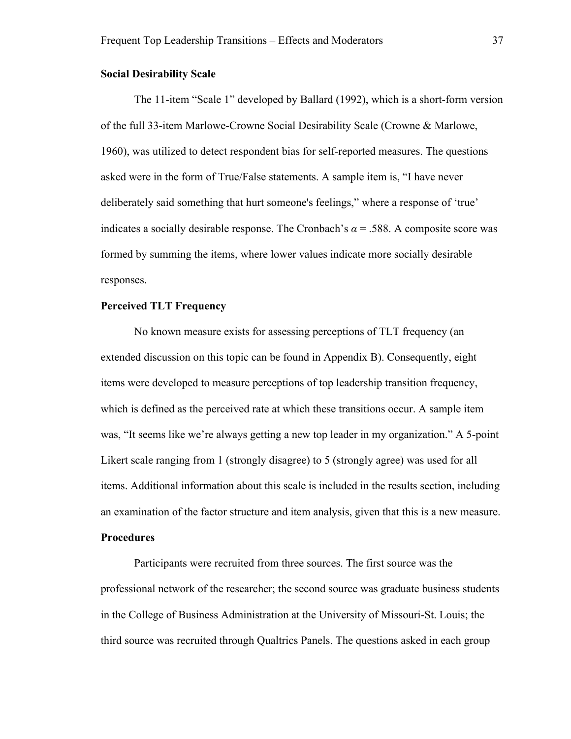**Social Desirability Scale**

The 11-item "Scale 1" developed by Ballard (1992), which is a short-form version of the full 33-item Marlowe-Crowne Social Desirability Scale (Crowne & Marlowe, 1960), was utilized to detect respondent bias for self-reported measures. The questions asked were in the form of True/False statements. A sample item is, "I have never deliberately said something that hurt someone's feelings," where a response of 'true' indicates a socially desirable response. The Cronbach's $\alpha = .588$. A composite score was formed by summing the items, where lower values indicate more socially desirable responses.

**Perceived TLT Frequency**

No known measure exists for assessing perceptions of TLT frequency (an extended discussion on this topic can be found in Appendix B). Consequently, eight items were developed to measure perceptions of top leadership transition frequency, which is defined as the perceived rate at which these transitions occur. A sample item was, "It seems like we're always getting a new top leader in my organization." A 5-point Likert scale ranging from 1 (strongly disagree) to 5 (strongly agree) was used for all items. Additional information about this scale is included in the results section, including an examination of the factor structure and item analysis, given that this is a new measure.

**Procedures**

Participants were recruited from three sources. The first source was the professional network of the researcher; the second source was graduate business students in the College of Business Administration at the University of Missouri-St. Louis; the third source was recruited through Qualtrics Panels. The questions asked in each group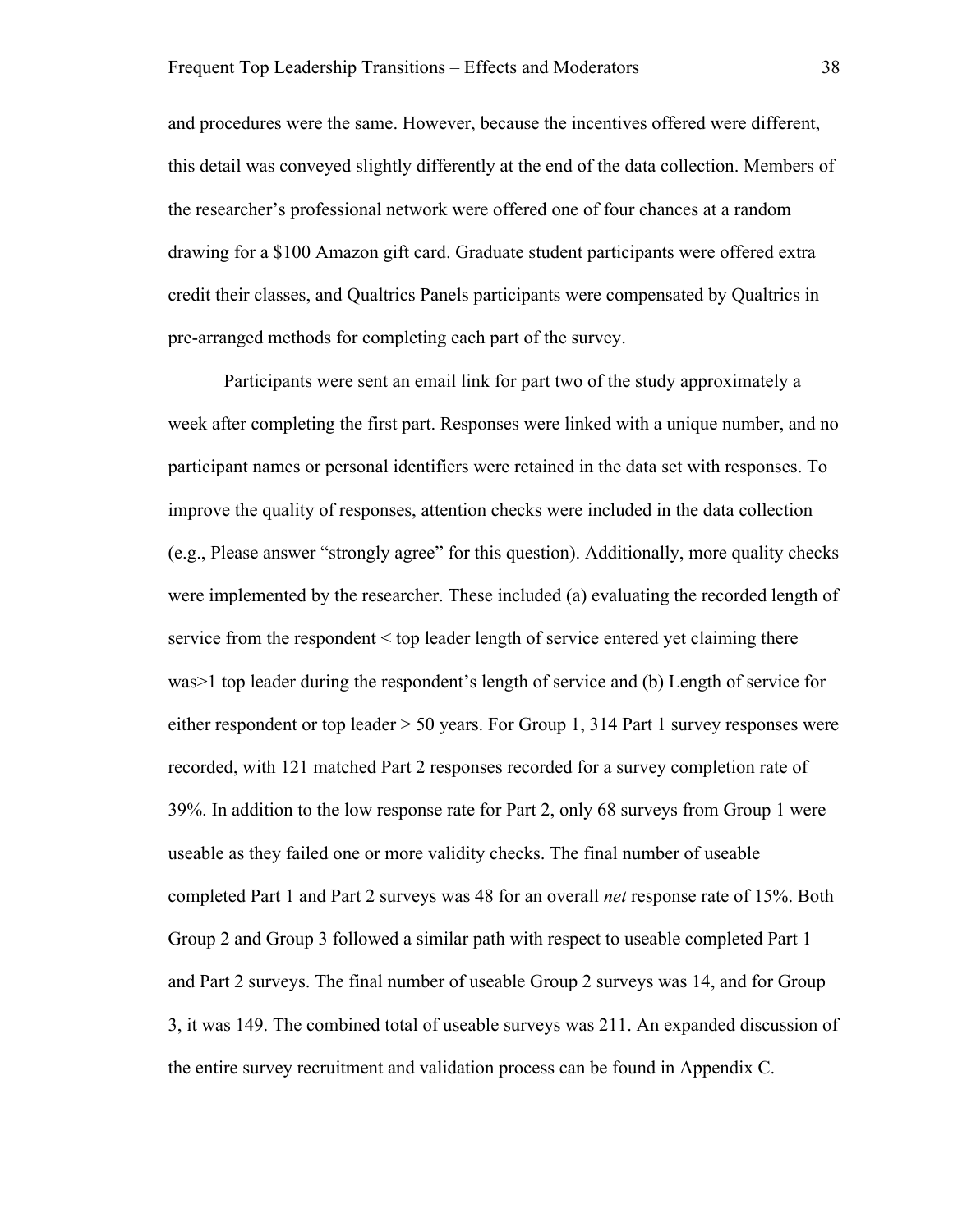and procedures were the same. However, because the incentives offered were different, this detail was conveyed slightly differently at the end of the data collection. Members of the researcher's professional network were offered one of four chances at a random drawing for a $100 Amazon gift card. Graduate student participants were offered extra credit their classes, and Qualtrics Panels participants were compensated by Qualtrics in pre-arranged methods for completing each part of the survey.

Participants were sent an email link for part two of the study approximately a week after completing the first part. Responses were linked with a unique number, and no participant names or personal identifiers were retained in the data set with responses. To improve the quality of responses, attention checks were included in the data collection (e.g., Please answer "strongly agree" for this question). Additionally, more quality checks were implemented by the researcher. These included (a) evaluating the recorded length of service from the respondent < top leader length of service entered yet claiming there was>1 top leader during the respondent's length of service and (b) Length of service for either respondent or top leader > 50 years. For Group 1, 314 Part 1 survey responses were recorded, with 121 matched Part 2 responses recorded for a survey completion rate of 39%. In addition to the low response rate for Part 2, only 68 surveys from Group 1 were useable as they failed one or more validity checks. The final number of useable completed Part 1 and Part 2 surveys was 48 for an overall *net* response rate of 15%. Both Group 2 and Group 3 followed a similar path with respect to useable completed Part 1 and Part 2 surveys. The final number of useable Group 2 surveys was 14, and for Group 3, it was 149. The combined total of useable surveys was 211. An expanded discussion of the entire survey recruitment and validation process can be found in Appendix C.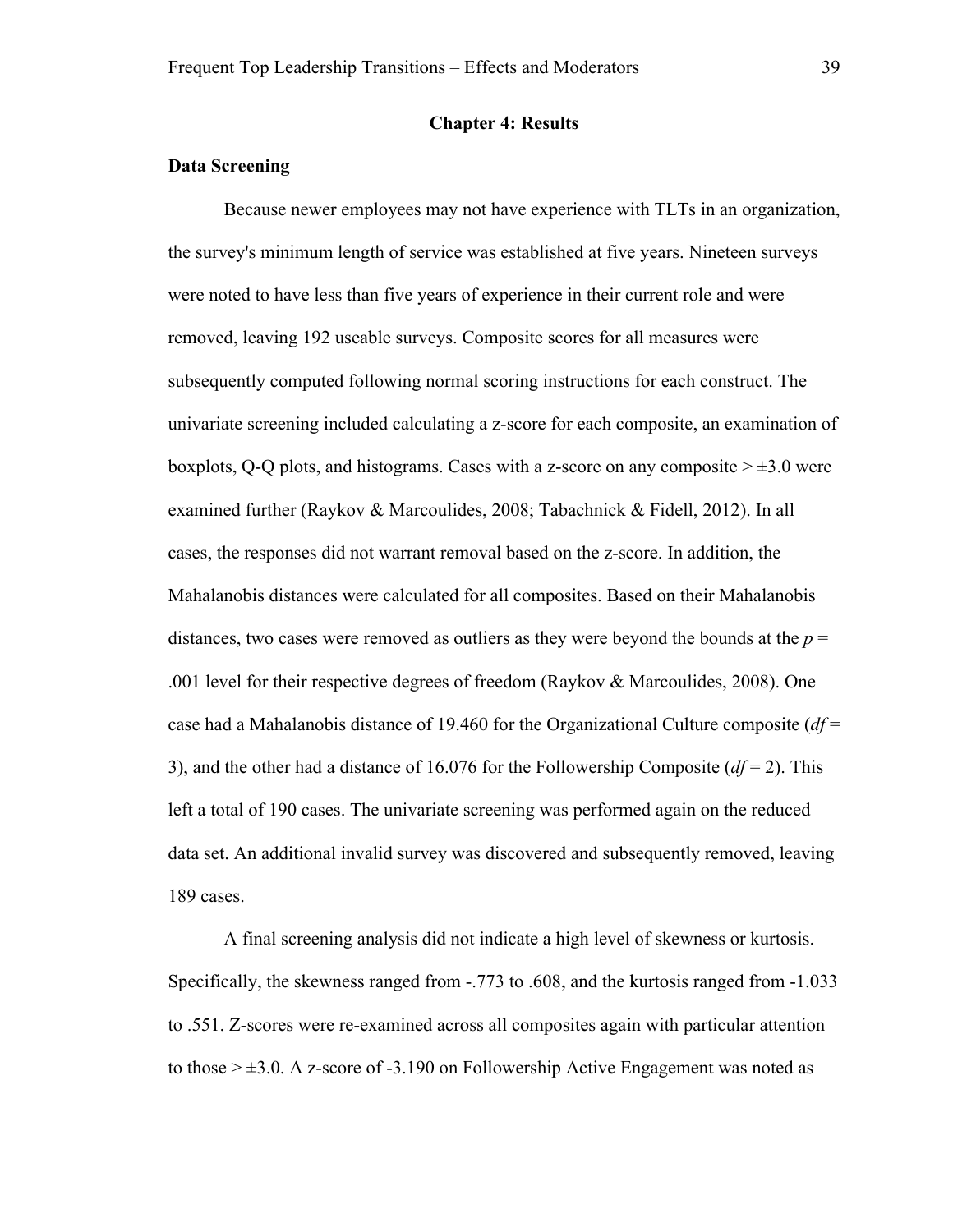# Chapter 4: Results

## Data Screening

Because newer employees may not have experience with TLTs in an organization, the survey's minimum length of service was established at five years. Nineteen surveys were noted to have less than five years of experience in their current role and were removed, leaving 192 useable surveys. Composite scores for all measures were subsequently computed following normal scoring instructions for each construct. The univariate screening included calculating a z-score for each composite, an examination of boxplots, Q-Q plots, and histograms. Cases with a z-score on any composite > ±3.0 were examined further (Raykov & Marcoulides, 2008; Tabachnick & Fidell, 2012). In all cases, the responses did not warrant removal based on the z-score. In addition, the Mahalanobis distances were calculated for all composites. Based on their Mahalanobis distances, two cases were removed as outliers as they were beyond the bounds at the $p$ = .001 level for their respective degrees of freedom (Raykov & Marcoulides, 2008). One case had a Mahalanobis distance of 19.460 for the Organizational Culture composite ($df$ = 3), and the other had a distance of 16.076 for the Followership Composite ($df$ = 2). This left a total of 190 cases. The univariate screening was performed again on the reduced data set. An additional invalid survey was discovered and subsequently removed, leaving 189 cases.

A final screening analysis did not indicate a high level of skewness or kurtosis. Specifically, the skewness ranged from -.773 to .608, and the kurtosis ranged from -1.033 to .551. Z-scores were re-examined across all composites again with particular attention to those > ±3.0. A z-score of -3.190 on Followership Active Engagement was noted as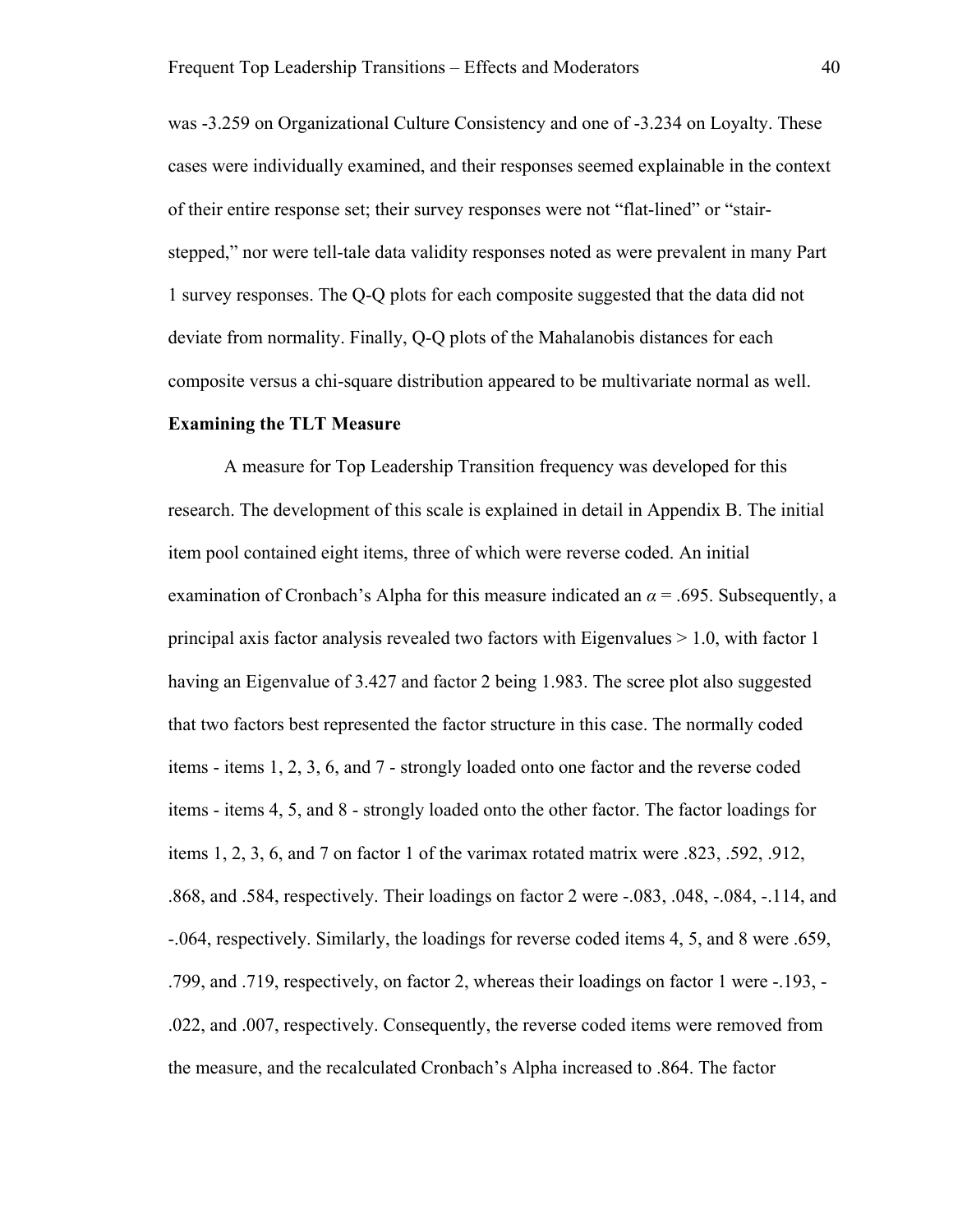was -3.259 on Organizational Culture Consistency and one of -3.234 on Loyalty. These cases were individually examined, and their responses seemed explainable in the context of their entire response set; their survey responses were not “flat-lined” or “stair-stepped,” nor were tell-tale data validity responses noted as were prevalent in many Part 1 survey responses. The Q-Q plots for each composite suggested that the data did not deviate from normality. Finally, Q-Q plots of the Mahalanobis distances for each composite versus a chi-square distribution appeared to be multivariate normal as well.

**Examining the TLT Measure**

A measure for Top Leadership Transition frequency was developed for this research. The development of this scale is explained in detail in Appendix B. The initial item pool contained eight items, three of which were reverse coded. An initial examination of Cronbach’s Alpha for this measure indicated an $\alpha = .695$. Subsequently, a principal axis factor analysis revealed two factors with Eigenvalues > 1.0, with factor 1 having an Eigenvalue of 3.427 and factor 2 being 1.983. The scree plot also suggested that two factors best represented the factor structure in this case. The normally coded items - items 1, 2, 3, 6, and 7 - strongly loaded onto one factor and the reverse coded items - items 4, 5, and 8 - strongly loaded onto the other factor. The factor loadings for items 1, 2, 3, 6, and 7 on factor 1 of the varimax rotated matrix were .823, .592, .912, .868, and .584, respectively. Their loadings on factor 2 were -.083, .048, -.084, -.114, and -.064, respectively. Similarly, the loadings for reverse coded items 4, 5, and 8 were .659, .799, and .719, respectively, on factor 2, whereas their loadings on factor 1 were -.193, -.022, and .007, respectively. Consequently, the reverse coded items were removed from the measure, and the recalculated Cronbach’s Alpha increased to .864. The factor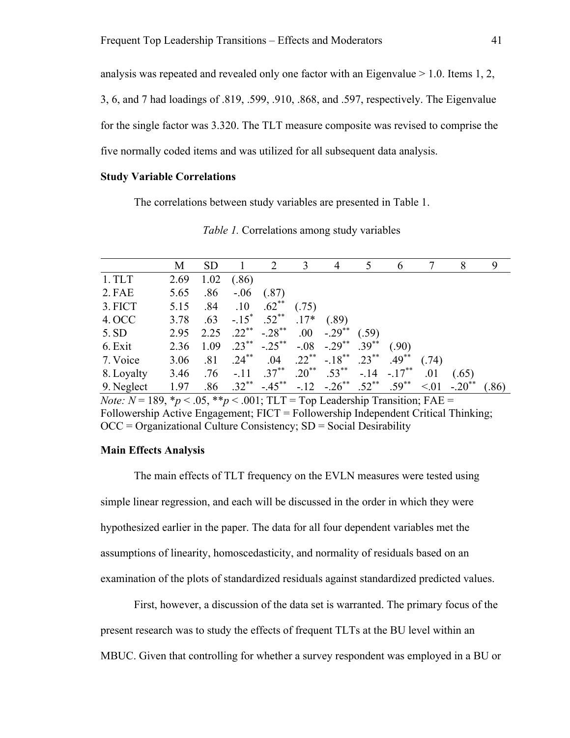analysis was repeated and revealed only one factor with an Eigenvalue > 1.0. Items 1, 2, 3, 6, and 7 had loadings of .819, .599, .910, .868, and .597, respectively. The Eigenvalue for the single factor was 3.320. The TLT measure composite was revised to comprise the five normally coded items and was utilized for all subsequent data analysis.

**Study Variable Correlations**

The correlations between study variables are presented in Table 1.

*Table 1.* Correlations among study variables

| | M | SD | 1 | 2 | 3 | 4 | 5 | 6 | 7 | 8 | 9 |
|---|---|---|---|---|---|---|---|---|---|---|---|
| 1. TLT | 2.69 | 1.02 | (.86) | | | | | | | | |
| 2. FAE | 5.65 | .86 | -.06 | (.87) | | | | | | | |
| 3. FICT | 5.15 | .84 | .10 | .62** | (.75) | | | | | | |
| 4. OCC | 3.78 | .63 | -.15* | .52** | .17* | (.89) | | | | | |
| 5. SD | 2.95 | 2.25 | .22** | -.28** | .00 | -.29** | (.59) | | | | |
| 6. Exit | 2.36 | 1.09 | .23** | -.25** | -.08 | -.29** | .39** | (.90) | | | |
| 7. Voice | 3.06 | .81 | .24** | .04 | .22** | -.18** | .23** | .49** | (.74) | | |
| 8. Loyalty | 3.46 | .76 | -.11 | .37** | .20** | .53** | -.14 | -.17** | .01 | (.65) | |
| 9. Neglect | 1.97 | .86 | .32** | -.45** | -.12 | -.26** | .52** | .59** | <.01 | -.20** | (.86) |

*Note: N* = 189, \**p* < .05, \*\**p* < .001; TLT = Top Leadership Transition; FAE = Followership Active Engagement; FICT = Followership Independent Critical Thinking; OCC = Organizational Culture Consistency; SD = Social Desirability

**Main Effects Analysis**

The main effects of TLT frequency on the EVLN measures were tested using simple linear regression, and each will be discussed in the order in which they were hypothesized earlier in the paper. The data for all four dependent variables met the assumptions of linearity, homoscedasticity, and normality of residuals based on an examination of the plots of standardized residuals against standardized predicted values.

First, however, a discussion of the data set is warranted. The primary focus of the present research was to study the effects of frequent TLTs at the BU level within an MBUC. Given that controlling for whether a survey respondent was employed in a BU or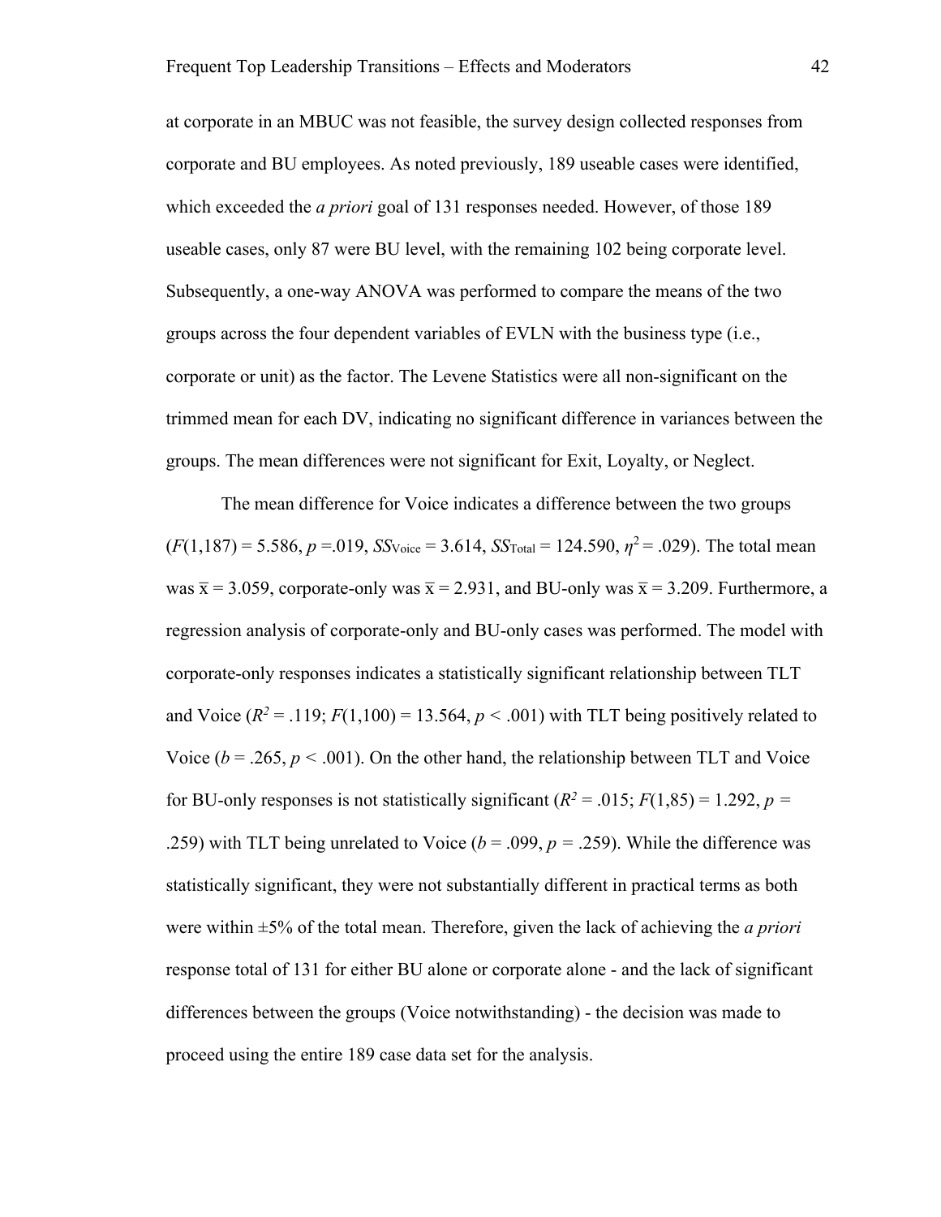at corporate in an MBUC was not feasible, the survey design collected responses from corporate and BU employees. As noted previously, 189 useable cases were identified, which exceeded the *a priori* goal of 131 responses needed. However, of those 189 useable cases, only 87 were BU level, with the remaining 102 being corporate level. Subsequently, a one-way ANOVA was performed to compare the means of the two groups across the four dependent variables of EVLN with the business type (i.e., corporate or unit) as the factor. The Levene Statistics were all non-significant on the trimmed mean for each DV, indicating no significant difference in variances between the groups. The mean differences were not significant for Exit, Loyalty, or Neglect.

The mean difference for Voice indicates a difference between the two groups ($F(1,187) = 5.586$, $p = .019$, $SS_{\text{Voice}} = 3.614$, $SS_{\text{Total}} = 124.590$, $\eta^2 = .029$). The total mean was $\bar{x} = 3.059$, corporate-only was $\bar{x} = 2.931$, and BU-only was $\bar{x} = 3.209$. Furthermore, a regression analysis of corporate-only and BU-only cases was performed. The model with corporate-only responses indicates a statistically significant relationship between TLT and Voice ($R^2 = .119$; $F(1,100) = 13.564$, $p < .001$) with TLT being positively related to Voice ($b = .265$, $p < .001$). On the other hand, the relationship between TLT and Voice for BU-only responses is not statistically significant ($R^2 = .015$; $F(1,85) = 1.292$, $p = .259$) with TLT being unrelated to Voice ($b = .099$, $p = .259$). While the difference was statistically significant, they were not substantially different in practical terms as both were within ±5% of the total mean. Therefore, given the lack of achieving the *a priori* response total of 131 for either BU alone or corporate alone - and the lack of significant differences between the groups (Voice notwithstanding) - the decision was made to proceed using the entire 189 case data set for the analysis.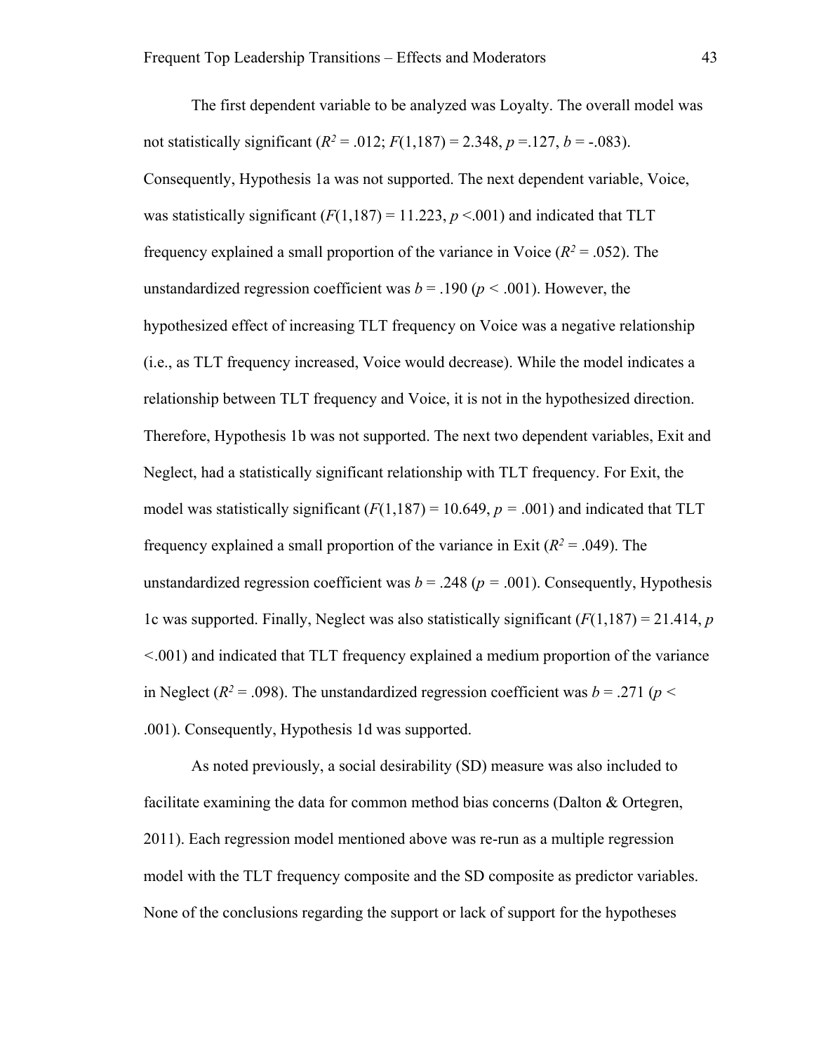The first dependent variable to be analyzed was Loyalty. The overall model was not statistically significant ($R^2 = .012$; $F(1,187) = 2.348$, $p = .127$, $b = -.083$). Consequently, Hypothesis 1a was not supported. The next dependent variable, Voice, was statistically significant ($F(1,187) = 11.223$, $p < .001$) and indicated that TLT frequency explained a small proportion of the variance in Voice ($R^2 = .052$). The unstandardized regression coefficient was $b = .190$ ($p < .001$). However, the hypothesized effect of increasing TLT frequency on Voice was a negative relationship (i.e., as TLT frequency increased, Voice would decrease). While the model indicates a relationship between TLT frequency and Voice, it is not in the hypothesized direction. Therefore, Hypothesis 1b was not supported. The next two dependent variables, Exit and Neglect, had a statistically significant relationship with TLT frequency. For Exit, the model was statistically significant ($F(1,187) = 10.649$, $p = .001$) and indicated that TLT frequency explained a small proportion of the variance in Exit ($R^2 = .049$). The unstandardized regression coefficient was $b = .248$ ($p = .001$). Consequently, Hypothesis 1c was supported. Finally, Neglect was also statistically significant ($F(1,187) = 21.414$, $p < .001$) and indicated that TLT frequency explained a medium proportion of the variance in Neglect ($R^2 = .098$). The unstandardized regression coefficient was $b = .271$ ($p < .001$). Consequently, Hypothesis 1d was supported.

As noted previously, a social desirability (SD) measure was also included to facilitate examining the data for common method bias concerns (Dalton & Ortegren, 2011). Each regression model mentioned above was re-run as a multiple regression model with the TLT frequency composite and the SD composite as predictor variables. None of the conclusions regarding the support or lack of support for the hypotheses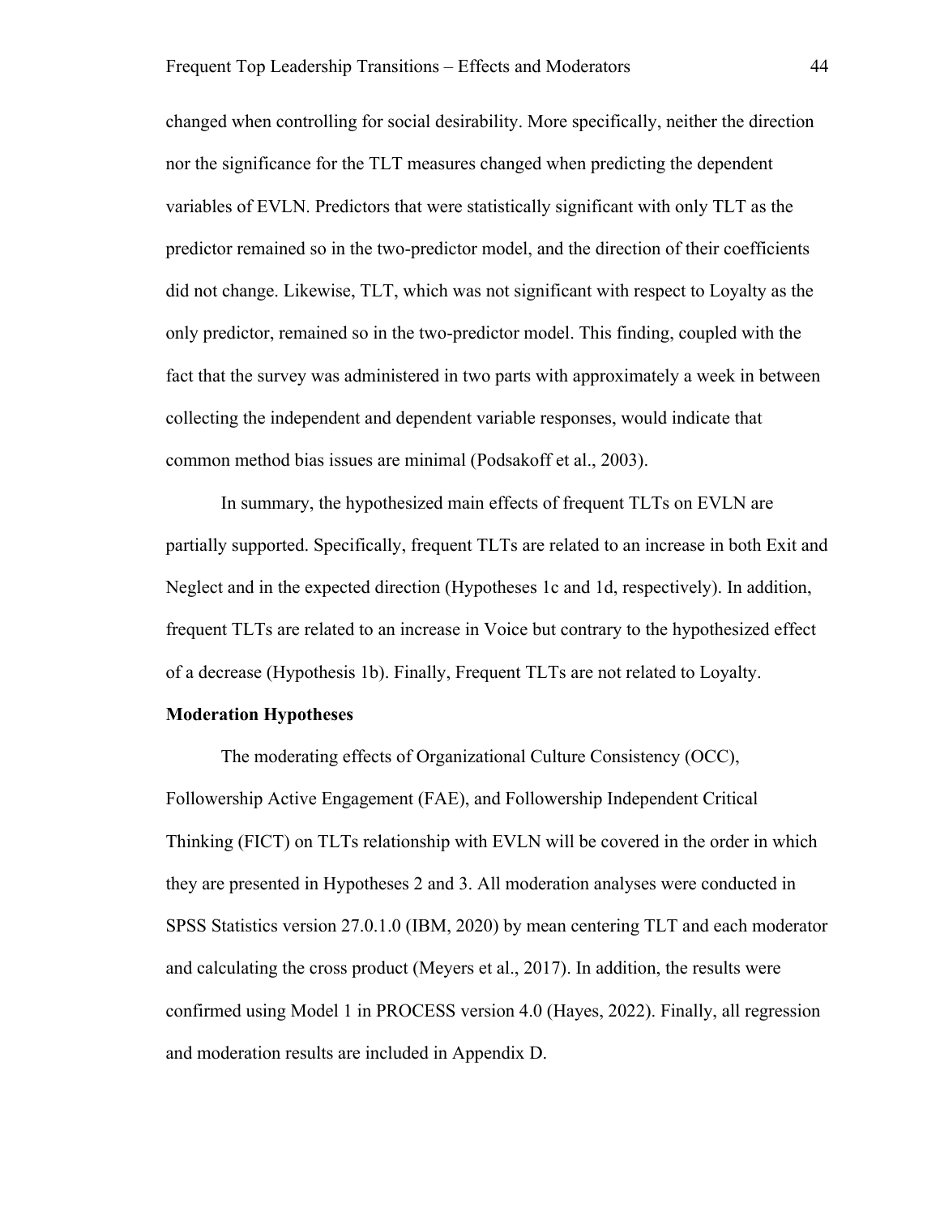changed when controlling for social desirability. More specifically, neither the direction nor the significance for the TLT measures changed when predicting the dependent variables of EVLN. Predictors that were statistically significant with only TLT as the predictor remained so in the two-predictor model, and the direction of their coefficients did not change. Likewise, TLT, which was not significant with respect to Loyalty as the only predictor, remained so in the two-predictor model. This finding, coupled with the fact that the survey was administered in two parts with approximately a week in between collecting the independent and dependent variable responses, would indicate that common method bias issues are minimal (Podsakoff et al., 2003).

In summary, the hypothesized main effects of frequent TLTs on EVLN are partially supported. Specifically, frequent TLTs are related to an increase in both Exit and Neglect and in the expected direction (Hypotheses 1c and 1d, respectively). In addition, frequent TLTs are related to an increase in Voice but contrary to the hypothesized effect of a decrease (Hypothesis 1b). Finally, Frequent TLTs are not related to Loyalty.

## Moderation Hypotheses

The moderating effects of Organizational Culture Consistency (OCC), Followership Active Engagement (FAE), and Followership Independent Critical Thinking (FICT) on TLTs relationship with EVLN will be covered in the order in which they are presented in Hypotheses 2 and 3. All moderation analyses were conducted in SPSS Statistics version 27.0.1.0 (IBM, 2020) by mean centering TLT and each moderator and calculating the cross product (Meyers et al., 2017). In addition, the results were confirmed using Model 1 in PROCESS version 4.0 (Hayes, 2022). Finally, all regression and moderation results are included in Appendix D.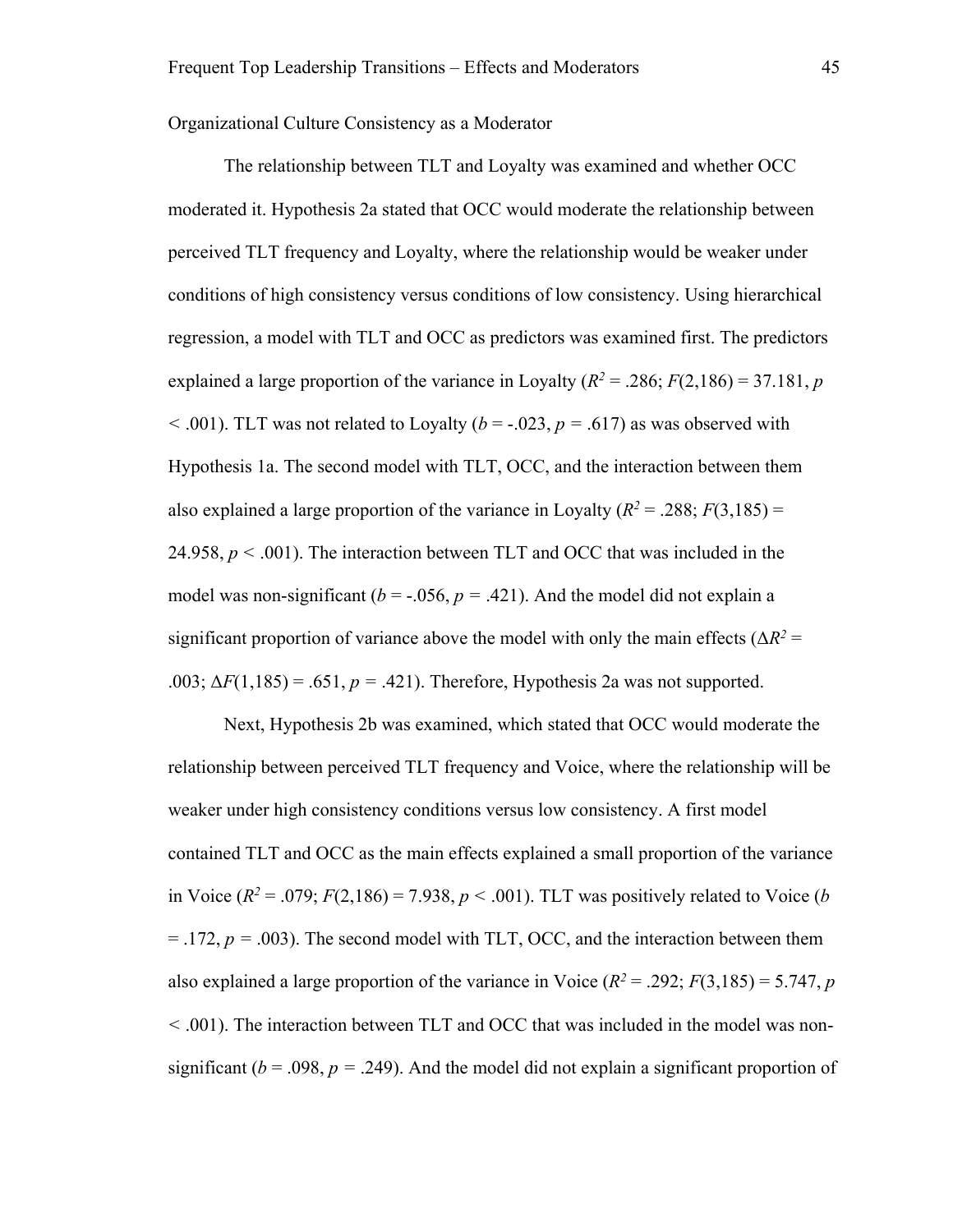Organizational Culture Consistency as a Moderator

The relationship between TLT and Loyalty was examined and whether OCC moderated it. Hypothesis 2a stated that OCC would moderate the relationship between perceived TLT frequency and Loyalty, where the relationship would be weaker under conditions of high consistency versus conditions of low consistency. Using hierarchical regression, a model with TLT and OCC as predictors was examined first. The predictors explained a large proportion of the variance in Loyalty ($R^2$ = .286; $F$(2,186) = 37.181, $p$ < .001). TLT was not related to Loyalty ($b$ = -.023, $p$ = .617) as was observed with Hypothesis 1a. The second model with TLT, OCC, and the interaction between them also explained a large proportion of the variance in Loyalty ($R^2$ = .288; $F$(3,185) = 24.958, $p$ < .001). The interaction between TLT and OCC that was included in the model was non-significant ($b$ = -.056, $p$ = .421). And the model did not explain a significant proportion of variance above the model with only the main effects ($\Delta R^2$ = .003; $\Delta F$(1,185) = .651, $p$ = .421). Therefore, Hypothesis 2a was not supported.

Next, Hypothesis 2b was examined, which stated that OCC would moderate the relationship between perceived TLT frequency and Voice, where the relationship will be weaker under high consistency conditions versus low consistency. A first model contained TLT and OCC as the main effects explained a small proportion of the variance in Voice ($R^2$ = .079; $F$(2,186) = 7.938, $p$ < .001). TLT was positively related to Voice ($b$ = .172, $p$ = .003). The second model with TLT, OCC, and the interaction between them also explained a large proportion of the variance in Voice ($R^2$ = .292; $F$(3,185) = 5.747, $p$ < .001). The interaction between TLT and OCC that was included in the model was non-significant ($b$ = .098, $p$ = .249). And the model did not explain a significant proportion of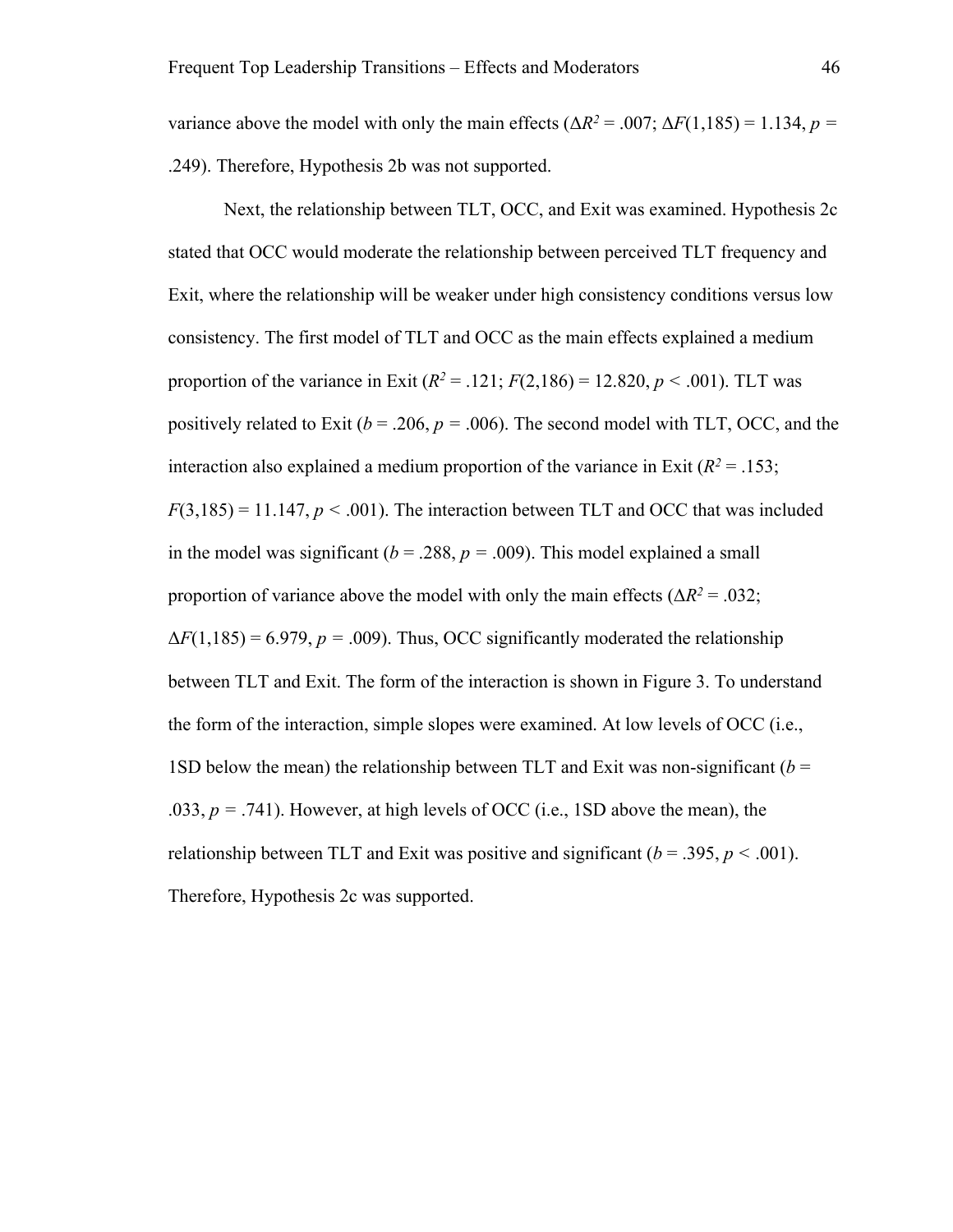variance above the model with only the main effects ($\Delta R^2 = .007$; $\Delta F(1,185) = 1.134$, $p = .249$). Therefore, Hypothesis 2b was not supported.

Next, the relationship between TLT, OCC, and Exit was examined. Hypothesis 2c stated that OCC would moderate the relationship between perceived TLT frequency and Exit, where the relationship will be weaker under high consistency conditions versus low consistency. The first model of TLT and OCC as the main effects explained a medium proportion of the variance in Exit ($R^2 = .121$; $F(2,186) = 12.820$, $p < .001$). TLT was positively related to Exit ($b = .206$, $p = .006$). The second model with TLT, OCC, and the interaction also explained a medium proportion of the variance in Exit ($R^2 = .153$; $F(3,185) = 11.147$, $p < .001$). The interaction between TLT and OCC that was included in the model was significant ($b = .288$, $p = .009$). This model explained a small proportion of variance above the model with only the main effects ($\Delta R^2 = .032$; $\Delta F(1,185) = 6.979$, $p = .009$). Thus, OCC significantly moderated the relationship between TLT and Exit. The form of the interaction is shown in Figure 3. To understand the form of the interaction, simple slopes were examined. At low levels of OCC (i.e., 1SD below the mean) the relationship between TLT and Exit was non-significant ($b = .033$, $p = .741$). However, at high levels of OCC (i.e., 1SD above the mean), the relationship between TLT and Exit was positive and significant ($b = .395$, $p < .001$). Therefore, Hypothesis 2c was supported.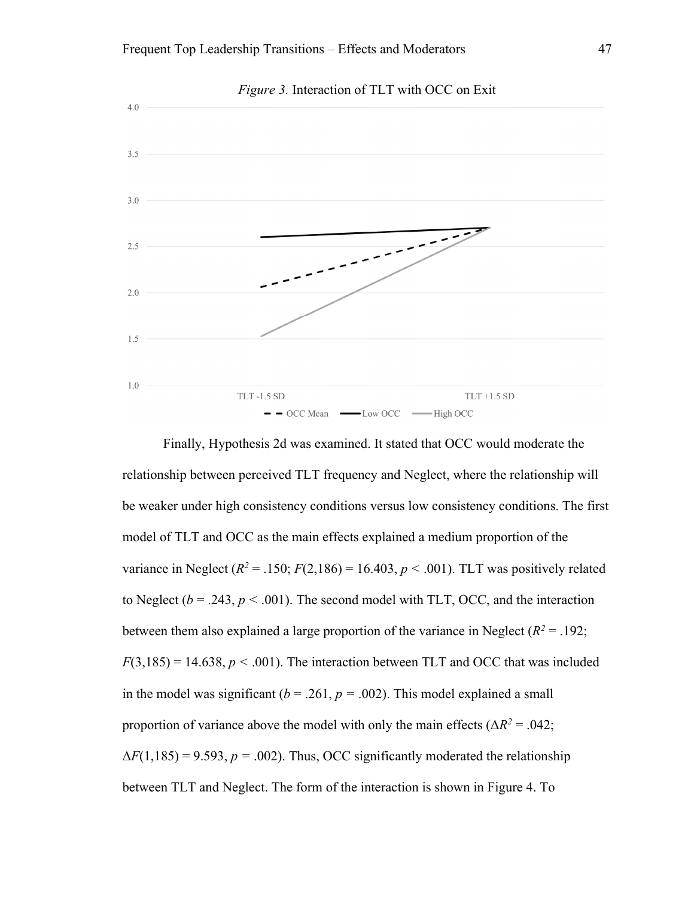*Figure 3.* Interaction of TLT with OCC on Exit

Finally, Hypothesis 2d was examined. It stated that OCC would moderate the relationship between perceived TLT frequency and Neglect, where the relationship will be weaker under high consistency conditions versus low consistency conditions. The first model of TLT and OCC as the main effects explained a medium proportion of the variance in Neglect ($R^2$ = .150; $F$(2,186) = 16.403, $p$ < .001). TLT was positively related to Neglect ($b$ = .243, $p$ < .001). The second model with TLT, OCC, and the interaction between them also explained a large proportion of the variance in Neglect ($R^2$ = .192; $F$(3,185) = 14.638, $p$ < .001). The interaction between TLT and OCC that was included in the model was significant ($b$ = .261, $p$ = .002). This model explained a small proportion of variance above the model with only the main effects ($\Delta R^2$ = .042; $\Delta F$(1,185) = 9.593, $p$ = .002). Thus, OCC significantly moderated the relationship between TLT and Neglect. The form of the interaction is shown in Figure 4. To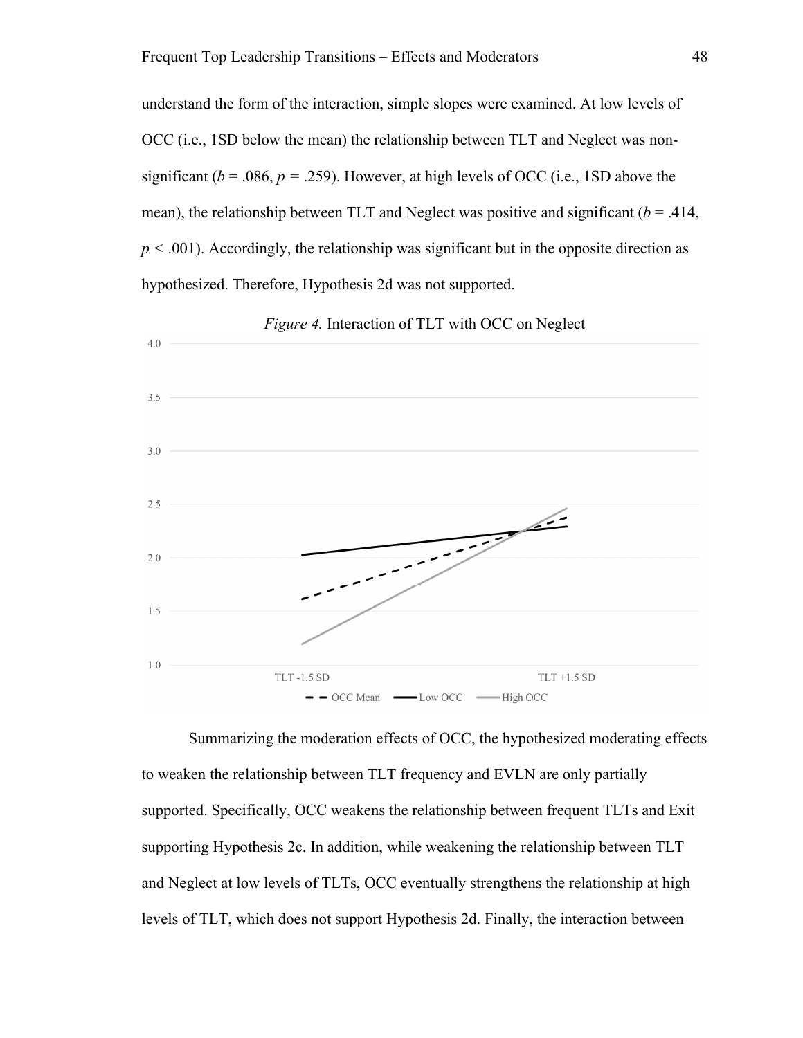understand the form of the interaction, simple slopes were examined. At low levels of OCC (i.e., 1SD below the mean) the relationship between TLT and Neglect was non-significant ($b$ = .086, $p$ = .259). However, at high levels of OCC (i.e., 1SD above the mean), the relationship between TLT and Neglect was positive and significant ($b$ = .414, $p$ < .001). Accordingly, the relationship was significant but in the opposite direction as hypothesized. Therefore, Hypothesis 2d was not supported.

*Figure 4.* Interaction of TLT with OCC on Neglect

Summarizing the moderation effects of OCC, the hypothesized moderating effects to weaken the relationship between TLT frequency and EVLN are only partially supported. Specifically, OCC weakens the relationship between frequent TLTs and Exit supporting Hypothesis 2c. In addition, while weakening the relationship between TLT and Neglect at low levels of TLTs, OCC eventually strengthens the relationship at high levels of TLT, which does not support Hypothesis 2d. Finally, the interaction between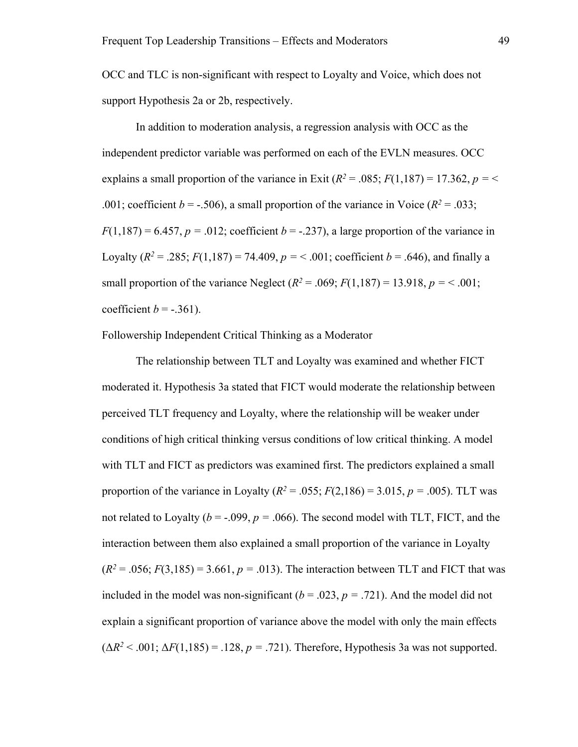OCC and TLC is non-significant with respect to Loyalty and Voice, which does not support Hypothesis 2a or 2b, respectively.

In addition to moderation analysis, a regression analysis with OCC as the independent predictor variable was performed on each of the EVLN measures. OCC explains a small proportion of the variance in Exit ($R^2$ = .085; $F(1,187)$ = 17.362, $p$ = < .001; coefficient $b$ = -.506), a small proportion of the variance in Voice ($R^2$ = .033; $F(1,187)$ = 6.457, $p$ = .012; coefficient $b$ = -.237), a large proportion of the variance in Loyalty ($R^2$ = .285; $F(1,187)$ = 74.409, $p$ = < .001; coefficient $b$ = .646), and finally a small proportion of the variance Neglect ($R^2$ = .069; $F(1,187)$ = 13.918, $p$ = < .001; coefficient $b$ = -.361).

## Followership Independent Critical Thinking as a Moderator

The relationship between TLT and Loyalty was examined and whether FICT moderated it. Hypothesis 3a stated that FICT would moderate the relationship between perceived TLT frequency and Loyalty, where the relationship will be weaker under conditions of high critical thinking versus conditions of low critical thinking. A model with TLT and FICT as predictors was examined first. The predictors explained a small proportion of the variance in Loyalty ($R^2$ = .055; $F(2,186)$ = 3.015, $p$ = .005). TLT was not related to Loyalty ($b$ = -.099, $p$ = .066). The second model with TLT, FICT, and the interaction between them also explained a small proportion of the variance in Loyalty ($R^2$ = .056; $F(3,185)$ = 3.661, $p$ = .013). The interaction between TLT and FICT that was included in the model was non-significant ($b$ = .023, $p$ = .721). And the model did not explain a significant proportion of variance above the model with only the main effects ($\Delta R^2$ < .001; $\Delta F(1,185)$ = .128, $p$ = .721). Therefore, Hypothesis 3a was not supported.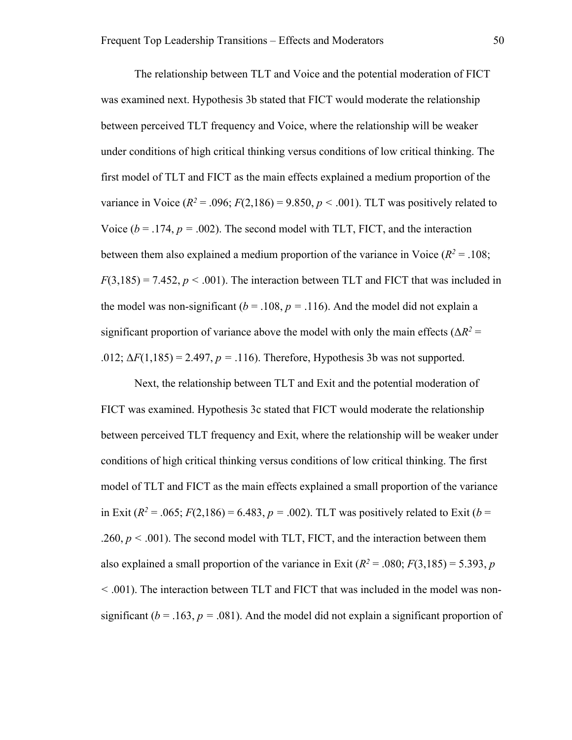The relationship between TLT and Voice and the potential moderation of FICT was examined next. Hypothesis 3b stated that FICT would moderate the relationship between perceived TLT frequency and Voice, where the relationship will be weaker under conditions of high critical thinking versus conditions of low critical thinking. The first model of TLT and FICT as the main effects explained a medium proportion of the variance in Voice ($R^2$ = .096; $F(2,186)$ = 9.850, $p$ < .001). TLT was positively related to Voice ($b$ = .174, $p$ = .002). The second model with TLT, FICT, and the interaction between them also explained a medium proportion of the variance in Voice ($R^2$ = .108; $F(3,185)$ = 7.452, $p$ < .001). The interaction between TLT and FICT that was included in the model was non-significant ($b$ = .108, $p$ = .116). And the model did not explain a significant proportion of variance above the model with only the main effects ($\Delta R^2$ = .012; $\Delta F(1,185)$ = 2.497, $p$ = .116). Therefore, Hypothesis 3b was not supported.

Next, the relationship between TLT and Exit and the potential moderation of FICT was examined. Hypothesis 3c stated that FICT would moderate the relationship between perceived TLT frequency and Exit, where the relationship will be weaker under conditions of high critical thinking versus conditions of low critical thinking. The first model of TLT and FICT as the main effects explained a small proportion of the variance in Exit ($R^2$ = .065; $F(2,186)$ = 6.483, $p$ = .002). TLT was positively related to Exit ($b$ = .260, $p$ < .001). The second model with TLT, FICT, and the interaction between them also explained a small proportion of the variance in Exit ($R^2$ = .080; $F(3,185)$ = 5.393, $p$ < .001). The interaction between TLT and FICT that was included in the model was non-significant ($b$ = .163, $p$ = .081). And the model did not explain a significant proportion of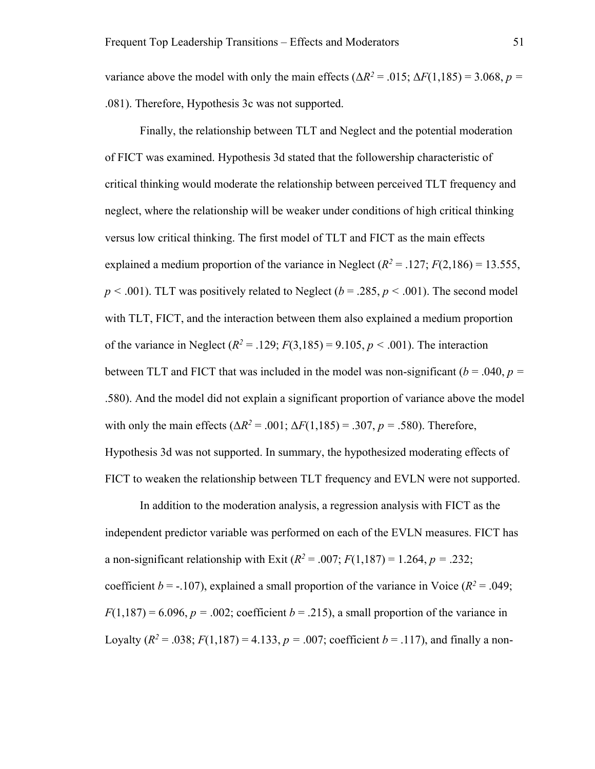variance above the model with only the main effects ($\Delta R^2 = .015$; $\Delta F(1,185) = 3.068$, $p = .081$). Therefore, Hypothesis 3c was not supported.

Finally, the relationship between TLT and Neglect and the potential moderation of FICT was examined. Hypothesis 3d stated that the followership characteristic of critical thinking would moderate the relationship between perceived TLT frequency and neglect, where the relationship will be weaker under conditions of high critical thinking versus low critical thinking. The first model of TLT and FICT as the main effects explained a medium proportion of the variance in Neglect ($R^2 = .127$; $F(2,186) = 13.555$, $p < .001$). TLT was positively related to Neglect ($b = .285$, $p < .001$). The second model with TLT, FICT, and the interaction between them also explained a medium proportion of the variance in Neglect ($R^2 = .129$; $F(3,185) = 9.105$, $p < .001$). The interaction between TLT and FICT that was included in the model was non-significant ($b = .040$, $p = .580$). And the model did not explain a significant proportion of variance above the model with only the main effects ($\Delta R^2 = .001$; $\Delta F(1,185) = .307$, $p = .580$). Therefore, Hypothesis 3d was not supported. In summary, the hypothesized moderating effects of FICT to weaken the relationship between TLT frequency and EVLN were not supported.

In addition to the moderation analysis, a regression analysis with FICT as the independent predictor variable was performed on each of the EVLN measures. FICT has a non-significant relationship with Exit ($R^2 = .007$; $F(1,187) = 1.264$, $p = .232$; coefficient $b = -.107$), explained a small proportion of the variance in Voice ($R^2 = .049$; $F(1,187) = 6.096$, $p = .002$; coefficient $b = .215$), a small proportion of the variance in Loyalty ($R^2 = .038$; $F(1,187) = 4.133$, $p = .007$; coefficient $b = .117$), and finally a non-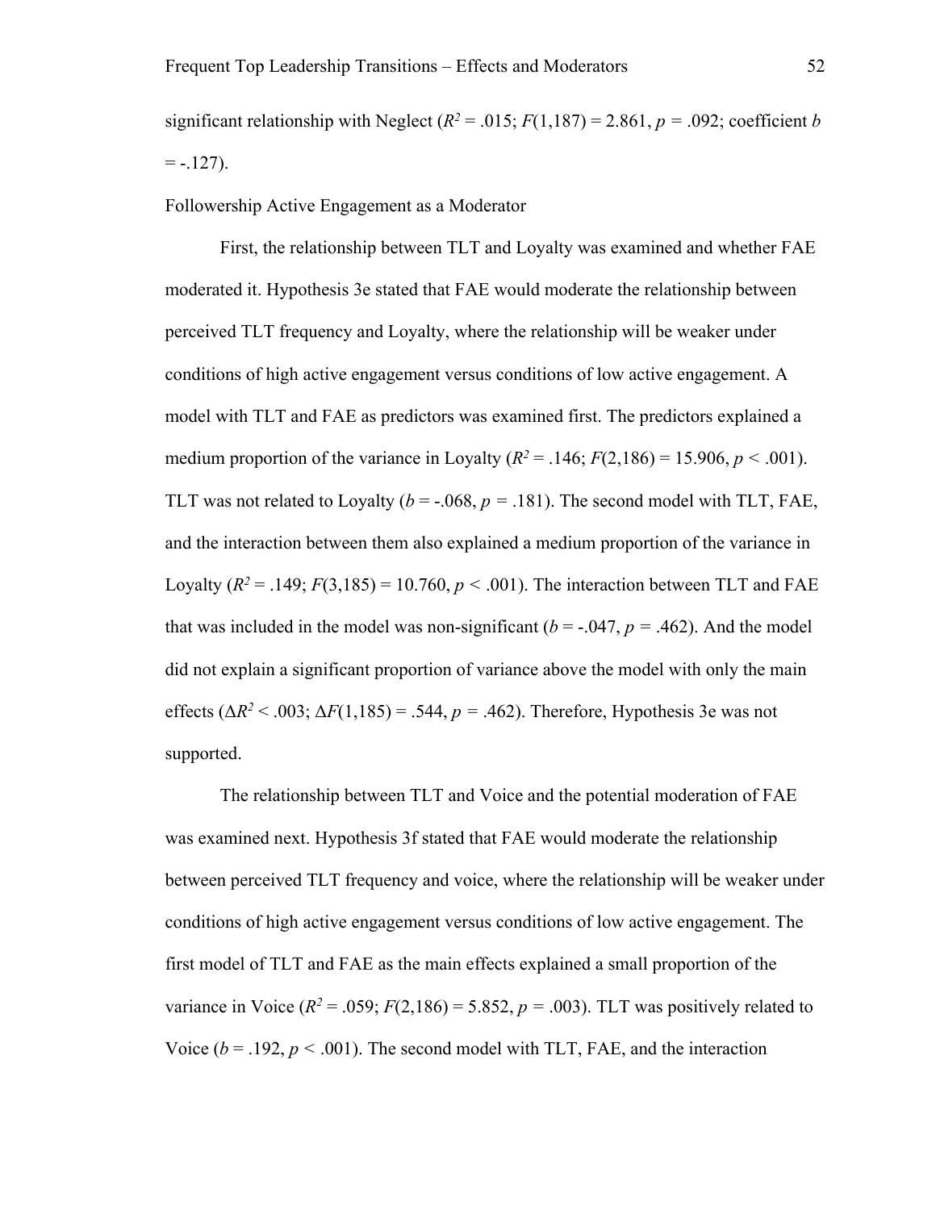significant relationship with Neglect ($R^2 = .015$; $F(1,187) = 2.861$, $p = .092$; coefficient $b = -.127$).

Followership Active Engagement as a Moderator

First, the relationship between TLT and Loyalty was examined and whether FAE moderated it. Hypothesis 3e stated that FAE would moderate the relationship between perceived TLT frequency and Loyalty, where the relationship will be weaker under conditions of high active engagement versus conditions of low active engagement. A model with TLT and FAE as predictors was examined first. The predictors explained a medium proportion of the variance in Loyalty ($R^2 = .146$; $F(2,186) = 15.906$, $p < .001$). TLT was not related to Loyalty ($b = -.068$, $p = .181$). The second model with TLT, FAE, and the interaction between them also explained a medium proportion of the variance in Loyalty ($R^2 = .149$; $F(3,185) = 10.760$, $p < .001$). The interaction between TLT and FAE that was included in the model was non-significant ($b = -.047$, $p = .462$). And the model did not explain a significant proportion of variance above the model with only the main effects ($\Delta R^2 < .003$; $\Delta F(1,185) = .544$, $p = .462$). Therefore, Hypothesis 3e was not supported.

The relationship between TLT and Voice and the potential moderation of FAE was examined next. Hypothesis 3f stated that FAE would moderate the relationship between perceived TLT frequency and voice, where the relationship will be weaker under conditions of high active engagement versus conditions of low active engagement. The first model of TLT and FAE as the main effects explained a small proportion of the variance in Voice ($R^2 = .059$; $F(2,186) = 5.852$, $p = .003$). TLT was positively related to Voice ($b = .192$, $p < .001$). The second model with TLT, FAE, and the interaction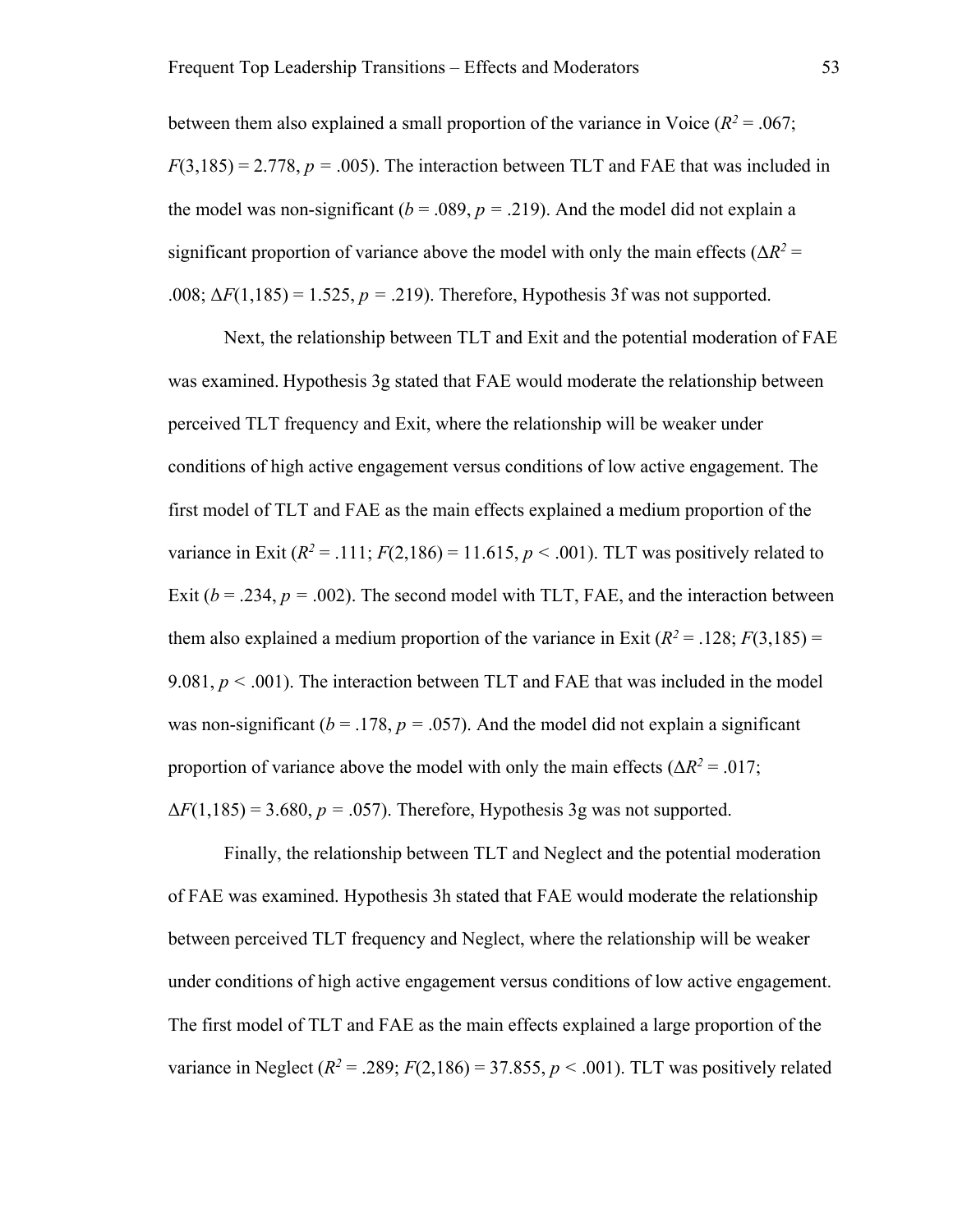between them also explained a small proportion of the variance in Voice ($R^2$ = .067; $F$(3,185) = 2.778, $p$ = .005). The interaction between TLT and FAE that was included in the model was non-significant ($b$ = .089, $p$ = .219). And the model did not explain a significant proportion of variance above the model with only the main effects ($\Delta R^2$ = .008; $\Delta F$(1,185) = 1.525, $p$ = .219). Therefore, Hypothesis 3f was not supported.

Next, the relationship between TLT and Exit and the potential moderation of FAE was examined. Hypothesis 3g stated that FAE would moderate the relationship between perceived TLT frequency and Exit, where the relationship will be weaker under conditions of high active engagement versus conditions of low active engagement. The first model of TLT and FAE as the main effects explained a medium proportion of the variance in Exit ($R^2$ = .111; $F$(2,186) = 11.615, $p$ < .001). TLT was positively related to Exit ($b$ = .234, $p$ = .002). The second model with TLT, FAE, and the interaction between them also explained a medium proportion of the variance in Exit ($R^2$ = .128; $F$(3,185) = 9.081, $p$ < .001). The interaction between TLT and FAE that was included in the model was non-significant ($b$ = .178, $p$ = .057). And the model did not explain a significant proportion of variance above the model with only the main effects ($\Delta R^2$ = .017; $\Delta F$(1,185) = 3.680, $p$ = .057). Therefore, Hypothesis 3g was not supported.

Finally, the relationship between TLT and Neglect and the potential moderation of FAE was examined. Hypothesis 3h stated that FAE would moderate the relationship between perceived TLT frequency and Neglect, where the relationship will be weaker under conditions of high active engagement versus conditions of low active engagement. The first model of TLT and FAE as the main effects explained a large proportion of the variance in Neglect ($R^2$ = .289; $F$(2,186) = 37.855, $p$ < .001). TLT was positively related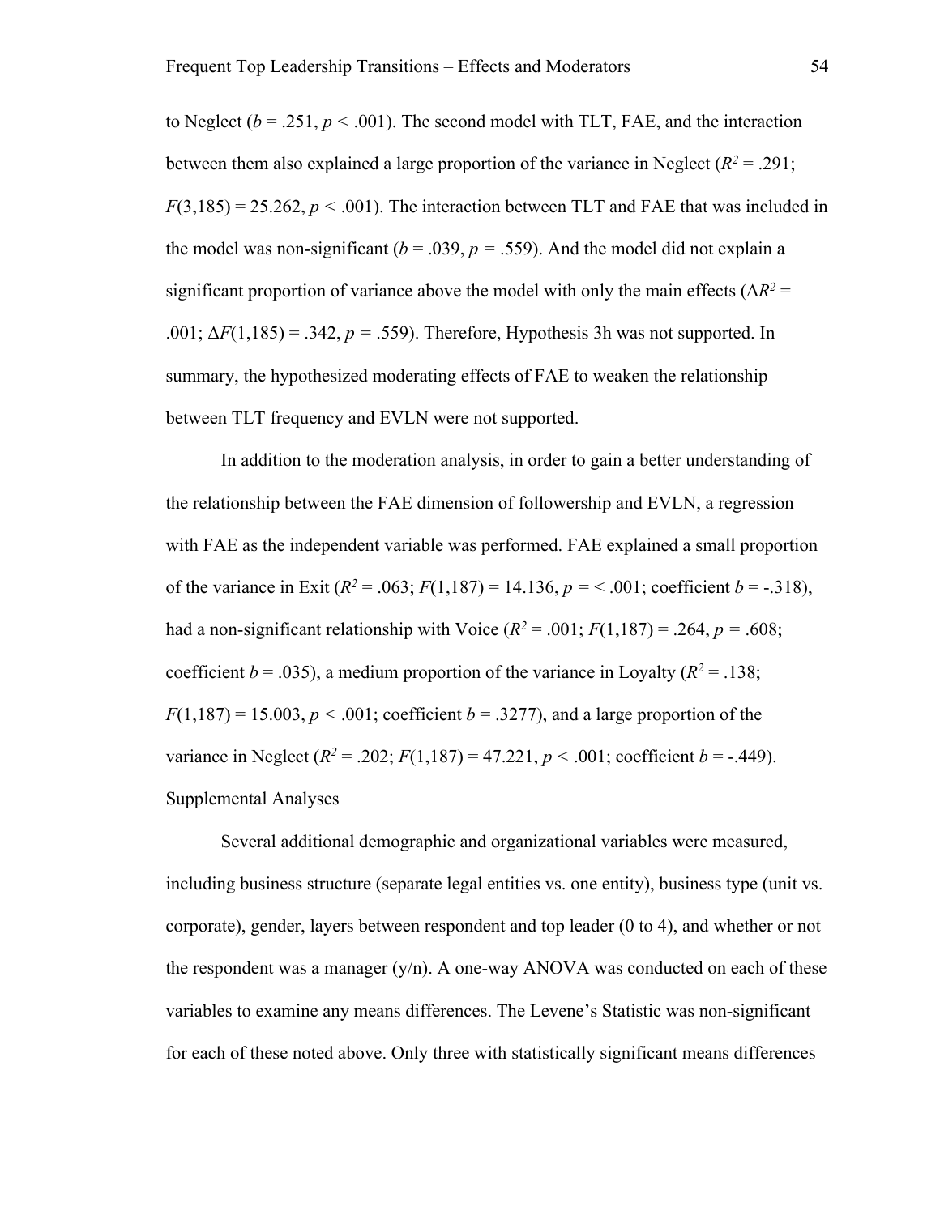to Neglect ($b = .251$, $p < .001$). The second model with TLT, FAE, and the interaction between them also explained a large proportion of the variance in Neglect ($R^2 = .291$; $F(3,185) = 25.262$, $p < .001$). The interaction between TLT and FAE that was included in the model was non-significant ($b = .039$, $p = .559$). And the model did not explain a significant proportion of variance above the model with only the main effects ($\Delta R^2 = .001$; $\Delta F(1,185) = .342$, $p = .559$). Therefore, Hypothesis 3h was not supported. In summary, the hypothesized moderating effects of FAE to weaken the relationship between TLT frequency and EVLN were not supported.

In addition to the moderation analysis, in order to gain a better understanding of the relationship between the FAE dimension of followership and EVLN, a regression with FAE as the independent variable was performed. FAE explained a small proportion of the variance in Exit ($R^2 = .063$; $F(1,187) = 14.136$, $p = < .001$; coefficient $b = -.318$), had a non-significant relationship with Voice ($R^2 = .001$; $F(1,187) = .264$, $p = .608$; coefficient $b = .035$), a medium proportion of the variance in Loyalty ($R^2 = .138$; $F(1,187) = 15.003$, $p < .001$; coefficient $b = .3277$), and a large proportion of the variance in Neglect ($R^2 = .202$; $F(1,187) = 47.221$, $p < .001$; coefficient $b = -.449$).

## Supplemental Analyses

Several additional demographic and organizational variables were measured, including business structure (separate legal entities vs. one entity), business type (unit vs. corporate), gender, layers between respondent and top leader (0 to 4), and whether or not the respondent was a manager (y/n). A one-way ANOVA was conducted on each of these variables to examine any means differences. The Levene's Statistic was non-significant for each of these noted above. Only three with statistically significant means differences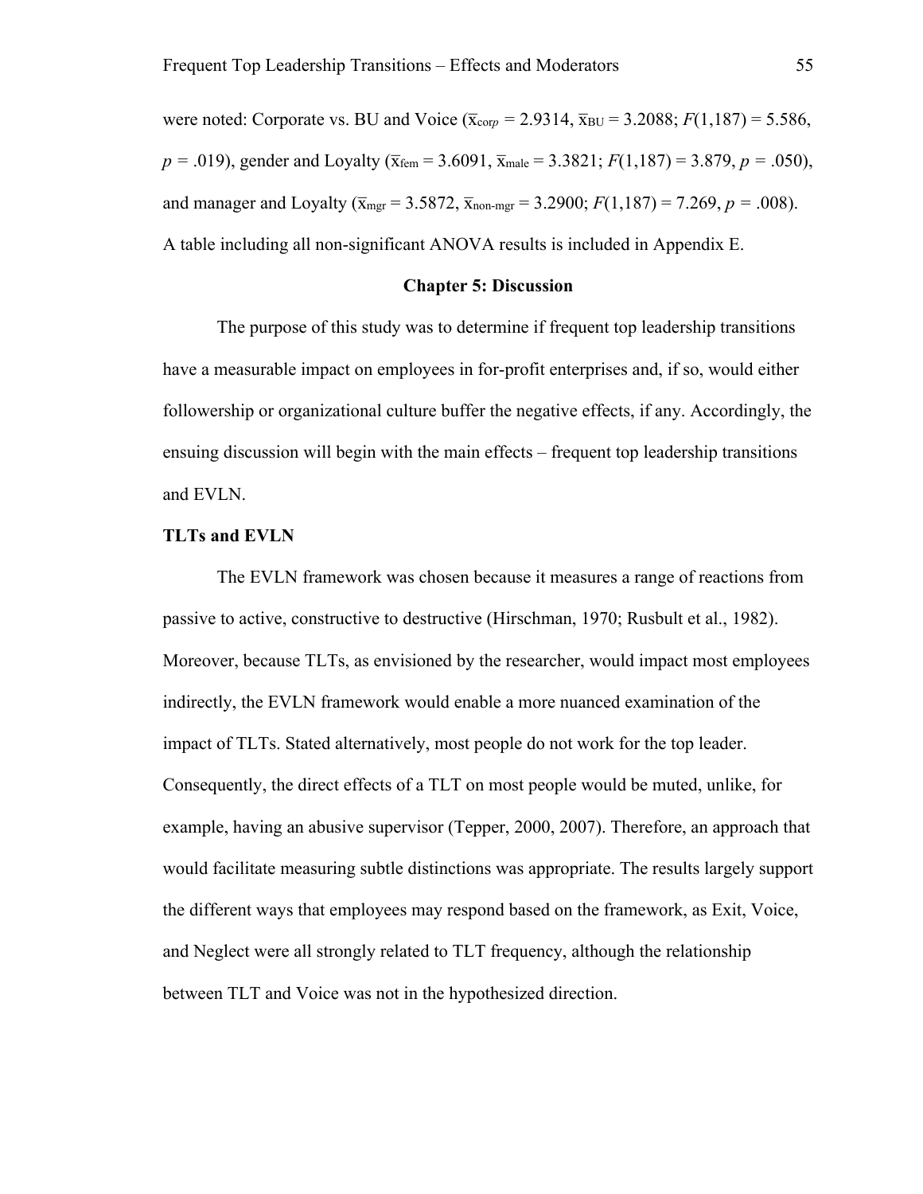were noted: Corporate vs. BU and Voice ($\bar{x}_{corp}$ = 2.9314, $\bar{x}_{BU}$ = 3.2088; $F(1,187) = 5.586$, $p = .019$), gender and Loyalty ($\bar{x}_{fem}$ = 3.6091, $\bar{x}_{male}$ = 3.3821; $F(1,187) = 3.879$, $p = .050$), and manager and Loyalty ($\bar{x}_{mgr}$ = 3.5872, $\bar{x}_{non\text{-}mgr}$ = 3.2900; $F(1,187) = 7.269$, $p = .008$). A table including all non-significant ANOVA results is included in Appendix E.

# Chapter 5: Discussion

The purpose of this study was to determine if frequent top leadership transitions have a measurable impact on employees in for-profit enterprises and, if so, would either followership or organizational culture buffer the negative effects, if any. Accordingly, the ensuing discussion will begin with the main effects – frequent top leadership transitions and EVLN.

## TLTs and EVLN

The EVLN framework was chosen because it measures a range of reactions from passive to active, constructive to destructive (Hirschman, 1970; Rusbult et al., 1982). Moreover, because TLTs, as envisioned by the researcher, would impact most employees indirectly, the EVLN framework would enable a more nuanced examination of the impact of TLTs. Stated alternatively, most people do not work for the top leader. Consequently, the direct effects of a TLT on most people would be muted, unlike, for example, having an abusive supervisor (Tepper, 2000, 2007). Therefore, an approach that would facilitate measuring subtle distinctions was appropriate. The results largely support the different ways that employees may respond based on the framework, as Exit, Voice, and Neglect were all strongly related to TLT frequency, although the relationship between TLT and Voice was not in the hypothesized direction.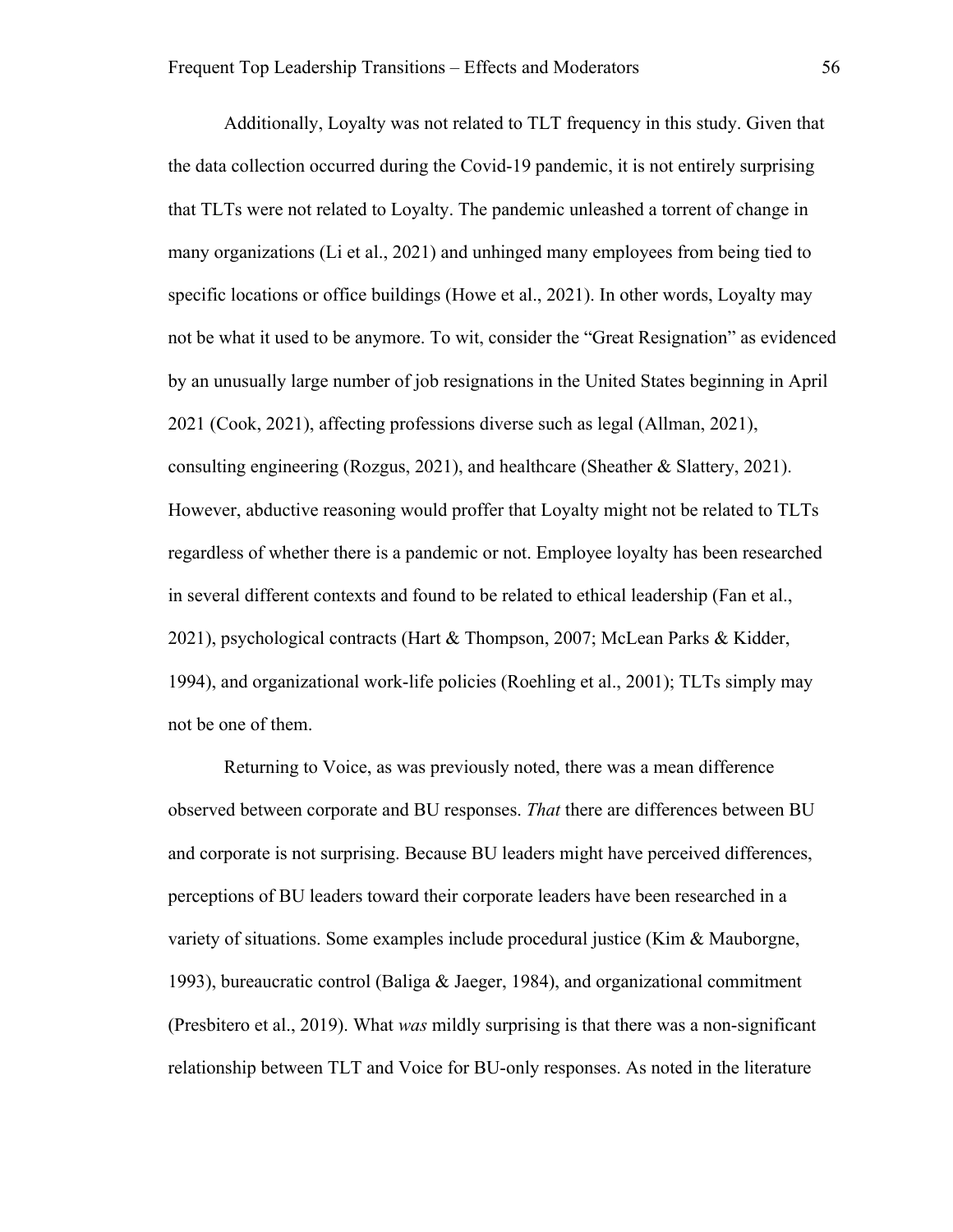Additionally, Loyalty was not related to TLT frequency in this study. Given that the data collection occurred during the Covid-19 pandemic, it is not entirely surprising that TLTs were not related to Loyalty. The pandemic unleashed a torrent of change in many organizations (Li et al., 2021) and unhinged many employees from being tied to specific locations or office buildings (Howe et al., 2021). In other words, Loyalty may not be what it used to be anymore. To wit, consider the "Great Resignation" as evidenced by an unusually large number of job resignations in the United States beginning in April 2021 (Cook, 2021), affecting professions diverse such as legal (Allman, 2021), consulting engineering (Rozgus, 2021), and healthcare (Sheather & Slattery, 2021). However, abductive reasoning would proffer that Loyalty might not be related to TLTs regardless of whether there is a pandemic or not. Employee loyalty has been researched in several different contexts and found to be related to ethical leadership (Fan et al., 2021), psychological contracts (Hart & Thompson, 2007; McLean Parks & Kidder, 1994), and organizational work-life policies (Roehling et al., 2001); TLTs simply may not be one of them.

Returning to Voice, as was previously noted, there was a mean difference observed between corporate and BU responses. *That* there are differences between BU and corporate is not surprising. Because BU leaders might have perceived differences, perceptions of BU leaders toward their corporate leaders have been researched in a variety of situations. Some examples include procedural justice (Kim & Mauborgne, 1993), bureaucratic control (Baliga & Jaeger, 1984), and organizational commitment (Presbitero et al., 2019). What *was* mildly surprising is that there was a non-significant relationship between TLT and Voice for BU-only responses. As noted in the literature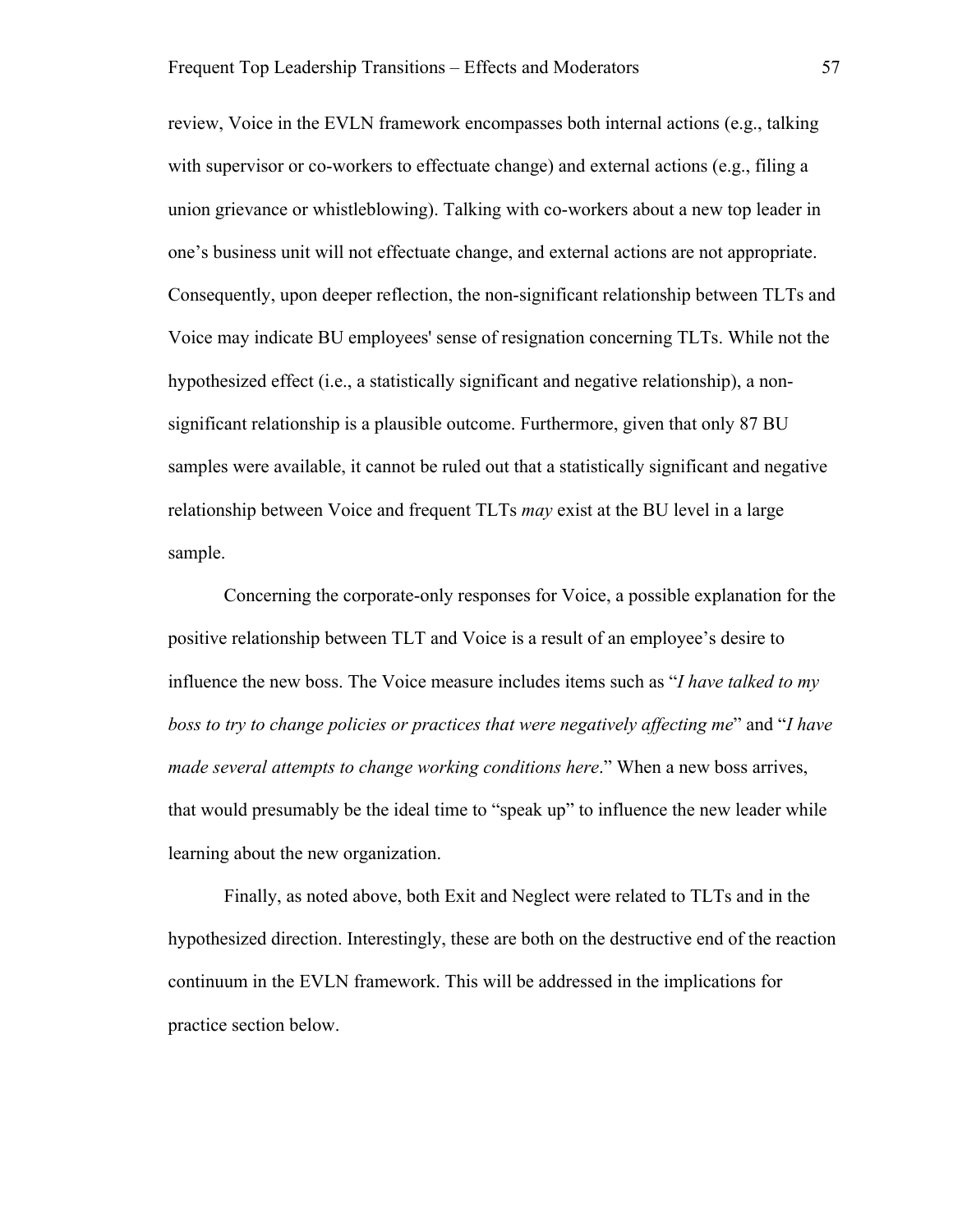review, Voice in the EVLN framework encompasses both internal actions (e.g., talking with supervisor or co-workers to effectuate change) and external actions (e.g., filing a union grievance or whistleblowing). Talking with co-workers about a new top leader in one's business unit will not effectuate change, and external actions are not appropriate. Consequently, upon deeper reflection, the non-significant relationship between TLTs and Voice may indicate BU employees' sense of resignation concerning TLTs. While not the hypothesized effect (i.e., a statistically significant and negative relationship), a non-significant relationship is a plausible outcome. Furthermore, given that only 87 BU samples were available, it cannot be ruled out that a statistically significant and negative relationship between Voice and frequent TLTs *may* exist at the BU level in a large sample.

Concerning the corporate-only responses for Voice, a possible explanation for the positive relationship between TLT and Voice is a result of an employee's desire to influence the new boss. The Voice measure includes items such as "*I have talked to my boss to try to change policies or practices that were negatively affecting me*" and "*I have made several attempts to change working conditions here*." When a new boss arrives, that would presumably be the ideal time to "speak up" to influence the new leader while learning about the new organization.

Finally, as noted above, both Exit and Neglect were related to TLTs and in the hypothesized direction. Interestingly, these are both on the destructive end of the reaction continuum in the EVLN framework. This will be addressed in the implications for practice section below.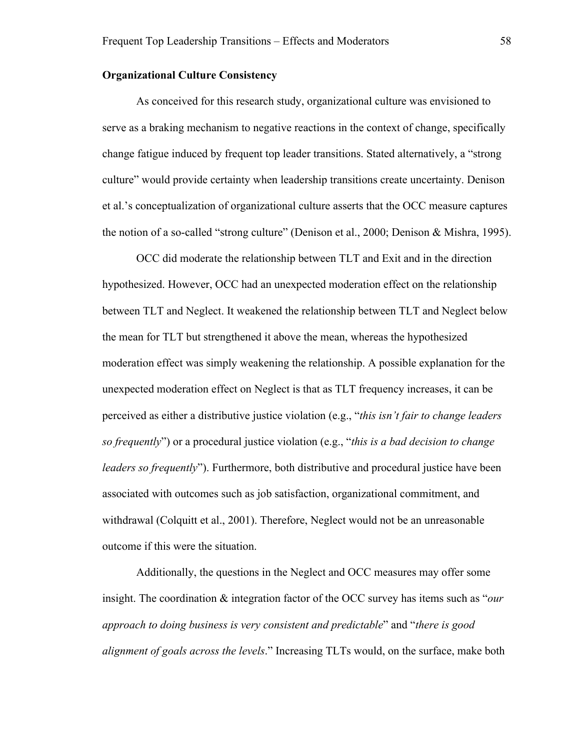**Organizational Culture Consistency**

As conceived for this research study, organizational culture was envisioned to serve as a braking mechanism to negative reactions in the context of change, specifically change fatigue induced by frequent top leader transitions. Stated alternatively, a "strong culture" would provide certainty when leadership transitions create uncertainty. Denison et al.'s conceptualization of organizational culture asserts that the OCC measure captures the notion of a so-called "strong culture" (Denison et al., 2000; Denison & Mishra, 1995).

OCC did moderate the relationship between TLT and Exit and in the direction hypothesized. However, OCC had an unexpected moderation effect on the relationship between TLT and Neglect. It weakened the relationship between TLT and Neglect below the mean for TLT but strengthened it above the mean, whereas the hypothesized moderation effect was simply weakening the relationship. A possible explanation for the unexpected moderation effect on Neglect is that as TLT frequency increases, it can be perceived as either a distributive justice violation (e.g., "*this isn't fair to change leaders so frequently*") or a procedural justice violation (e.g., "*this is a bad decision to change leaders so frequently*"). Furthermore, both distributive and procedural justice have been associated with outcomes such as job satisfaction, organizational commitment, and withdrawal (Colquitt et al., 2001). Therefore, Neglect would not be an unreasonable outcome if this were the situation.

Additionally, the questions in the Neglect and OCC measures may offer some insight. The coordination & integration factor of the OCC survey has items such as "*our approach to doing business is very consistent and predictable*" and "*there is good alignment of goals across the levels*." Increasing TLTs would, on the surface, make both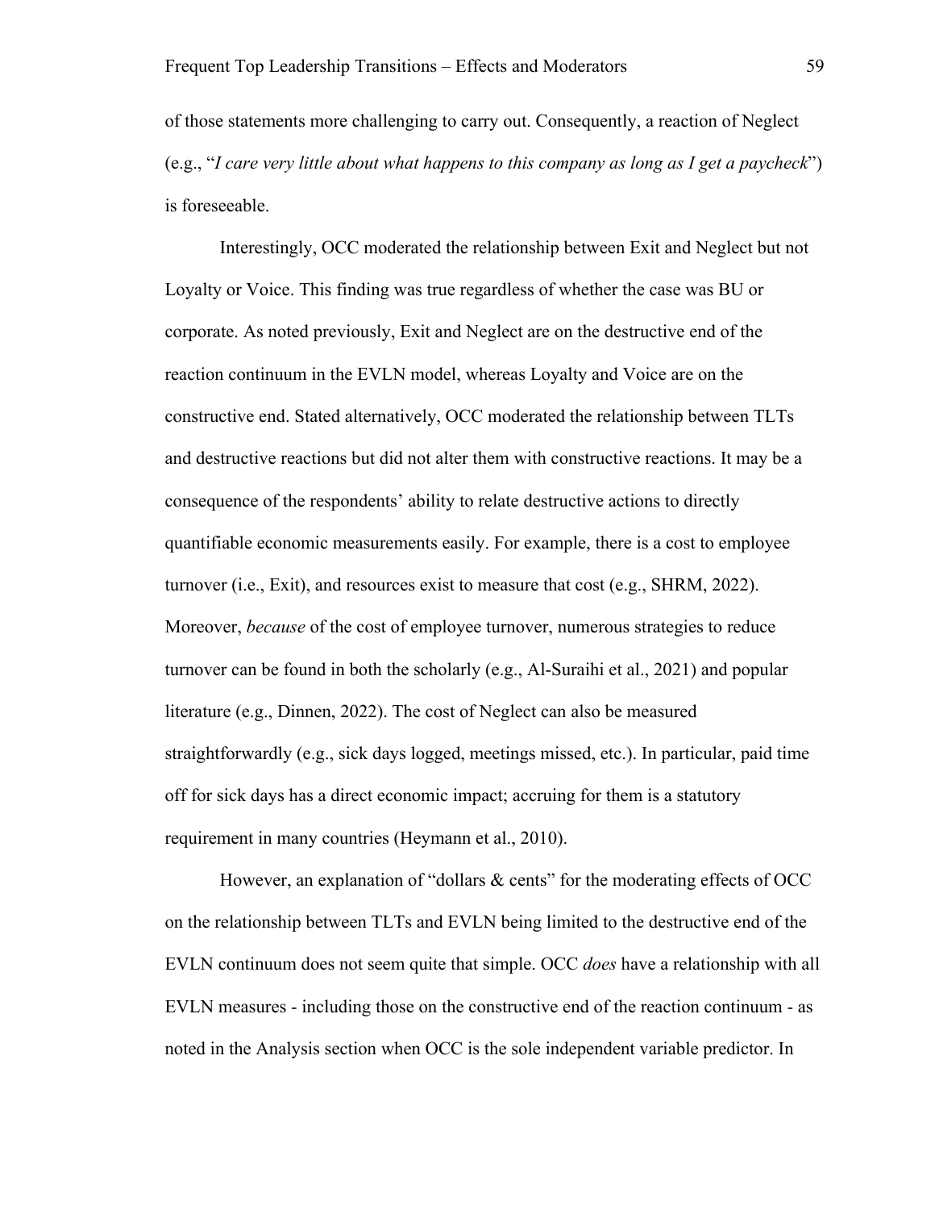of those statements more challenging to carry out. Consequently, a reaction of Neglect (e.g., "*I care very little about what happens to this company as long as I get a paycheck*") is foreseeable.

Interestingly, OCC moderated the relationship between Exit and Neglect but not Loyalty or Voice. This finding was true regardless of whether the case was BU or corporate. As noted previously, Exit and Neglect are on the destructive end of the reaction continuum in the EVLN model, whereas Loyalty and Voice are on the constructive end. Stated alternatively, OCC moderated the relationship between TLTs and destructive reactions but did not alter them with constructive reactions. It may be a consequence of the respondents' ability to relate destructive actions to directly quantifiable economic measurements easily. For example, there is a cost to employee turnover (i.e., Exit), and resources exist to measure that cost (e.g., SHRM, 2022). Moreover, *because* of the cost of employee turnover, numerous strategies to reduce turnover can be found in both the scholarly (e.g., Al-Suraihi et al., 2021) and popular literature (e.g., Dinnen, 2022). The cost of Neglect can also be measured straightforwardly (e.g., sick days logged, meetings missed, etc.). In particular, paid time off for sick days has a direct economic impact; accruing for them is a statutory requirement in many countries (Heymann et al., 2010).

However, an explanation of "dollars & cents" for the moderating effects of OCC on the relationship between TLTs and EVLN being limited to the destructive end of the EVLN continuum does not seem quite that simple. OCC *does* have a relationship with all EVLN measures - including those on the constructive end of the reaction continuum - as noted in the Analysis section when OCC is the sole independent variable predictor. In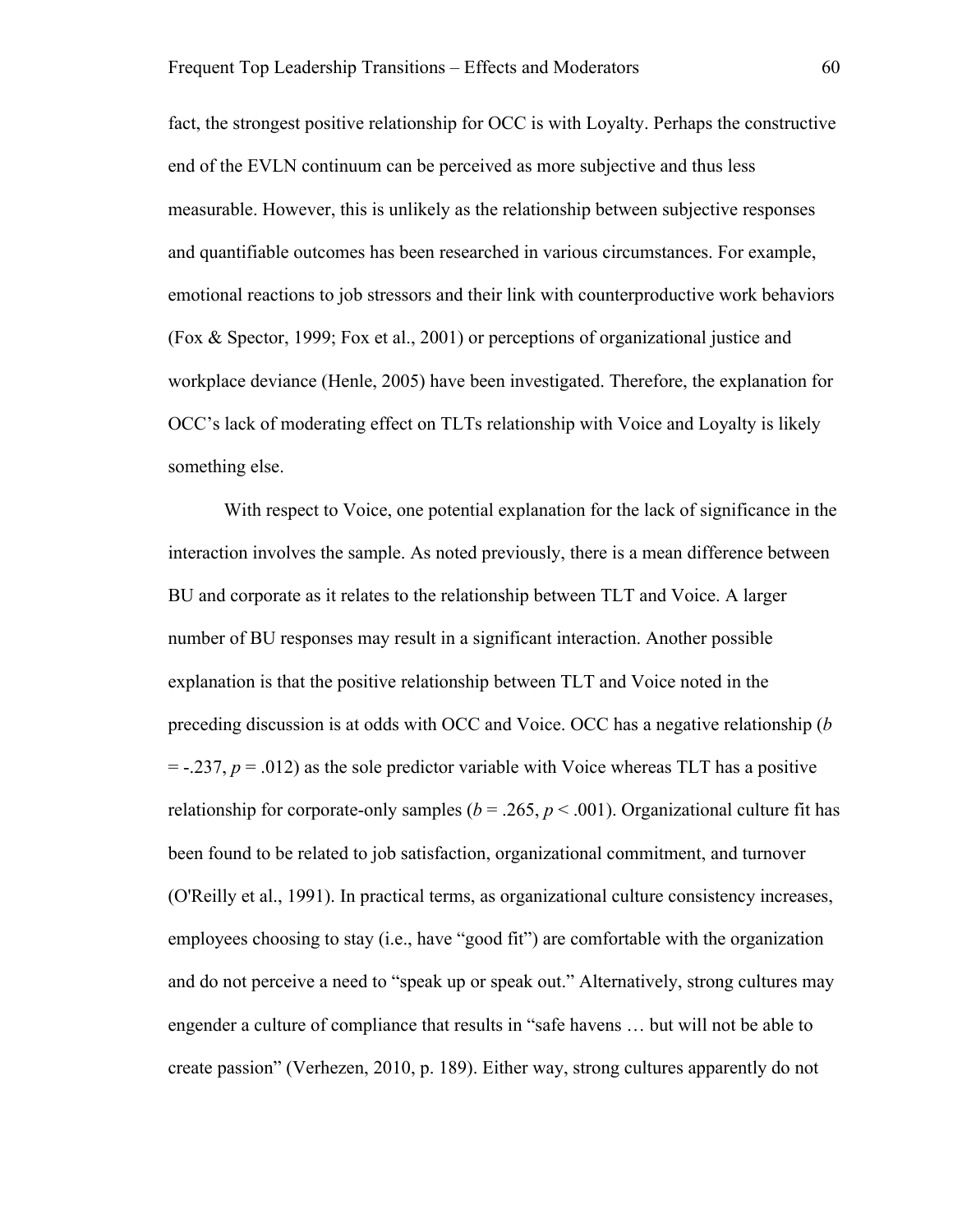fact, the strongest positive relationship for OCC is with Loyalty. Perhaps the constructive end of the EVLN continuum can be perceived as more subjective and thus less measurable. However, this is unlikely as the relationship between subjective responses and quantifiable outcomes has been researched in various circumstances. For example, emotional reactions to job stressors and their link with counterproductive work behaviors (Fox & Spector, 1999; Fox et al., 2001) or perceptions of organizational justice and workplace deviance (Henle, 2005) have been investigated. Therefore, the explanation for OCC's lack of moderating effect on TLTs relationship with Voice and Loyalty is likely something else.

With respect to Voice, one potential explanation for the lack of significance in the interaction involves the sample. As noted previously, there is a mean difference between BU and corporate as it relates to the relationship between TLT and Voice. A larger number of BU responses may result in a significant interaction. Another possible explanation is that the positive relationship between TLT and Voice noted in the preceding discussion is at odds with OCC and Voice. OCC has a negative relationship ($b = -.237$, $p = .012$) as the sole predictor variable with Voice whereas TLT has a positive relationship for corporate-only samples ($b = .265$, $p < .001$). Organizational culture fit has been found to be related to job satisfaction, organizational commitment, and turnover (O'Reilly et al., 1991). In practical terms, as organizational culture consistency increases, employees choosing to stay (i.e., have "good fit") are comfortable with the organization and do not perceive a need to "speak up or speak out." Alternatively, strong cultures may engender a culture of compliance that results in "safe havens … but will not be able to create passion" (Verhezen, 2010, p. 189). Either way, strong cultures apparently do not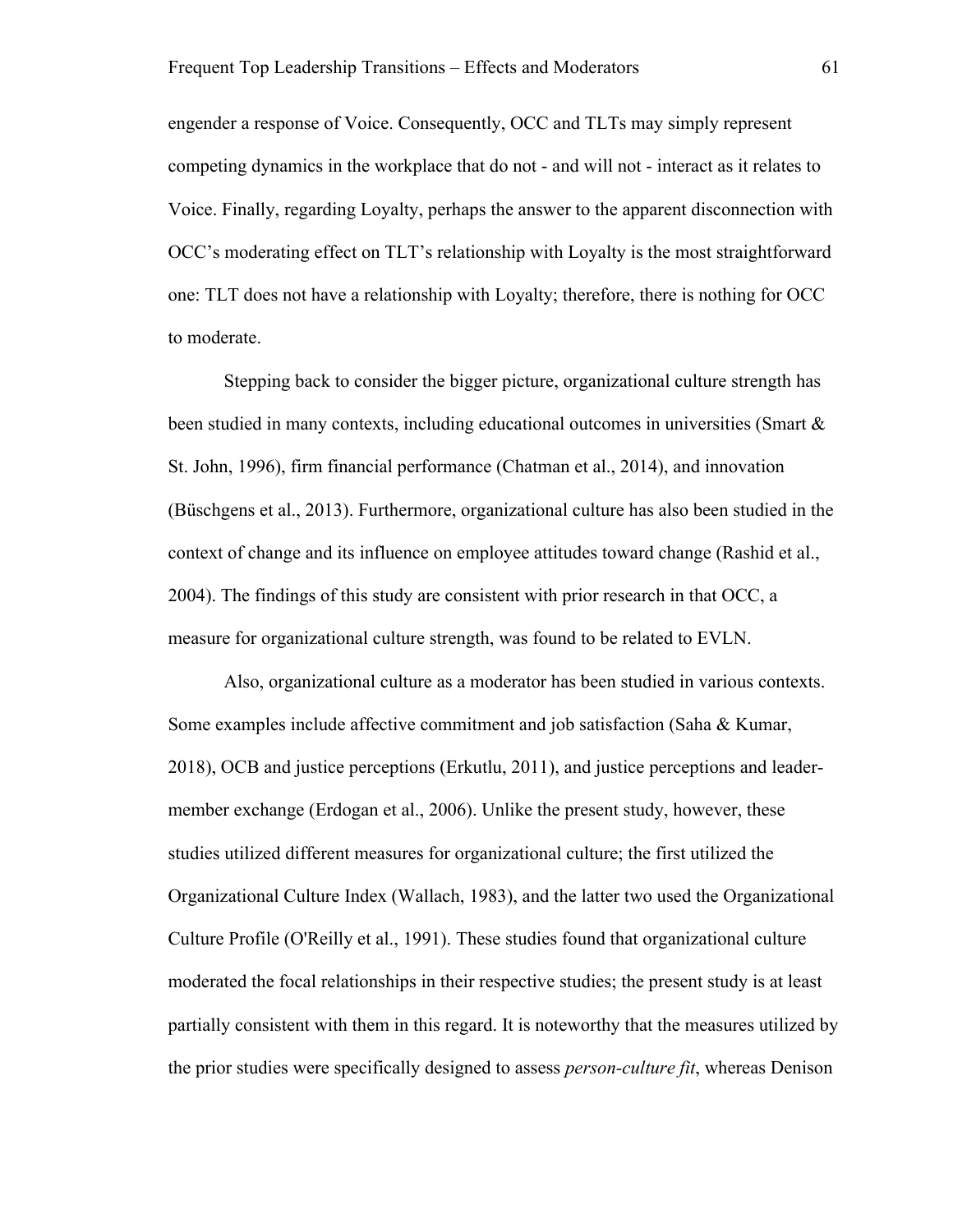engender a response of Voice. Consequently, OCC and TLTs may simply represent competing dynamics in the workplace that do not - and will not - interact as it relates to Voice. Finally, regarding Loyalty, perhaps the answer to the apparent disconnection with OCC's moderating effect on TLT's relationship with Loyalty is the most straightforward one: TLT does not have a relationship with Loyalty; therefore, there is nothing for OCC to moderate.

Stepping back to consider the bigger picture, organizational culture strength has been studied in many contexts, including educational outcomes in universities (Smart & St. John, 1996), firm financial performance (Chatman et al., 2014), and innovation (Büschgens et al., 2013). Furthermore, organizational culture has also been studied in the context of change and its influence on employee attitudes toward change (Rashid et al., 2004). The findings of this study are consistent with prior research in that OCC, a measure for organizational culture strength, was found to be related to EVLN.

Also, organizational culture as a moderator has been studied in various contexts. Some examples include affective commitment and job satisfaction (Saha & Kumar, 2018), OCB and justice perceptions (Erkutlu, 2011), and justice perceptions and leader-member exchange (Erdogan et al., 2006). Unlike the present study, however, these studies utilized different measures for organizational culture; the first utilized the Organizational Culture Index (Wallach, 1983), and the latter two used the Organizational Culture Profile (O'Reilly et al., 1991). These studies found that organizational culture moderated the focal relationships in their respective studies; the present study is at least partially consistent with them in this regard. It is noteworthy that the measures utilized by the prior studies were specifically designed to assess *person-culture fit*, whereas Denison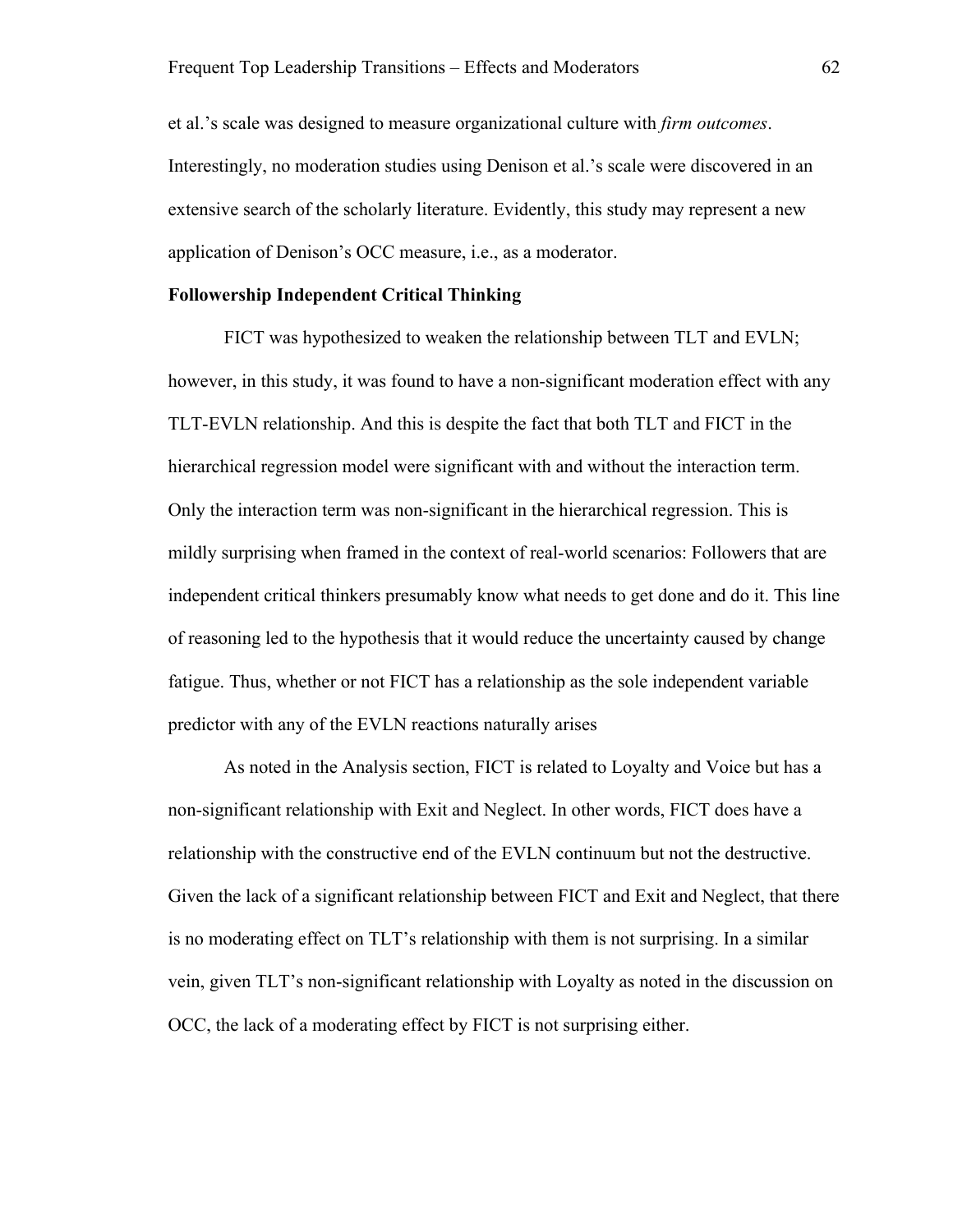et al.'s scale was designed to measure organizational culture with *firm outcomes*. Interestingly, no moderation studies using Denison et al.'s scale were discovered in an extensive search of the scholarly literature. Evidently, this study may represent a new application of Denison's OCC measure, i.e., as a moderator.

**Followership Independent Critical Thinking**

FICT was hypothesized to weaken the relationship between TLT and EVLN; however, in this study, it was found to have a non-significant moderation effect with any TLT-EVLN relationship. And this is despite the fact that both TLT and FICT in the hierarchical regression model were significant with and without the interaction term. Only the interaction term was non-significant in the hierarchical regression. This is mildly surprising when framed in the context of real-world scenarios: Followers that are independent critical thinkers presumably know what needs to get done and do it. This line of reasoning led to the hypothesis that it would reduce the uncertainty caused by change fatigue. Thus, whether or not FICT has a relationship as the sole independent variable predictor with any of the EVLN reactions naturally arises

As noted in the Analysis section, FICT is related to Loyalty and Voice but has a non-significant relationship with Exit and Neglect. In other words, FICT does have a relationship with the constructive end of the EVLN continuum but not the destructive. Given the lack of a significant relationship between FICT and Exit and Neglect, that there is no moderating effect on TLT's relationship with them is not surprising. In a similar vein, given TLT's non-significant relationship with Loyalty as noted in the discussion on OCC, the lack of a moderating effect by FICT is not surprising either.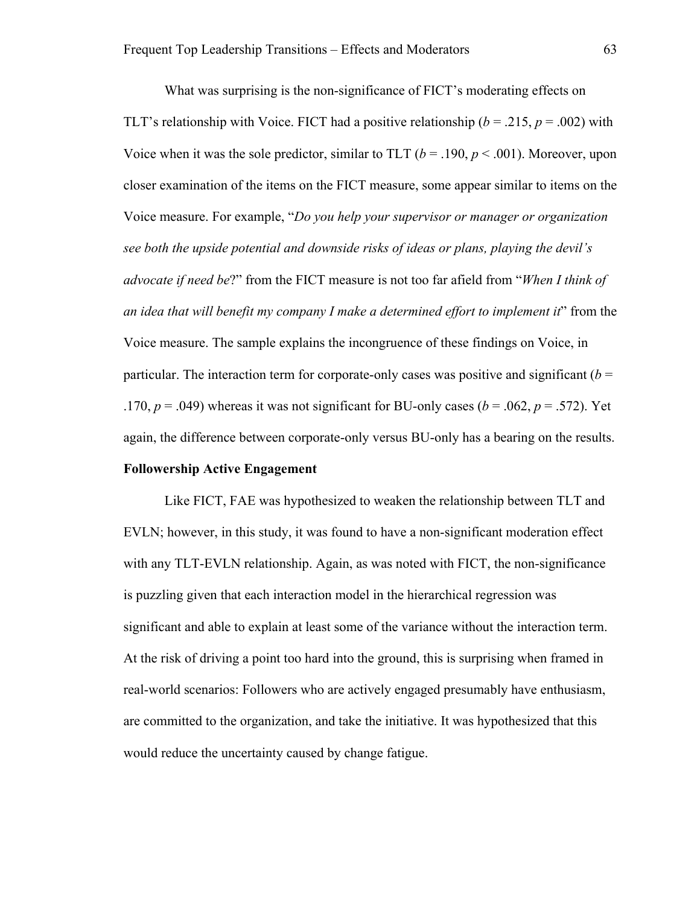What was surprising is the non-significance of FICT's moderating effects on TLT's relationship with Voice. FICT had a positive relationship ($b = .215$, $p = .002$) with Voice when it was the sole predictor, similar to TLT ($b = .190$, $p < .001$). Moreover, upon closer examination of the items on the FICT measure, some appear similar to items on the Voice measure. For example, "*Do you help your supervisor or manager or organization see both the upside potential and downside risks of ideas or plans, playing the devil's advocate if need be*?" from the FICT measure is not too far afield from "*When I think of an idea that will benefit my company I make a determined effort to implement it*" from the Voice measure. The sample explains the incongruence of these findings on Voice, in particular. The interaction term for corporate-only cases was positive and significant ($b = .170$, $p = .049$) whereas it was not significant for BU-only cases ($b = .062$, $p = .572$). Yet again, the difference between corporate-only versus BU-only has a bearing on the results.

**Followership Active Engagement**

Like FICT, FAE was hypothesized to weaken the relationship between TLT and EVLN; however, in this study, it was found to have a non-significant moderation effect with any TLT-EVLN relationship. Again, as was noted with FICT, the non-significance is puzzling given that each interaction model in the hierarchical regression was significant and able to explain at least some of the variance without the interaction term. At the risk of driving a point too hard into the ground, this is surprising when framed in real-world scenarios: Followers who are actively engaged presumably have enthusiasm, are committed to the organization, and take the initiative. It was hypothesized that this would reduce the uncertainty caused by change fatigue.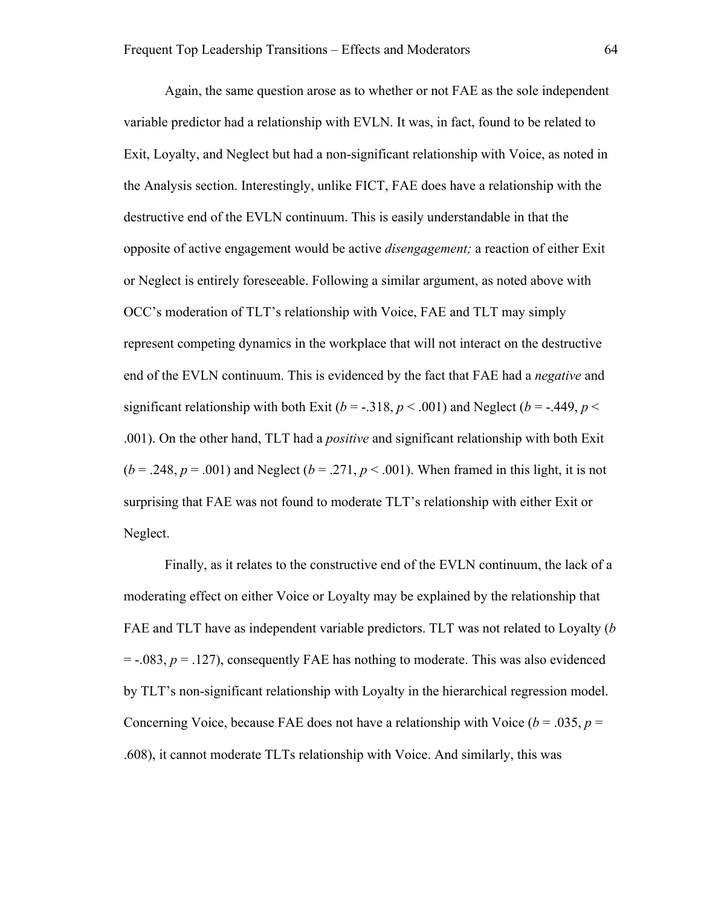Again, the same question arose as to whether or not FAE as the sole independent variable predictor had a relationship with EVLN. It was, in fact, found to be related to Exit, Loyalty, and Neglect but had a non-significant relationship with Voice, as noted in the Analysis section. Interestingly, unlike FICT, FAE does have a relationship with the destructive end of the EVLN continuum. This is easily understandable in that the opposite of active engagement would be active *disengagement;* a reaction of either Exit or Neglect is entirely foreseeable. Following a similar argument, as noted above with OCC's moderation of TLT's relationship with Voice, FAE and TLT may simply represent competing dynamics in the workplace that will not interact on the destructive end of the EVLN continuum. This is evidenced by the fact that FAE had a *negative* and significant relationship with both Exit ($b = -.318$, $p < .001$) and Neglect ($b = -.449$, $p < .001$). On the other hand, TLT had a *positive* and significant relationship with both Exit ($b = .248$, $p = .001$) and Neglect ($b = .271$, $p < .001$). When framed in this light, it is not surprising that FAE was not found to moderate TLT's relationship with either Exit or Neglect.

Finally, as it relates to the constructive end of the EVLN continuum, the lack of a moderating effect on either Voice or Loyalty may be explained by the relationship that FAE and TLT have as independent variable predictors. TLT was not related to Loyalty ($b = -.083$, $p = .127$), consequently FAE has nothing to moderate. This was also evidenced by TLT's non-significant relationship with Loyalty in the hierarchical regression model. Concerning Voice, because FAE does not have a relationship with Voice ($b = .035$, $p = .608$), it cannot moderate TLTs relationship with Voice. And similarly, this was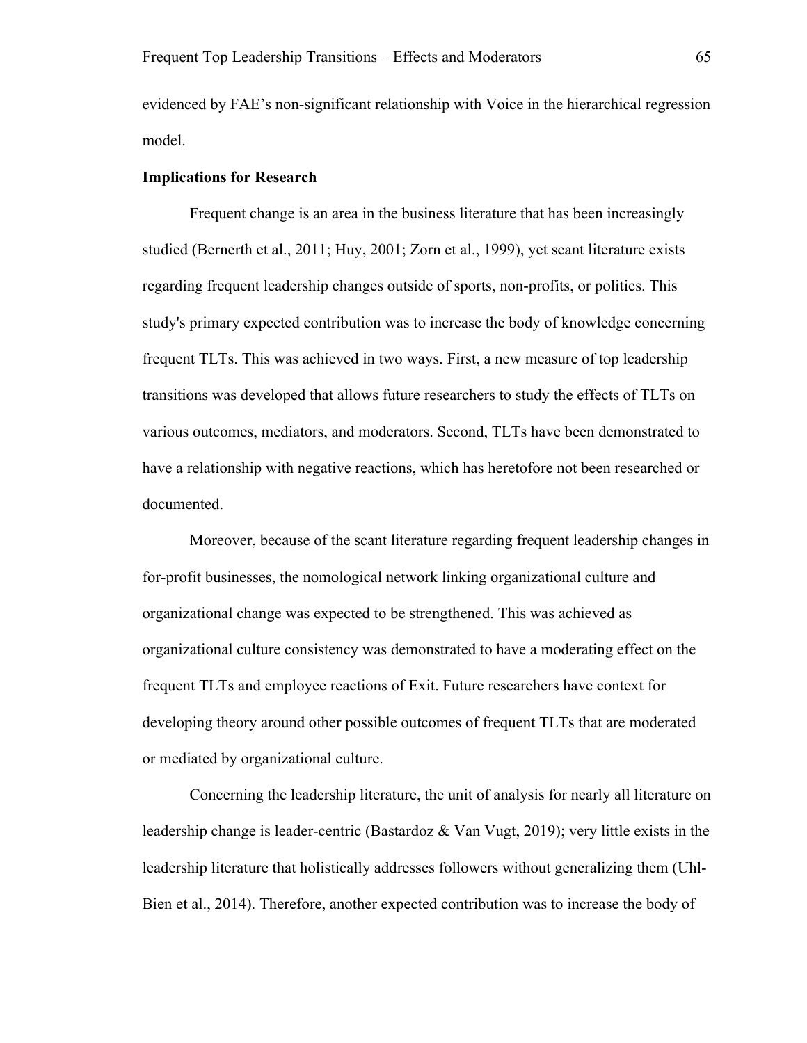evidenced by FAE's non-significant relationship with Voice in the hierarchical regression model.

**Implications for Research**

Frequent change is an area in the business literature that has been increasingly studied (Bernerth et al., 2011; Huy, 2001; Zorn et al., 1999), yet scant literature exists regarding frequent leadership changes outside of sports, non-profits, or politics. This study's primary expected contribution was to increase the body of knowledge concerning frequent TLTs. This was achieved in two ways. First, a new measure of top leadership transitions was developed that allows future researchers to study the effects of TLTs on various outcomes, mediators, and moderators. Second, TLTs have been demonstrated to have a relationship with negative reactions, which has heretofore not been researched or documented.

Moreover, because of the scant literature regarding frequent leadership changes in for-profit businesses, the nomological network linking organizational culture and organizational change was expected to be strengthened. This was achieved as organizational culture consistency was demonstrated to have a moderating effect on the frequent TLTs and employee reactions of Exit. Future researchers have context for developing theory around other possible outcomes of frequent TLTs that are moderated or mediated by organizational culture.

Concerning the leadership literature, the unit of analysis for nearly all literature on leadership change is leader-centric (Bastardoz & Van Vugt, 2019); very little exists in the leadership literature that holistically addresses followers without generalizing them (Uhl-Bien et al., 2014). Therefore, another expected contribution was to increase the body of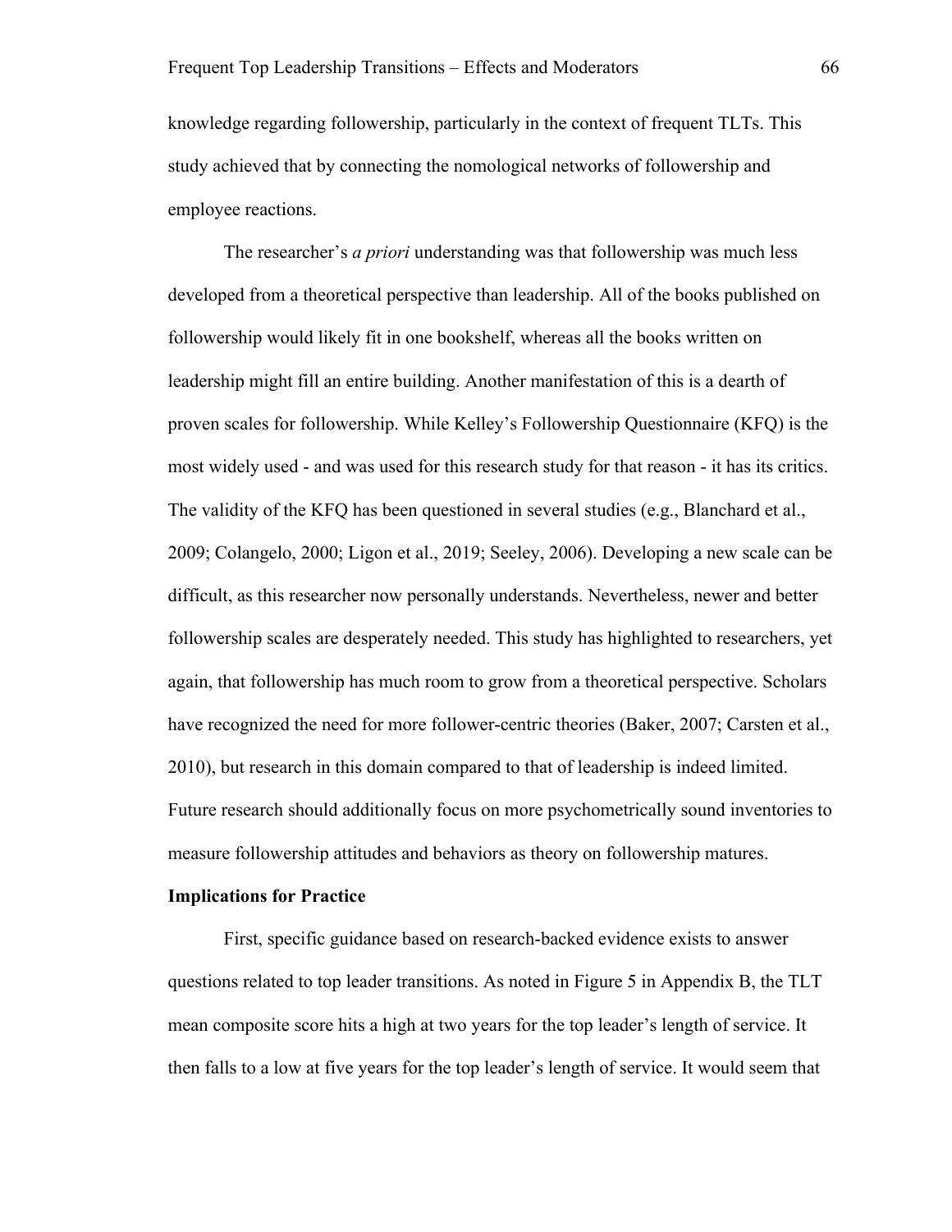knowledge regarding followership, particularly in the context of frequent TLTs. This study achieved that by connecting the nomological networks of followership and employee reactions.

The researcher's *a priori* understanding was that followership was much less developed from a theoretical perspective than leadership. All of the books published on followership would likely fit in one bookshelf, whereas all the books written on leadership might fill an entire building. Another manifestation of this is a dearth of proven scales for followership. While Kelley's Followership Questionnaire (KFQ) is the most widely used - and was used for this research study for that reason - it has its critics. The validity of the KFQ has been questioned in several studies (e.g., Blanchard et al., 2009; Colangelo, 2000; Ligon et al., 2019; Seeley, 2006). Developing a new scale can be difficult, as this researcher now personally understands. Nevertheless, newer and better followership scales are desperately needed. This study has highlighted to researchers, yet again, that followership has much room to grow from a theoretical perspective. Scholars have recognized the need for more follower-centric theories (Baker, 2007; Carsten et al., 2010), but research in this domain compared to that of leadership is indeed limited. Future research should additionally focus on more psychometrically sound inventories to measure followership attitudes and behaviors as theory on followership matures.

**Implications for Practice**

First, specific guidance based on research-backed evidence exists to answer questions related to top leader transitions. As noted in Figure 5 in Appendix B, the TLT mean composite score hits a high at two years for the top leader's length of service. It then falls to a low at five years for the top leader's length of service. It would seem that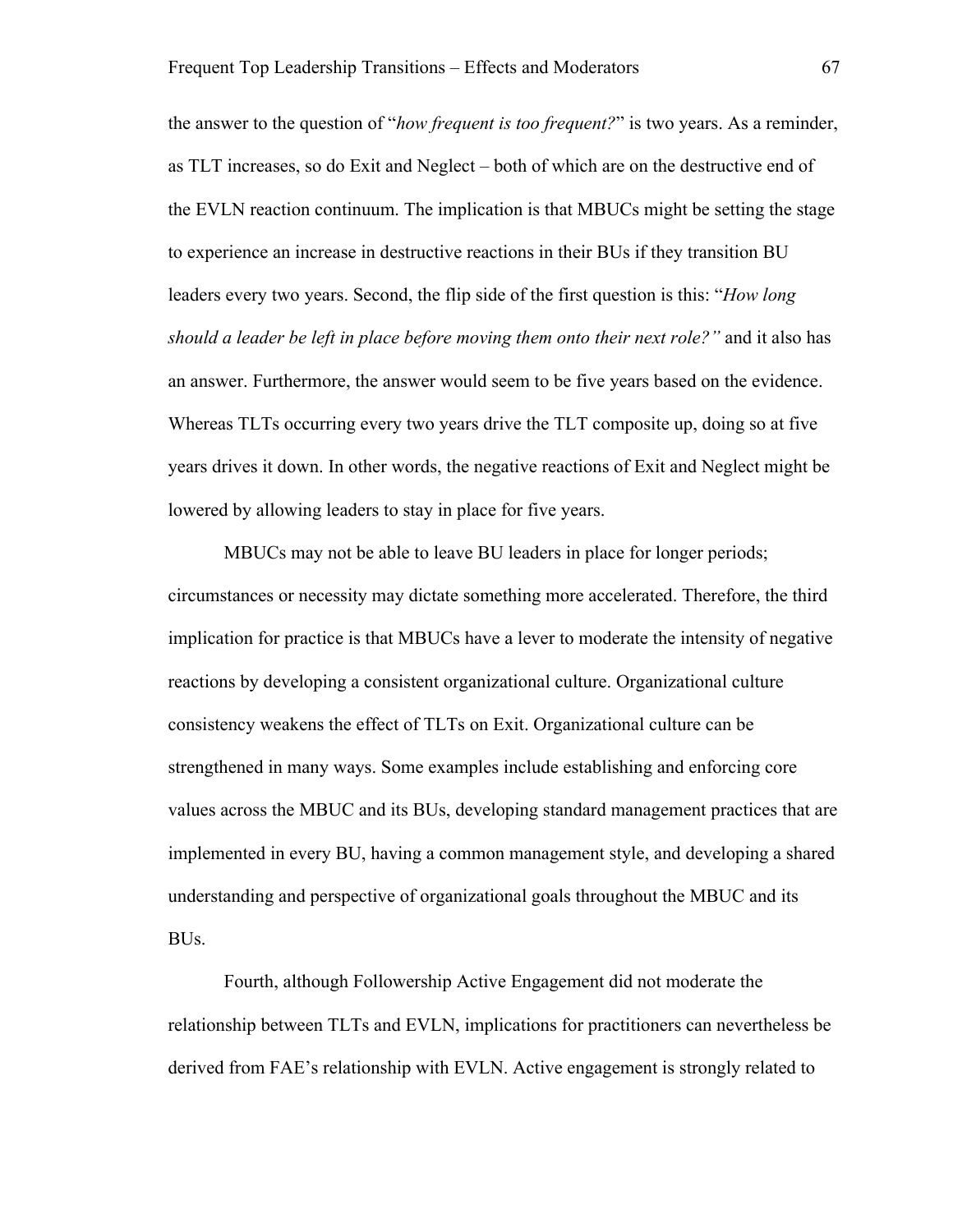the answer to the question of "*how frequent is too frequent?*" is two years. As a reminder, as TLT increases, so do Exit and Neglect – both of which are on the destructive end of the EVLN reaction continuum. The implication is that MBUCs might be setting the stage to experience an increase in destructive reactions in their BUs if they transition BU leaders every two years. Second, the flip side of the first question is this: "*How long should a leader be left in place before moving them onto their next role?"* and it also has an answer. Furthermore, the answer would seem to be five years based on the evidence. Whereas TLTs occurring every two years drive the TLT composite up, doing so at five years drives it down. In other words, the negative reactions of Exit and Neglect might be lowered by allowing leaders to stay in place for five years.

MBUCs may not be able to leave BU leaders in place for longer periods; circumstances or necessity may dictate something more accelerated. Therefore, the third implication for practice is that MBUCs have a lever to moderate the intensity of negative reactions by developing a consistent organizational culture. Organizational culture consistency weakens the effect of TLTs on Exit. Organizational culture can be strengthened in many ways. Some examples include establishing and enforcing core values across the MBUC and its BUs, developing standard management practices that are implemented in every BU, having a common management style, and developing a shared understanding and perspective of organizational goals throughout the MBUC and its BUs.

Fourth, although Followership Active Engagement did not moderate the relationship between TLTs and EVLN, implications for practitioners can nevertheless be derived from FAE's relationship with EVLN. Active engagement is strongly related to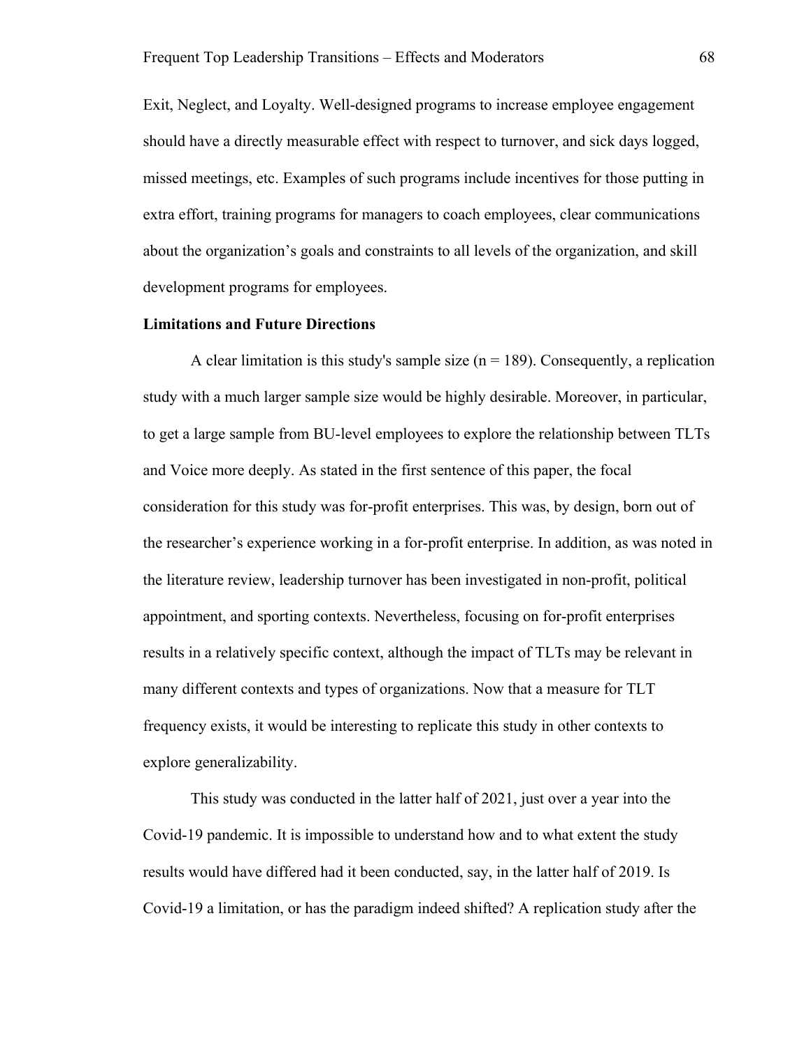Exit, Neglect, and Loyalty. Well-designed programs to increase employee engagement should have a directly measurable effect with respect to turnover, and sick days logged, missed meetings, etc. Examples of such programs include incentives for those putting in extra effort, training programs for managers to coach employees, clear communications about the organization's goals and constraints to all levels of the organization, and skill development programs for employees.

**Limitations and Future Directions**

A clear limitation is this study's sample size (n = 189). Consequently, a replication study with a much larger sample size would be highly desirable. Moreover, in particular, to get a large sample from BU-level employees to explore the relationship between TLTs and Voice more deeply. As stated in the first sentence of this paper, the focal consideration for this study was for-profit enterprises. This was, by design, born out of the researcher's experience working in a for-profit enterprise. In addition, as was noted in the literature review, leadership turnover has been investigated in non-profit, political appointment, and sporting contexts. Nevertheless, focusing on for-profit enterprises results in a relatively specific context, although the impact of TLTs may be relevant in many different contexts and types of organizations. Now that a measure for TLT frequency exists, it would be interesting to replicate this study in other contexts to explore generalizability.

This study was conducted in the latter half of 2021, just over a year into the Covid-19 pandemic. It is impossible to understand how and to what extent the study results would have differed had it been conducted, say, in the latter half of 2019. Is Covid-19 a limitation, or has the paradigm indeed shifted? A replication study after the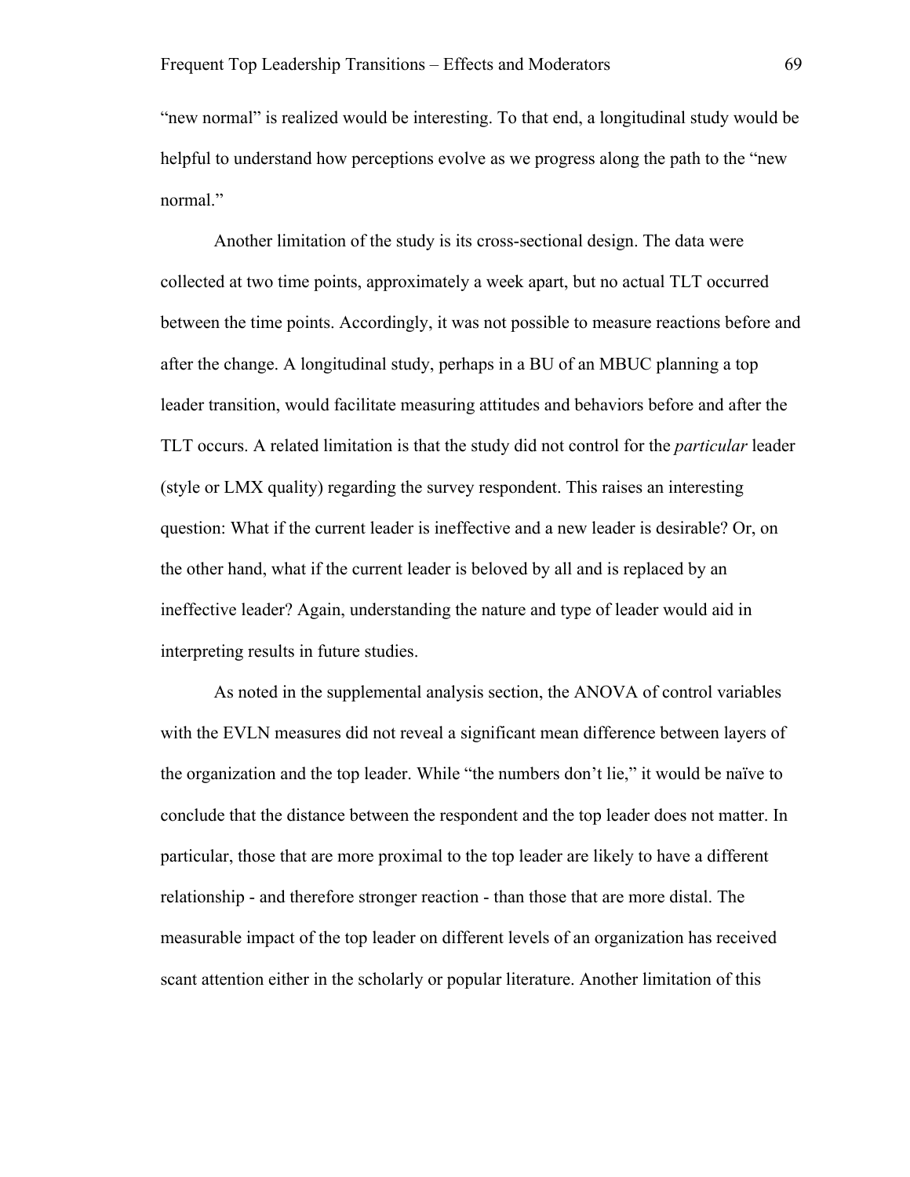"new normal" is realized would be interesting. To that end, a longitudinal study would be helpful to understand how perceptions evolve as we progress along the path to the "new normal."

Another limitation of the study is its cross-sectional design. The data were collected at two time points, approximately a week apart, but no actual TLT occurred between the time points. Accordingly, it was not possible to measure reactions before and after the change. A longitudinal study, perhaps in a BU of an MBUC planning a top leader transition, would facilitate measuring attitudes and behaviors before and after the TLT occurs. A related limitation is that the study did not control for the *particular* leader (style or LMX quality) regarding the survey respondent. This raises an interesting question: What if the current leader is ineffective and a new leader is desirable? Or, on the other hand, what if the current leader is beloved by all and is replaced by an ineffective leader? Again, understanding the nature and type of leader would aid in interpreting results in future studies.

As noted in the supplemental analysis section, the ANOVA of control variables with the EVLN measures did not reveal a significant mean difference between layers of the organization and the top leader. While "the numbers don't lie," it would be naïve to conclude that the distance between the respondent and the top leader does not matter. In particular, those that are more proximal to the top leader are likely to have a different relationship - and therefore stronger reaction - than those that are more distal. The measurable impact of the top leader on different levels of an organization has received scant attention either in the scholarly or popular literature. Another limitation of this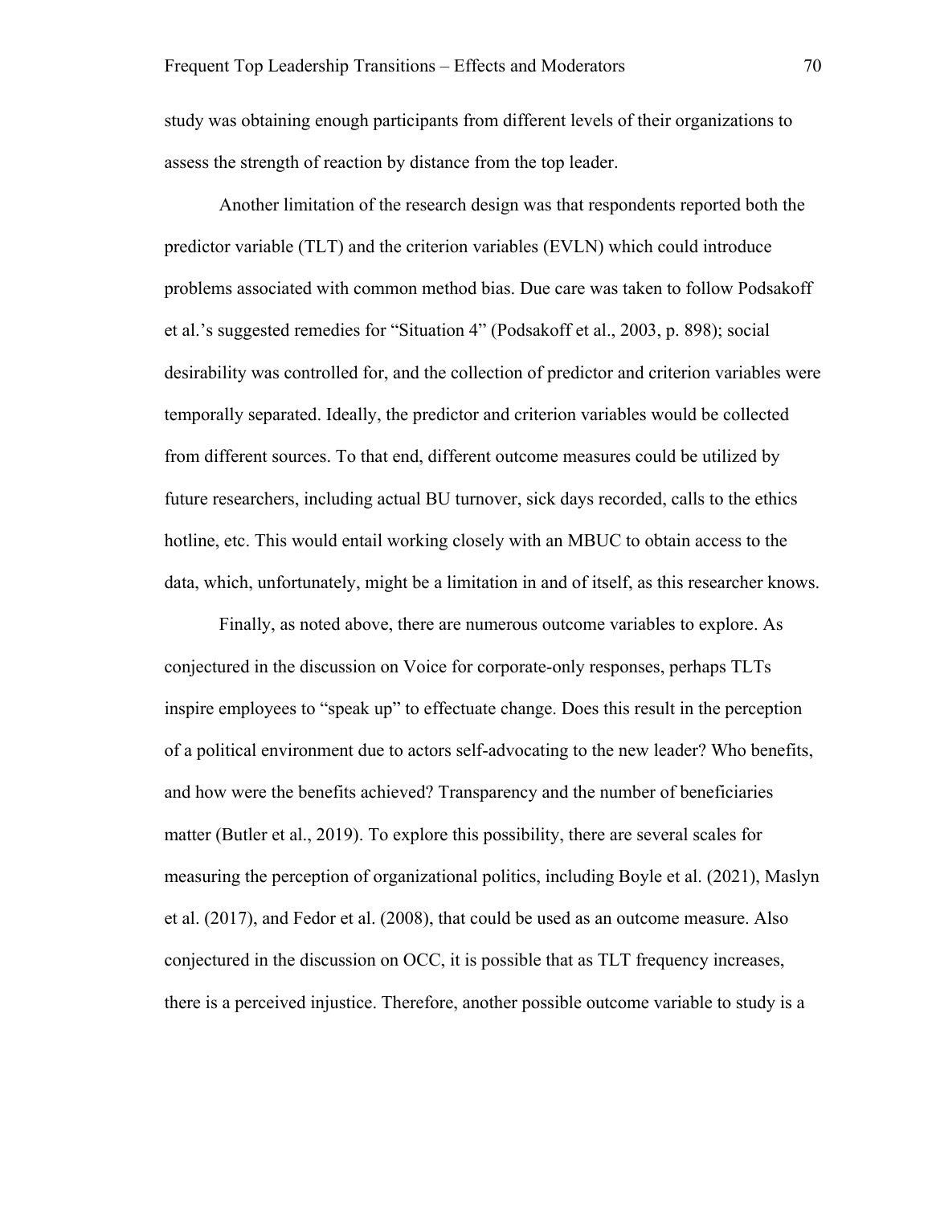study was obtaining enough participants from different levels of their organizations to assess the strength of reaction by distance from the top leader.

Another limitation of the research design was that respondents reported both the predictor variable (TLT) and the criterion variables (EVLN) which could introduce problems associated with common method bias. Due care was taken to follow Podsakoff et al.'s suggested remedies for "Situation 4" (Podsakoff et al., 2003, p. 898); social desirability was controlled for, and the collection of predictor and criterion variables were temporally separated. Ideally, the predictor and criterion variables would be collected from different sources. To that end, different outcome measures could be utilized by future researchers, including actual BU turnover, sick days recorded, calls to the ethics hotline, etc. This would entail working closely with an MBUC to obtain access to the data, which, unfortunately, might be a limitation in and of itself, as this researcher knows.

Finally, as noted above, there are numerous outcome variables to explore. As conjectured in the discussion on Voice for corporate-only responses, perhaps TLTs inspire employees to "speak up" to effectuate change. Does this result in the perception of a political environment due to actors self-advocating to the new leader? Who benefits, and how were the benefits achieved? Transparency and the number of beneficiaries matter (Butler et al., 2019). To explore this possibility, there are several scales for measuring the perception of organizational politics, including Boyle et al. (2021), Maslyn et al. (2017), and Fedor et al. (2008), that could be used as an outcome measure. Also conjectured in the discussion on OCC, it is possible that as TLT frequency increases, there is a perceived injustice. Therefore, another possible outcome variable to study is a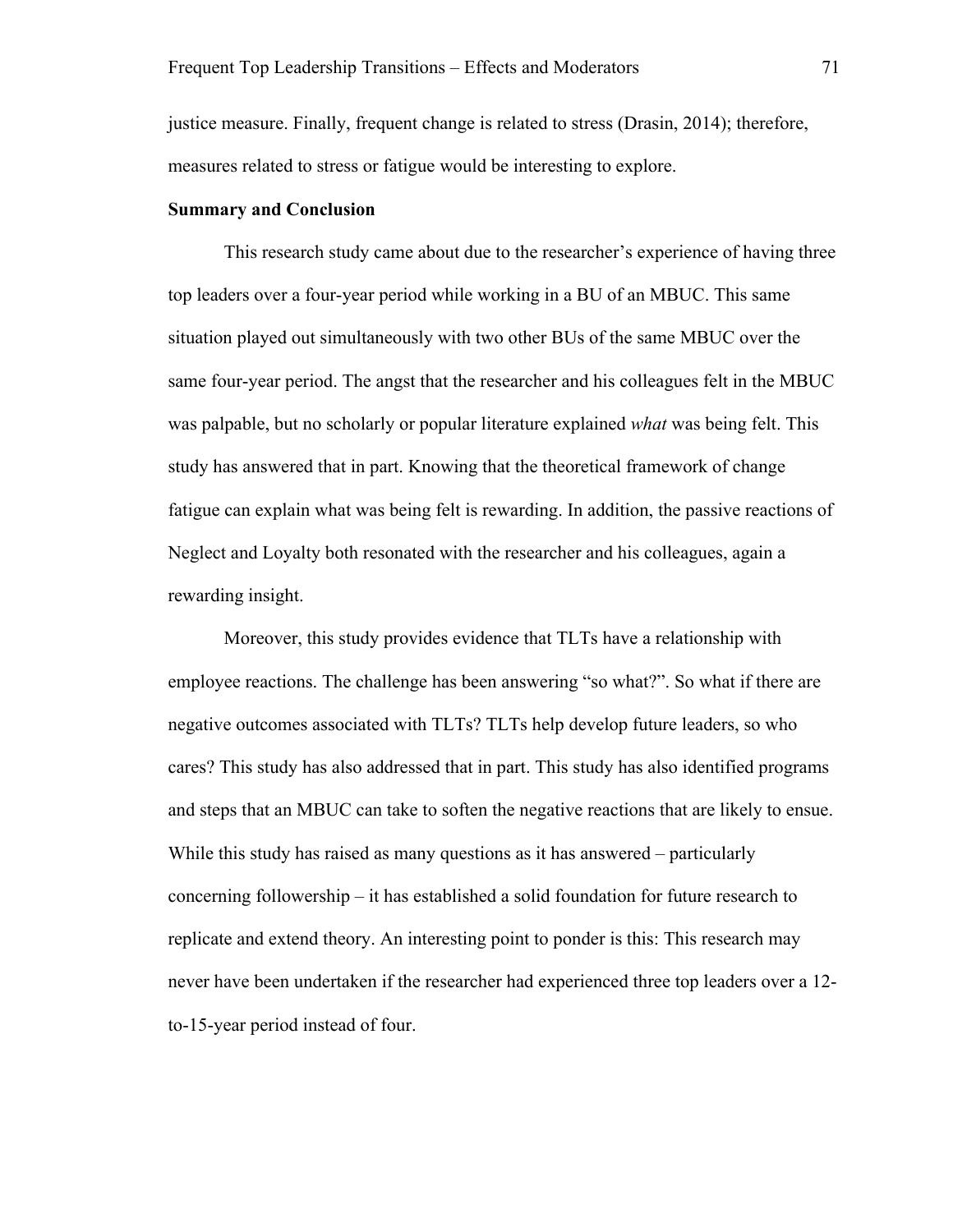justice measure. Finally, frequent change is related to stress (Drasin, 2014); therefore, measures related to stress or fatigue would be interesting to explore.

**Summary and Conclusion**

This research study came about due to the researcher's experience of having three top leaders over a four-year period while working in a BU of an MBUC. This same situation played out simultaneously with two other BUs of the same MBUC over the same four-year period. The angst that the researcher and his colleagues felt in the MBUC was palpable, but no scholarly or popular literature explained *what* was being felt. This study has answered that in part. Knowing that the theoretical framework of change fatigue can explain what was being felt is rewarding. In addition, the passive reactions of Neglect and Loyalty both resonated with the researcher and his colleagues, again a rewarding insight.

Moreover, this study provides evidence that TLTs have a relationship with employee reactions. The challenge has been answering "so what?". So what if there are negative outcomes associated with TLTs? TLTs help develop future leaders, so who cares? This study has also addressed that in part. This study has also identified programs and steps that an MBUC can take to soften the negative reactions that are likely to ensue. While this study has raised as many questions as it has answered – particularly concerning followership – it has established a solid foundation for future research to replicate and extend theory. An interesting point to ponder is this: This research may never have been undertaken if the researcher had experienced three top leaders over a 12-to-15-year period instead of four.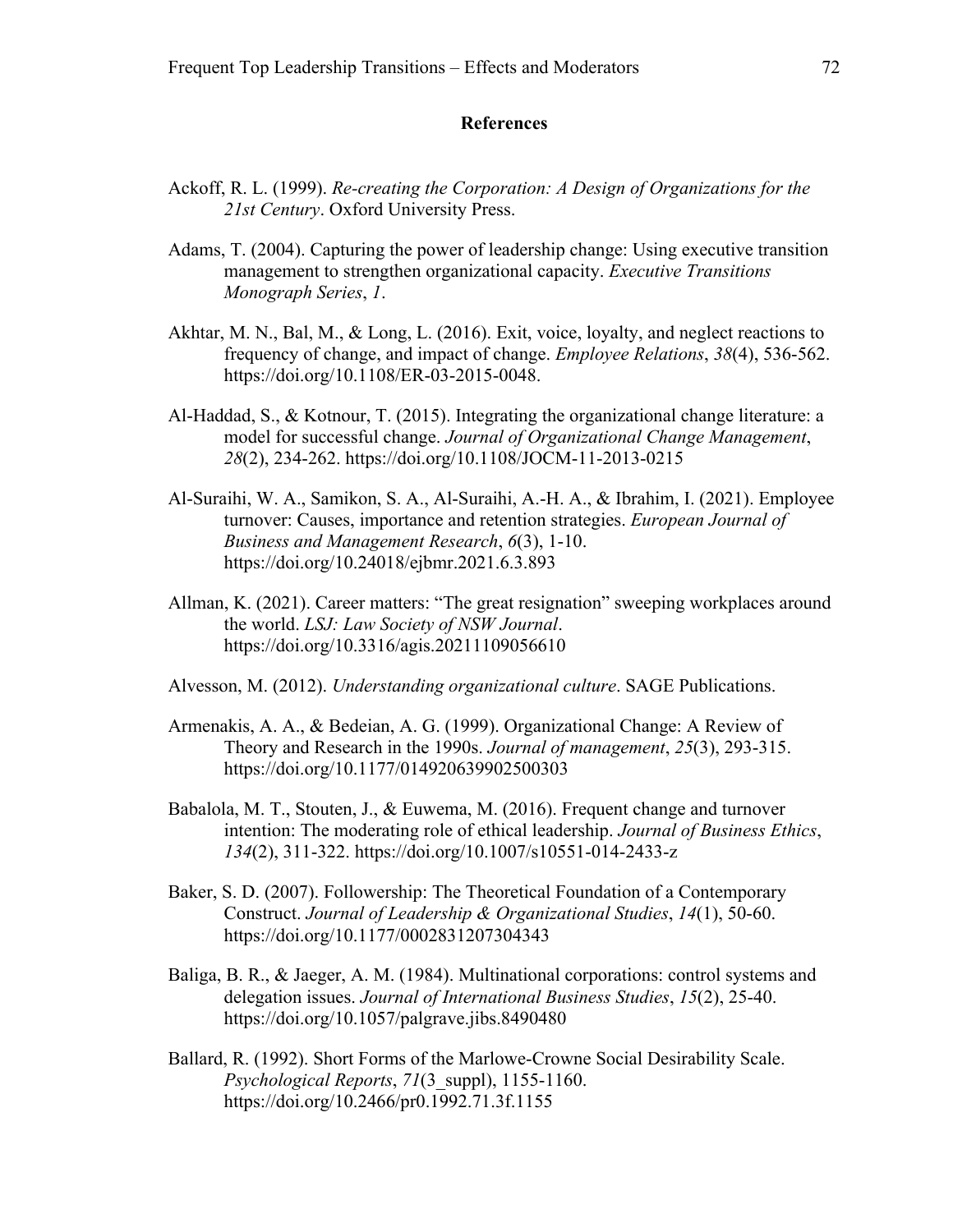# References

Ackoff, R. L. (1999). *Re-creating the Corporation: A Design of Organizations for the 21st Century*. Oxford University Press.

Adams, T. (2004). Capturing the power of leadership change: Using executive transition management to strengthen organizational capacity. *Executive Transitions Monograph Series*, *1*.

Akhtar, M. N., Bal, M., & Long, L. (2016). Exit, voice, loyalty, and neglect reactions to frequency of change, and impact of change. *Employee Relations*, *38*(4), 536-562. https://doi.org/10.1108/ER-03-2015-0048.

Al-Haddad, S., & Kotnour, T. (2015). Integrating the organizational change literature: a model for successful change. *Journal of Organizational Change Management*, *28*(2), 234-262. https://doi.org/10.1108/JOCM-11-2013-0215

Al-Suraihi, W. A., Samikon, S. A., Al-Suraihi, A.-H. A., & Ibrahim, I. (2021). Employee turnover: Causes, importance and retention strategies. *European Journal of Business and Management Research*, *6*(3), 1-10. https://doi.org/10.24018/ejbmr.2021.6.3.893

Allman, K. (2021). Career matters: "The great resignation" sweeping workplaces around the world. *LSJ: Law Society of NSW Journal*. https://doi.org/10.3316/agis.20211109056610

Alvesson, M. (2012). *Understanding organizational culture*. SAGE Publications.

Armenakis, A. A., & Bedeian, A. G. (1999). Organizational Change: A Review of Theory and Research in the 1990s. *Journal of management*, *25*(3), 293-315. https://doi.org/10.1177/014920639902500303

Babalola, M. T., Stouten, J., & Euwema, M. (2016). Frequent change and turnover intention: The moderating role of ethical leadership. *Journal of Business Ethics*, *134*(2), 311-322. https://doi.org/10.1007/s10551-014-2433-z

Baker, S. D. (2007). Followership: The Theoretical Foundation of a Contemporary Construct. *Journal of Leadership & Organizational Studies*, *14*(1), 50-60. https://doi.org/10.1177/0002831207304343

Baliga, B. R., & Jaeger, A. M. (1984). Multinational corporations: control systems and delegation issues. *Journal of International Business Studies*, *15*(2), 25-40. https://doi.org/10.1057/palgrave.jibs.8490480

Ballard, R. (1992). Short Forms of the Marlowe-Crowne Social Desirability Scale. *Psychological Reports*, *71*(3_suppl), 1155-1160. https://doi.org/10.2466/pr0.1992.71.3f.1155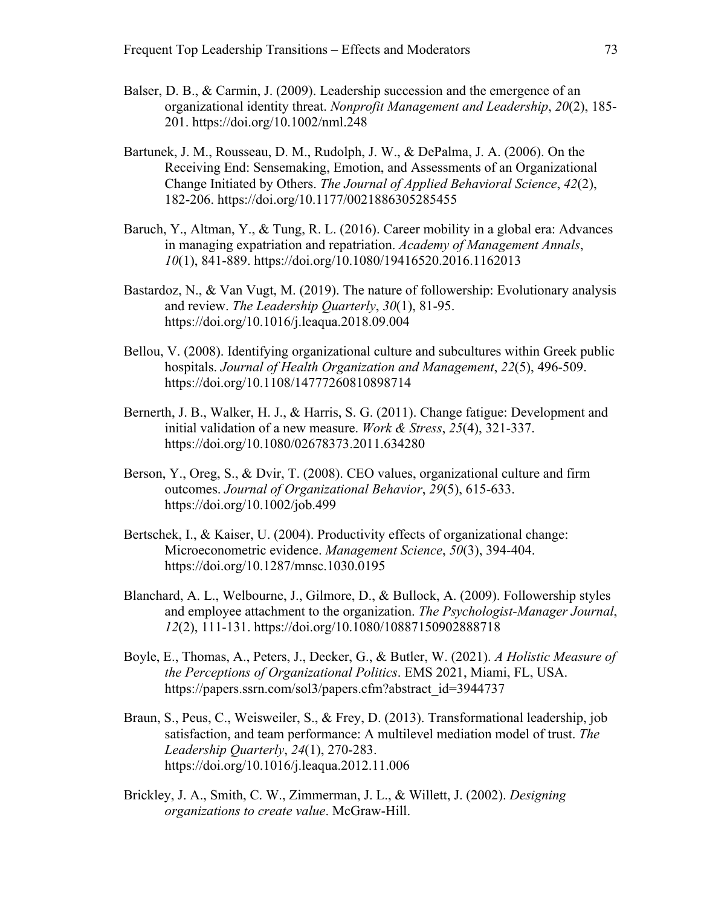Balser, D. B., & Carmin, J. (2009). Leadership succession and the emergence of an organizational identity threat. *Nonprofit Management and Leadership*, *20*(2), 185-201. https://doi.org/10.1002/nml.248

Bartunek, J. M., Rousseau, D. M., Rudolph, J. W., & DePalma, J. A. (2006). On the Receiving End: Sensemaking, Emotion, and Assessments of an Organizational Change Initiated by Others. *The Journal of Applied Behavioral Science*, *42*(2), 182-206. https://doi.org/10.1177/0021886305285455

Baruch, Y., Altman, Y., & Tung, R. L. (2016). Career mobility in a global era: Advances in managing expatriation and repatriation. *Academy of Management Annals*, *10*(1), 841-889. https://doi.org/10.1080/19416520.2016.1162013

Bastardoz, N., & Van Vugt, M. (2019). The nature of followership: Evolutionary analysis and review. *The Leadership Quarterly*, *30*(1), 81-95. https://doi.org/10.1016/j.leaqua.2018.09.004

Bellou, V. (2008). Identifying organizational culture and subcultures within Greek public hospitals. *Journal of Health Organization and Management*, *22*(5), 496-509. https://doi.org/10.1108/14777260810898714

Bernerth, J. B., Walker, H. J., & Harris, S. G. (2011). Change fatigue: Development and initial validation of a new measure. *Work & Stress*, *25*(4), 321-337. https://doi.org/10.1080/02678373.2011.634280

Berson, Y., Oreg, S., & Dvir, T. (2008). CEO values, organizational culture and firm outcomes. *Journal of Organizational Behavior*, *29*(5), 615-633. https://doi.org/10.1002/job.499

Bertschek, I., & Kaiser, U. (2004). Productivity effects of organizational change: Microeconometric evidence. *Management Science*, *50*(3), 394-404. https://doi.org/10.1287/mnsc.1030.0195

Blanchard, A. L., Welbourne, J., Gilmore, D., & Bullock, A. (2009). Followership styles and employee attachment to the organization. *The Psychologist-Manager Journal*, *12*(2), 111-131. https://doi.org/10.1080/10887150902888718

Boyle, E., Thomas, A., Peters, J., Decker, G., & Butler, W. (2021). *A Holistic Measure of the Perceptions of Organizational Politics*. EMS 2021, Miami, FL, USA. https://papers.ssrn.com/sol3/papers.cfm?abstract_id=3944737

Braun, S., Peus, C., Weisweiler, S., & Frey, D. (2013). Transformational leadership, job satisfaction, and team performance: A multilevel mediation model of trust. *The Leadership Quarterly*, *24*(1), 270-283. https://doi.org/10.1016/j.leaqua.2012.11.006

Brickley, J. A., Smith, C. W., Zimmerman, J. L., & Willett, J. (2002). *Designing organizations to create value*. McGraw-Hill.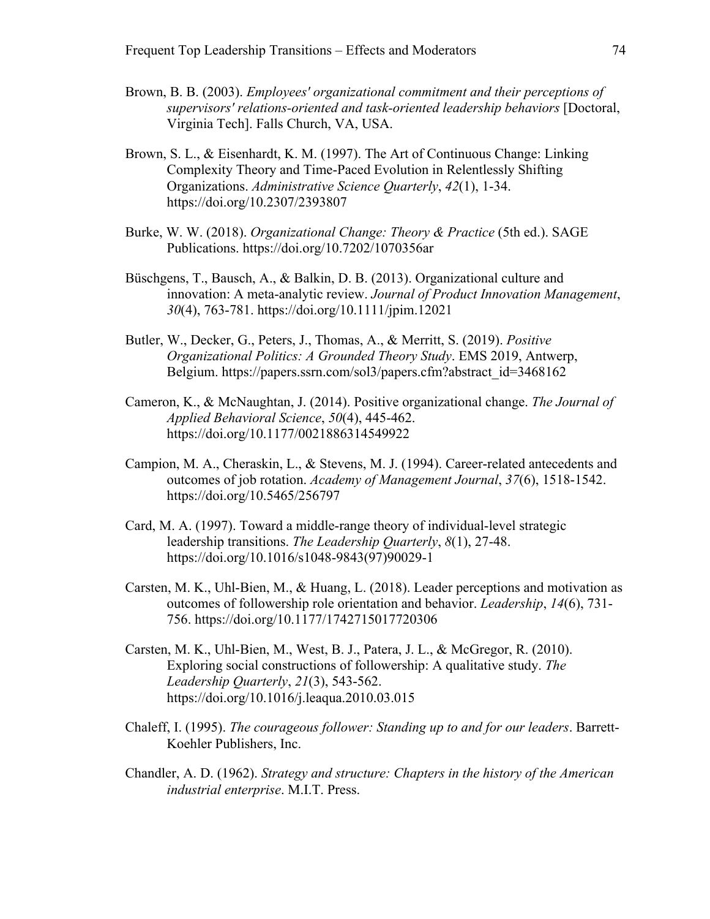Brown, B. B. (2003). *Employees' organizational commitment and their perceptions of supervisors' relations-oriented and task-oriented leadership behaviors* [Doctoral, Virginia Tech]. Falls Church, VA, USA.

Brown, S. L., & Eisenhardt, K. M. (1997). The Art of Continuous Change: Linking Complexity Theory and Time-Paced Evolution in Relentlessly Shifting Organizations. *Administrative Science Quarterly*, *42*(1), 1-34. https://doi.org/10.2307/2393807

Burke, W. W. (2018). *Organizational Change: Theory & Practice* (5th ed.). SAGE Publications. https://doi.org/10.7202/1070356ar

Büschgens, T., Bausch, A., & Balkin, D. B. (2013). Organizational culture and innovation: A meta-analytic review. *Journal of Product Innovation Management*, *30*(4), 763-781. https://doi.org/10.1111/jpim.12021

Butler, W., Decker, G., Peters, J., Thomas, A., & Merritt, S. (2019). *Positive Organizational Politics: A Grounded Theory Study*. EMS 2019, Antwerp, Belgium. https://papers.ssrn.com/sol3/papers.cfm?abstract_id=3468162

Cameron, K., & McNaughtan, J. (2014). Positive organizational change. *The Journal of Applied Behavioral Science*, *50*(4), 445-462. https://doi.org/10.1177/0021886314549922

Campion, M. A., Cheraskin, L., & Stevens, M. J. (1994). Career-related antecedents and outcomes of job rotation. *Academy of Management Journal*, *37*(6), 1518-1542. https://doi.org/10.5465/256797

Card, M. A. (1997). Toward a middle-range theory of individual-level strategic leadership transitions. *The Leadership Quarterly*, *8*(1), 27-48. https://doi.org/10.1016/s1048-9843(97)90029-1

Carsten, M. K., Uhl-Bien, M., & Huang, L. (2018). Leader perceptions and motivation as outcomes of followership role orientation and behavior. *Leadership*, *14*(6), 731-756. https://doi.org/10.1177/1742715017720306

Carsten, M. K., Uhl-Bien, M., West, B. J., Patera, J. L., & McGregor, R. (2010). Exploring social constructions of followership: A qualitative study. *The Leadership Quarterly*, *21*(3), 543-562. https://doi.org/10.1016/j.leaqua.2010.03.015

Chaleff, I. (1995). *The courageous follower: Standing up to and for our leaders*. Barrett-Koehler Publishers, Inc.

Chandler, A. D. (1962). *Strategy and structure: Chapters in the history of the American industrial enterprise*. M.I.T. Press.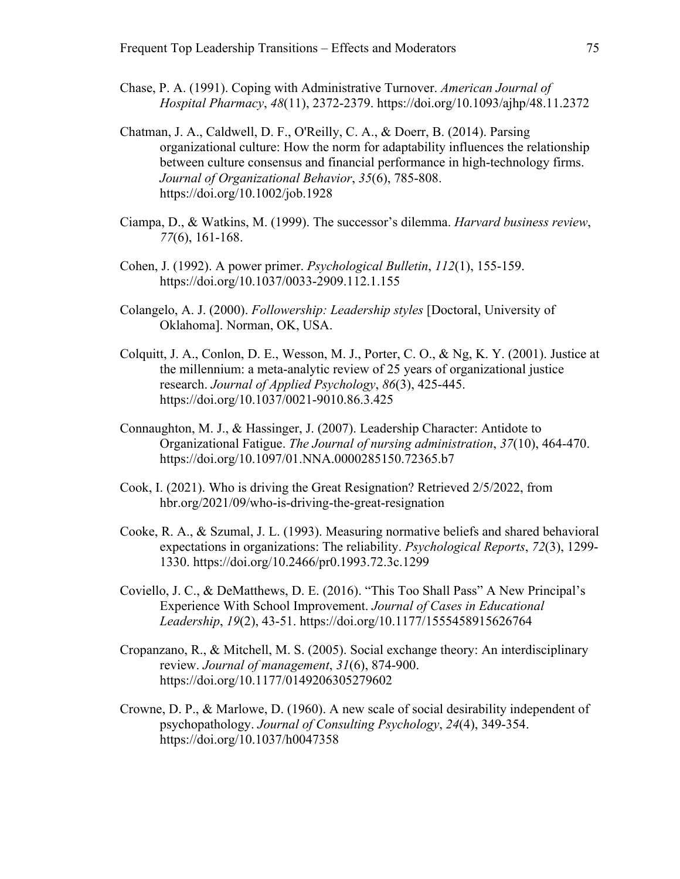Chase, P. A. (1991). Coping with Administrative Turnover. *American Journal of Hospital Pharmacy*, *48*(11), 2372-2379. https://doi.org/10.1093/ajhp/48.11.2372

Chatman, J. A., Caldwell, D. F., O'Reilly, C. A., & Doerr, B. (2014). Parsing organizational culture: How the norm for adaptability influences the relationship between culture consensus and financial performance in high-technology firms. *Journal of Organizational Behavior*, *35*(6), 785-808. https://doi.org/10.1002/job.1928

Ciampa, D., & Watkins, M. (1999). The successor's dilemma. *Harvard business review*, *77*(6), 161-168.

Cohen, J. (1992). A power primer. *Psychological Bulletin*, *112*(1), 155-159. https://doi.org/10.1037/0033-2909.112.1.155

Colangelo, A. J. (2000). *Followership: Leadership styles* [Doctoral, University of Oklahoma]. Norman, OK, USA.

Colquitt, J. A., Conlon, D. E., Wesson, M. J., Porter, C. O., & Ng, K. Y. (2001). Justice at the millennium: a meta-analytic review of 25 years of organizational justice research. *Journal of Applied Psychology*, *86*(3), 425-445. https://doi.org/10.1037/0021-9010.86.3.425

Connaughton, M. J., & Hassinger, J. (2007). Leadership Character: Antidote to Organizational Fatigue. *The Journal of nursing administration*, *37*(10), 464-470. https://doi.org/10.1097/01.NNA.0000285150.72365.b7

Cook, I. (2021). Who is driving the Great Resignation? Retrieved 2/5/2022, from hbr.org/2021/09/who-is-driving-the-great-resignation

Cooke, R. A., & Szumal, J. L. (1993). Measuring normative beliefs and shared behavioral expectations in organizations: The reliability. *Psychological Reports*, *72*(3), 1299-1330. https://doi.org/10.2466/pr0.1993.72.3c.1299

Coviello, J. C., & DeMatthews, D. E. (2016). "This Too Shall Pass" A New Principal's Experience With School Improvement. *Journal of Cases in Educational Leadership*, *19*(2), 43-51. https://doi.org/10.1177/1555458915626764

Cropanzano, R., & Mitchell, M. S. (2005). Social exchange theory: An interdisciplinary review. *Journal of management*, *31*(6), 874-900. https://doi.org/10.1177/0149206305279602

Crowne, D. P., & Marlowe, D. (1960). A new scale of social desirability independent of psychopathology. *Journal of Consulting Psychology*, *24*(4), 349-354. https://doi.org/10.1037/h0047358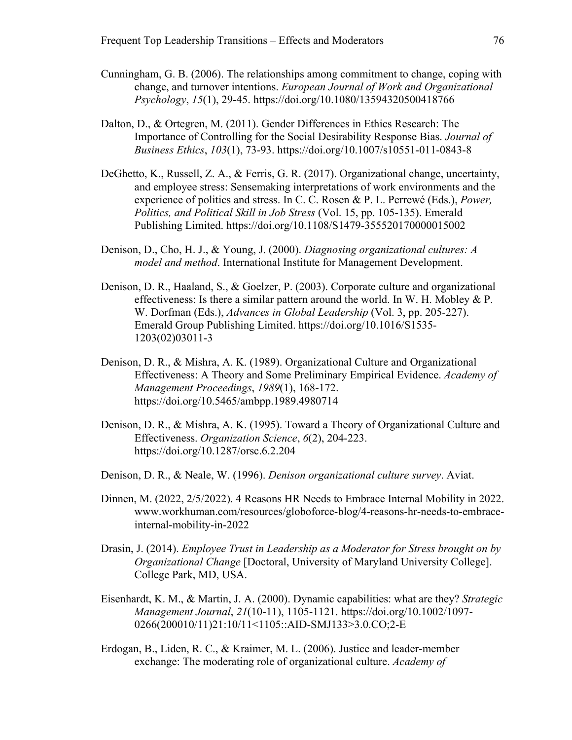Cunningham, G. B. (2006). The relationships among commitment to change, coping with change, and turnover intentions. *European Journal of Work and Organizational Psychology*, *15*(1), 29-45. https://doi.org/10.1080/13594320500418766

Dalton, D., & Ortegren, M. (2011). Gender Differences in Ethics Research: The Importance of Controlling for the Social Desirability Response Bias. *Journal of Business Ethics*, *103*(1), 73-93. https://doi.org/10.1007/s10551-011-0843-8

DeGhetto, K., Russell, Z. A., & Ferris, G. R. (2017). Organizational change, uncertainty, and employee stress: Sensemaking interpretations of work environments and the experience of politics and stress. In C. C. Rosen & P. L. Perrewé (Eds.), *Power, Politics, and Political Skill in Job Stress* (Vol. 15, pp. 105-135). Emerald Publishing Limited. https://doi.org/10.1108/S1479-355520170000015002

Denison, D., Cho, H. J., & Young, J. (2000). *Diagnosing organizational cultures: A model and method*. International Institute for Management Development.

Denison, D. R., Haaland, S., & Goelzer, P. (2003). Corporate culture and organizational effectiveness: Is there a similar pattern around the world. In W. H. Mobley & P. W. Dorfman (Eds.), *Advances in Global Leadership* (Vol. 3, pp. 205-227). Emerald Group Publishing Limited. https://doi.org/10.1016/S1535-1203(02)03011-3

Denison, D. R., & Mishra, A. K. (1989). Organizational Culture and Organizational Effectiveness: A Theory and Some Preliminary Empirical Evidence. *Academy of Management Proceedings*, *1989*(1), 168-172. https://doi.org/10.5465/ambpp.1989.4980714

Denison, D. R., & Mishra, A. K. (1995). Toward a Theory of Organizational Culture and Effectiveness. *Organization Science*, *6*(2), 204-223. https://doi.org/10.1287/orsc.6.2.204

Denison, D. R., & Neale, W. (1996). *Denison organizational culture survey*. Aviat.

Dinnen, M. (2022, 2/5/2022). 4 Reasons HR Needs to Embrace Internal Mobility in 2022. www.workhuman.com/resources/globoforce-blog/4-reasons-hr-needs-to-embrace-internal-mobility-in-2022

Drasin, J. (2014). *Employee Trust in Leadership as a Moderator for Stress brought on by Organizational Change* [Doctoral, University of Maryland University College]. College Park, MD, USA.

Eisenhardt, K. M., & Martin, J. A. (2000). Dynamic capabilities: what are they? *Strategic Management Journal*, *21*(10-11), 1105-1121. https://doi.org/10.1002/1097-0266(200010/11)21:10/11<1105::AID-SMJ133>3.0.CO;2-E

Erdogan, B., Liden, R. C., & Kraimer, M. L. (2006). Justice and leader-member exchange: The moderating role of organizational culture. *Academy of*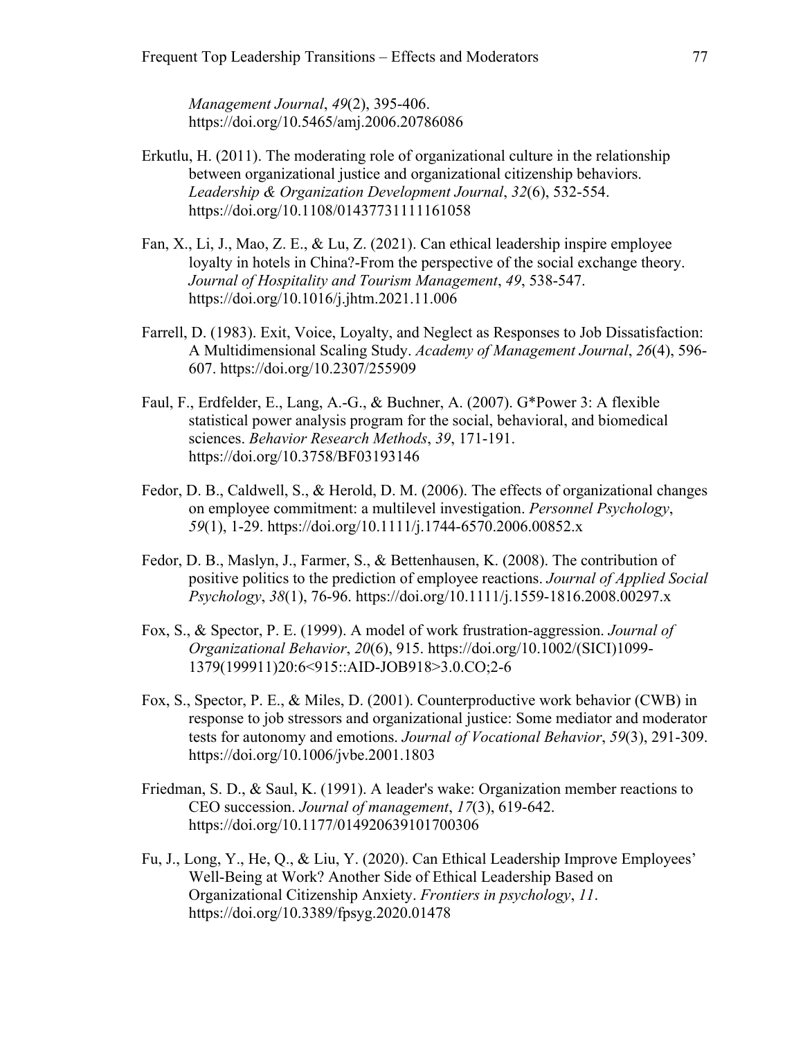*Management Journal*, *49*(2), 395-406. https://doi.org/10.5465/amj.2006.20786086

Erkutlu, H. (2011). The moderating role of organizational culture in the relationship between organizational justice and organizational citizenship behaviors. *Leadership & Organization Development Journal*, *32*(6), 532-554. https://doi.org/10.1108/01437731111161058

Fan, X., Li, J., Mao, Z. E., & Lu, Z. (2021). Can ethical leadership inspire employee loyalty in hotels in China?-From the perspective of the social exchange theory. *Journal of Hospitality and Tourism Management*, *49*, 538-547. https://doi.org/10.1016/j.jhtm.2021.11.006

Farrell, D. (1983). Exit, Voice, Loyalty, and Neglect as Responses to Job Dissatisfaction: A Multidimensional Scaling Study. *Academy of Management Journal*, *26*(4), 596-607. https://doi.org/10.2307/255909

Faul, F., Erdfelder, E., Lang, A.-G., & Buchner, A. (2007). G*Power 3: A flexible statistical power analysis program for the social, behavioral, and biomedical sciences. *Behavior Research Methods*, *39*, 171-191. https://doi.org/10.3758/BF03193146

Fedor, D. B., Caldwell, S., & Herold, D. M. (2006). The effects of organizational changes on employee commitment: a multilevel investigation. *Personnel Psychology*, *59*(1), 1-29. https://doi.org/10.1111/j.1744-6570.2006.00852.x

Fedor, D. B., Maslyn, J., Farmer, S., & Bettenhausen, K. (2008). The contribution of positive politics to the prediction of employee reactions. *Journal of Applied Social Psychology*, *38*(1), 76-96. https://doi.org/10.1111/j.1559-1816.2008.00297.x

Fox, S., & Spector, P. E. (1999). A model of work frustration-aggression. *Journal of Organizational Behavior*, *20*(6), 915. https://doi.org/10.1002/(SICI)1099-1379(199911)20:6<915::AID-JOB918>3.0.CO;2-6

Fox, S., Spector, P. E., & Miles, D. (2001). Counterproductive work behavior (CWB) in response to job stressors and organizational justice: Some mediator and moderator tests for autonomy and emotions. *Journal of Vocational Behavior*, *59*(3), 291-309. https://doi.org/10.1006/jvbe.2001.1803

Friedman, S. D., & Saul, K. (1991). A leader's wake: Organization member reactions to CEO succession. *Journal of management*, *17*(3), 619-642. https://doi.org/10.1177/014920639101700306

Fu, J., Long, Y., He, Q., & Liu, Y. (2020). Can Ethical Leadership Improve Employees' Well-Being at Work? Another Side of Ethical Leadership Based on Organizational Citizenship Anxiety. *Frontiers in psychology*, *11*. https://doi.org/10.3389/fpsyg.2020.01478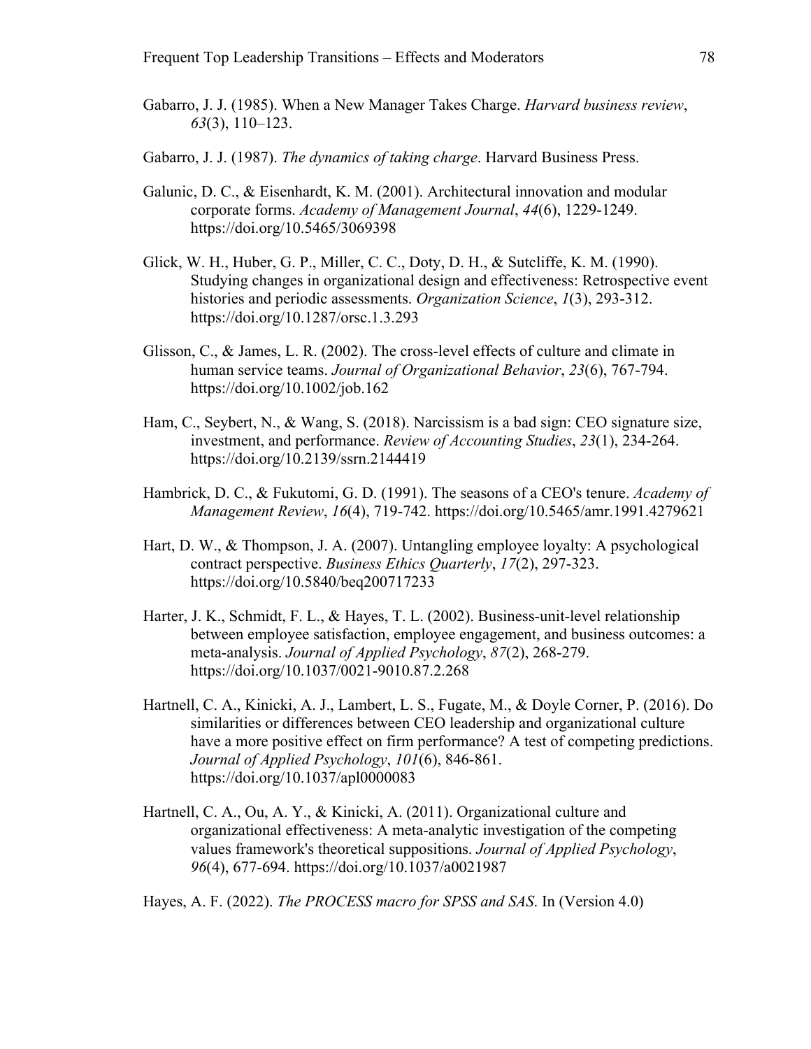Gabarro, J. J. (1985). When a New Manager Takes Charge. *Harvard business review*, *63*(3), 110–123.

Gabarro, J. J. (1987). *The dynamics of taking charge*. Harvard Business Press.

Galunic, D. C., & Eisenhardt, K. M. (2001). Architectural innovation and modular corporate forms. *Academy of Management Journal*, *44*(6), 1229-1249. https://doi.org/10.5465/3069398

Glick, W. H., Huber, G. P., Miller, C. C., Doty, D. H., & Sutcliffe, K. M. (1990). Studying changes in organizational design and effectiveness: Retrospective event histories and periodic assessments. *Organization Science*, *1*(3), 293-312. https://doi.org/10.1287/orsc.1.3.293

Glisson, C., & James, L. R. (2002). The cross-level effects of culture and climate in human service teams. *Journal of Organizational Behavior*, *23*(6), 767-794. https://doi.org/10.1002/job.162

Ham, C., Seybert, N., & Wang, S. (2018). Narcissism is a bad sign: CEO signature size, investment, and performance. *Review of Accounting Studies*, *23*(1), 234-264. https://doi.org/10.2139/ssrn.2144419

Hambrick, D. C., & Fukutomi, G. D. (1991). The seasons of a CEO's tenure. *Academy of Management Review*, *16*(4), 719-742. https://doi.org/10.5465/amr.1991.4279621

Hart, D. W., & Thompson, J. A. (2007). Untangling employee loyalty: A psychological contract perspective. *Business Ethics Quarterly*, *17*(2), 297-323. https://doi.org/10.5840/beq200717233

Harter, J. K., Schmidt, F. L., & Hayes, T. L. (2002). Business-unit-level relationship between employee satisfaction, employee engagement, and business outcomes: a meta-analysis. *Journal of Applied Psychology*, *87*(2), 268-279. https://doi.org/10.1037/0021-9010.87.2.268

Hartnell, C. A., Kinicki, A. J., Lambert, L. S., Fugate, M., & Doyle Corner, P. (2016). Do similarities or differences between CEO leadership and organizational culture have a more positive effect on firm performance? A test of competing predictions. *Journal of Applied Psychology*, *101*(6), 846-861. https://doi.org/10.1037/apl0000083

Hartnell, C. A., Ou, A. Y., & Kinicki, A. (2011). Organizational culture and organizational effectiveness: A meta-analytic investigation of the competing values framework's theoretical suppositions. *Journal of Applied Psychology*, *96*(4), 677-694. https://doi.org/10.1037/a0021987

Hayes, A. F. (2022). *The PROCESS macro for SPSS and SAS*. In (Version 4.0)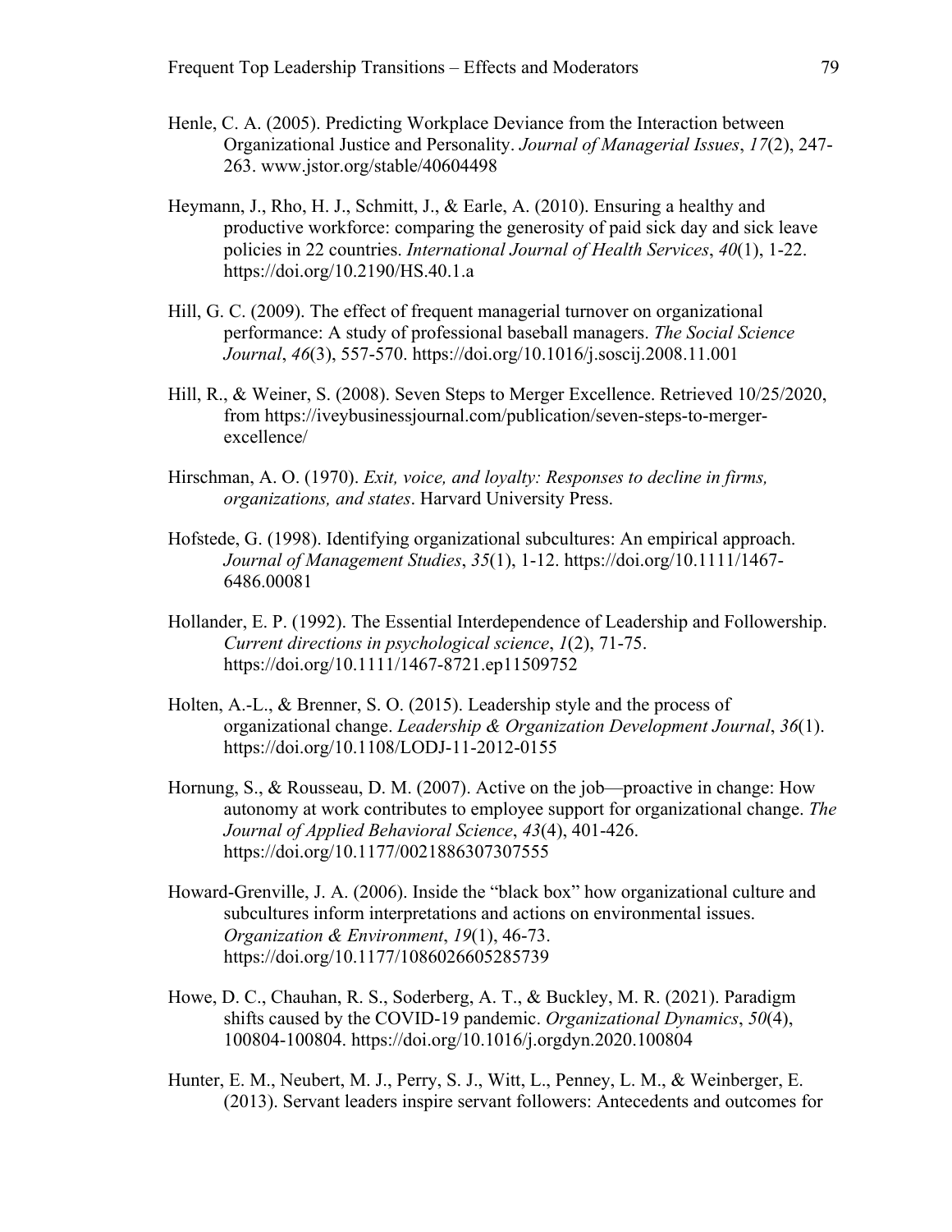Henle, C. A. (2005). Predicting Workplace Deviance from the Interaction between Organizational Justice and Personality. *Journal of Managerial Issues*, *17*(2), 247-263. www.jstor.org/stable/40604498

Heymann, J., Rho, H. J., Schmitt, J., & Earle, A. (2010). Ensuring a healthy and productive workforce: comparing the generosity of paid sick day and sick leave policies in 22 countries. *International Journal of Health Services*, *40*(1), 1-22. https://doi.org/10.2190/HS.40.1.a

Hill, G. C. (2009). The effect of frequent managerial turnover on organizational performance: A study of professional baseball managers. *The Social Science Journal*, *46*(3), 557-570. https://doi.org/10.1016/j.soscij.2008.11.001

Hill, R., & Weiner, S. (2008). Seven Steps to Merger Excellence. Retrieved 10/25/2020, from https://iveybusinessjournal.com/publication/seven-steps-to-merger-excellence/

Hirschman, A. O. (1970). *Exit, voice, and loyalty: Responses to decline in firms, organizations, and states*. Harvard University Press.

Hofstede, G. (1998). Identifying organizational subcultures: An empirical approach. *Journal of Management Studies*, *35*(1), 1-12. https://doi.org/10.1111/1467-6486.00081

Hollander, E. P. (1992). The Essential Interdependence of Leadership and Followership. *Current directions in psychological science*, *1*(2), 71-75. https://doi.org/10.1111/1467-8721.ep11509752

Holten, A.-L., & Brenner, S. O. (2015). Leadership style and the process of organizational change. *Leadership & Organization Development Journal*, *36*(1). https://doi.org/10.1108/LODJ-11-2012-0155

Hornung, S., & Rousseau, D. M. (2007). Active on the job—proactive in change: How autonomy at work contributes to employee support for organizational change. *The Journal of Applied Behavioral Science*, *43*(4), 401-426. https://doi.org/10.1177/0021886307307555

Howard-Grenville, J. A. (2006). Inside the "black box" how organizational culture and subcultures inform interpretations and actions on environmental issues. *Organization & Environment*, *19*(1), 46-73. https://doi.org/10.1177/1086026605285739

Howe, D. C., Chauhan, R. S., Soderberg, A. T., & Buckley, M. R. (2021). Paradigm shifts caused by the COVID-19 pandemic. *Organizational Dynamics*, *50*(4), 100804-100804. https://doi.org/10.1016/j.orgdyn.2020.100804

Hunter, E. M., Neubert, M. J., Perry, S. J., Witt, L., Penney, L. M., & Weinberger, E. (2013). Servant leaders inspire servant followers: Antecedents and outcomes for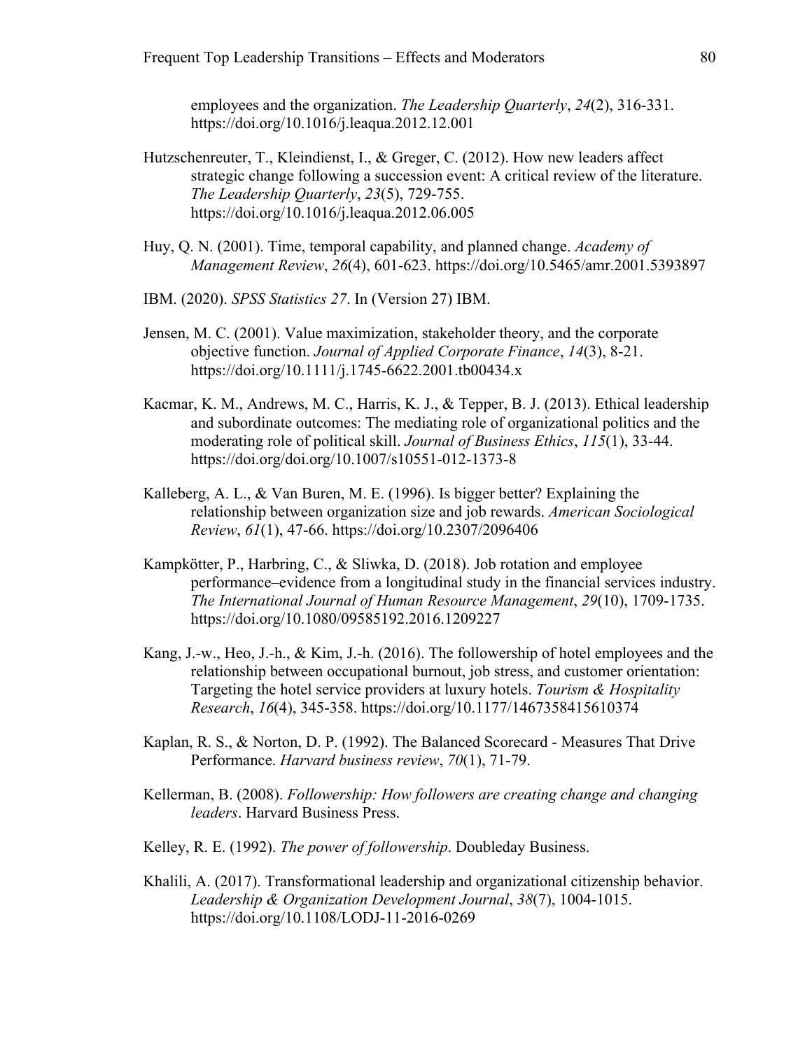employees and the organization. *The Leadership Quarterly*, *24*(2), 316-331. https://doi.org/10.1016/j.leaqua.2012.12.001

Hutzschenreuter, T., Kleindienst, I., & Greger, C. (2012). How new leaders affect strategic change following a succession event: A critical review of the literature. *The Leadership Quarterly*, *23*(5), 729-755. https://doi.org/10.1016/j.leaqua.2012.06.005

Huy, Q. N. (2001). Time, temporal capability, and planned change. *Academy of Management Review*, *26*(4), 601-623. https://doi.org/10.5465/amr.2001.5393897

IBM. (2020). *SPSS Statistics 27*. In (Version 27) IBM.

Jensen, M. C. (2001). Value maximization, stakeholder theory, and the corporate objective function. *Journal of Applied Corporate Finance*, *14*(3), 8-21. https://doi.org/10.1111/j.1745-6622.2001.tb00434.x

Kacmar, K. M., Andrews, M. C., Harris, K. J., & Tepper, B. J. (2013). Ethical leadership and subordinate outcomes: The mediating role of organizational politics and the moderating role of political skill. *Journal of Business Ethics*, *115*(1), 33-44. https://doi.org/doi.org/10.1007/s10551-012-1373-8

Kalleberg, A. L., & Van Buren, M. E. (1996). Is bigger better? Explaining the relationship between organization size and job rewards. *American Sociological Review*, *61*(1), 47-66. https://doi.org/10.2307/2096406

Kampkötter, P., Harbring, C., & Sliwka, D. (2018). Job rotation and employee performance–evidence from a longitudinal study in the financial services industry. *The International Journal of Human Resource Management*, *29*(10), 1709-1735. https://doi.org/10.1080/09585192.2016.1209227

Kang, J.-w., Heo, J.-h., & Kim, J.-h. (2016). The followership of hotel employees and the relationship between occupational burnout, job stress, and customer orientation: Targeting the hotel service providers at luxury hotels. *Tourism & Hospitality Research*, *16*(4), 345-358. https://doi.org/10.1177/1467358415610374

Kaplan, R. S., & Norton, D. P. (1992). The Balanced Scorecard - Measures That Drive Performance. *Harvard business review*, *70*(1), 71-79.

Kellerman, B. (2008). *Followership: How followers are creating change and changing leaders*. Harvard Business Press.

Kelley, R. E. (1992). *The power of followership*. Doubleday Business.

Khalili, A. (2017). Transformational leadership and organizational citizenship behavior. *Leadership & Organization Development Journal*, *38*(7), 1004-1015. https://doi.org/10.1108/LODJ-11-2016-0269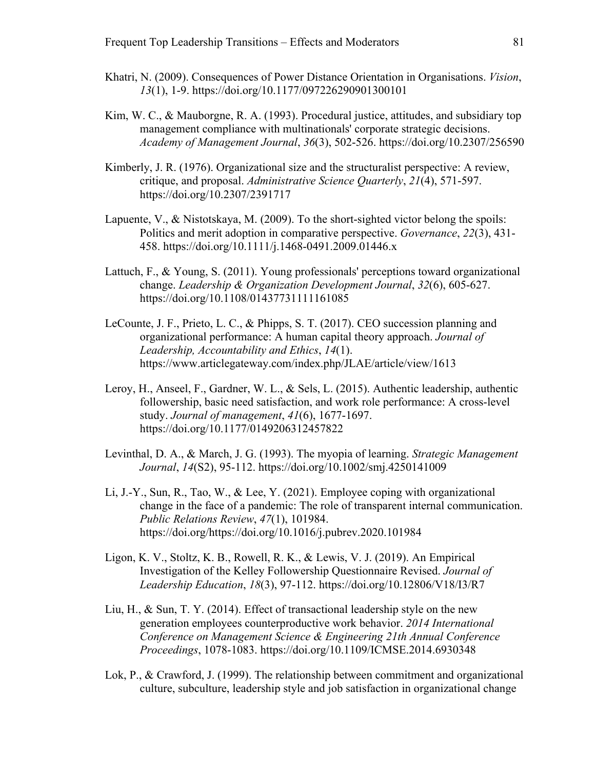Khatri, N. (2009). Consequences of Power Distance Orientation in Organisations. *Vision*, *13*(1), 1-9. https://doi.org/10.1177/097226290901300101

Kim, W. C., & Mauborgne, R. A. (1993). Procedural justice, attitudes, and subsidiary top management compliance with multinationals' corporate strategic decisions. *Academy of Management Journal*, *36*(3), 502-526. https://doi.org/10.2307/256590

Kimberly, J. R. (1976). Organizational size and the structuralist perspective: A review, critique, and proposal. *Administrative Science Quarterly*, *21*(4), 571-597. https://doi.org/10.2307/2391717

Lapuente, V., & Nistotskaya, M. (2009). To the short-sighted victor belong the spoils: Politics and merit adoption in comparative perspective. *Governance*, *22*(3), 431-458. https://doi.org/10.1111/j.1468-0491.2009.01446.x

Lattuch, F., & Young, S. (2011). Young professionals' perceptions toward organizational change. *Leadership & Organization Development Journal*, *32*(6), 605-627. https://doi.org/10.1108/01437731111161085

LeCounte, J. F., Prieto, L. C., & Phipps, S. T. (2017). CEO succession planning and organizational performance: A human capital theory approach. *Journal of Leadership, Accountability and Ethics*, *14*(1). https://www.articlegateway.com/index.php/JLAE/article/view/1613

Leroy, H., Anseel, F., Gardner, W. L., & Sels, L. (2015). Authentic leadership, authentic followership, basic need satisfaction, and work role performance: A cross-level study. *Journal of management*, *41*(6), 1677-1697. https://doi.org/10.1177/0149206312457822

Levinthal, D. A., & March, J. G. (1993). The myopia of learning. *Strategic Management Journal*, *14*(S2), 95-112. https://doi.org/10.1002/smj.4250141009

Li, J.-Y., Sun, R., Tao, W., & Lee, Y. (2021). Employee coping with organizational change in the face of a pandemic: The role of transparent internal communication. *Public Relations Review*, *47*(1), 101984. https://doi.org/https://doi.org/10.1016/j.pubrev.2020.101984

Ligon, K. V., Stoltz, K. B., Rowell, R. K., & Lewis, V. J. (2019). An Empirical Investigation of the Kelley Followership Questionnaire Revised. *Journal of Leadership Education*, *18*(3), 97-112. https://doi.org/10.12806/V18/I3/R7

Liu, H., & Sun, T. Y. (2014). Effect of transactional leadership style on the new generation employees counterproductive work behavior. *2014 International Conference on Management Science & Engineering 21th Annual Conference Proceedings*, 1078-1083. https://doi.org/10.1109/ICMSE.2014.6930348

Lok, P., & Crawford, J. (1999). The relationship between commitment and organizational culture, subculture, leadership style and job satisfaction in organizational change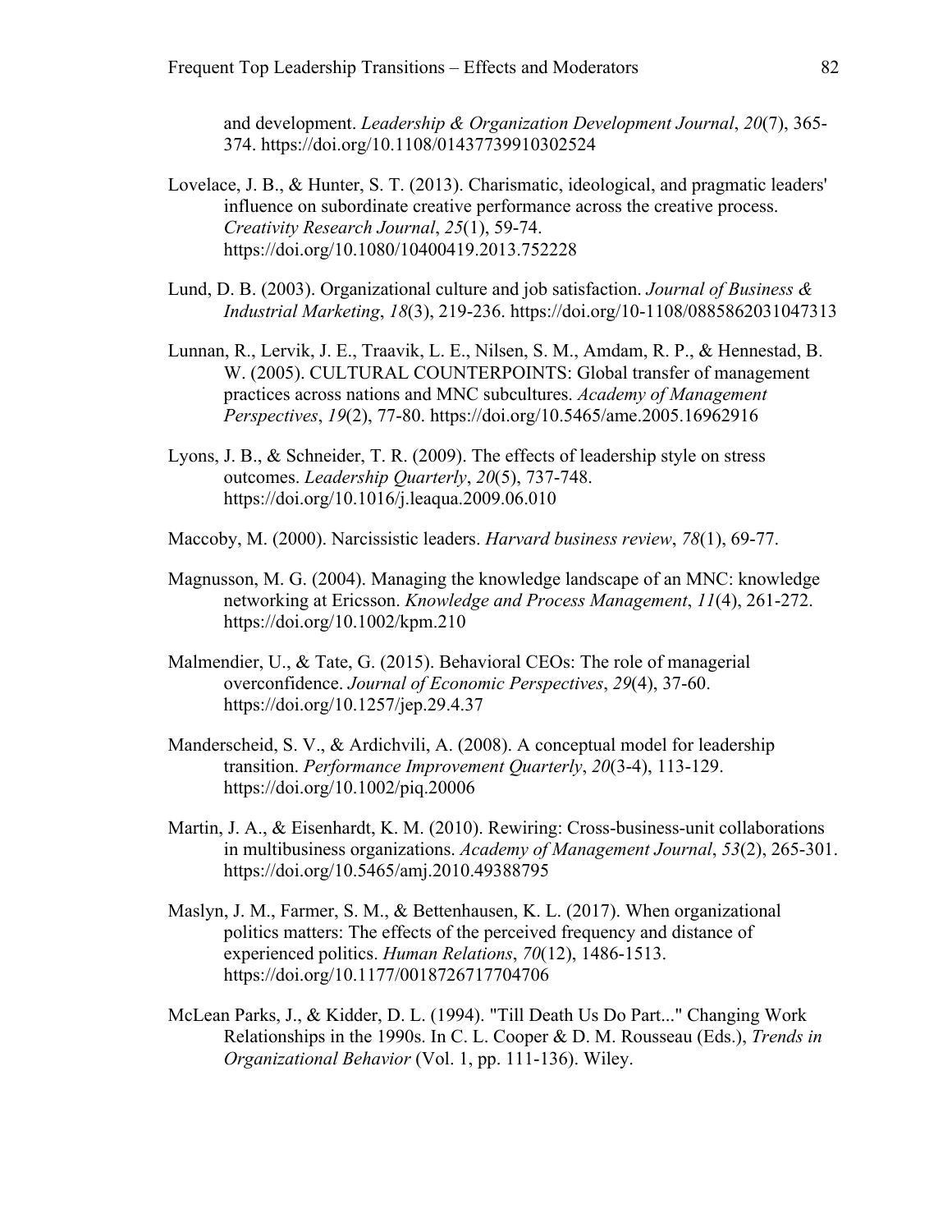and development. *Leadership & Organization Development Journal*, *20*(7), 365-374. https://doi.org/10.1108/01437739910302524

Lovelace, J. B., & Hunter, S. T. (2013). Charismatic, ideological, and pragmatic leaders' influence on subordinate creative performance across the creative process. *Creativity Research Journal*, *25*(1), 59-74. https://doi.org/10.1080/10400419.2013.752228

Lund, D. B. (2003). Organizational culture and job satisfaction. *Journal of Business & Industrial Marketing*, *18*(3), 219-236. https://doi.org/10-1108/0885862031047313

Lunnan, R., Lervik, J. E., Traavik, L. E., Nilsen, S. M., Amdam, R. P., & Hennestad, B. W. (2005). CULTURAL COUNTERPOINTS: Global transfer of management practices across nations and MNC subcultures. *Academy of Management Perspectives*, *19*(2), 77-80. https://doi.org/10.5465/ame.2005.16962916

Lyons, J. B., & Schneider, T. R. (2009). The effects of leadership style on stress outcomes. *Leadership Quarterly*, *20*(5), 737-748. https://doi.org/10.1016/j.leaqua.2009.06.010

Maccoby, M. (2000). Narcissistic leaders. *Harvard business review*, *78*(1), 69-77.

Magnusson, M. G. (2004). Managing the knowledge landscape of an MNC: knowledge networking at Ericsson. *Knowledge and Process Management*, *11*(4), 261-272. https://doi.org/10.1002/kpm.210

Malmendier, U., & Tate, G. (2015). Behavioral CEOs: The role of managerial overconfidence. *Journal of Economic Perspectives*, *29*(4), 37-60. https://doi.org/10.1257/jep.29.4.37

Manderscheid, S. V., & Ardichvili, A. (2008). A conceptual model for leadership transition. *Performance Improvement Quarterly*, *20*(3-4), 113-129. https://doi.org/10.1002/piq.20006

Martin, J. A., & Eisenhardt, K. M. (2010). Rewiring: Cross-business-unit collaborations in multibusiness organizations. *Academy of Management Journal*, *53*(2), 265-301. https://doi.org/10.5465/amj.2010.49388795

Maslyn, J. M., Farmer, S. M., & Bettenhausen, K. L. (2017). When organizational politics matters: The effects of the perceived frequency and distance of experienced politics. *Human Relations*, *70*(12), 1486-1513. https://doi.org/10.1177/0018726717704706

McLean Parks, J., & Kidder, D. L. (1994). "Till Death Us Do Part..." Changing Work Relationships in the 1990s. In C. L. Cooper & D. M. Rousseau (Eds.), *Trends in Organizational Behavior* (Vol. 1, pp. 111-136). Wiley.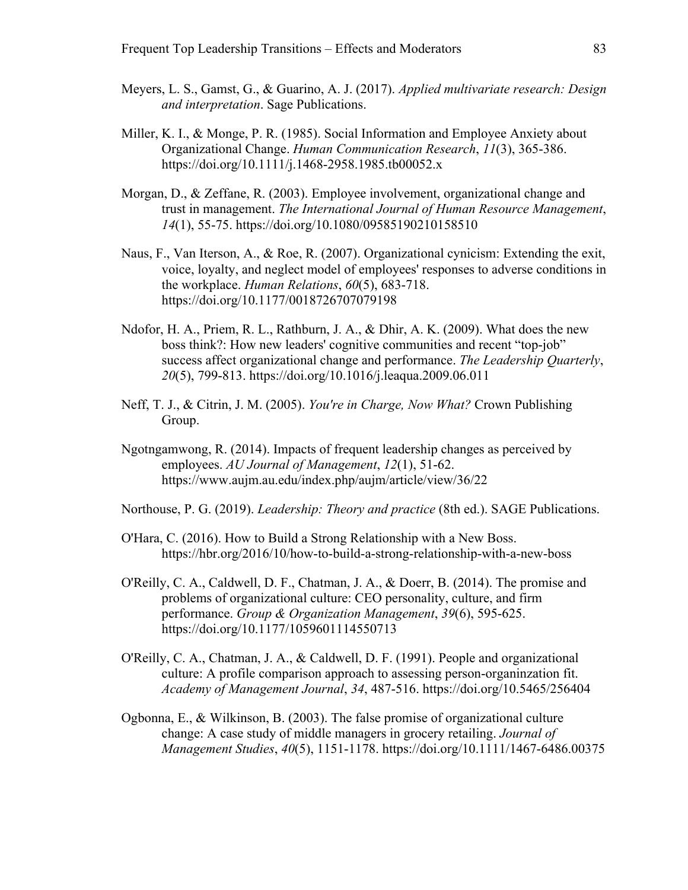Meyers, L. S., Gamst, G., & Guarino, A. J. (2017). *Applied multivariate research: Design and interpretation*. Sage Publications.

Miller, K. I., & Monge, P. R. (1985). Social Information and Employee Anxiety about Organizational Change. *Human Communication Research*, *11*(3), 365-386. https://doi.org/10.1111/j.1468-2958.1985.tb00052.x

Morgan, D., & Zeffane, R. (2003). Employee involvement, organizational change and trust in management. *The International Journal of Human Resource Management*, *14*(1), 55-75. https://doi.org/10.1080/09585190210158510

Naus, F., Van Iterson, A., & Roe, R. (2007). Organizational cynicism: Extending the exit, voice, loyalty, and neglect model of employees' responses to adverse conditions in the workplace. *Human Relations*, *60*(5), 683-718. https://doi.org/10.1177/0018726707079198

Ndofor, H. A., Priem, R. L., Rathburn, J. A., & Dhir, A. K. (2009). What does the new boss think?: How new leaders' cognitive communities and recent "top-job" success affect organizational change and performance. *The Leadership Quarterly*, *20*(5), 799-813. https://doi.org/10.1016/j.leaqua.2009.06.011

Neff, T. J., & Citrin, J. M. (2005). *You're in Charge, Now What?* Crown Publishing Group.

Ngotngamwong, R. (2014). Impacts of frequent leadership changes as perceived by employees. *AU Journal of Management*, *12*(1), 51-62. https://www.aujm.au.edu/index.php/aujm/article/view/36/22

Northouse, P. G. (2019). *Leadership: Theory and practice* (8th ed.). SAGE Publications.

O'Hara, C. (2016). How to Build a Strong Relationship with a New Boss. https://hbr.org/2016/10/how-to-build-a-strong-relationship-with-a-new-boss

O'Reilly, C. A., Caldwell, D. F., Chatman, J. A., & Doerr, B. (2014). The promise and problems of organizational culture: CEO personality, culture, and firm performance. *Group & Organization Management*, *39*(6), 595-625. https://doi.org/10.1177/1059601114550713

O'Reilly, C. A., Chatman, J. A., & Caldwell, D. F. (1991). People and organizational culture: A profile comparison approach to assessing person-organinzation fit. *Academy of Management Journal*, *34*, 487-516. https://doi.org/10.5465/256404

Ogbonna, E., & Wilkinson, B. (2003). The false promise of organizational culture change: A case study of middle managers in grocery retailing. *Journal of Management Studies*, *40*(5), 1151-1178. https://doi.org/10.1111/1467-6486.00375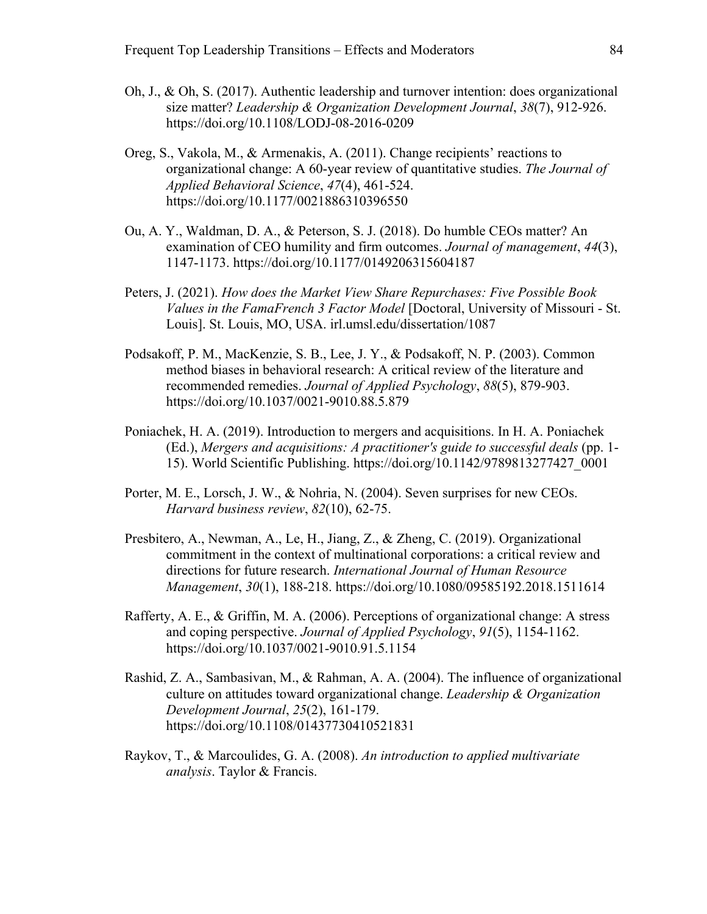Oh, J., & Oh, S. (2017). Authentic leadership and turnover intention: does organizational size matter? *Leadership & Organization Development Journal*, *38*(7), 912-926. https://doi.org/10.1108/LODJ-08-2016-0209

Oreg, S., Vakola, M., & Armenakis, A. (2011). Change recipients' reactions to organizational change: A 60-year review of quantitative studies. *The Journal of Applied Behavioral Science*, *47*(4), 461-524. https://doi.org/10.1177/0021886310396550

Ou, A. Y., Waldman, D. A., & Peterson, S. J. (2018). Do humble CEOs matter? An examination of CEO humility and firm outcomes. *Journal of management*, *44*(3), 1147-1173. https://doi.org/10.1177/0149206315604187

Peters, J. (2021). *How does the Market View Share Repurchases: Five Possible Book Values in the FamaFrench 3 Factor Model* [Doctoral, University of Missouri - St. Louis]. St. Louis, MO, USA. irl.umsl.edu/dissertation/1087

Podsakoff, P. M., MacKenzie, S. B., Lee, J. Y., & Podsakoff, N. P. (2003). Common method biases in behavioral research: A critical review of the literature and recommended remedies. *Journal of Applied Psychology*, *88*(5), 879-903. https://doi.org/10.1037/0021-9010.88.5.879

Poniachek, H. A. (2019). Introduction to mergers and acquisitions. In H. A. Poniachek (Ed.), *Mergers and acquisitions: A practitioner's guide to successful deals* (pp. 1-15). World Scientific Publishing. https://doi.org/10.1142/9789813277427_0001

Porter, M. E., Lorsch, J. W., & Nohria, N. (2004). Seven surprises for new CEOs. *Harvard business review*, *82*(10), 62-75.

Presbitero, A., Newman, A., Le, H., Jiang, Z., & Zheng, C. (2019). Organizational commitment in the context of multinational corporations: a critical review and directions for future research. *International Journal of Human Resource Management*, *30*(1), 188-218. https://doi.org/10.1080/09585192.2018.1511614

Rafferty, A. E., & Griffin, M. A. (2006). Perceptions of organizational change: A stress and coping perspective. *Journal of Applied Psychology*, *91*(5), 1154-1162. https://doi.org/10.1037/0021-9010.91.5.1154

Rashid, Z. A., Sambasivan, M., & Rahman, A. A. (2004). The influence of organizational culture on attitudes toward organizational change. *Leadership & Organization Development Journal*, *25*(2), 161-179. https://doi.org/10.1108/01437730410521831

Raykov, T., & Marcoulides, G. A. (2008). *An introduction to applied multivariate analysis*. Taylor & Francis.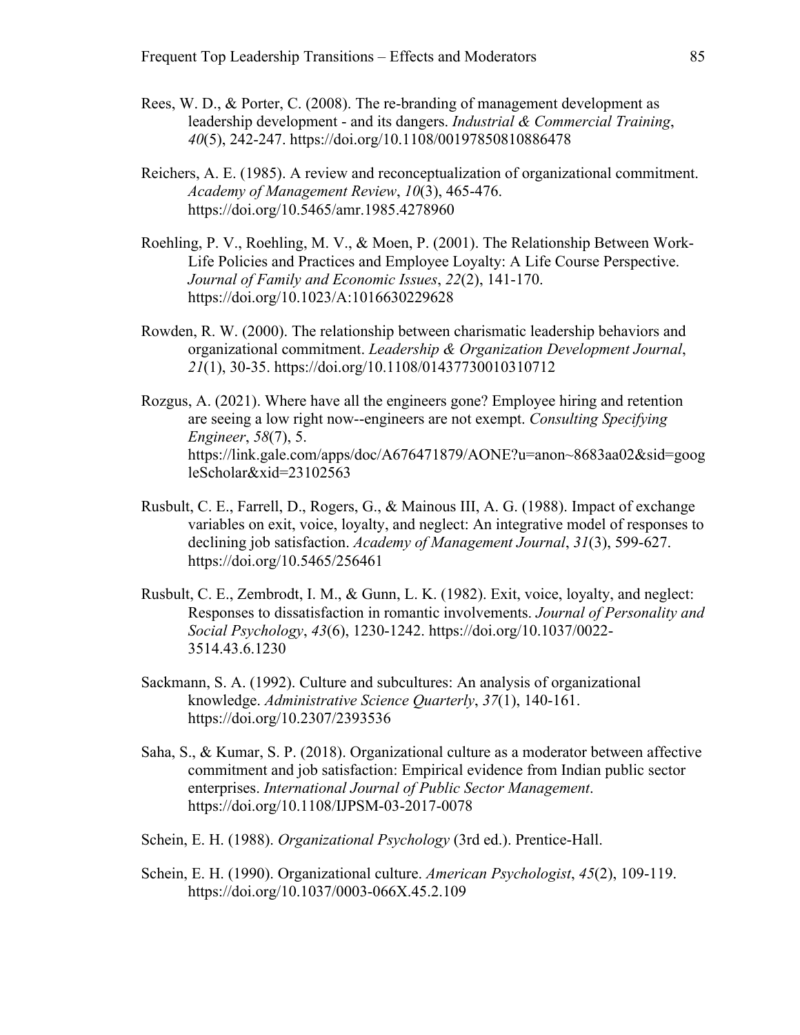Rees, W. D., & Porter, C. (2008). The re-branding of management development as leadership development - and its dangers. *Industrial & Commercial Training*, *40*(5), 242-247. https://doi.org/10.1108/00197850810886478

Reichers, A. E. (1985). A review and reconceptualization of organizational commitment. *Academy of Management Review*, *10*(3), 465-476. https://doi.org/10.5465/amr.1985.4278960

Roehling, P. V., Roehling, M. V., & Moen, P. (2001). The Relationship Between Work-Life Policies and Practices and Employee Loyalty: A Life Course Perspective. *Journal of Family and Economic Issues*, *22*(2), 141-170. https://doi.org/10.1023/A:1016630229628

Rowden, R. W. (2000). The relationship between charismatic leadership behaviors and organizational commitment. *Leadership & Organization Development Journal*, *21*(1), 30-35. https://doi.org/10.1108/01437730010310712

Rozgus, A. (2021). Where have all the engineers gone? Employee hiring and retention are seeing a low right now--engineers are not exempt. *Consulting Specifying Engineer*, *58*(7), 5. https://link.gale.com/apps/doc/A676471879/AONE?u=anon~8683aa02&sid=googleScholar&xid=23102563

Rusbult, C. E., Farrell, D., Rogers, G., & Mainous III, A. G. (1988). Impact of exchange variables on exit, voice, loyalty, and neglect: An integrative model of responses to declining job satisfaction. *Academy of Management Journal*, *31*(3), 599-627. https://doi.org/10.5465/256461

Rusbult, C. E., Zembrodt, I. M., & Gunn, L. K. (1982). Exit, voice, loyalty, and neglect: Responses to dissatisfaction in romantic involvements. *Journal of Personality and Social Psychology*, *43*(6), 1230-1242. https://doi.org/10.1037/0022-3514.43.6.1230

Sackmann, S. A. (1992). Culture and subcultures: An analysis of organizational knowledge. *Administrative Science Quarterly*, *37*(1), 140-161. https://doi.org/10.2307/2393536

Saha, S., & Kumar, S. P. (2018). Organizational culture as a moderator between affective commitment and job satisfaction: Empirical evidence from Indian public sector enterprises. *International Journal of Public Sector Management*. https://doi.org/10.1108/IJPSM-03-2017-0078

Schein, E. H. (1988). *Organizational Psychology* (3rd ed.). Prentice-Hall.

Schein, E. H. (1990). Organizational culture. *American Psychologist*, *45*(2), 109-119. https://doi.org/10.1037/0003-066X.45.2.109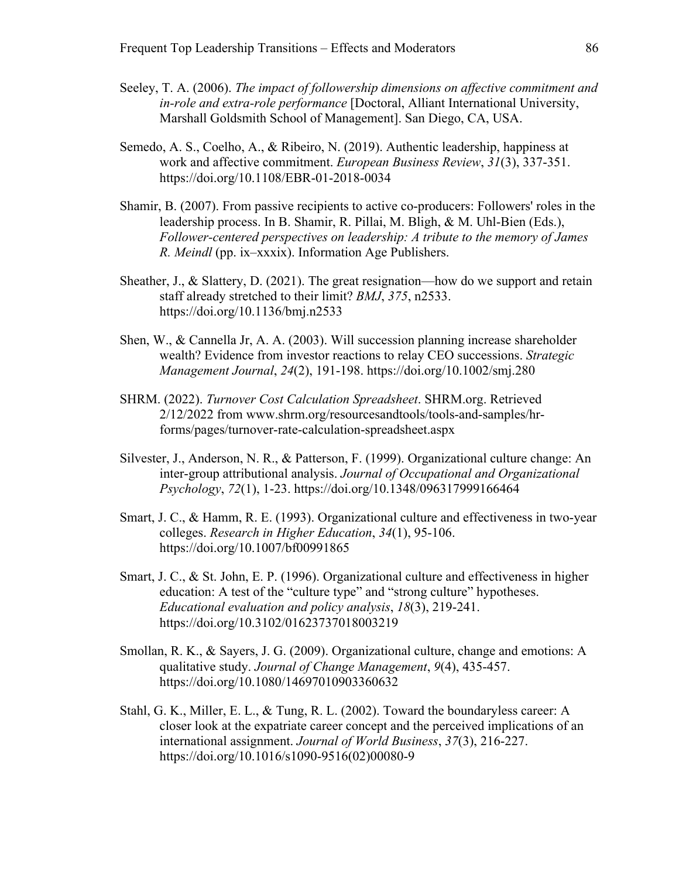Seeley, T. A. (2006). *The impact of followership dimensions on affective commitment and in-role and extra-role performance* [Doctoral, Alliant International University, Marshall Goldsmith School of Management]. San Diego, CA, USA.

Semedo, A. S., Coelho, A., & Ribeiro, N. (2019). Authentic leadership, happiness at work and affective commitment. *European Business Review*, *31*(3), 337-351. https://doi.org/10.1108/EBR-01-2018-0034

Shamir, B. (2007). From passive recipients to active co-producers: Followers' roles in the leadership process. In B. Shamir, R. Pillai, M. Bligh, & M. Uhl-Bien (Eds.), *Follower-centered perspectives on leadership: A tribute to the memory of James R. Meindl* (pp. ix–xxxix). Information Age Publishers.

Sheather, J., & Slattery, D. (2021). The great resignation—how do we support and retain staff already stretched to their limit? *BMJ*, *375*, n2533. https://doi.org/10.1136/bmj.n2533

Shen, W., & Cannella Jr, A. A. (2003). Will succession planning increase shareholder wealth? Evidence from investor reactions to relay CEO successions. *Strategic Management Journal*, *24*(2), 191-198. https://doi.org/10.1002/smj.280

SHRM. (2022). *Turnover Cost Calculation Spreadsheet*. SHRM.org. Retrieved 2/12/2022 from www.shrm.org/resourcesandtools/tools-and-samples/hr-forms/pages/turnover-rate-calculation-spreadsheet.aspx

Silvester, J., Anderson, N. R., & Patterson, F. (1999). Organizational culture change: An inter-group attributional analysis. *Journal of Occupational and Organizational Psychology*, *72*(1), 1-23. https://doi.org/10.1348/096317999166464

Smart, J. C., & Hamm, R. E. (1993). Organizational culture and effectiveness in two-year colleges. *Research in Higher Education*, *34*(1), 95-106. https://doi.org/10.1007/bf00991865

Smart, J. C., & St. John, E. P. (1996). Organizational culture and effectiveness in higher education: A test of the "culture type" and "strong culture" hypotheses. *Educational evaluation and policy analysis*, *18*(3), 219-241. https://doi.org/10.3102/01623737018003219

Smollan, R. K., & Sayers, J. G. (2009). Organizational culture, change and emotions: A qualitative study. *Journal of Change Management*, *9*(4), 435-457. https://doi.org/10.1080/14697010903360632

Stahl, G. K., Miller, E. L., & Tung, R. L. (2002). Toward the boundaryless career: A closer look at the expatriate career concept and the perceived implications of an international assignment. *Journal of World Business*, *37*(3), 216-227. https://doi.org/10.1016/s1090-9516(02)00080-9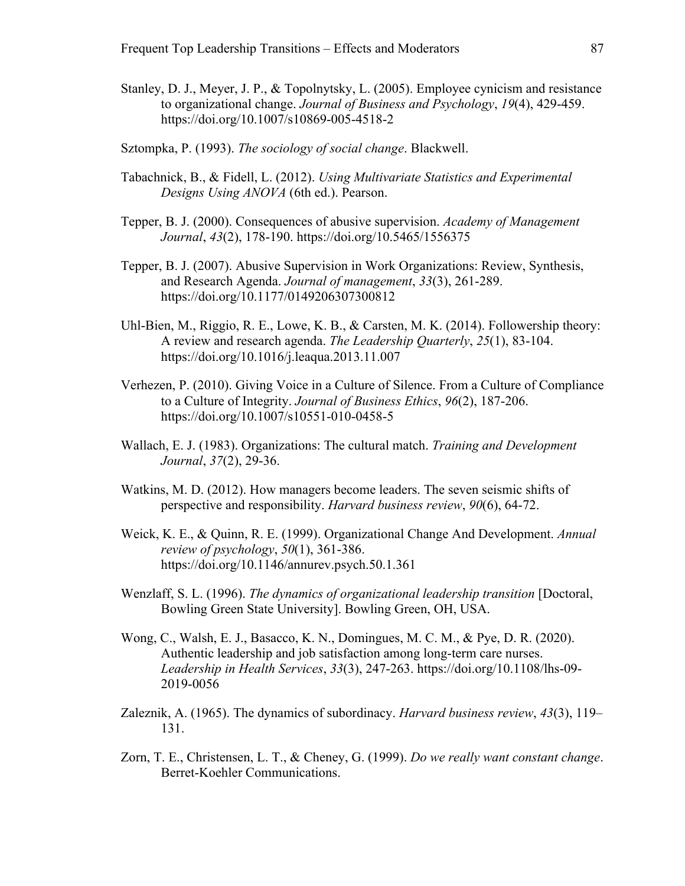Stanley, D. J., Meyer, J. P., & Topolnytsky, L. (2005). Employee cynicism and resistance to organizational change. *Journal of Business and Psychology*, *19*(4), 429-459. https://doi.org/10.1007/s10869-005-4518-2

Sztompka, P. (1993). *The sociology of social change*. Blackwell.

Tabachnick, B., & Fidell, L. (2012). *Using Multivariate Statistics and Experimental Designs Using ANOVA* (6th ed.). Pearson.

Tepper, B. J. (2000). Consequences of abusive supervision. *Academy of Management Journal*, *43*(2), 178-190. https://doi.org/10.5465/1556375

Tepper, B. J. (2007). Abusive Supervision in Work Organizations: Review, Synthesis, and Research Agenda. *Journal of management*, *33*(3), 261-289. https://doi.org/10.1177/0149206307300812

Uhl-Bien, M., Riggio, R. E., Lowe, K. B., & Carsten, M. K. (2014). Followership theory: A review and research agenda. *The Leadership Quarterly*, *25*(1), 83-104. https://doi.org/10.1016/j.leaqua.2013.11.007

Verhezen, P. (2010). Giving Voice in a Culture of Silence. From a Culture of Compliance to a Culture of Integrity. *Journal of Business Ethics*, *96*(2), 187-206. https://doi.org/10.1007/s10551-010-0458-5

Wallach, E. J. (1983). Organizations: The cultural match. *Training and Development Journal*, *37*(2), 29-36.

Watkins, M. D. (2012). How managers become leaders. The seven seismic shifts of perspective and responsibility. *Harvard business review*, *90*(6), 64-72.

Weick, K. E., & Quinn, R. E. (1999). Organizational Change And Development. *Annual review of psychology*, *50*(1), 361-386. https://doi.org/10.1146/annurev.psych.50.1.361

Wenzlaff, S. L. (1996). *The dynamics of organizational leadership transition* [Doctoral, Bowling Green State University]. Bowling Green, OH, USA.

Wong, C., Walsh, E. J., Basacco, K. N., Domingues, M. C. M., & Pye, D. R. (2020). Authentic leadership and job satisfaction among long-term care nurses. *Leadership in Health Services*, *33*(3), 247-263. https://doi.org/10.1108/lhs-09-2019-0056

Zaleznik, A. (1965). The dynamics of subordinacy. *Harvard business review*, *43*(3), 119–131.

Zorn, T. E., Christensen, L. T., & Cheney, G. (1999). *Do we really want constant change*. Berret-Koehler Communications.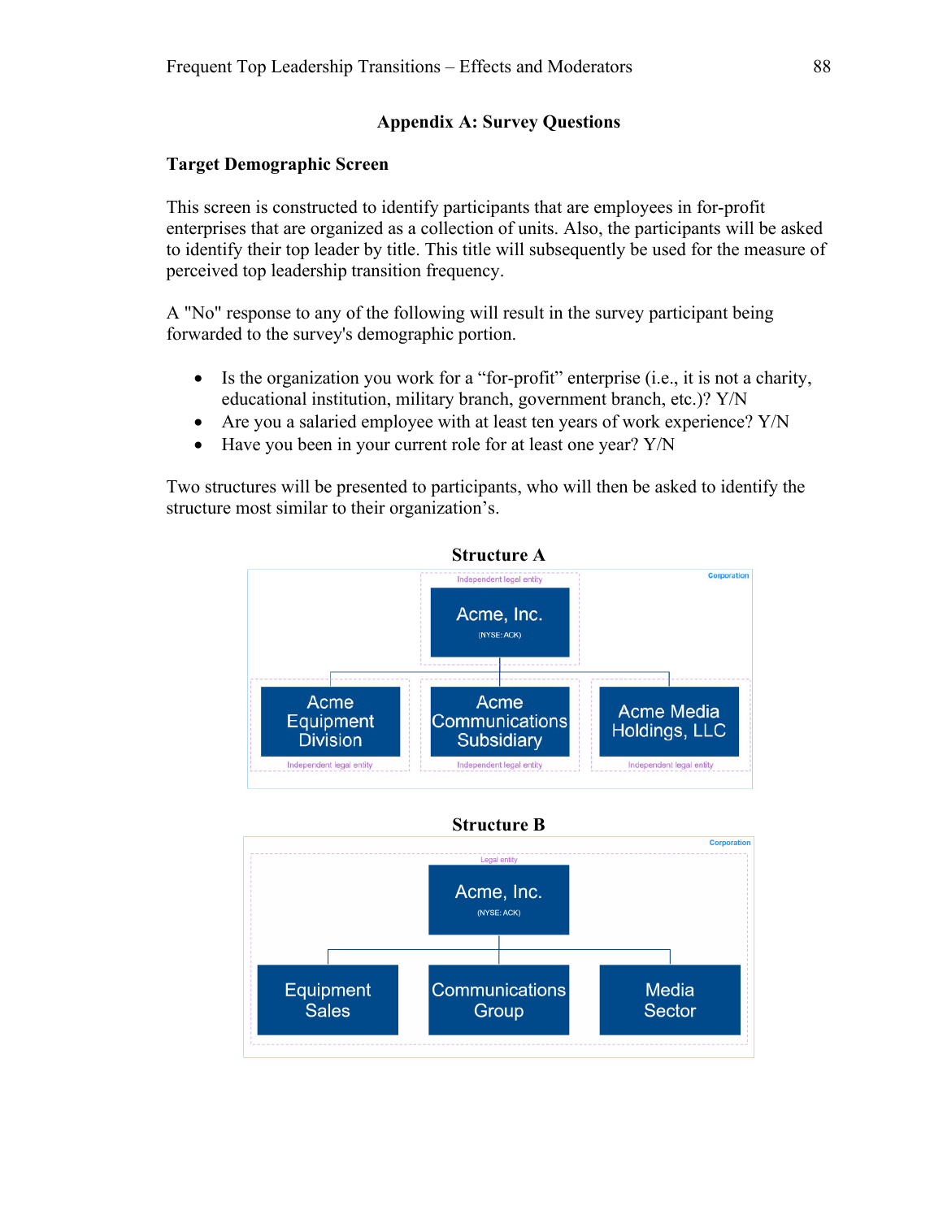## Appendix A: Survey Questions

### Target Demographic Screen

This screen is constructed to identify participants that are employees in for-profit enterprises that are organized as a collection of units. Also, the participants will be asked to identify their top leader by title. This title will subsequently be used for the measure of perceived top leadership transition frequency.

A "No" response to any of the following will result in the survey participant being forwarded to the survey's demographic portion.

- Is the organization you work for a “for-profit” enterprise (i.e., it is not a charity, educational institution, military branch, government branch, etc.)? Y/N
- Are you a salaried employee with at least ten years of work experience? Y/N
- Have you been in your current role for at least one year? Y/N

Two structures will be presented to participants, who will then be asked to identify the structure most similar to their organization’s.

**Structure A**

Corporation

Independent legal entity

Acme, Inc.
(NYSE: ACK)

Acme Equipment Division — Independent legal entity

Acme Communications Subsidiary — Independent legal entity

Acme Media Holdings, LLC — Independent legal entity

**Structure B**

Corporation

Legal entity

Acme, Inc.
(NYSE: ACK)

Equipment Sales

Communications Group

Media Sector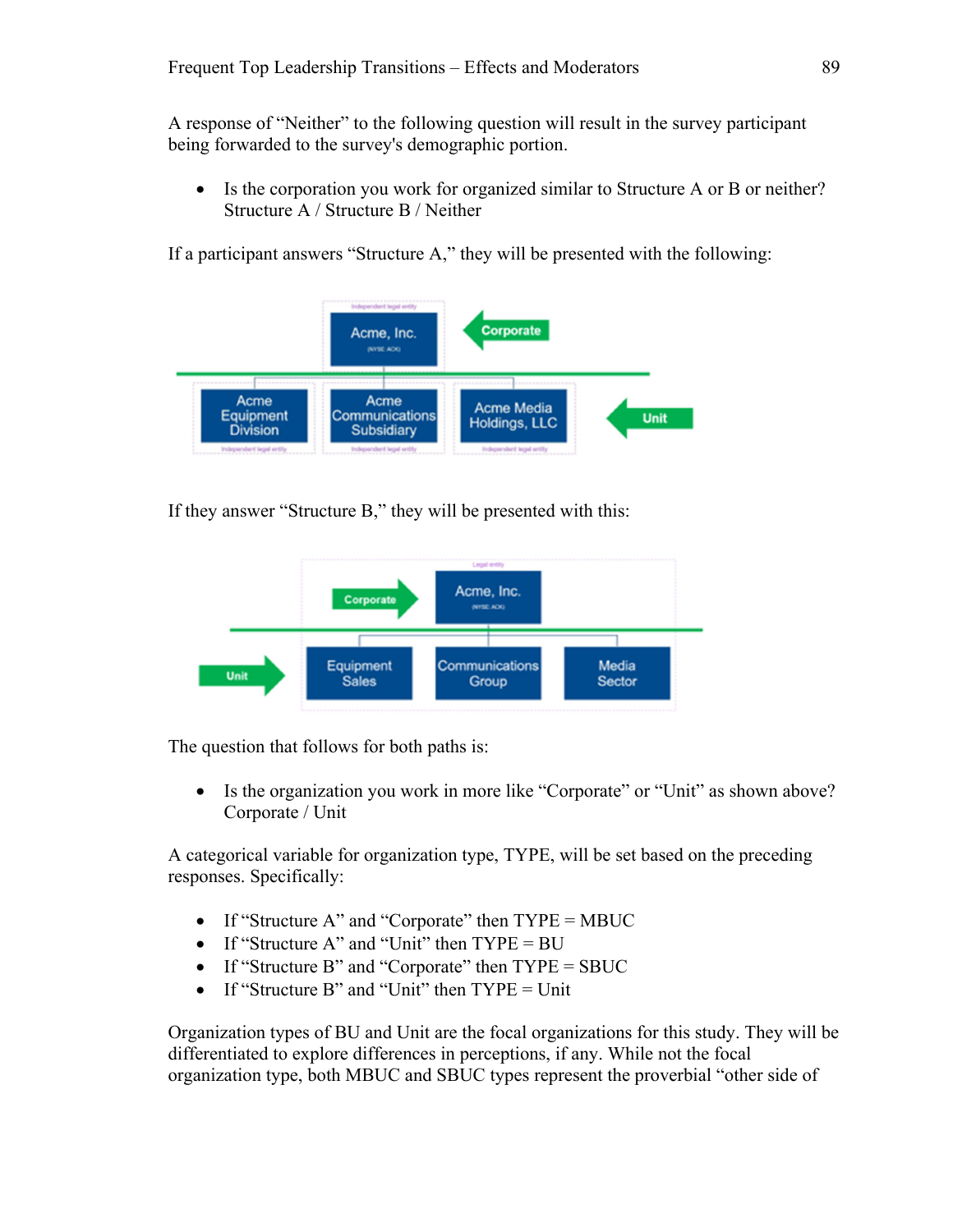A response of "Neither" to the following question will result in the survey participant being forwarded to the survey's demographic portion.

- Is the corporation you work for organized similar to Structure A or B or neither?
  Structure A / Structure B / Neither

If a participant answers "Structure A," they will be presented with the following:

If they answer "Structure B," they will be presented with this:

The question that follows for both paths is:

- Is the organization you work in more like "Corporate" or "Unit" as shown above?
  Corporate / Unit

A categorical variable for organization type, TYPE, will be set based on the preceding responses. Specifically:

- If "Structure A" and "Corporate" then TYPE = MBUC
- If "Structure A" and "Unit" then TYPE = BU
- If "Structure B" and "Corporate" then TYPE = SBUC
- If "Structure B" and "Unit" then TYPE = Unit

Organization types of BU and Unit are the focal organizations for this study. They will be differentiated to explore differences in perceptions, if any. While not the focal organization type, both MBUC and SBUC types represent the proverbial "other side of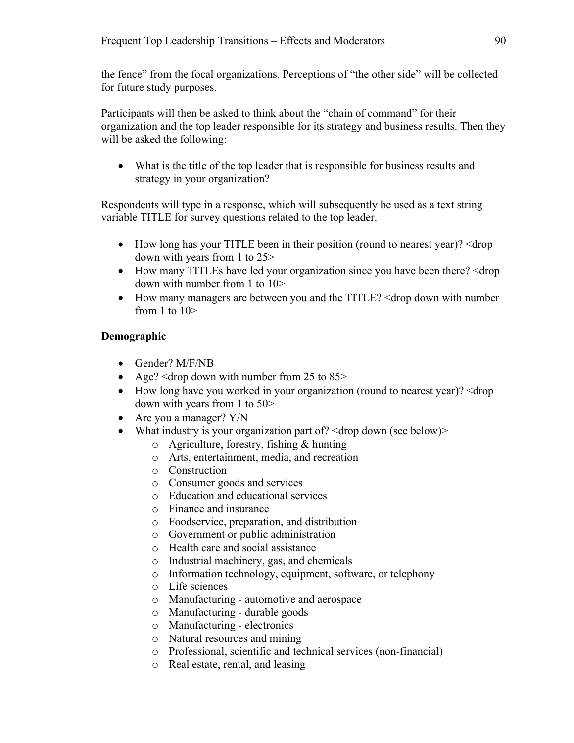the fence" from the focal organizations. Perceptions of "the other side" will be collected for future study purposes.

Participants will then be asked to think about the "chain of command" for their organization and the top leader responsible for its strategy and business results. Then they will be asked the following:

- What is the title of the top leader that is responsible for business results and strategy in your organization?

Respondents will type in a response, which will subsequently be used as a text string variable TITLE for survey questions related to the top leader.

- How long has your TITLE been in their position (round to nearest year)? <drop down with years from 1 to 25>
- How many TITLEs have led your organization since you have been there? <drop down with number from 1 to 10>
- How many managers are between you and the TITLE? <drop down with number from 1 to 10>

**Demographic**

- Gender? M/F/NB
- Age? <drop down with number from 25 to 85>
- How long have you worked in your organization (round to nearest year)? <drop down with years from 1 to 50>
- Are you a manager? Y/N
- What industry is your organization part of? <drop down (see below)>
    - Agriculture, forestry, fishing & hunting
    - Arts, entertainment, media, and recreation
    - Construction
    - Consumer goods and services
    - Education and educational services
    - Finance and insurance
    - Foodservice, preparation, and distribution
    - Government or public administration
    - Health care and social assistance
    - Industrial machinery, gas, and chemicals
    - Information technology, equipment, software, or telephony
    - Life sciences
    - Manufacturing - automotive and aerospace
    - Manufacturing - durable goods
    - Manufacturing - electronics
    - Natural resources and mining
    - Professional, scientific and technical services (non-financial)
    - Real estate, rental, and leasing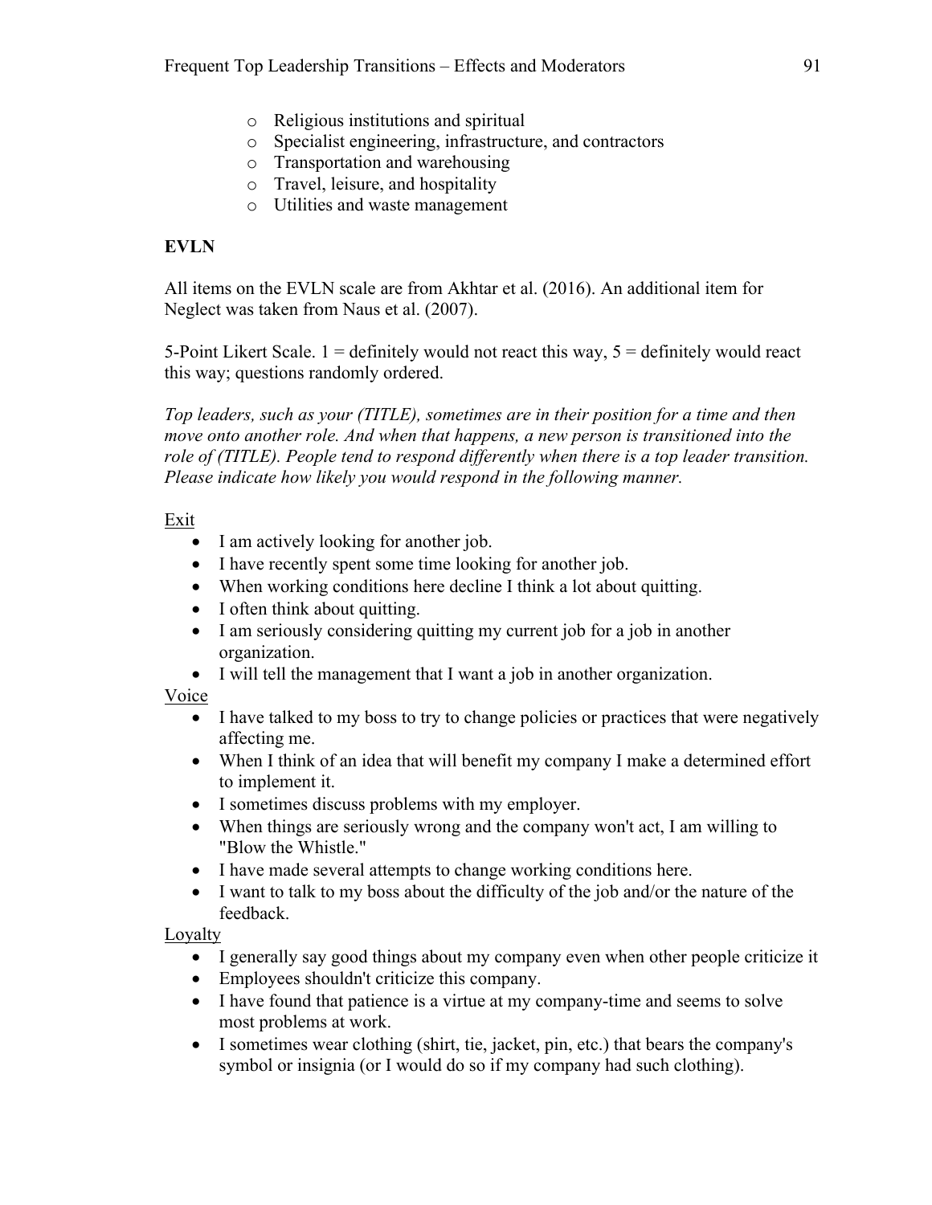- Religious institutions and spiritual
- Specialist engineering, infrastructure, and contractors
- Transportation and warehousing
- Travel, leisure, and hospitality
- Utilities and waste management

**EVLN**

All items on the EVLN scale are from Akhtar et al. (2016). An additional item for Neglect was taken from Naus et al. (2007).

5-Point Likert Scale. 1 = definitely would not react this way, 5 = definitely would react this way; questions randomly ordered.

*Top leaders, such as your (TITLE), sometimes are in their position for a time and then move onto another role. And when that happens, a new person is transitioned into the role of (TITLE). People tend to respond differently when there is a top leader transition. Please indicate how likely you would respond in the following manner.*

<u>Exit</u>

- I am actively looking for another job.
- I have recently spent some time looking for another job.
- When working conditions here decline I think a lot about quitting.
- I often think about quitting.
- I am seriously considering quitting my current job for a job in another organization.
- I will tell the management that I want a job in another organization.

<u>Voice</u>

- I have talked to my boss to try to change policies or practices that were negatively affecting me.
- When I think of an idea that will benefit my company I make a determined effort to implement it.
- I sometimes discuss problems with my employer.
- When things are seriously wrong and the company won't act, I am willing to "Blow the Whistle."
- I have made several attempts to change working conditions here.
- I want to talk to my boss about the difficulty of the job and/or the nature of the feedback.

<u>Loyalty</u>

- I generally say good things about my company even when other people criticize it
- Employees shouldn't criticize this company.
- I have found that patience is a virtue at my company-time and seems to solve most problems at work.
- I sometimes wear clothing (shirt, tie, jacket, pin, etc.) that bears the company's symbol or insignia (or I would do so if my company had such clothing).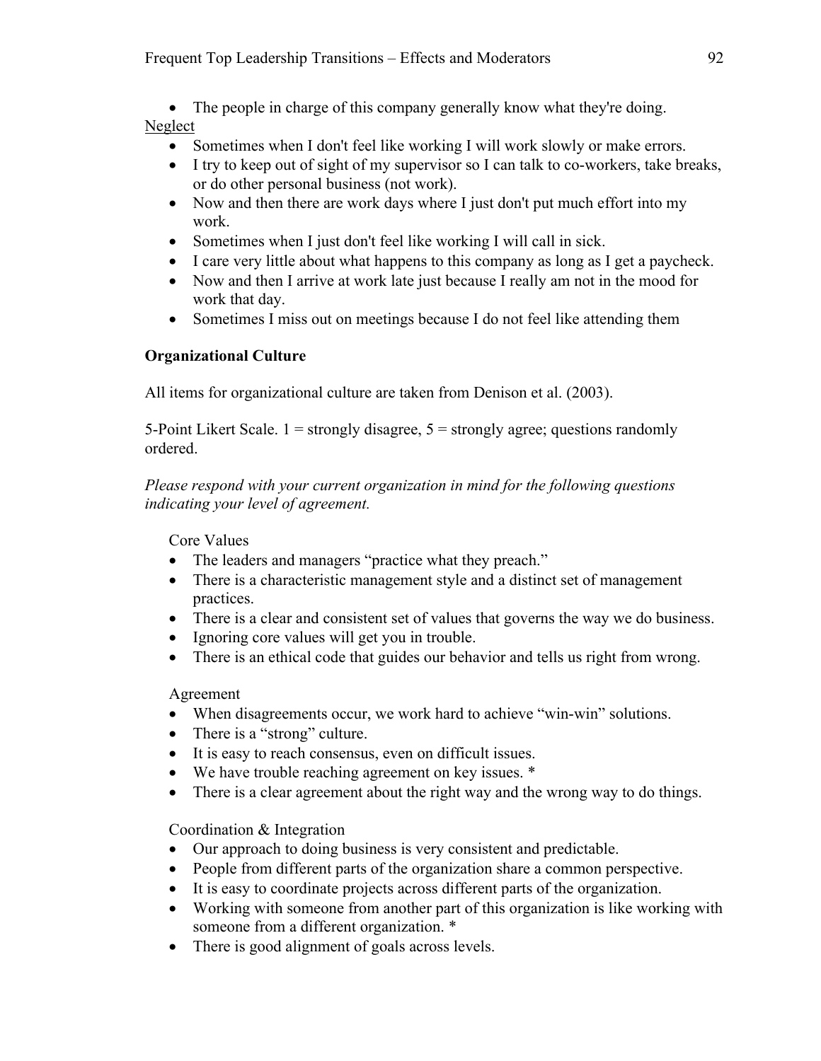- The people in charge of this company generally know what they're doing.

Neglect

- Sometimes when I don't feel like working I will work slowly or make errors.
- I try to keep out of sight of my supervisor so I can talk to co-workers, take breaks, or do other personal business (not work).
- Now and then there are work days where I just don't put much effort into my work.
- Sometimes when I just don't feel like working I will call in sick.
- I care very little about what happens to this company as long as I get a paycheck.
- Now and then I arrive at work late just because I really am not in the mood for work that day.
- Sometimes I miss out on meetings because I do not feel like attending them

**Organizational Culture**

All items for organizational culture are taken from Denison et al. (2003).

5-Point Likert Scale. 1 = strongly disagree, 5 = strongly agree; questions randomly ordered.

*Please respond with your current organization in mind for the following questions indicating your level of agreement.*

Core Values

- The leaders and managers "practice what they preach."
- There is a characteristic management style and a distinct set of management practices.
- There is a clear and consistent set of values that governs the way we do business.
- Ignoring core values will get you in trouble.
- There is an ethical code that guides our behavior and tells us right from wrong.

Agreement

- When disagreements occur, we work hard to achieve "win-win" solutions.
- There is a "strong" culture.
- It is easy to reach consensus, even on difficult issues.
- We have trouble reaching agreement on key issues. *
- There is a clear agreement about the right way and the wrong way to do things.

Coordination & Integration

- Our approach to doing business is very consistent and predictable.
- People from different parts of the organization share a common perspective.
- It is easy to coordinate projects across different parts of the organization.
- Working with someone from another part of this organization is like working with someone from a different organization. *
- There is good alignment of goals across levels.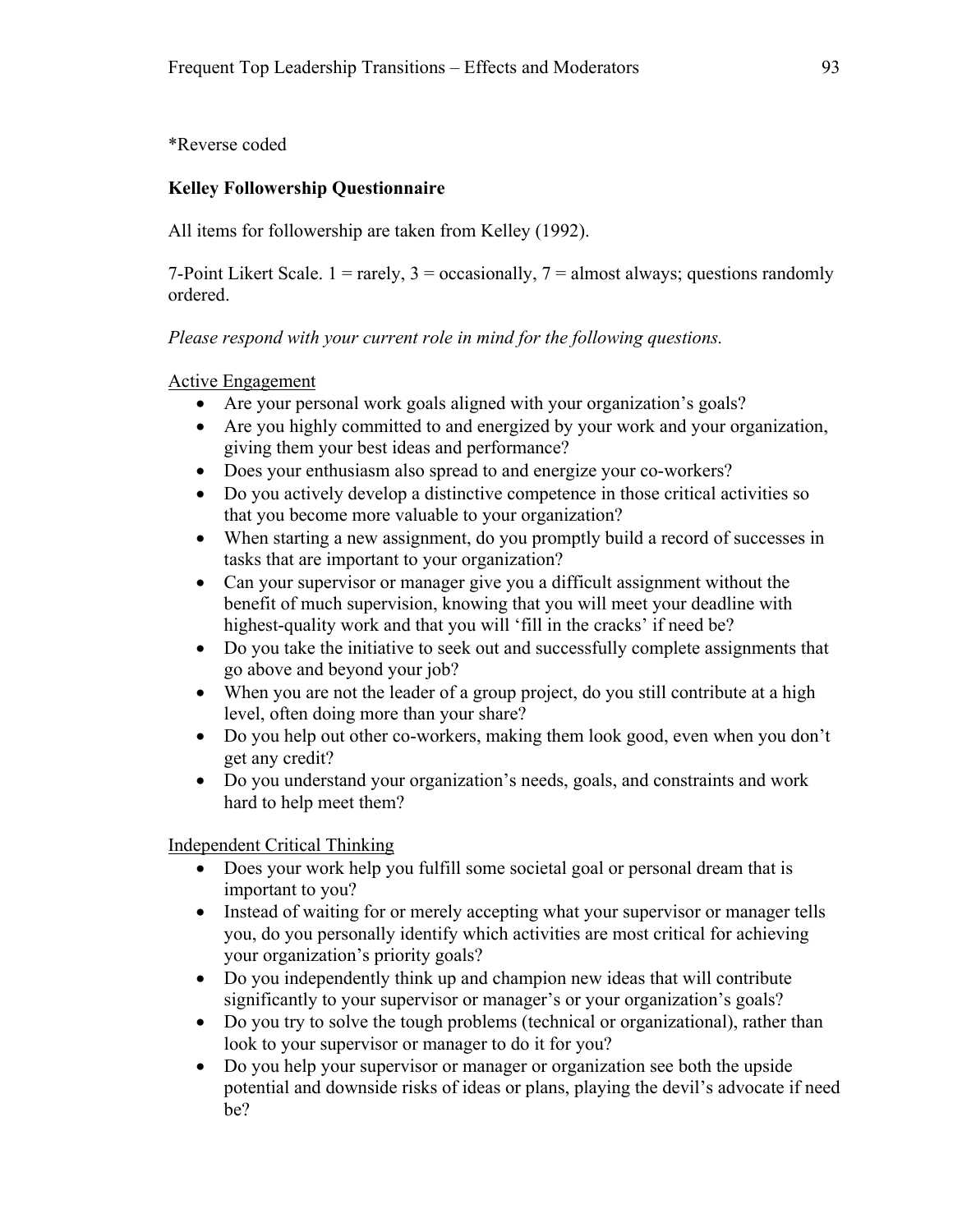*Reverse coded

**Kelley Followership Questionnaire**

All items for followership are taken from Kelley (1992).

7-Point Likert Scale. 1 = rarely, 3 = occasionally, 7 = almost always; questions randomly ordered.

*Please respond with your current role in mind for the following questions.*

Active Engagement

- Are your personal work goals aligned with your organization's goals?
- Are you highly committed to and energized by your work and your organization, giving them your best ideas and performance?
- Does your enthusiasm also spread to and energize your co-workers?
- Do you actively develop a distinctive competence in those critical activities so that you become more valuable to your organization?
- When starting a new assignment, do you promptly build a record of successes in tasks that are important to your organization?
- Can your supervisor or manager give you a difficult assignment without the benefit of much supervision, knowing that you will meet your deadline with highest-quality work and that you will 'fill in the cracks' if need be?
- Do you take the initiative to seek out and successfully complete assignments that go above and beyond your job?
- When you are not the leader of a group project, do you still contribute at a high level, often doing more than your share?
- Do you help out other co-workers, making them look good, even when you don't get any credit?
- Do you understand your organization's needs, goals, and constraints and work hard to help meet them?

Independent Critical Thinking

- Does your work help you fulfill some societal goal or personal dream that is important to you?
- Instead of waiting for or merely accepting what your supervisor or manager tells you, do you personally identify which activities are most critical for achieving your organization's priority goals?
- Do you independently think up and champion new ideas that will contribute significantly to your supervisor or manager's or your organization's goals?
- Do you try to solve the tough problems (technical or organizational), rather than look to your supervisor or manager to do it for you?
- Do you help your supervisor or manager or organization see both the upside potential and downside risks of ideas or plans, playing the devil's advocate if need be?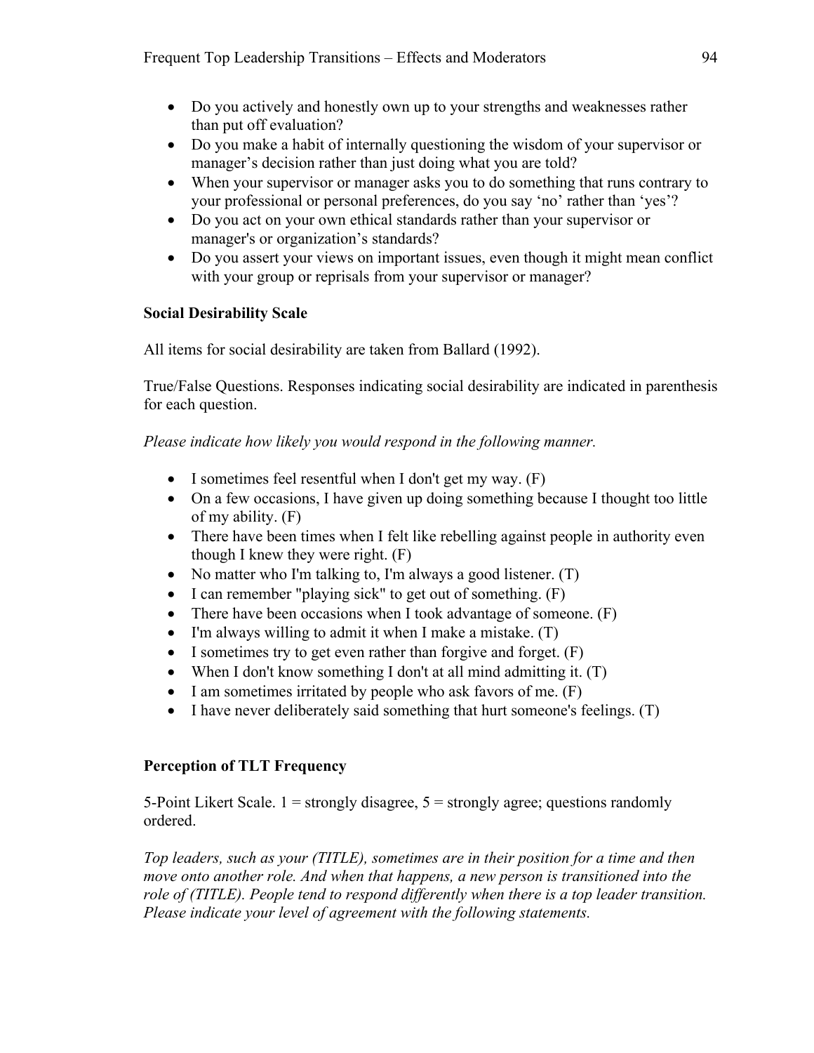- Do you actively and honestly own up to your strengths and weaknesses rather than put off evaluation?
- Do you make a habit of internally questioning the wisdom of your supervisor or manager's decision rather than just doing what you are told?
- When your supervisor or manager asks you to do something that runs contrary to your professional or personal preferences, do you say 'no' rather than 'yes'?
- Do you act on your own ethical standards rather than your supervisor or manager's or organization's standards?
- Do you assert your views on important issues, even though it might mean conflict with your group or reprisals from your supervisor or manager?

**Social Desirability Scale**

All items for social desirability are taken from Ballard (1992).

True/False Questions. Responses indicating social desirability are indicated in parenthesis for each question.

*Please indicate how likely you would respond in the following manner.*

- I sometimes feel resentful when I don't get my way. (F)
- On a few occasions, I have given up doing something because I thought too little of my ability. (F)
- There have been times when I felt like rebelling against people in authority even though I knew they were right. (F)
- No matter who I'm talking to, I'm always a good listener. (T)
- I can remember "playing sick" to get out of something. (F)
- There have been occasions when I took advantage of someone. (F)
- I'm always willing to admit it when I make a mistake. (T)
- I sometimes try to get even rather than forgive and forget. (F)
- When I don't know something I don't at all mind admitting it. (T)
- I am sometimes irritated by people who ask favors of me. (F)
- I have never deliberately said something that hurt someone's feelings. (T)

**Perception of TLT Frequency**

5-Point Likert Scale. 1 = strongly disagree, 5 = strongly agree; questions randomly ordered.

*Top leaders, such as your (TITLE), sometimes are in their position for a time and then move onto another role. And when that happens, a new person is transitioned into the role of (TITLE). People tend to respond differently when there is a top leader transition. Please indicate your level of agreement with the following statements.*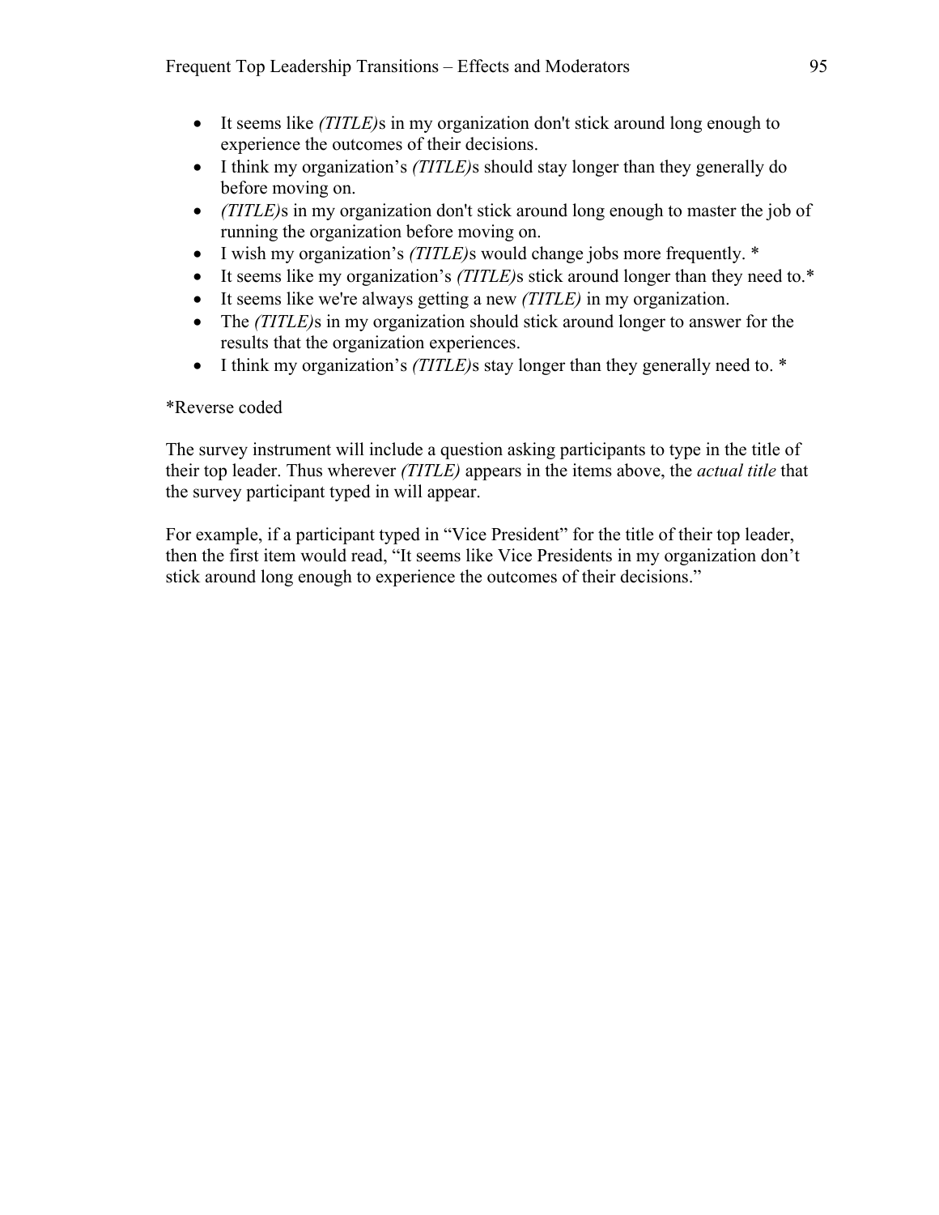- It seems like *(TITLE)*s in my organization don't stick around long enough to experience the outcomes of their decisions.
- I think my organization's *(TITLE)*s should stay longer than they generally do before moving on.
- *(TITLE)*s in my organization don't stick around long enough to master the job of running the organization before moving on.
- I wish my organization's *(TITLE)*s would change jobs more frequently. *
- It seems like my organization's *(TITLE)*s stick around longer than they need to.*
- It seems like we're always getting a new *(TITLE)* in my organization.
- The *(TITLE)*s in my organization should stick around longer to answer for the results that the organization experiences.
- I think my organization's *(TITLE)*s stay longer than they generally need to. *

*Reverse coded

The survey instrument will include a question asking participants to type in the title of their top leader. Thus wherever *(TITLE)* appears in the items above, the *actual title* that the survey participant typed in will appear.

For example, if a participant typed in "Vice President" for the title of their top leader, then the first item would read, "It seems like Vice Presidents in my organization don't stick around long enough to experience the outcomes of their decisions."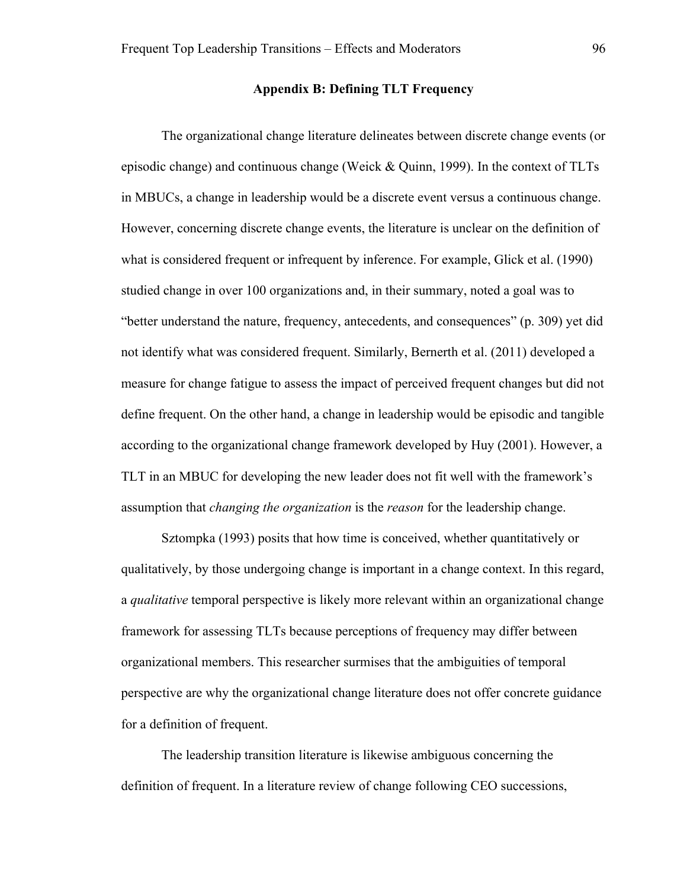## Appendix B: Defining TLT Frequency

The organizational change literature delineates between discrete change events (or episodic change) and continuous change (Weick & Quinn, 1999). In the context of TLTs in MBUCs, a change in leadership would be a discrete event versus a continuous change. However, concerning discrete change events, the literature is unclear on the definition of what is considered frequent or infrequent by inference. For example, Glick et al. (1990) studied change in over 100 organizations and, in their summary, noted a goal was to "better understand the nature, frequency, antecedents, and consequences" (p. 309) yet did not identify what was considered frequent. Similarly, Bernerth et al. (2011) developed a measure for change fatigue to assess the impact of perceived frequent changes but did not define frequent. On the other hand, a change in leadership would be episodic and tangible according to the organizational change framework developed by Huy (2001). However, a TLT in an MBUC for developing the new leader does not fit well with the framework's assumption that *changing the organization* is the *reason* for the leadership change.

Sztompka (1993) posits that how time is conceived, whether quantitatively or qualitatively, by those undergoing change is important in a change context. In this regard, a *qualitative* temporal perspective is likely more relevant within an organizational change framework for assessing TLTs because perceptions of frequency may differ between organizational members. This researcher surmises that the ambiguities of temporal perspective are why the organizational change literature does not offer concrete guidance for a definition of frequent.

The leadership transition literature is likewise ambiguous concerning the definition of frequent. In a literature review of change following CEO successions,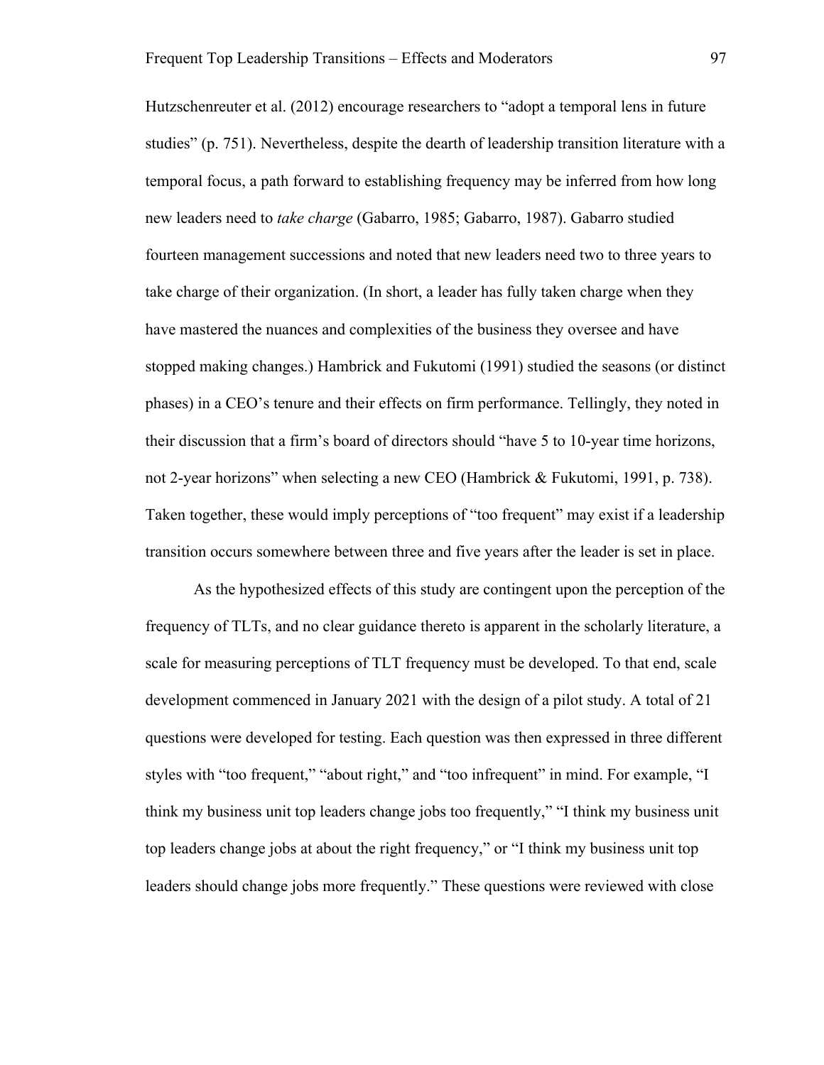Hutzschenreuter et al. (2012) encourage researchers to "adopt a temporal lens in future studies" (p. 751). Nevertheless, despite the dearth of leadership transition literature with a temporal focus, a path forward to establishing frequency may be inferred from how long new leaders need to *take charge* (Gabarro, 1985; Gabarro, 1987). Gabarro studied fourteen management successions and noted that new leaders need two to three years to take charge of their organization. (In short, a leader has fully taken charge when they have mastered the nuances and complexities of the business they oversee and have stopped making changes.) Hambrick and Fukutomi (1991) studied the seasons (or distinct phases) in a CEO's tenure and their effects on firm performance. Tellingly, they noted in their discussion that a firm's board of directors should "have 5 to 10-year time horizons, not 2-year horizons" when selecting a new CEO (Hambrick & Fukutomi, 1991, p. 738). Taken together, these would imply perceptions of "too frequent" may exist if a leadership transition occurs somewhere between three and five years after the leader is set in place.

As the hypothesized effects of this study are contingent upon the perception of the frequency of TLTs, and no clear guidance thereto is apparent in the scholarly literature, a scale for measuring perceptions of TLT frequency must be developed. To that end, scale development commenced in January 2021 with the design of a pilot study. A total of 21 questions were developed for testing. Each question was then expressed in three different styles with "too frequent," "about right," and "too infrequent" in mind. For example, "I think my business unit top leaders change jobs too frequently," "I think my business unit top leaders change jobs at about the right frequency," or "I think my business unit top leaders should change jobs more frequently." These questions were reviewed with close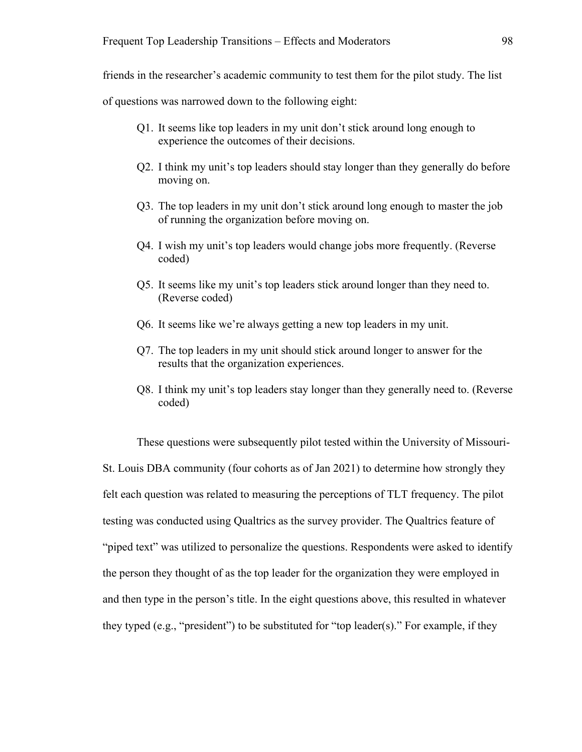friends in the researcher's academic community to test them for the pilot study. The list of questions was narrowed down to the following eight:

> Q1. It seems like top leaders in my unit don't stick around long enough to experience the outcomes of their decisions.
>
> Q2. I think my unit's top leaders should stay longer than they generally do before moving on.
>
> Q3. The top leaders in my unit don't stick around long enough to master the job of running the organization before moving on.
>
> Q4. I wish my unit's top leaders would change jobs more frequently. (Reverse coded)
>
> Q5. It seems like my unit's top leaders stick around longer than they need to. (Reverse coded)
>
> Q6. It seems like we're always getting a new top leaders in my unit.
>
> Q7. The top leaders in my unit should stick around longer to answer for the results that the organization experiences.
>
> Q8. I think my unit's top leaders stay longer than they generally need to. (Reverse coded)

These questions were subsequently pilot tested within the University of Missouri-St. Louis DBA community (four cohorts as of Jan 2021) to determine how strongly they felt each question was related to measuring the perceptions of TLT frequency. The pilot testing was conducted using Qualtrics as the survey provider. The Qualtrics feature of "piped text" was utilized to personalize the questions. Respondents were asked to identify the person they thought of as the top leader for the organization they were employed in and then type in the person's title. In the eight questions above, this resulted in whatever they typed (e.g., "president") to be substituted for "top leader(s)." For example, if they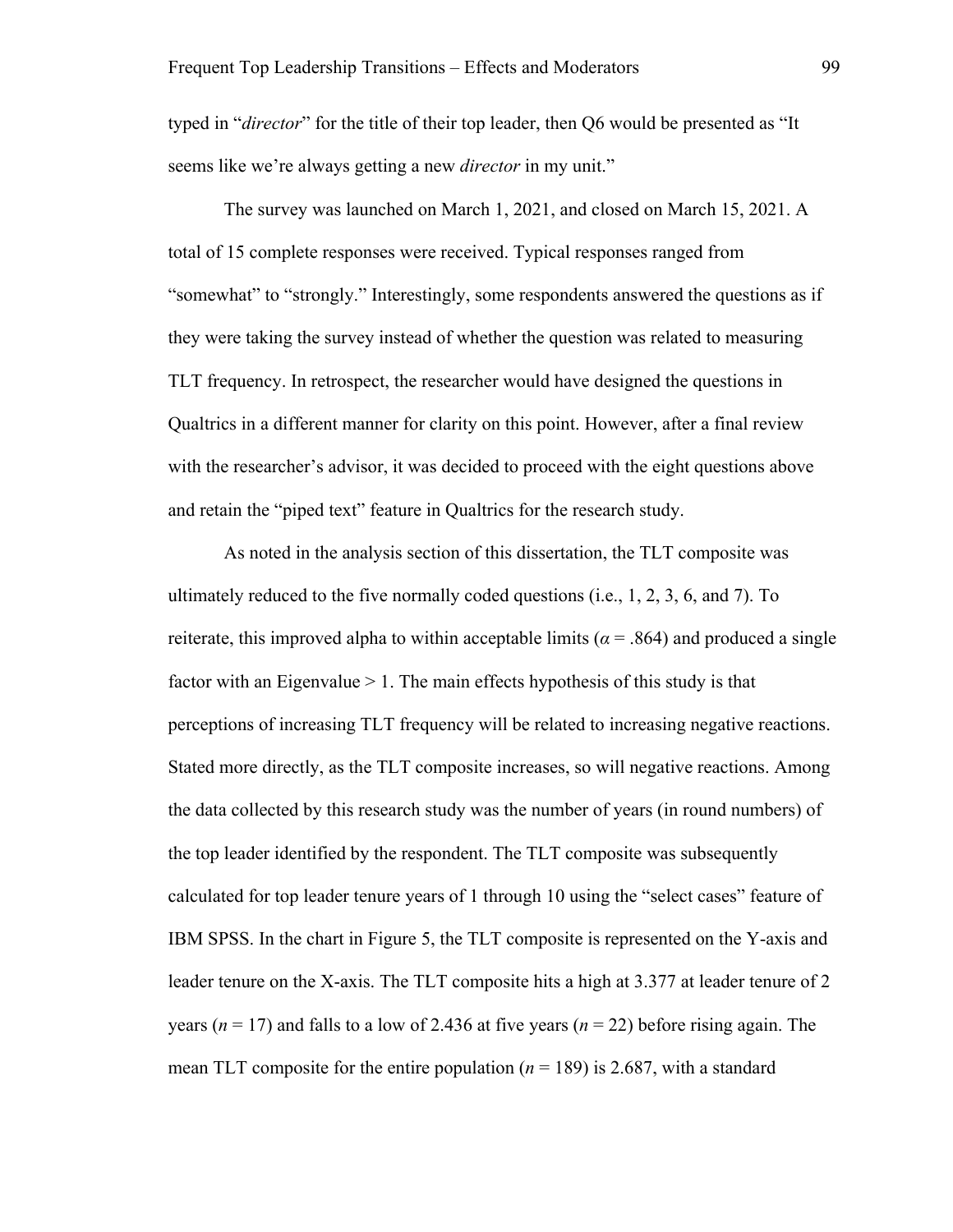typed in "*director*" for the title of their top leader, then Q6 would be presented as "It seems like we're always getting a new *director* in my unit."

The survey was launched on March 1, 2021, and closed on March 15, 2021. A total of 15 complete responses were received. Typical responses ranged from "somewhat" to "strongly." Interestingly, some respondents answered the questions as if they were taking the survey instead of whether the question was related to measuring TLT frequency. In retrospect, the researcher would have designed the questions in Qualtrics in a different manner for clarity on this point. However, after a final review with the researcher's advisor, it was decided to proceed with the eight questions above and retain the "piped text" feature in Qualtrics for the research study.

As noted in the analysis section of this dissertation, the TLT composite was ultimately reduced to the five normally coded questions (i.e., 1, 2, 3, 6, and 7). To reiterate, this improved alpha to within acceptable limits ($\alpha = .864$) and produced a single factor with an Eigenvalue > 1. The main effects hypothesis of this study is that perceptions of increasing TLT frequency will be related to increasing negative reactions. Stated more directly, as the TLT composite increases, so will negative reactions. Among the data collected by this research study was the number of years (in round numbers) of the top leader identified by the respondent. The TLT composite was subsequently calculated for top leader tenure years of 1 through 10 using the "select cases" feature of IBM SPSS. In the chart in Figure 5, the TLT composite is represented on the Y-axis and leader tenure on the X-axis. The TLT composite hits a high at 3.377 at leader tenure of 2 years ($n = 17$) and falls to a low of 2.436 at five years ($n = 22$) before rising again. The mean TLT composite for the entire population ($n = 189$) is 2.687, with a standard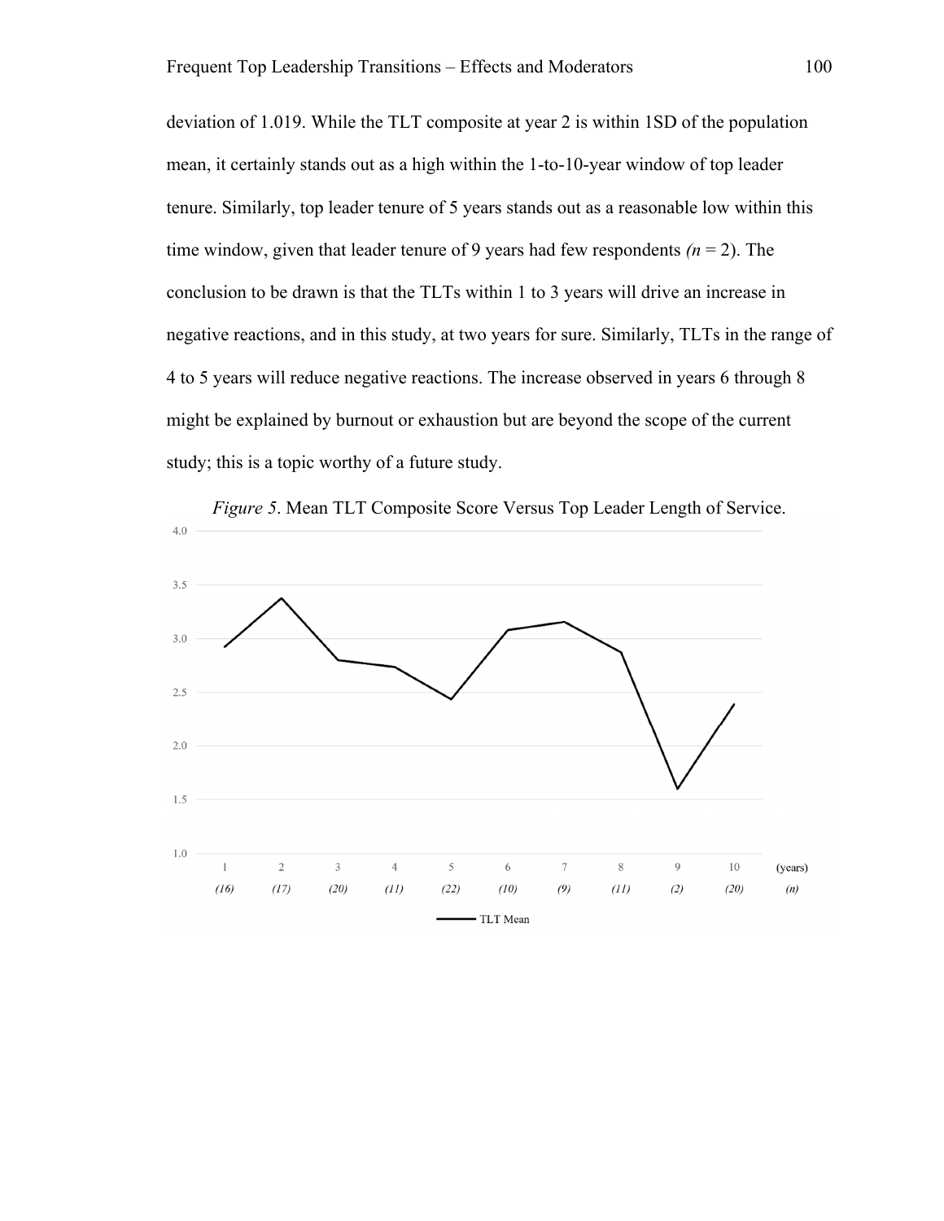deviation of 1.019. While the TLT composite at year 2 is within 1SD of the population mean, it certainly stands out as a high within the 1-to-10-year window of top leader tenure. Similarly, top leader tenure of 5 years stands out as a reasonable low within this time window, given that leader tenure of 9 years had few respondents *(n* = 2). The conclusion to be drawn is that the TLTs within 1 to 3 years will drive an increase in negative reactions, and in this study, at two years for sure. Similarly, TLTs in the range of 4 to 5 years will reduce negative reactions. The increase observed in years 6 through 8 might be explained by burnout or exhaustion but are beyond the scope of the current study; this is a topic worthy of a future study.

*Figure 5*. Mean TLT Composite Score Versus Top Leader Length of Service.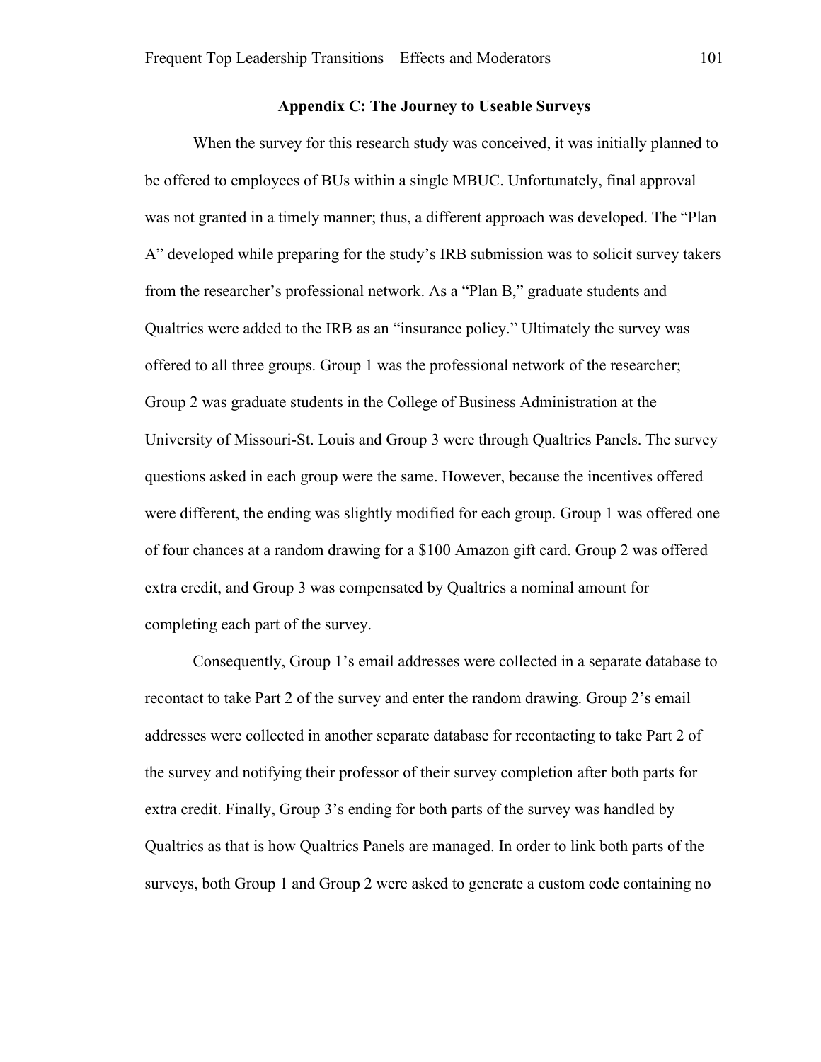## Appendix C: The Journey to Useable Surveys

When the survey for this research study was conceived, it was initially planned to be offered to employees of BUs within a single MBUC. Unfortunately, final approval was not granted in a timely manner; thus, a different approach was developed. The "Plan A" developed while preparing for the study's IRB submission was to solicit survey takers from the researcher's professional network. As a "Plan B," graduate students and Qualtrics were added to the IRB as an "insurance policy." Ultimately the survey was offered to all three groups. Group 1 was the professional network of the researcher; Group 2 was graduate students in the College of Business Administration at the University of Missouri-St. Louis and Group 3 were through Qualtrics Panels. The survey questions asked in each group were the same. However, because the incentives offered were different, the ending was slightly modified for each group. Group 1 was offered one of four chances at a random drawing for a $100 Amazon gift card. Group 2 was offered extra credit, and Group 3 was compensated by Qualtrics a nominal amount for completing each part of the survey.

Consequently, Group 1's email addresses were collected in a separate database to recontact to take Part 2 of the survey and enter the random drawing. Group 2's email addresses were collected in another separate database for recontacting to take Part 2 of the survey and notifying their professor of their survey completion after both parts for extra credit. Finally, Group 3's ending for both parts of the survey was handled by Qualtrics as that is how Qualtrics Panels are managed. In order to link both parts of the surveys, both Group 1 and Group 2 were asked to generate a custom code containing no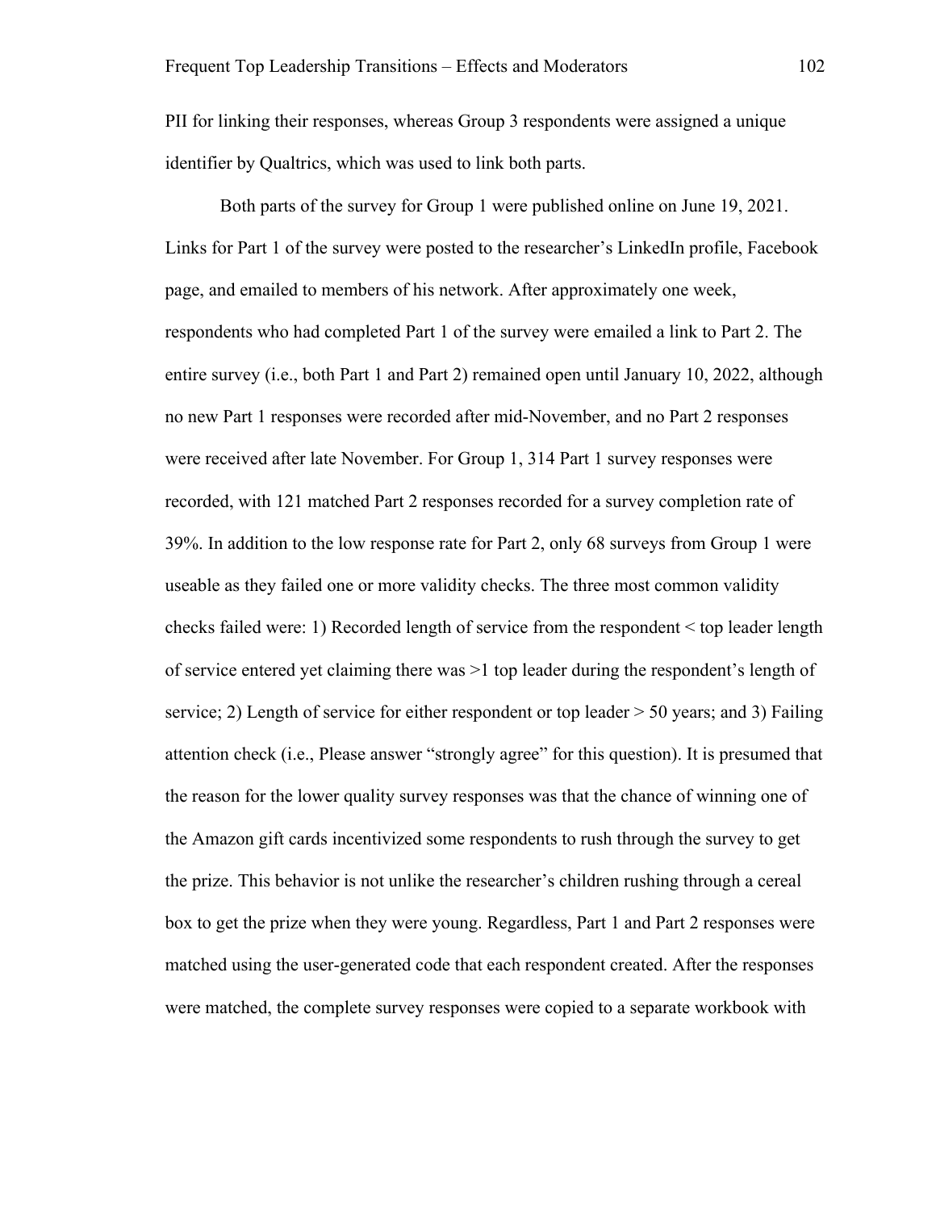PII for linking their responses, whereas Group 3 respondents were assigned a unique identifier by Qualtrics, which was used to link both parts.

Both parts of the survey for Group 1 were published online on June 19, 2021. Links for Part 1 of the survey were posted to the researcher's LinkedIn profile, Facebook page, and emailed to members of his network. After approximately one week, respondents who had completed Part 1 of the survey were emailed a link to Part 2. The entire survey (i.e., both Part 1 and Part 2) remained open until January 10, 2022, although no new Part 1 responses were recorded after mid-November, and no Part 2 responses were received after late November. For Group 1, 314 Part 1 survey responses were recorded, with 121 matched Part 2 responses recorded for a survey completion rate of 39%. In addition to the low response rate for Part 2, only 68 surveys from Group 1 were useable as they failed one or more validity checks. The three most common validity checks failed were: 1) Recorded length of service from the respondent < top leader length of service entered yet claiming there was >1 top leader during the respondent's length of service; 2) Length of service for either respondent or top leader > 50 years; and 3) Failing attention check (i.e., Please answer "strongly agree" for this question). It is presumed that the reason for the lower quality survey responses was that the chance of winning one of the Amazon gift cards incentivized some respondents to rush through the survey to get the prize. This behavior is not unlike the researcher's children rushing through a cereal box to get the prize when they were young. Regardless, Part 1 and Part 2 responses were matched using the user-generated code that each respondent created. After the responses were matched, the complete survey responses were copied to a separate workbook with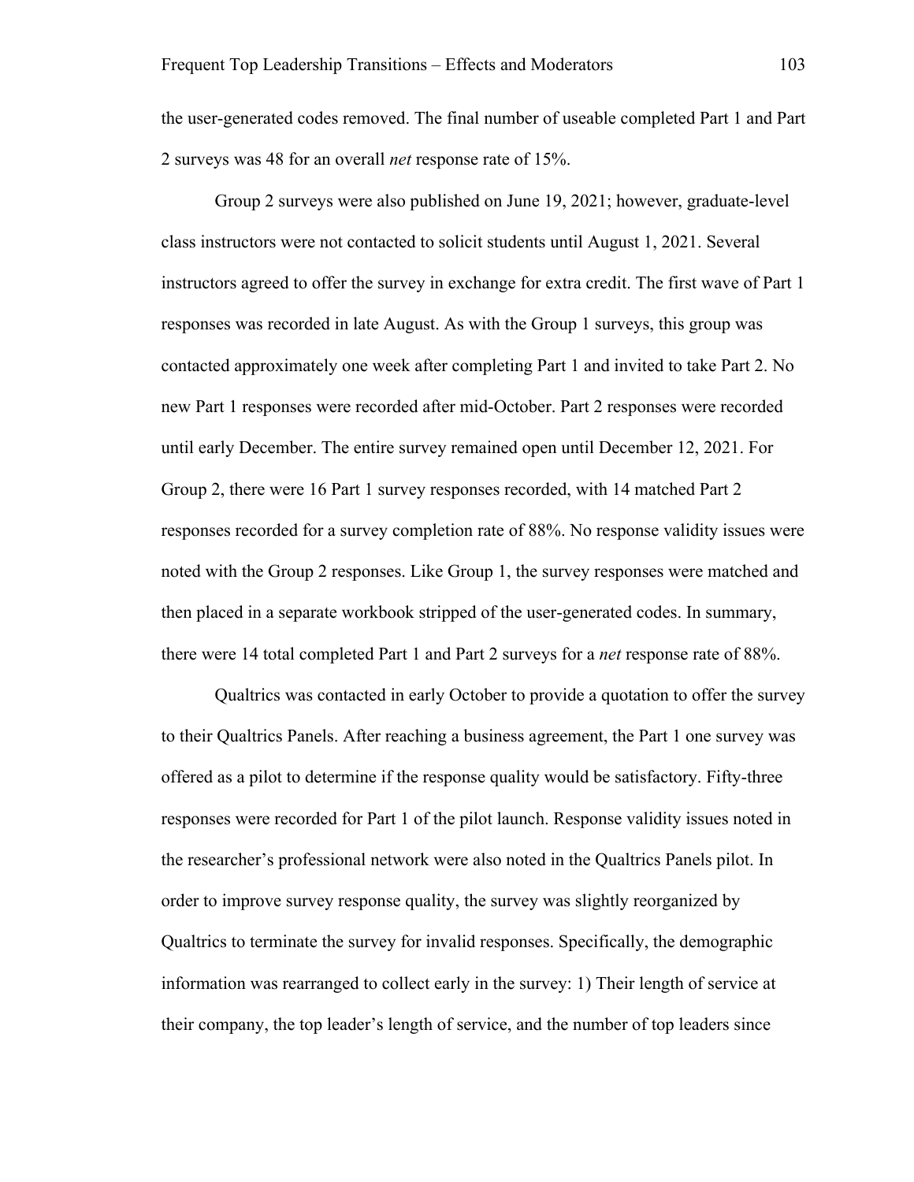the user-generated codes removed. The final number of useable completed Part 1 and Part 2 surveys was 48 for an overall *net* response rate of 15%.

Group 2 surveys were also published on June 19, 2021; however, graduate-level class instructors were not contacted to solicit students until August 1, 2021. Several instructors agreed to offer the survey in exchange for extra credit. The first wave of Part 1 responses was recorded in late August. As with the Group 1 surveys, this group was contacted approximately one week after completing Part 1 and invited to take Part 2. No new Part 1 responses were recorded after mid-October. Part 2 responses were recorded until early December. The entire survey remained open until December 12, 2021. For Group 2, there were 16 Part 1 survey responses recorded, with 14 matched Part 2 responses recorded for a survey completion rate of 88%. No response validity issues were noted with the Group 2 responses. Like Group 1, the survey responses were matched and then placed in a separate workbook stripped of the user-generated codes. In summary, there were 14 total completed Part 1 and Part 2 surveys for a *net* response rate of 88%.

Qualtrics was contacted in early October to provide a quotation to offer the survey to their Qualtrics Panels. After reaching a business agreement, the Part 1 one survey was offered as a pilot to determine if the response quality would be satisfactory. Fifty-three responses were recorded for Part 1 of the pilot launch. Response validity issues noted in the researcher's professional network were also noted in the Qualtrics Panels pilot. In order to improve survey response quality, the survey was slightly reorganized by Qualtrics to terminate the survey for invalid responses. Specifically, the demographic information was rearranged to collect early in the survey: 1) Their length of service at their company, the top leader's length of service, and the number of top leaders since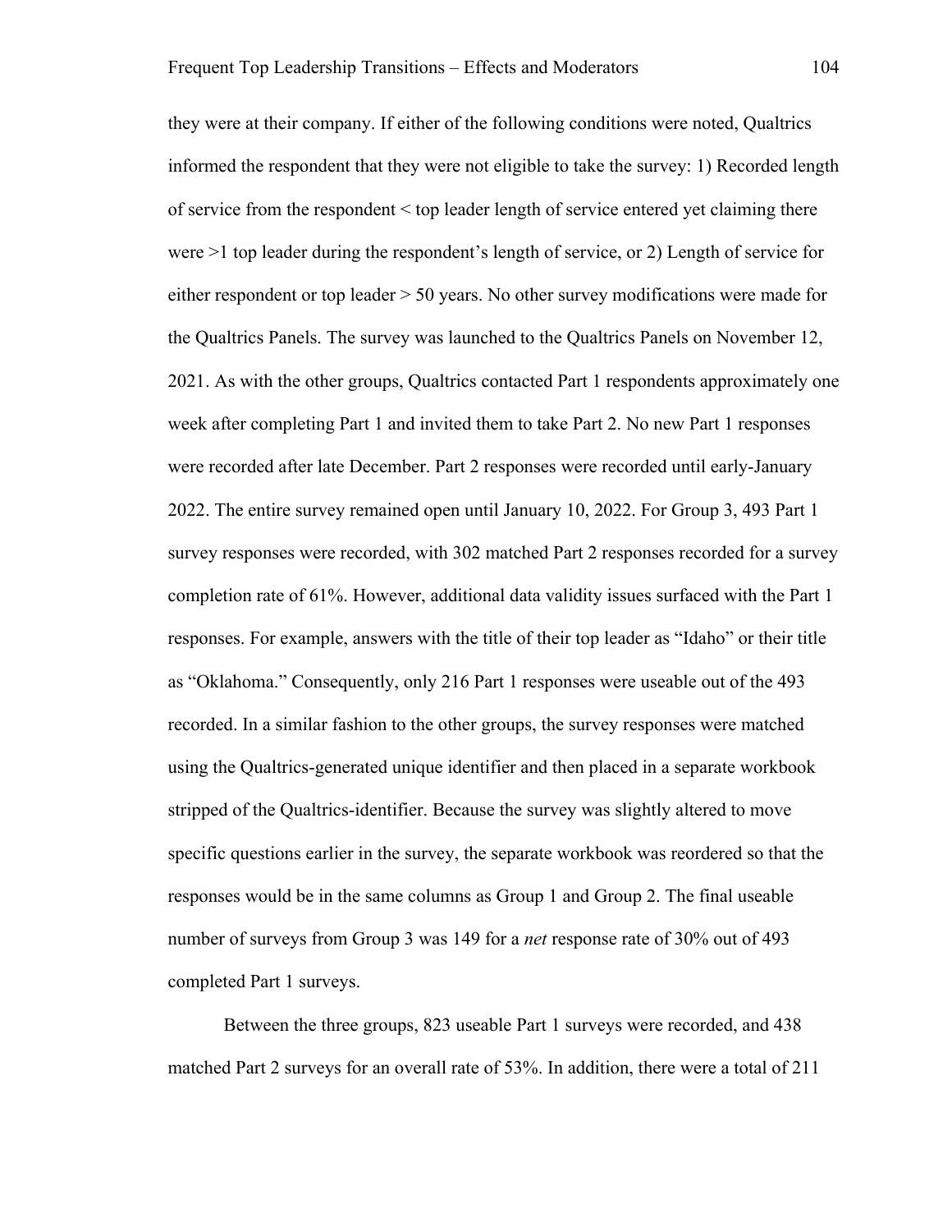they were at their company. If either of the following conditions were noted, Qualtrics informed the respondent that they were not eligible to take the survey: 1) Recorded length of service from the respondent < top leader length of service entered yet claiming there were >1 top leader during the respondent's length of service, or 2) Length of service for either respondent or top leader > 50 years. No other survey modifications were made for the Qualtrics Panels. The survey was launched to the Qualtrics Panels on November 12, 2021. As with the other groups, Qualtrics contacted Part 1 respondents approximately one week after completing Part 1 and invited them to take Part 2. No new Part 1 responses were recorded after late December. Part 2 responses were recorded until early-January 2022. The entire survey remained open until January 10, 2022. For Group 3, 493 Part 1 survey responses were recorded, with 302 matched Part 2 responses recorded for a survey completion rate of 61%. However, additional data validity issues surfaced with the Part 1 responses. For example, answers with the title of their top leader as "Idaho" or their title as "Oklahoma." Consequently, only 216 Part 1 responses were useable out of the 493 recorded. In a similar fashion to the other groups, the survey responses were matched using the Qualtrics-generated unique identifier and then placed in a separate workbook stripped of the Qualtrics-identifier. Because the survey was slightly altered to move specific questions earlier in the survey, the separate workbook was reordered so that the responses would be in the same columns as Group 1 and Group 2. The final useable number of surveys from Group 3 was 149 for a *net* response rate of 30% out of 493 completed Part 1 surveys.

Between the three groups, 823 useable Part 1 surveys were recorded, and 438 matched Part 2 surveys for an overall rate of 53%. In addition, there were a total of 211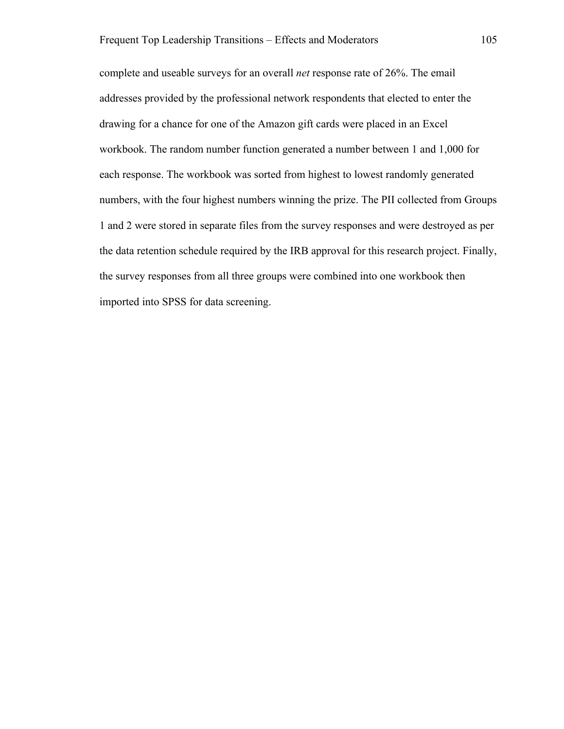complete and useable surveys for an overall *net* response rate of 26%. The email addresses provided by the professional network respondents that elected to enter the drawing for a chance for one of the Amazon gift cards were placed in an Excel workbook. The random number function generated a number between 1 and 1,000 for each response. The workbook was sorted from highest to lowest randomly generated numbers, with the four highest numbers winning the prize. The PII collected from Groups 1 and 2 were stored in separate files from the survey responses and were destroyed as per the data retention schedule required by the IRB approval for this research project. Finally, the survey responses from all three groups were combined into one workbook then imported into SPSS for data screening.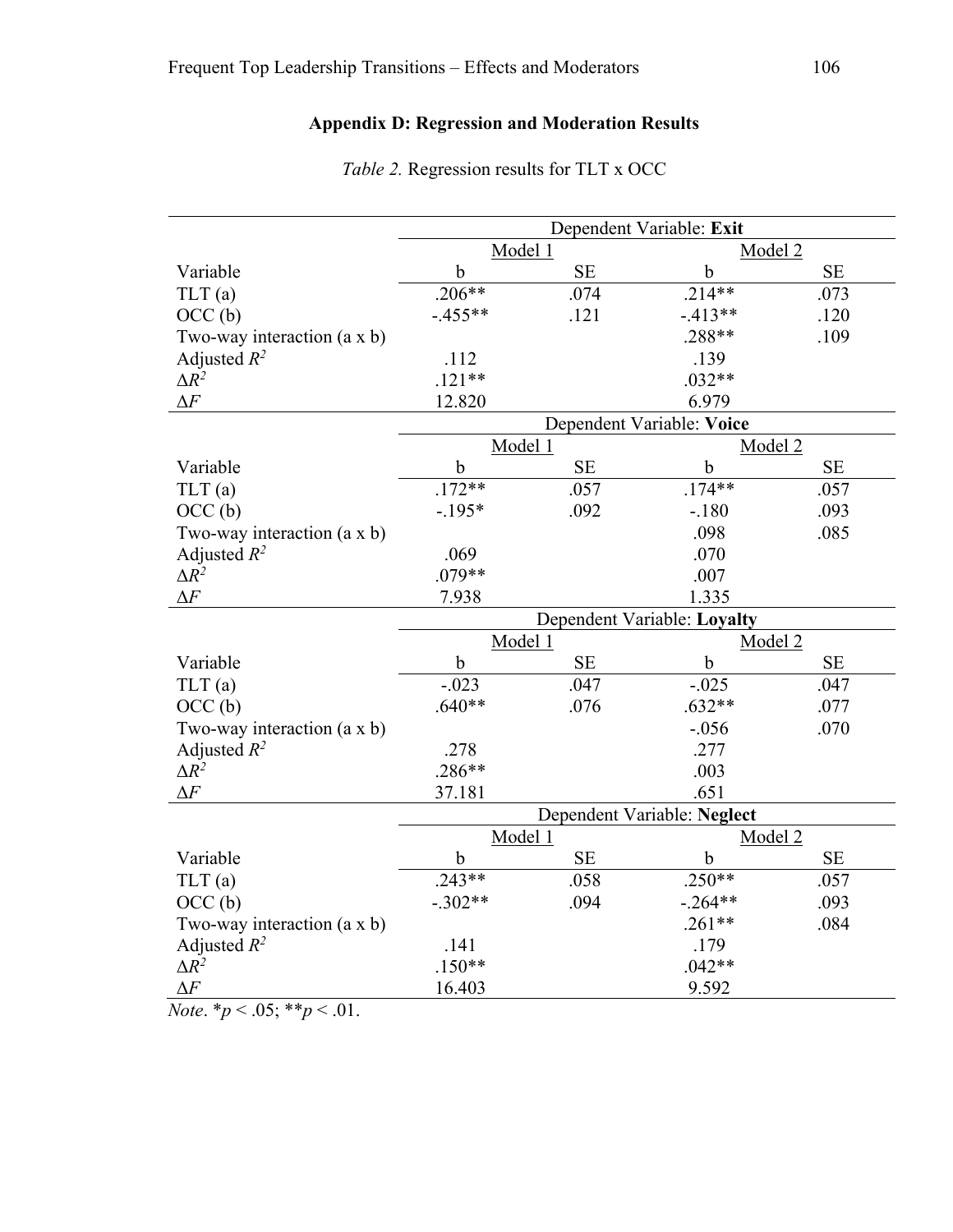## Appendix D: Regression and Moderation Results

*Table 2.* Regression results for TLT x OCC

| | Dependent Variable: **Exit** | | | |
|---|---|---|---|---|
| | Model 1 | | Model 2 | |
| Variable | b | SE | b | SE |
| TLT (a) | .206** | .074 | .214** | .073 |
| OCC (b) | -.455** | .121 | -.413** | .120 |
| Two-way interaction (a x b) | | | .288** | .109 |
| Adjusted $R^2$ | .112 | | .139 | |
| $\Delta R^2$ | .121** | | .032** | |
| $\Delta F$ | 12.820 | | 6.979 | |
| | Dependent Variable: **Voice** | | | |
| | Model 1 | | Model 2 | |
| Variable | b | SE | b | SE |
| TLT (a) | .172** | .057 | .174** | .057 |
| OCC (b) | -.195* | .092 | -.180 | .093 |
| Two-way interaction (a x b) | | | .098 | .085 |
| Adjusted $R^2$ | .069 | | .070 | |
| $\Delta R^2$ | .079** | | .007 | |
| $\Delta F$ | 7.938 | | 1.335 | |
| | Dependent Variable: **Loyalty** | | | |
| | Model 1 | | Model 2 | |
| Variable | b | SE | b | SE |
| TLT (a) | -.023 | .047 | -.025 | .047 |
| OCC (b) | .640** | .076 | .632** | .077 |
| Two-way interaction (a x b) | | | -.056 | .070 |
| Adjusted $R^2$ | .278 | | .277 | |
| $\Delta R^2$ | .286** | | .003 | |
| $\Delta F$ | 37.181 | | .651 | |
| | Dependent Variable: **Neglect** | | | |
| | Model 1 | | Model 2 | |
| Variable | b | SE | b | SE |
| TLT (a) | .243** | .058 | .250** | .057 |
| OCC (b) | -.302** | .094 | -.264** | .093 |
| Two-way interaction (a x b) | | | .261** | .084 |
| Adjusted $R^2$ | .141 | | .179 | |
| $\Delta R^2$ | .150** | | .042** | |
| $\Delta F$ | 16.403 | | 9.592 | |

*Note*. *$p < .05$; **$p < .01$.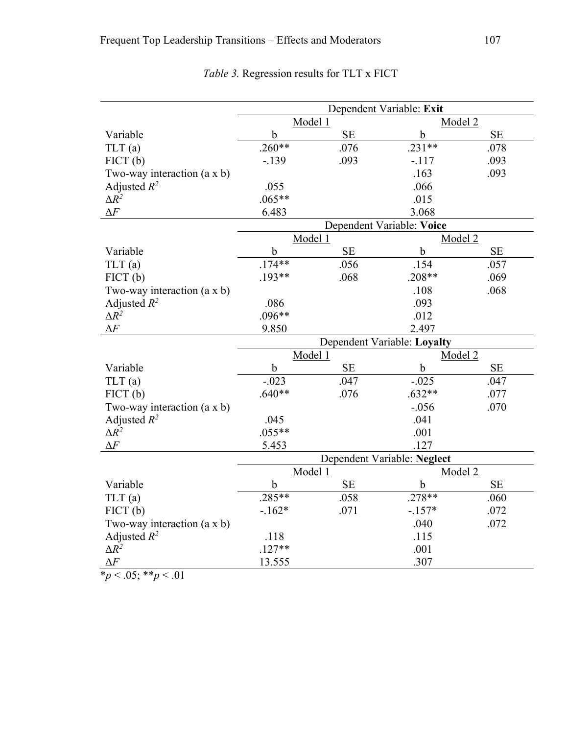*Table 3.* Regression results for TLT x FICT

| | Dependent Variable: **Exit** | | | |
|---|---|---|---|---|
| | Model 1 | | Model 2 | |
| Variable | b | SE | b | SE |
| TLT (a) | .260** | .076 | .231** | .078 |
| FICT (b) | -.139 | .093 | -.117 | .093 |
| Two-way interaction (a x b) | | | .163 | .093 |
| Adjusted $R^2$ | .055 | | .066 | |
| $\Delta R^2$ | .065** | | .015 | |
| $\Delta F$ | 6.483 | | 3.068 | |
| | Dependent Variable: **Voice** | | | |
| | Model 1 | | Model 2 | |
| Variable | b | SE | b | SE |
| TLT (a) | .174** | .056 | .154 | .057 |
| FICT (b) | .193** | .068 | .208** | .069 |
| Two-way interaction (a x b) | | | .108 | .068 |
| Adjusted $R^2$ | .086 | | .093 | |
| $\Delta R^2$ | .096** | | .012 | |
| $\Delta F$ | 9.850 | | 2.497 | |
| | Dependent Variable: **Loyalty** | | | |
| | Model 1 | | Model 2 | |
| Variable | b | SE | b | SE |
| TLT (a) | -.023 | .047 | -.025 | .047 |
| FICT (b) | .640** | .076 | .632** | .077 |
| Two-way interaction (a x b) | | | -.056 | .070 |
| Adjusted $R^2$ | .045 | | .041 | |
| $\Delta R^2$ | .055** | | .001 | |
| $\Delta F$ | 5.453 | | .127 | |
| | Dependent Variable: **Neglect** | | | |
| | Model 1 | | Model 2 | |
| Variable | b | SE | b | SE |
| TLT (a) | .285** | .058 | .278** | .060 |
| FICT (b) | -.162* | .071 | -.157* | .072 |
| Two-way interaction (a x b) | | | .040 | .072 |
| Adjusted $R^2$ | .118 | | .115 | |
| $\Delta R^2$ | .127** | | .001 | |
| $\Delta F$ | 13.555 | | .307 | |

*$p < .05$; **$p < .01$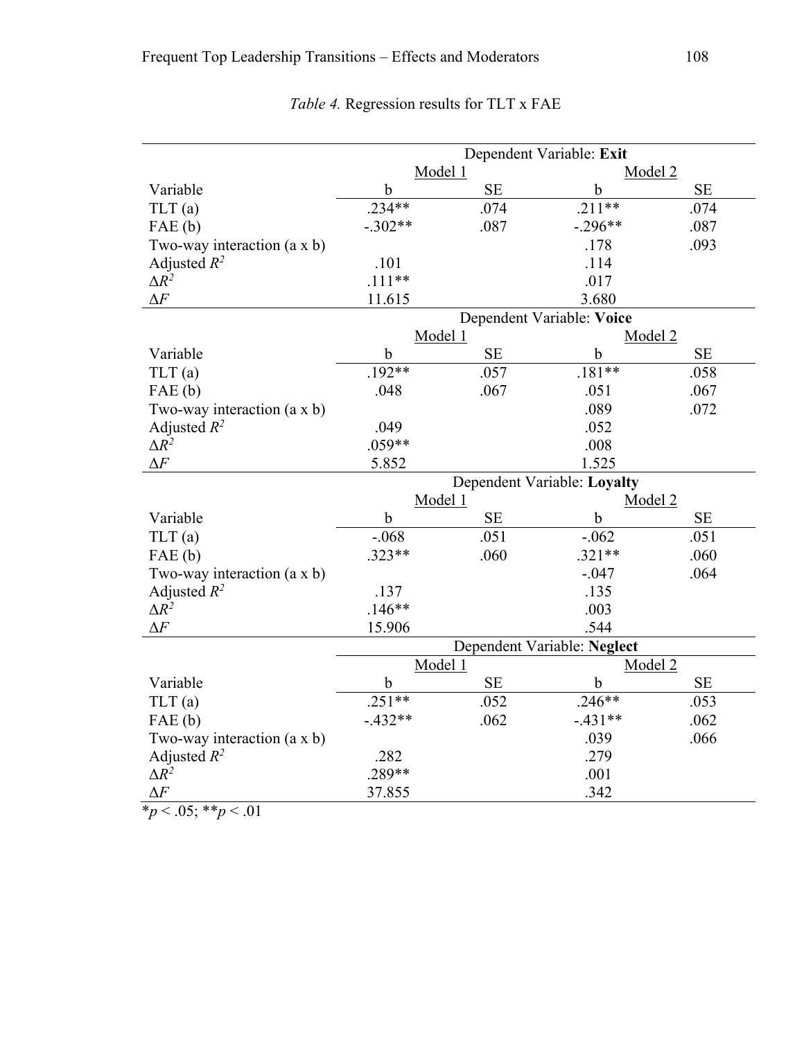*Table 4.* Regression results for TLT x FAE

| | Dependent Variable: **Exit** | | | |
|---|---|---|---|---|
| | Model 1 | | Model 2 | |
| Variable | b | SE | b | SE |
| TLT (a) | .234** | .074 | .211** | .074 |
| FAE (b) | -.302** | .087 | -.296** | .087 |
| Two-way interaction (a x b) | | | .178 | .093 |
| Adjusted $R^2$ | .101 | | .114 | |
| $\Delta R^2$ | .111** | | .017 | |
| $\Delta F$ | 11.615 | | 3.680 | |
| | Dependent Variable: **Voice** | | | |
| | Model 1 | | Model 2 | |
| Variable | b | SE | b | SE |
| TLT (a) | .192** | .057 | .181** | .058 |
| FAE (b) | .048 | .067 | .051 | .067 |
| Two-way interaction (a x b) | | | .089 | .072 |
| Adjusted $R^2$ | .049 | | .052 | |
| $\Delta R^2$ | .059** | | .008 | |
| $\Delta F$ | 5.852 | | 1.525 | |
| | Dependent Variable: **Loyalty** | | | |
| | Model 1 | | Model 2 | |
| Variable | b | SE | b | SE |
| TLT (a) | -.068 | .051 | -.062 | .051 |
| FAE (b) | .323** | .060 | .321** | .060 |
| Two-way interaction (a x b) | | | -.047 | .064 |
| Adjusted $R^2$ | .137 | | .135 | |
| $\Delta R^2$ | .146** | | .003 | |
| $\Delta F$ | 15.906 | | .544 | |
| | Dependent Variable: **Neglect** | | | |
| | Model 1 | | Model 2 | |
| Variable | b | SE | b | SE |
| TLT (a) | .251** | .052 | .246** | .053 |
| FAE (b) | -.432** | .062 | -.431** | .062 |
| Two-way interaction (a x b) | | | .039 | .066 |
| Adjusted $R^2$ | .282 | | .279 | |
| $\Delta R^2$ | .289** | | .001 | |
| $\Delta F$ | 37.855 | | .342 | |

*$p < .05$; **$p < .01$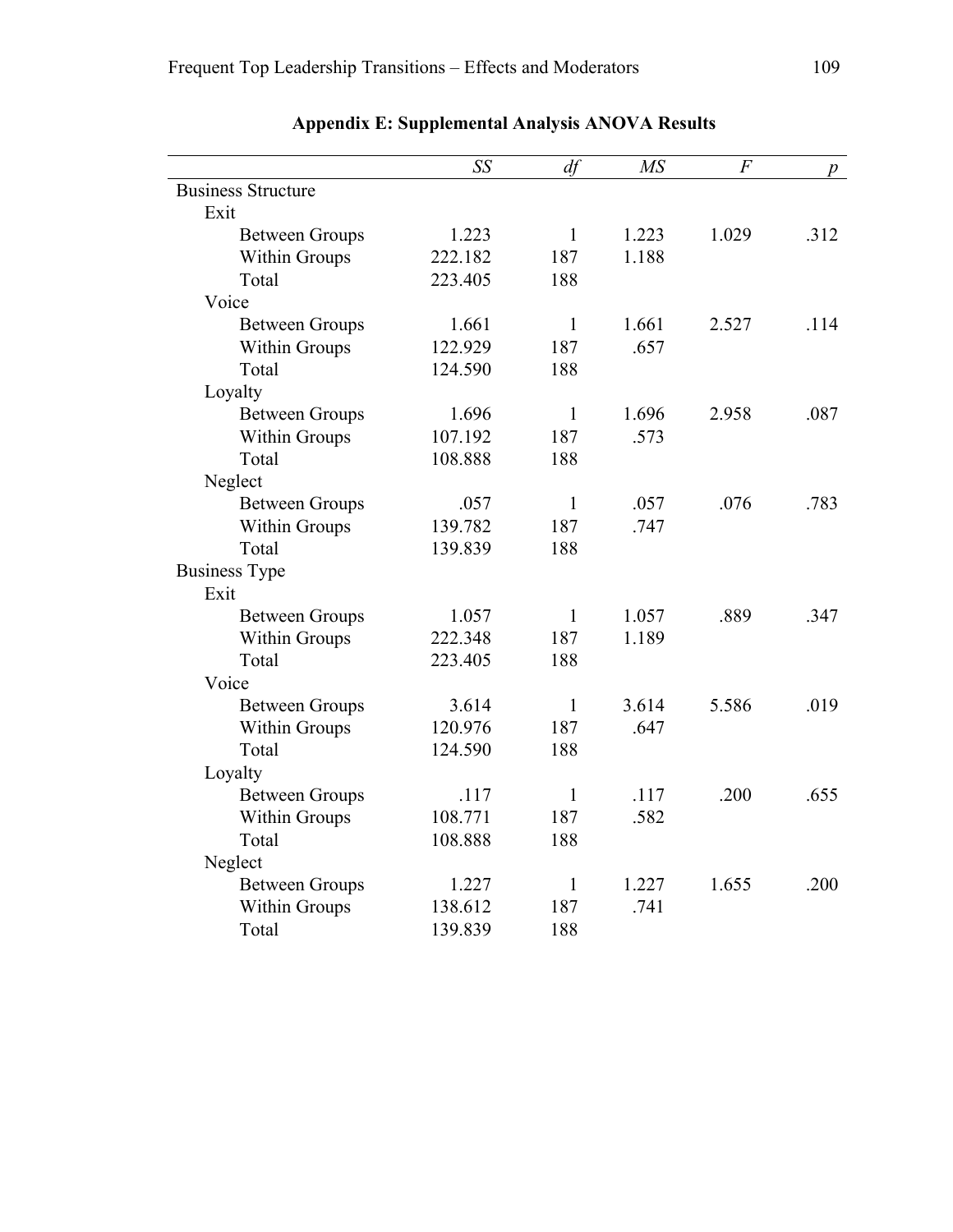**Appendix E: Supplemental Analysis ANOVA Results**

| | *SS* | *df* | *MS* | *F* | *p* |
|---|---|---|---|---|---|
| Business Structure | | | | | |
| Exit | | | | | |
| Between Groups | 1.223 | 1 | 1.223 | 1.029 | .312 |
| Within Groups | 222.182 | 187 | 1.188 | | |
| Total | 223.405 | 188 | | | |
| Voice | | | | | |
| Between Groups | 1.661 | 1 | 1.661 | 2.527 | .114 |
| Within Groups | 122.929 | 187 | .657 | | |
| Total | 124.590 | 188 | | | |
| Loyalty | | | | | |
| Between Groups | 1.696 | 1 | 1.696 | 2.958 | .087 |
| Within Groups | 107.192 | 187 | .573 | | |
| Total | 108.888 | 188 | | | |
| Neglect | | | | | |
| Between Groups | .057 | 1 | .057 | .076 | .783 |
| Within Groups | 139.782 | 187 | .747 | | |
| Total | 139.839 | 188 | | | |
| Business Type | | | | | |
| Exit | | | | | |
| Between Groups | 1.057 | 1 | 1.057 | .889 | .347 |
| Within Groups | 222.348 | 187 | 1.189 | | |
| Total | 223.405 | 188 | | | |
| Voice | | | | | |
| Between Groups | 3.614 | 1 | 3.614 | 5.586 | .019 |
| Within Groups | 120.976 | 187 | .647 | | |
| Total | 124.590 | 188 | | | |
| Loyalty | | | | | |
| Between Groups | .117 | 1 | .117 | .200 | .655 |
| Within Groups | 108.771 | 187 | .582 | | |
| Total | 108.888 | 188 | | | |
| Neglect | | | | | |
| Between Groups | 1.227 | 1 | 1.227 | 1.655 | .200 |
| Within Groups | 138.612 | 187 | .741 | | |
| Total | 139.839 | 188 | | | |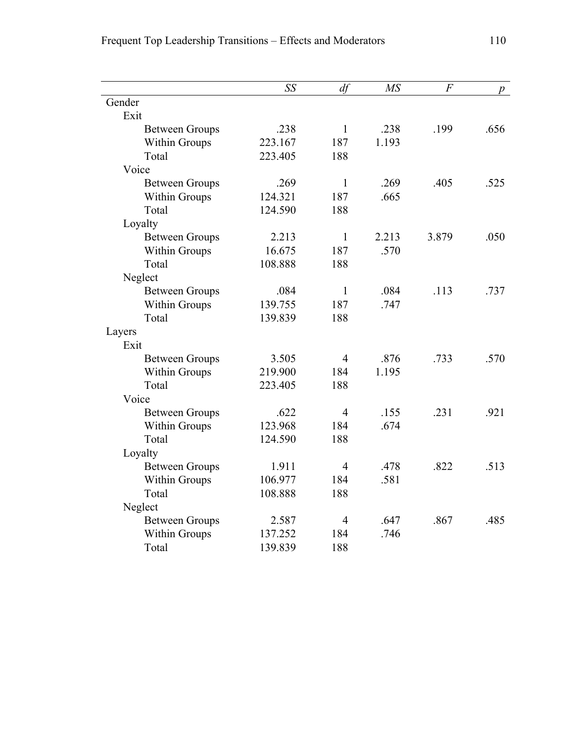| | *SS* | *df* | *MS* | *F* | *p* |
|---|---|---|---|---|---|
| Gender | | | | | |
| Exit | | | | | |
| Between Groups | .238 | 1 | .238 | .199 | .656 |
| Within Groups | 223.167 | 187 | 1.193 | | |
| Total | 223.405 | 188 | | | |
| Voice | | | | | |
| Between Groups | .269 | 1 | .269 | .405 | .525 |
| Within Groups | 124.321 | 187 | .665 | | |
| Total | 124.590 | 188 | | | |
| Loyalty | | | | | |
| Between Groups | 2.213 | 1 | 2.213 | 3.879 | .050 |
| Within Groups | 16.675 | 187 | .570 | | |
| Total | 108.888 | 188 | | | |
| Neglect | | | | | |
| Between Groups | .084 | 1 | .084 | .113 | .737 |
| Within Groups | 139.755 | 187 | .747 | | |
| Total | 139.839 | 188 | | | |
| Layers | | | | | |
| Exit | | | | | |
| Between Groups | 3.505 | 4 | .876 | .733 | .570 |
| Within Groups | 219.900 | 184 | 1.195 | | |
| Total | 223.405 | 188 | | | |
| Voice | | | | | |
| Between Groups | .622 | 4 | .155 | .231 | .921 |
| Within Groups | 123.968 | 184 | .674 | | |
| Total | 124.590 | 188 | | | |
| Loyalty | | | | | |
| Between Groups | 1.911 | 4 | .478 | .822 | .513 |
| Within Groups | 106.977 | 184 | .581 | | |
| Total | 108.888 | 188 | | | |
| Neglect | | | | | |
| Between Groups | 2.587 | 4 | .647 | .867 | .485 |
| Within Groups | 137.252 | 184 | .746 | | |
| Total | 139.839 | 188 | | | |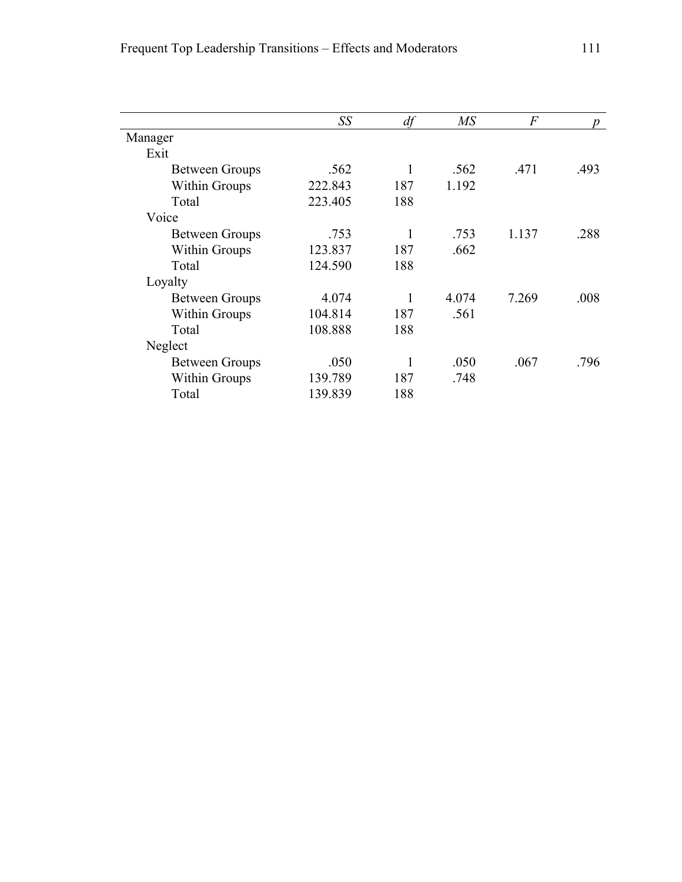| | *SS* | *df* | *MS* | *F* | *p* |
|---|---|---|---|---|---|
| Manager | | | | | |
| Exit | | | | | |
| Between Groups | .562 | 1 | .562 | .471 | .493 |
| Within Groups | 222.843 | 187 | 1.192 | | |
| Total | 223.405 | 188 | | | |
| Voice | | | | | |
| Between Groups | .753 | 1 | .753 | 1.137 | .288 |
| Within Groups | 123.837 | 187 | .662 | | |
| Total | 124.590 | 188 | | | |
| Loyalty | | | | | |
| Between Groups | 4.074 | 1 | 4.074 | 7.269 | .008 |
| Within Groups | 104.814 | 187 | .561 | | |
| Total | 108.888 | 188 | | | |
| Neglect | | | | | |
| Between Groups | .050 | 1 | .050 | .067 | .796 |
| Within Groups | 139.789 | 187 | .748 | | |
| Total | 139.839 | 188 | | | |